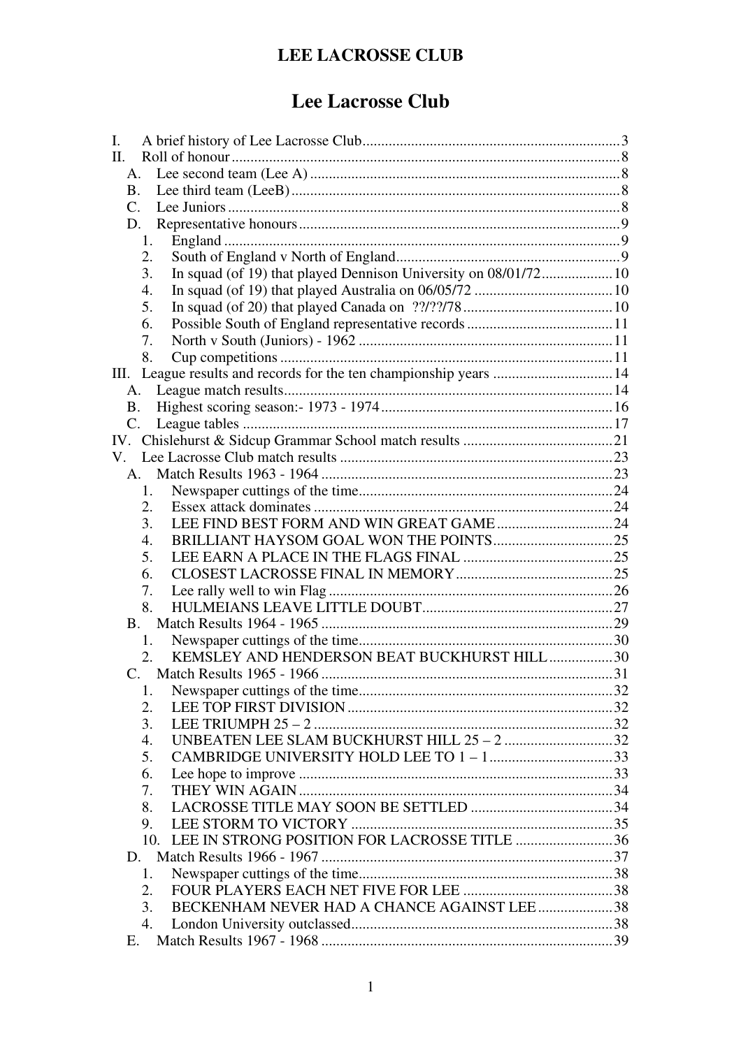# Lee Lacrosse Club

I. A brief history of Lee Lacrosse Club .... 3
II. Roll of honour .... 8
  A. Lee second team (Lee A) .... 8
  B. Lee third team (LeeB) .... 8
  C. Lee Juniors .... 8
  D. Representative honours .... 9
    1. England .... 9
    2. South of England v North of England .... 9
    3. In squad (of 19) that played Dennison University on 08/01/72 .... 10
    4. In squad (of 19) that played Australia on 06/05/72 .... 10
    5. In squad (of 20) that played Canada on ??/??/78 .... 10
    6. Possible South of England representative records .... 11
    7. North v South (Juniors) - 1962 .... 11
    8. Cup competitions .... 11
III. League results and records for the ten championship years .... 14
  A. League match results .... 14
  B. Highest scoring season:- 1973 - 1974 .... 16
  C. League tables .... 17
IV. Chislehurst & Sidcup Grammar School match results .... 21
V. Lee Lacrosse Club match results .... 23
  A. Match Results 1963 - 1964 .... 23
    1. Newspaper cuttings of the time .... 24
    2. Essex attack dominates .... 24
    3. LEE FIND BEST FORM AND WIN GREAT GAME .... 24
    4. BRILLIANT HAYSOM GOAL WON THE POINTS .... 25
    5. LEE EARN A PLACE IN THE FLAGS FINAL .... 25
    6. CLOSEST LACROSSE FINAL IN MEMORY .... 25
    7. Lee rally well to win Flag .... 26
    8. HULMEIANS LEAVE LITTLE DOUBT .... 27
  B. Match Results 1964 - 1965 .... 29
    1. Newspaper cuttings of the time .... 30
    2. KEMSLEY AND HENDERSON BEAT BUCKHURST HILL .... 30
  C. Match Results 1965 - 1966 .... 31
    1. Newspaper cuttings of the time .... 32
    2. LEE TOP FIRST DIVISION .... 32
    3. LEE TRIUMPH 25 – 2 .... 32
    4. UNBEATEN LEE SLAM BUCKHURST HILL 25 – 2 .... 32
    5. CAMBRIDGE UNIVERSITY HOLD LEE TO 1 – 1 .... 33
    6. Lee hope to improve .... 33
    7. THEY WIN AGAIN .... 34
    8. LACROSSE TITLE MAY SOON BE SETTLED .... 34
    9. LEE STORM TO VICTORY .... 35
    10. LEE IN STRONG POSITION FOR LACROSSE TITLE .... 36
  D. Match Results 1966 - 1967 .... 37
    1. Newspaper cuttings of the time .... 38
    2. FOUR PLAYERS EACH NET FIVE FOR LEE .... 38
    3. BECKENHAM NEVER HAD A CHANCE AGAINST LEE .... 38
    4. London University outclassed .... 38
  E. Match Results 1967 - 1968 .... 39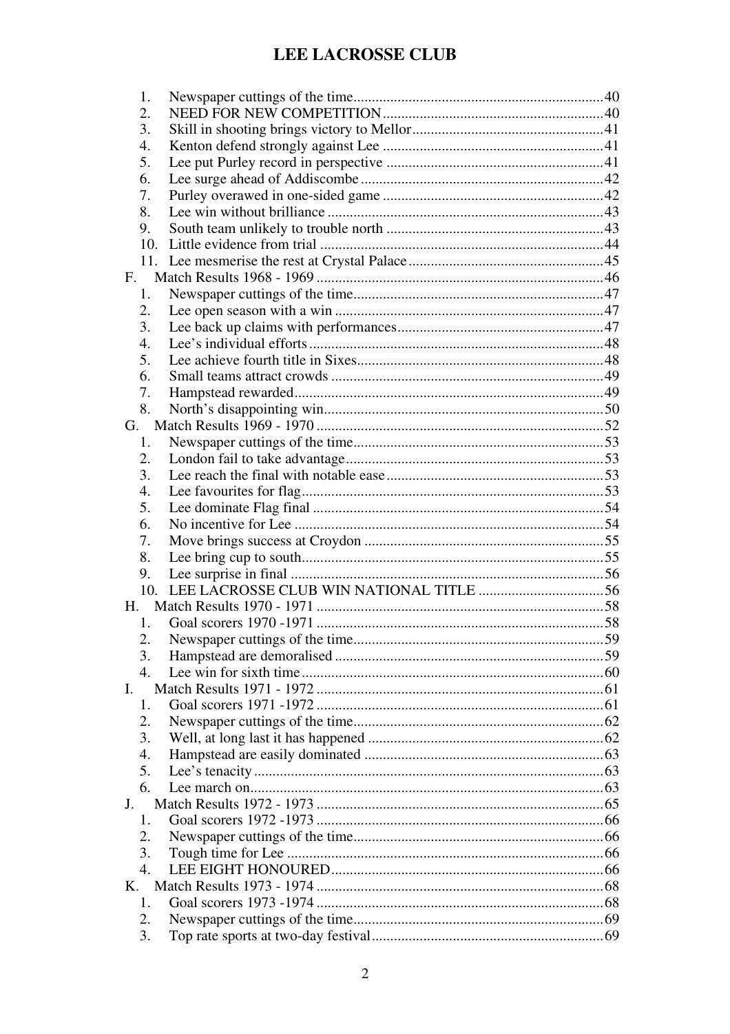1. Newspaper cuttings of the time ........ 40
2. NEED FOR NEW COMPETITION ........ 40
3. Skill in shooting brings victory to Mellor ........ 41
4. Kenton defend strongly against Lee ........ 41
5. Lee put Purley record in perspective ........ 41
6. Lee surge ahead of Addiscombe ........ 42
7. Purley overawed in one-sided game ........ 42
8. Lee win without brilliance ........ 43
9. South team unlikely to trouble north ........ 43
10. Little evidence from trial ........ 44
11. Lee mesmerise the rest at Crystal Palace ........ 45

F. Match Results 1968 - 1969 ........ 46

1. Newspaper cuttings of the time ........ 47
2. Lee open season with a win ........ 47
3. Lee back up claims with performances ........ 47
4. Lee's individual efforts ........ 48
5. Lee achieve fourth title in Sixes ........ 48
6. Small teams attract crowds ........ 49
7. Hampstead rewarded ........ 49
8. North's disappointing win ........ 50

G. Match Results 1969 - 1970 ........ 52

1. Newspaper cuttings of the time ........ 53
2. London fail to take advantage ........ 53
3. Lee reach the final with notable ease ........ 53
4. Lee favourites for flag ........ 53
5. Lee dominate Flag final ........ 54
6. No incentive for Lee ........ 54
7. Move brings success at Croydon ........ 55
8. Lee bring cup to south ........ 55
9. Lee surprise in final ........ 56
10. LEE LACROSSE CLUB WIN NATIONAL TITLE ........ 56

H. Match Results 1970 - 1971 ........ 58

1. Goal scorers 1970 -1971 ........ 58
2. Newspaper cuttings of the time ........ 59
3. Hampstead are demoralised ........ 59
4. Lee win for sixth time ........ 60

I. Match Results 1971 - 1972 ........ 61

1. Goal scorers 1971 -1972 ........ 61
2. Newspaper cuttings of the time ........ 62
3. Well, at long last it has happened ........ 62
4. Hampstead are easily dominated ........ 63
5. Lee's tenacity ........ 63
6. Lee march on ........ 63

J. Match Results 1972 - 1973 ........ 65

1. Goal scorers 1972 -1973 ........ 66
2. Newspaper cuttings of the time ........ 66
3. Tough time for Lee ........ 66
4. LEE EIGHT HONOURED ........ 66

K. Match Results 1973 - 1974 ........ 68

1. Goal scorers 1973 -1974 ........ 68
2. Newspaper cuttings of the time ........ 69
3. Top rate sports at two-day festival ........ 69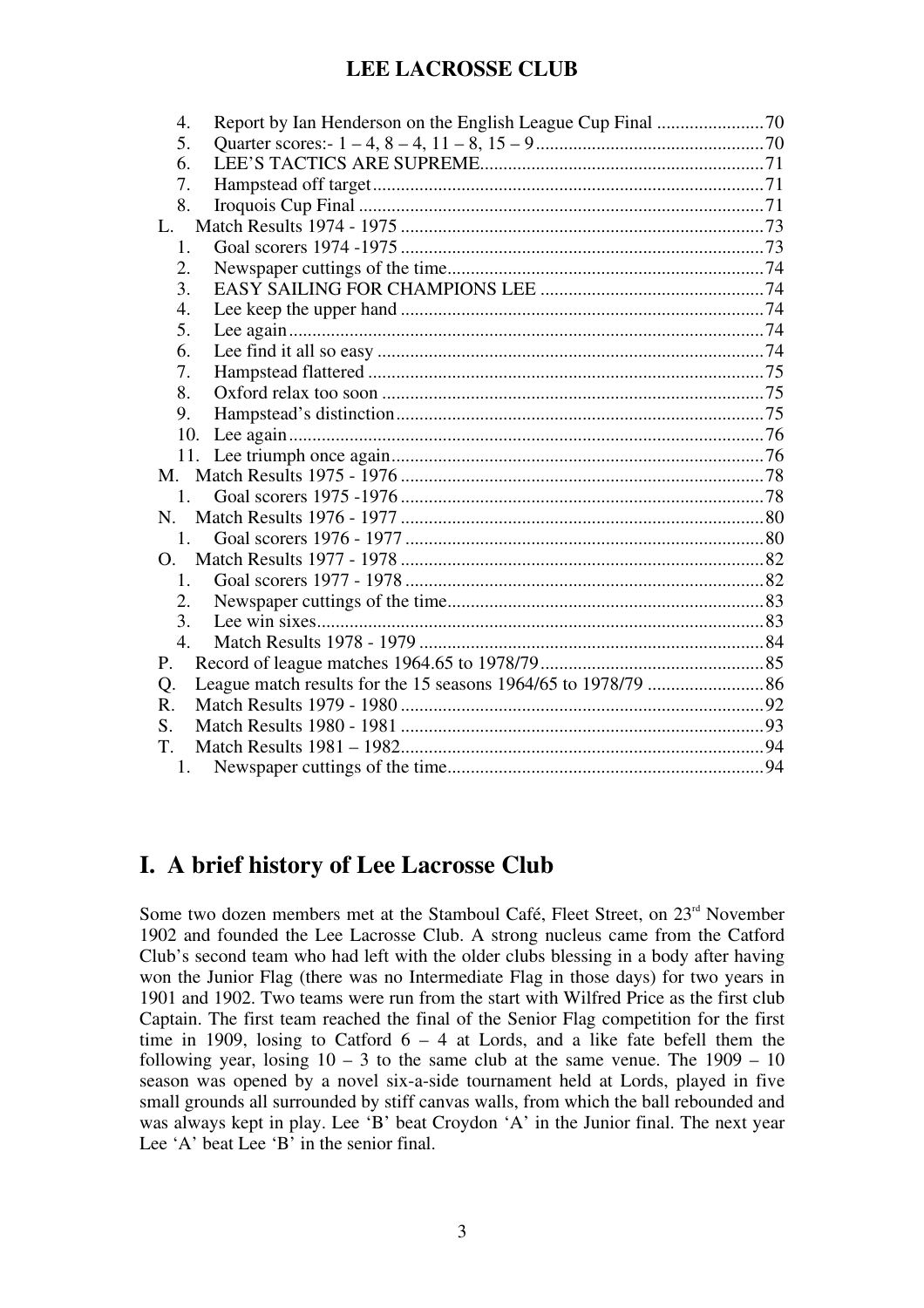4. Report by Ian Henderson on the English League Cup Final ....................... 70
5. Quarter scores:- 1 – 4, 8 – 4, 11 – 8, 15 – 9 ................................................ 70
6. LEE'S TACTICS ARE SUPREME............................................................ 71
7. Hampstead off target................................................................................... 71
8. Iroquois Cup Final ...................................................................................... 71

L. Match Results 1974 - 1975 ............................................................................. 73
1. Goal scorers 1974 -1975 ............................................................................. 73
2. Newspaper cuttings of the time................................................................... 74
3. EASY SAILING FOR CHAMPIONS LEE ................................................ 74
4. Lee keep the upper hand ............................................................................. 74
5. Lee again..................................................................................................... 74
6. Lee find it all so easy .................................................................................. 74
7. Hampstead flattered .................................................................................... 75
8. Oxford relax too soon ................................................................................. 75
9. Hampstead's distinction.............................................................................. 75
10. Lee again..................................................................................................... 76
11. Lee triumph once again............................................................................... 76

M. Match Results 1975 - 1976 ............................................................................. 78
1. Goal scorers 1975 -1976 ............................................................................. 78

N. Match Results 1976 - 1977 ............................................................................. 80
1. Goal scorers 1976 - 1977 ............................................................................ 80

O. Match Results 1977 - 1978 ............................................................................. 82
1. Goal scorers 1977 - 1978 ............................................................................ 82
2. Newspaper cuttings of the time................................................................... 83
3. Lee win sixes............................................................................................... 83
4. Match Results 1978 - 1979 .......................................................................... 84

P. Record of league matches 1964.65 to 1978/79................................................ 85

Q. League match results for the 15 seasons 1964/65 to 1978/79 ......................... 86

R. Match Results 1979 - 1980 ............................................................................. 92

S. Match Results 1980 - 1981 ............................................................................. 93

T. Match Results 1981 – 1982............................................................................. 94
1. Newspaper cuttings of the time................................................................... 94

# I. A brief history of Lee Lacrosse Club

Some two dozen members met at the Stamboul Café, Fleet Street, on 23rd November 1902 and founded the Lee Lacrosse Club. A strong nucleus came from the Catford Club's second team who had left with the older clubs blessing in a body after having won the Junior Flag (there was no Intermediate Flag in those days) for two years in 1901 and 1902. Two teams were run from the start with Wilfred Price as the first club Captain. The first team reached the final of the Senior Flag competition for the first time in 1909, losing to Catford 6 – 4 at Lords, and a like fate befell them the following year, losing 10 – 3 to the same club at the same venue. The 1909 – 10 season was opened by a novel six-a-side tournament held at Lords, played in five small grounds all surrounded by stiff canvas walls, from which the ball rebounded and was always kept in play. Lee 'B' beat Croydon 'A' in the Junior final. The next year Lee 'A' beat Lee 'B' in the senior final.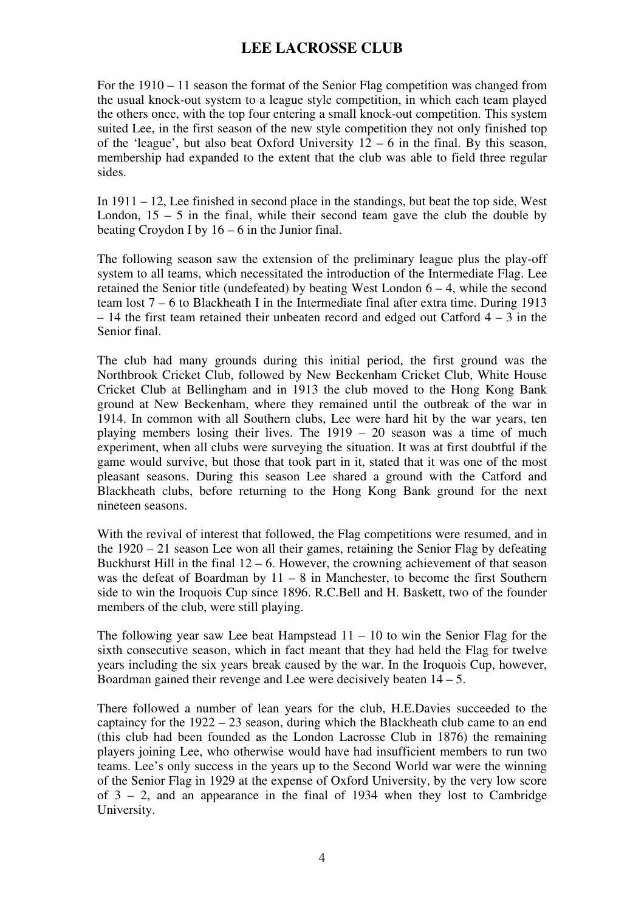# LEE LACROSSE CLUB

For the 1910 – 11 season the format of the Senior Flag competition was changed from the usual knock-out system to a league style competition, in which each team played the others once, with the top four entering a small knock-out competition. This system suited Lee, in the first season of the new style competition they not only finished top of the 'league', but also beat Oxford University 12 – 6 in the final. By this season, membership had expanded to the extent that the club was able to field three regular sides.

In 1911 – 12, Lee finished in second place in the standings, but beat the top side, West London, 15 – 5 in the final, while their second team gave the club the double by beating Croydon I by 16 – 6 in the Junior final.

The following season saw the extension of the preliminary league plus the play-off system to all teams, which necessitated the introduction of the Intermediate Flag. Lee retained the Senior title (undefeated) by beating West London 6 – 4, while the second team lost 7 – 6 to Blackheath I in the Intermediate final after extra time. During 1913 – 14 the first team retained their unbeaten record and edged out Catford 4 – 3 in the Senior final.

The club had many grounds during this initial period, the first ground was the Northbrook Cricket Club, followed by New Beckenham Cricket Club, White House Cricket Club at Bellingham and in 1913 the club moved to the Hong Kong Bank ground at New Beckenham, where they remained until the outbreak of the war in 1914. In common with all Southern clubs, Lee were hard hit by the war years, ten playing members losing their lives. The 1919 – 20 season was a time of much experiment, when all clubs were surveying the situation. It was at first doubtful if the game would survive, but those that took part in it, stated that it was one of the most pleasant seasons. During this season Lee shared a ground with the Catford and Blackheath clubs, before returning to the Hong Kong Bank ground for the next nineteen seasons.

With the revival of interest that followed, the Flag competitions were resumed, and in the 1920 – 21 season Lee won all their games, retaining the Senior Flag by defeating Buckhurst Hill in the final 12 – 6. However, the crowning achievement of that season was the defeat of Boardman by 11 – 8 in Manchester, to become the first Southern side to win the Iroquois Cup since 1896. R.C.Bell and H. Baskett, two of the founder members of the club, were still playing.

The following year saw Lee beat Hampstead 11 – 10 to win the Senior Flag for the sixth consecutive season, which in fact meant that they had held the Flag for twelve years including the six years break caused by the war. In the Iroquois Cup, however, Boardman gained their revenge and Lee were decisively beaten 14 – 5.

There followed a number of lean years for the club, H.E.Davies succeeded to the captaincy for the 1922 – 23 season, during which the Blackheath club came to an end (this club had been founded as the London Lacrosse Club in 1876) the remaining players joining Lee, who otherwise would have had insufficient members to run two teams. Lee's only success in the years up to the Second World war were the winning of the Senior Flag in 1929 at the expense of Oxford University, by the very low score of 3 – 2, and an appearance in the final of 1934 when they lost to Cambridge University.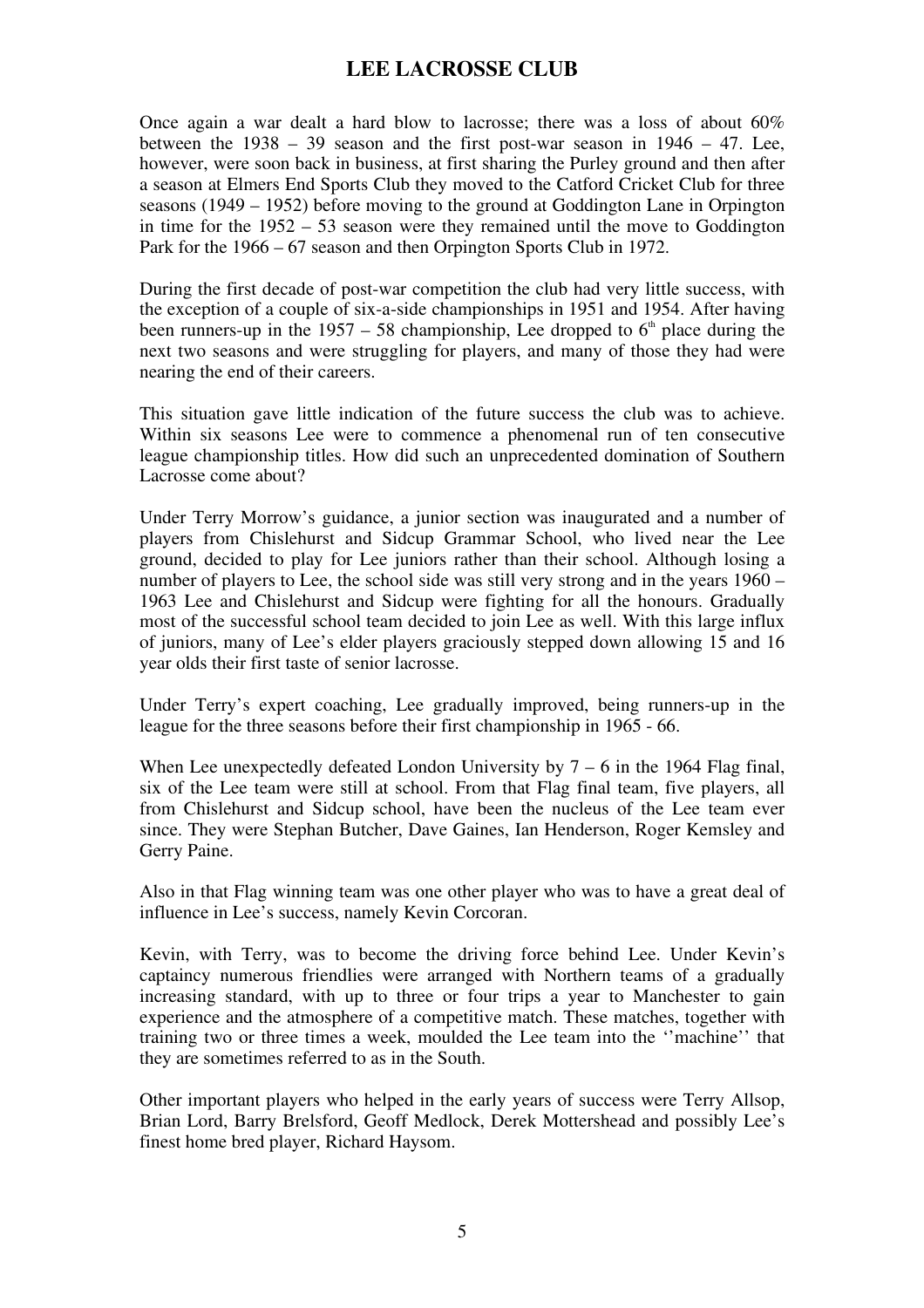# LEE LACROSSE CLUB

Once again a war dealt a hard blow to lacrosse; there was a loss of about 60% between the 1938 – 39 season and the first post-war season in 1946 – 47. Lee, however, were soon back in business, at first sharing the Purley ground and then after a season at Elmers End Sports Club they moved to the Catford Cricket Club for three seasons (1949 – 1952) before moving to the ground at Goddington Lane in Orpington in time for the 1952 – 53 season were they remained until the move to Goddington Park for the 1966 – 67 season and then Orpington Sports Club in 1972.

During the first decade of post-war competition the club had very little success, with the exception of a couple of six-a-side championships in 1951 and 1954. After having been runners-up in the 1957 – 58 championship, Lee dropped to 6th place during the next two seasons and were struggling for players, and many of those they had were nearing the end of their careers.

This situation gave little indication of the future success the club was to achieve. Within six seasons Lee were to commence a phenomenal run of ten consecutive league championship titles. How did such an unprecedented domination of Southern Lacrosse come about?

Under Terry Morrow's guidance, a junior section was inaugurated and a number of players from Chislehurst and Sidcup Grammar School, who lived near the Lee ground, decided to play for Lee juniors rather than their school. Although losing a number of players to Lee, the school side was still very strong and in the years 1960 – 1963 Lee and Chislehurst and Sidcup were fighting for all the honours. Gradually most of the successful school team decided to join Lee as well. With this large influx of juniors, many of Lee's elder players graciously stepped down allowing 15 and 16 year olds their first taste of senior lacrosse.

Under Terry's expert coaching, Lee gradually improved, being runners-up in the league for the three seasons before their first championship in 1965 - 66.

When Lee unexpectedly defeated London University by 7 – 6 in the 1964 Flag final, six of the Lee team were still at school. From that Flag final team, five players, all from Chislehurst and Sidcup school, have been the nucleus of the Lee team ever since. They were Stephan Butcher, Dave Gaines, Ian Henderson, Roger Kemsley and Gerry Paine.

Also in that Flag winning team was one other player who was to have a great deal of influence in Lee's success, namely Kevin Corcoran.

Kevin, with Terry, was to become the driving force behind Lee. Under Kevin's captaincy numerous friendlies were arranged with Northern teams of a gradually increasing standard, with up to three or four trips a year to Manchester to gain experience and the atmosphere of a competitive match. These matches, together with training two or three times a week, moulded the Lee team into the ''machine'' that they are sometimes referred to as in the South.

Other important players who helped in the early years of success were Terry Allsop, Brian Lord, Barry Brelsford, Geoff Medlock, Derek Mottershead and possibly Lee's finest home bred player, Richard Haysom.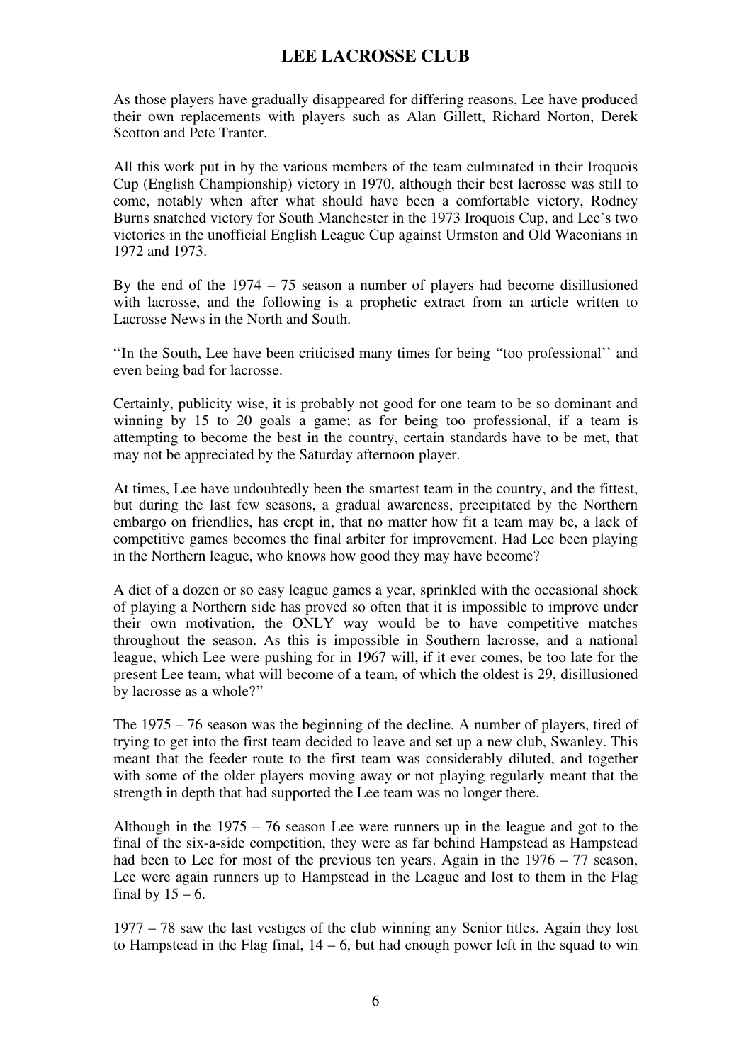As those players have gradually disappeared for differing reasons, Lee have produced their own replacements with players such as Alan Gillett, Richard Norton, Derek Scotton and Pete Tranter.

All this work put in by the various members of the team culminated in their Iroquois Cup (English Championship) victory in 1970, although their best lacrosse was still to come, notably when after what should have been a comfortable victory, Rodney Burns snatched victory for South Manchester in the 1973 Iroquois Cup, and Lee's two victories in the unofficial English League Cup against Urmston and Old Waconians in 1972 and 1973.

By the end of the 1974 – 75 season a number of players had become disillusioned with lacrosse, and the following is a prophetic extract from an article written to Lacrosse News in the North and South.

"In the South, Lee have been criticised many times for being "too professional'' and even being bad for lacrosse.

Certainly, publicity wise, it is probably not good for one team to be so dominant and winning by 15 to 20 goals a game; as for being too professional, if a team is attempting to become the best in the country, certain standards have to be met, that may not be appreciated by the Saturday afternoon player.

At times, Lee have undoubtedly been the smartest team in the country, and the fittest, but during the last few seasons, a gradual awareness, precipitated by the Northern embargo on friendlies, has crept in, that no matter how fit a team may be, a lack of competitive games becomes the final arbiter for improvement. Had Lee been playing in the Northern league, who knows how good they may have become?

A diet of a dozen or so easy league games a year, sprinkled with the occasional shock of playing a Northern side has proved so often that it is impossible to improve under their own motivation, the ONLY way would be to have competitive matches throughout the season. As this is impossible in Southern lacrosse, and a national league, which Lee were pushing for in 1967 will, if it ever comes, be too late for the present Lee team, what will become of a team, of which the oldest is 29, disillusioned by lacrosse as a whole?"

The 1975 – 76 season was the beginning of the decline. A number of players, tired of trying to get into the first team decided to leave and set up a new club, Swanley. This meant that the feeder route to the first team was considerably diluted, and together with some of the older players moving away or not playing regularly meant that the strength in depth that had supported the Lee team was no longer there.

Although in the 1975 – 76 season Lee were runners up in the league and got to the final of the six-a-side competition, they were as far behind Hampstead as Hampstead had been to Lee for most of the previous ten years. Again in the 1976 – 77 season, Lee were again runners up to Hampstead in the League and lost to them in the Flag final by 15 – 6.

1977 – 78 saw the last vestiges of the club winning any Senior titles. Again they lost to Hampstead in the Flag final, 14 – 6, but had enough power left in the squad to win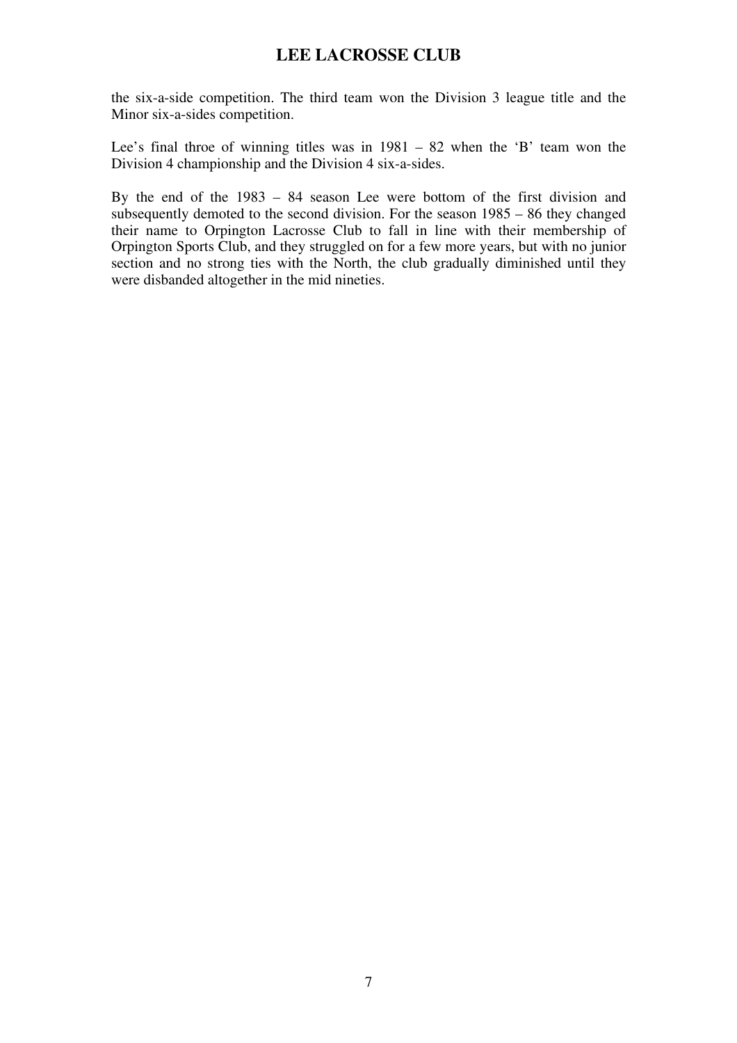the six-a-side competition. The third team won the Division 3 league title and the Minor six-a-sides competition.

Lee's final throe of winning titles was in 1981 – 82 when the 'B' team won the Division 4 championship and the Division 4 six-a-sides.

By the end of the 1983 – 84 season Lee were bottom of the first division and subsequently demoted to the second division. For the season 1985 – 86 they changed their name to Orpington Lacrosse Club to fall in line with their membership of Orpington Sports Club, and they struggled on for a few more years, but with no junior section and no strong ties with the North, the club gradually diminished until they were disbanded altogether in the mid nineties.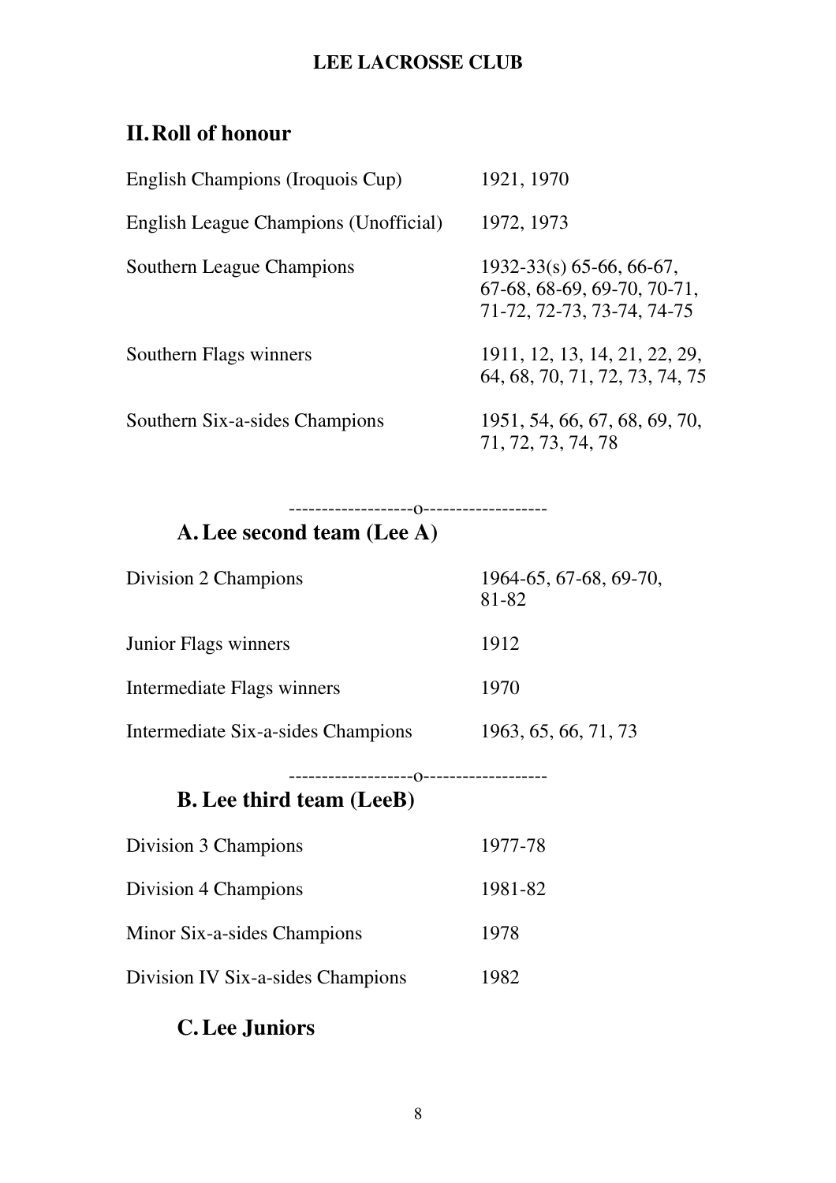## II. Roll of honour

| | |
|---|---|
| English Champions (Iroquois Cup) | 1921, 1970 |
| English League Champions (Unofficial) | 1972, 1973 |
| Southern League Champions | 1932-33(s) 65-66, 66-67, 67-68, 68-69, 69-70, 70-71, 71-72, 72-73, 73-74, 74-75 |
| Southern Flags winners | 1911, 12, 13, 14, 21, 22, 29, 64, 68, 70, 71, 72, 73, 74, 75 |
| Southern Six-a-sides Champions | 1951, 54, 66, 67, 68, 69, 70, 71, 72, 73, 74, 78 |

-------------------o-------------------

### A. Lee second team (Lee A)

| | |
|---|---|
| Division 2 Champions | 1964-65, 67-68, 69-70, 81-82 |
| Junior Flags winners | 1912 |
| Intermediate Flags winners | 1970 |
| Intermediate Six-a-sides Champions | 1963, 65, 66, 71, 73 |

-------------------o-------------------

### B. Lee third team (LeeB)

| | |
|---|---|
| Division 3 Champions | 1977-78 |
| Division 4 Champions | 1981-82 |
| Minor Six-a-sides Champions | 1978 |
| Division IV Six-a-sides Champions | 1982 |

### C. Lee Juniors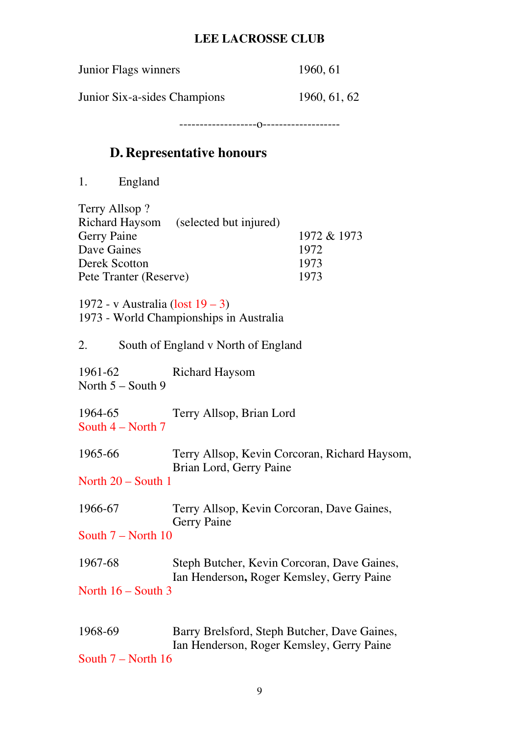LEE LACROSSE CLUB

| | |
|---|---|
| Junior Flags winners | 1960, 61 |
| Junior Six-a-sides Champions | 1960, 61, 62 |

-------------------o-------------------

## D. Representative honours

1. England

| | | |
|---|---|---|
| Terry Allsop ? | | |
| Richard Haysom | (selected but injured) | |
| Gerry Paine | | 1972 & 1973 |
| Dave Gaines | | 1972 |
| Derek Scotton | | 1973 |
| Pete Tranter (Reserve) | | 1973 |

1972 - v Australia (lost 19 – 3)
1973 - World Championships in Australia

2. South of England v North of England

1961-62 Richard Haysom
North 5 – South 9

1964-65 Terry Allsop, Brian Lord
South 4 – North 7

1965-66 Terry Allsop, Kevin Corcoran, Richard Haysom, Brian Lord, Gerry Paine
North 20 – South 1

1966-67 Terry Allsop, Kevin Corcoran, Dave Gaines, Gerry Paine
South 7 – North 10

1967-68 Steph Butcher, Kevin Corcoran, Dave Gaines, Ian Henderson**,** Roger Kemsley, Gerry Paine
North 16 – South 3

1968-69 Barry Brelsford, Steph Butcher, Dave Gaines, Ian Henderson, Roger Kemsley, Gerry Paine
South 7 – North 16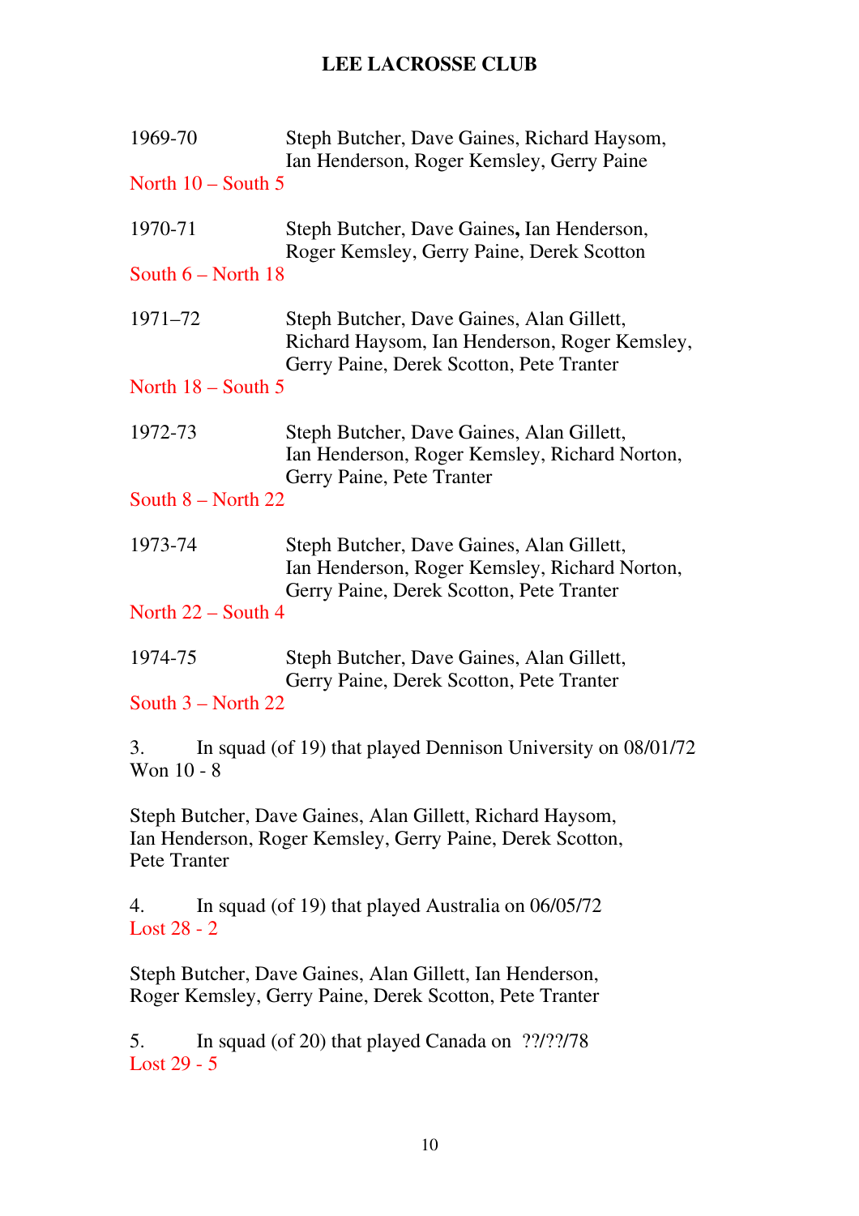# LEE LACROSSE CLUB

1969-70 Steph Butcher, Dave Gaines, Richard Haysom, Ian Henderson, Roger Kemsley, Gerry Paine

North 10 – South 5

1970-71 Steph Butcher, Dave Gaines, Ian Henderson, Roger Kemsley, Gerry Paine, Derek Scotton

South 6 – North 18

1971–72 Steph Butcher, Dave Gaines, Alan Gillett, Richard Haysom, Ian Henderson, Roger Kemsley, Gerry Paine, Derek Scotton, Pete Tranter

North 18 – South 5

1972-73 Steph Butcher, Dave Gaines, Alan Gillett, Ian Henderson, Roger Kemsley, Richard Norton, Gerry Paine, Pete Tranter

South 8 – North 22

1973-74 Steph Butcher, Dave Gaines, Alan Gillett, Ian Henderson, Roger Kemsley, Richard Norton, Gerry Paine, Derek Scotton, Pete Tranter

North 22 – South 4

1974-75 Steph Butcher, Dave Gaines, Alan Gillett, Gerry Paine, Derek Scotton, Pete Tranter

South 3 – North 22

3. In squad (of 19) that played Dennison University on 08/01/72
Won 10 - 8

Steph Butcher, Dave Gaines, Alan Gillett, Richard Haysom, Ian Henderson, Roger Kemsley, Gerry Paine, Derek Scotton, Pete Tranter

4. In squad (of 19) that played Australia on 06/05/72
Lost 28 - 2

Steph Butcher, Dave Gaines, Alan Gillett, Ian Henderson, Roger Kemsley, Gerry Paine, Derek Scotton, Pete Tranter

5. In squad (of 20) that played Canada on ??/??/78
Lost 29 - 5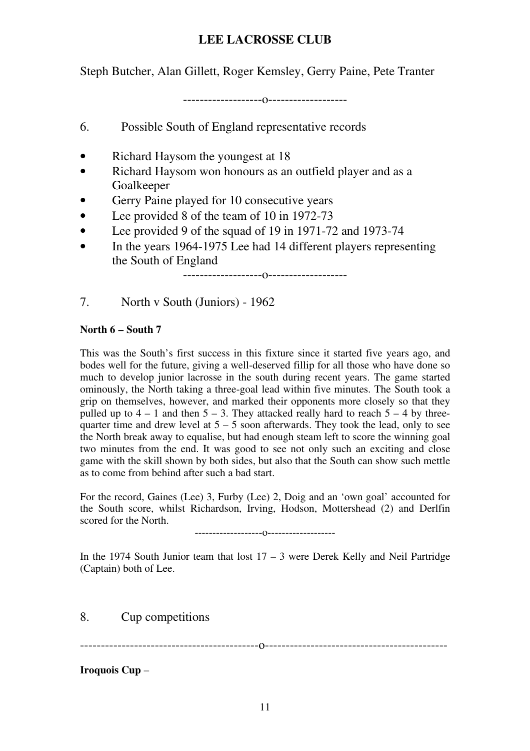**LEE LACROSSE CLUB**

Steph Butcher, Alan Gillett, Roger Kemsley, Gerry Paine, Pete Tranter

-------------------o-------------------

## 6. Possible South of England representative records

- Richard Haysom the youngest at 18
- Richard Haysom won honours as an outfield player and as a Goalkeeper
- Gerry Paine played for 10 consecutive years
- Lee provided 8 of the team of 10 in 1972-73
- Lee provided 9 of the squad of 19 in 1971-72 and 1973-74
- In the years 1964-1975 Lee had 14 different players representing the South of England

-------------------o-------------------

## 7. North v South (Juniors) - 1962

**North 6 – South 7**

This was the South's first success in this fixture since it started five years ago, and bodes well for the future, giving a well-deserved fillip for all those who have done so much to develop junior lacrosse in the south during recent years. The game started ominously, the North taking a three-goal lead within five minutes. The South took a grip on themselves, however, and marked their opponents more closely so that they pulled up to 4 – 1 and then 5 – 3. They attacked really hard to reach 5 – 4 by three-quarter time and drew level at 5 – 5 soon afterwards. They took the lead, only to see the North break away to equalise, but had enough steam left to score the winning goal two minutes from the end. It was good to see not only such an exciting and close game with the skill shown by both sides, but also that the South can show such mettle as to come from behind after such a bad start.

For the record, Gaines (Lee) 3, Furby (Lee) 2, Doig and an 'own goal' accounted for the South score, whilst Richardson, Irving, Hodson, Mottershead (2) and Derlfin scored for the North.

-------------------o-------------------

In the 1974 South Junior team that lost 17 – 3 were Derek Kelly and Neil Partridge (Captain) both of Lee.

## 8. Cup competitions

------------------------------------------o------------------------------------------

**Iroquois Cup** –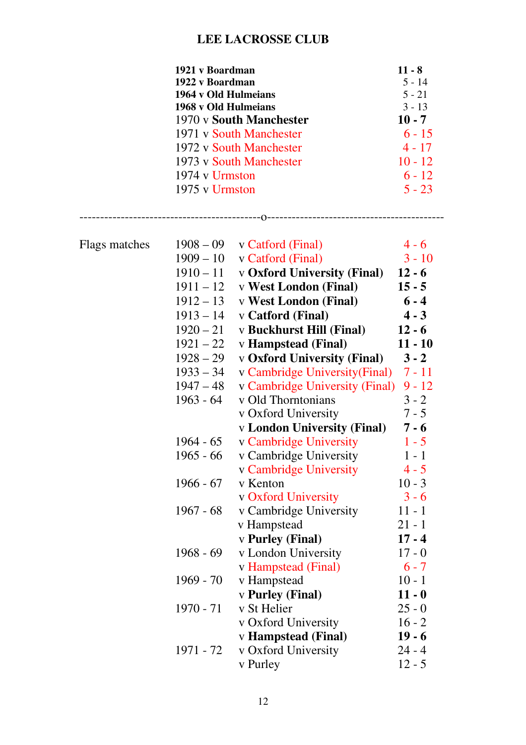# LEE LACROSSE CLUB

| | |
|---|---|
| **1921 v Boardman** | **11 - 8** |
| **1922 v Boardman** | 5 - 14 |
| **1964 v Old Hulmeians** | 5 - 21 |
| **1968 v Old Hulmeians** | 3 - 13 |
| 1970 v **South Manchester** | **10 - 7** |
| 1971 v South Manchester | 6 - 15 |
| 1972 v South Manchester | 4 - 17 |
| 1973 v South Manchester | 10 - 12 |
| 1974 v Urmston | 6 - 12 |
| 1975 v Urmston | 5 - 23 |

--------------------------------------------o-----------------------------------------

| | | | |
|---|---|---|---|
| Flags matches | 1908 – 09 | v Catford (Final) | 4 - 6 |
| | 1909 – 10 | v Catford (Final) | 3 - 10 |
| | 1910 – 11 | v **Oxford University (Final)** | **12 - 6** |
| | 1911 – 12 | v **West London (Final)** | **15 - 5** |
| | 1912 – 13 | v **West London (Final)** | **6 - 4** |
| | 1913 – 14 | v **Catford (Final)** | **4 - 3** |
| | 1920 – 21 | v **Buckhurst Hill (Final)** | **12 - 6** |
| | 1921 – 22 | v **Hampstead (Final)** | **11 - 10** |
| | 1928 – 29 | v **Oxford University (Final)** | **3 - 2** |
| | 1933 – 34 | v Cambridge University(Final) | 7 - 11 |
| | 1947 – 48 | v Cambridge University (Final) | 9 - 12 |
| | 1963 - 64 | v Old Thorntonians | 3 - 2 |
| | | v Oxford University | 7 - 5 |
| | | v **London University (Final)** | **7 - 6** |
| | 1964 - 65 | v Cambridge University | 1 - 5 |
| | 1965 - 66 | v Cambridge University | 1 - 1 |
| | | v Cambridge University | 4 - 5 |
| | 1966 - 67 | v Kenton | 10 - 3 |
| | | v Oxford University | 3 - 6 |
| | 1967 - 68 | v Cambridge University | 11 - 1 |
| | | v Hampstead | 21 - 1 |
| | | v **Purley (Final)** | **17 - 4** |
| | 1968 - 69 | v London University | 17 - 0 |
| | | v Hampstead (Final) | 6 - 7 |
| | 1969 - 70 | v Hampstead | 10 - 1 |
| | | v **Purley (Final)** | **11 - 0** |
| | 1970 - 71 | v St Helier | 25 - 0 |
| | | v Oxford University | 16 - 2 |
| | | v **Hampstead (Final)** | **19 - 6** |
| | 1971 - 72 | v Oxford University | 24 - 4 |
| | | v Purley | 12 - 5 |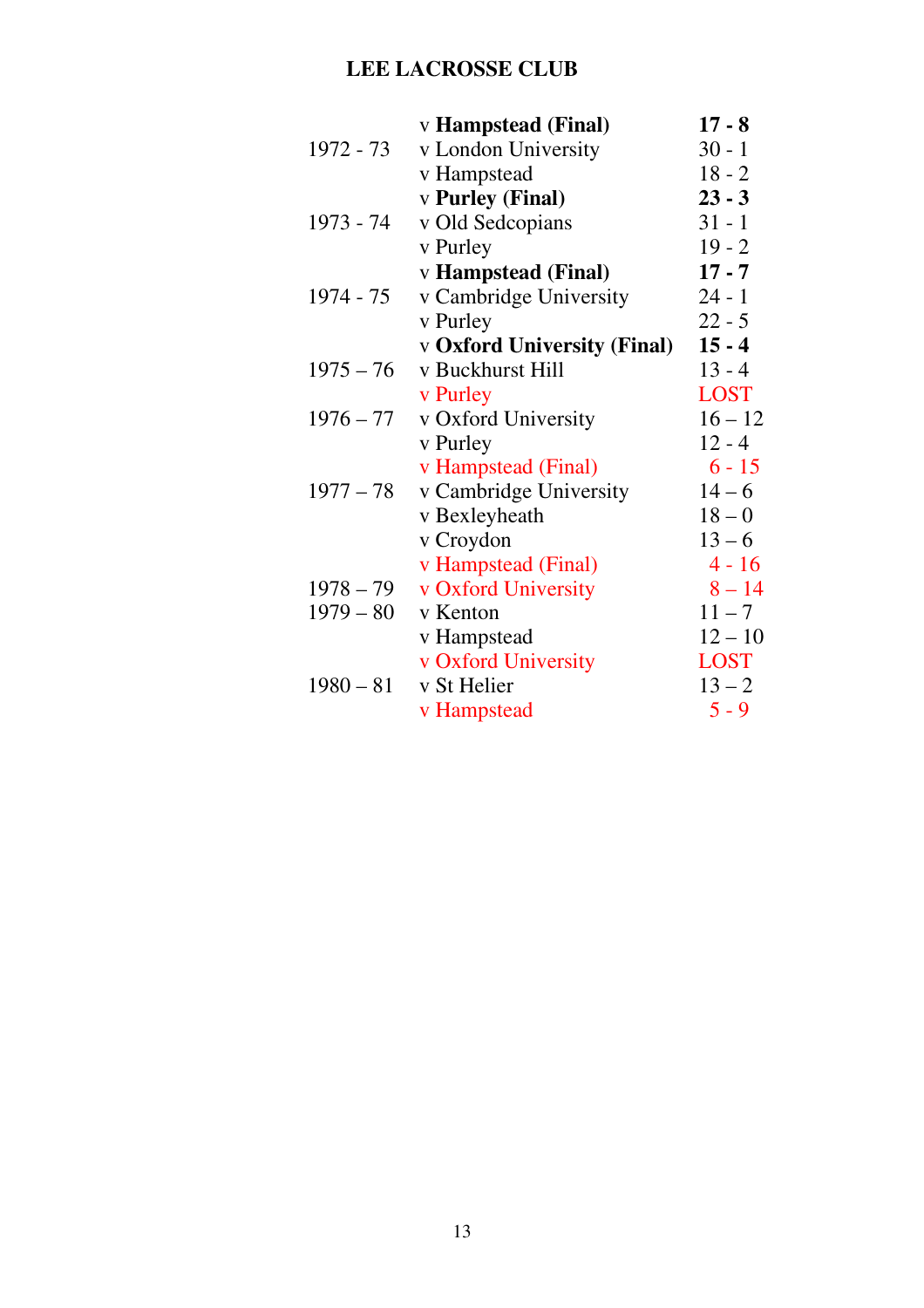# LEE LACROSSE CLUB

| | | |
|---|---|---|
| | v **Hampstead (Final)** | **17 - 8** |
| 1972 - 73 | v London University | 30 - 1 |
| | v Hampstead | 18 - 2 |
| | v **Purley (Final)** | **23 - 3** |
| 1973 - 74 | v Old Sedcopians | 31 - 1 |
| | v Purley | 19 - 2 |
| | v **Hampstead (Final)** | **17 - 7** |
| 1974 - 75 | v Cambridge University | 24 - 1 |
| | v Purley | 22 - 5 |
| | v **Oxford University (Final)** | **15 - 4** |
| 1975 – 76 | v Buckhurst Hill | 13 - 4 |
| | v Purley | LOST |
| 1976 – 77 | v Oxford University | 16 – 12 |
| | v Purley | 12 - 4 |
| | v Hampstead (Final) | 6 - 15 |
| 1977 – 78 | v Cambridge University | 14 – 6 |
| | v Bexleyheath | 18 – 0 |
| | v Croydon | 13 – 6 |
| | v Hampstead (Final) | 4 - 16 |
| 1978 – 79 | v Oxford University | 8 – 14 |
| 1979 – 80 | v Kenton | 11 – 7 |
| | v Hampstead | 12 – 10 |
| | v Oxford University | LOST |
| 1980 – 81 | v St Helier | 13 – 2 |
| | v Hampstead | 5 - 9 |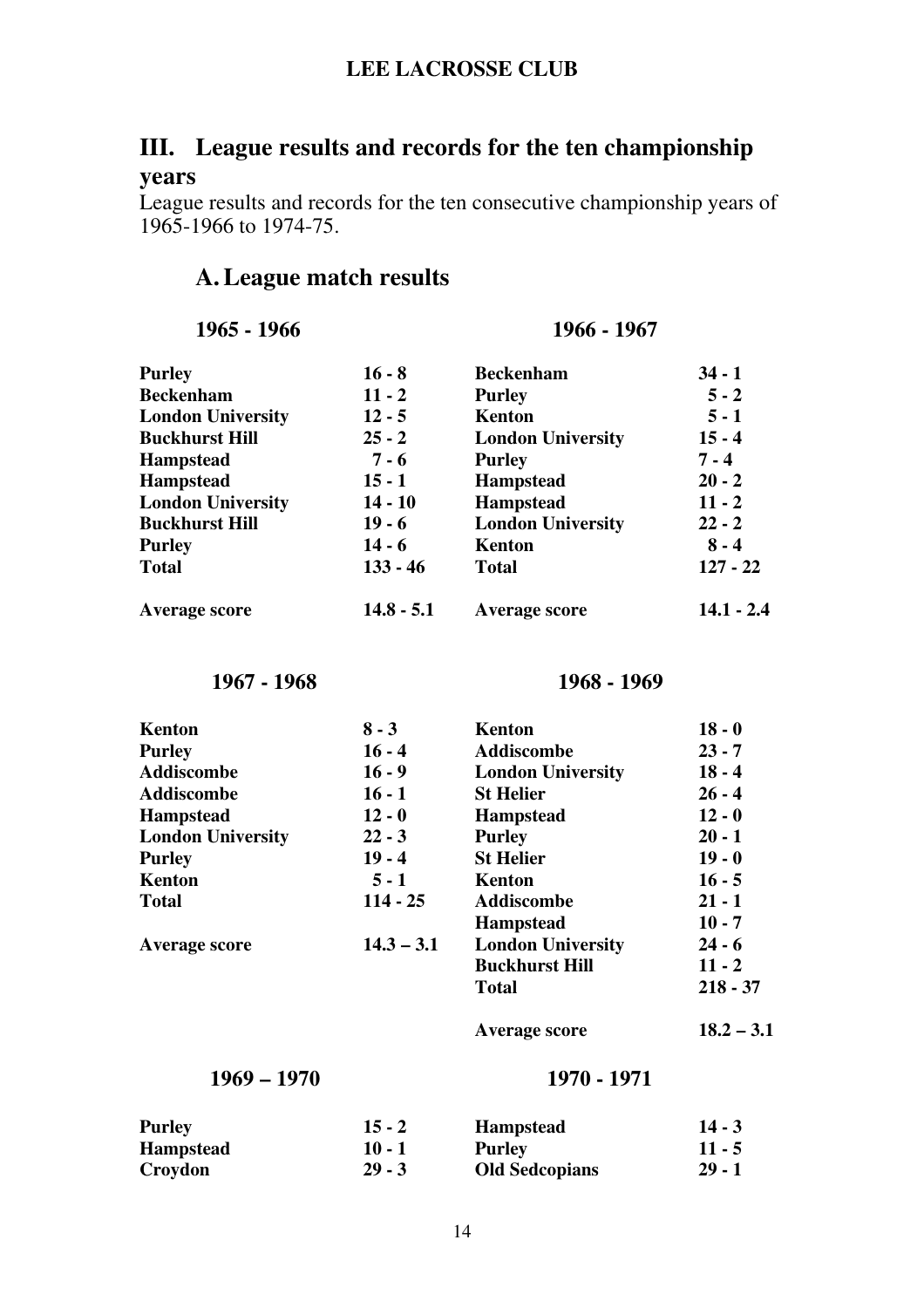## III. League results and records for the ten championship years

League results and records for the ten consecutive championship years of 1965-1966 to 1974-75.

### A. League match results

**1965 - 1966**

| | |
|---|---|
| **Purley** | **16 - 8** |
| **Beckenham** | **11 - 2** |
| **London University** | **12 - 5** |
| **Buckhurst Hill** | **25 - 2** |
| **Hampstead** | **7 - 6** |
| **Hampstead** | **15 - 1** |
| **London University** | **14 - 10** |
| **Buckhurst Hill** | **19 - 6** |
| **Purley** | **14 - 6** |
| **Total** | **133 - 46** |
| **Average score** | **14.8 - 5.1** |

**1966 - 1967**

| | |
|---|---|
| **Beckenham** | **34 - 1** |
| **Purley** | **5 - 2** |
| **Kenton** | **5 - 1** |
| **London University** | **15 - 4** |
| **Purley** | **7 - 4** |
| **Hampstead** | **20 - 2** |
| **Hampstead** | **11 - 2** |
| **London University** | **22 - 2** |
| **Kenton** | **8 - 4** |
| **Total** | **127 - 22** |
| **Average score** | **14.1 - 2.4** |

**1967 - 1968**

| | |
|---|---|
| **Kenton** | **8 - 3** |
| **Purley** | **16 - 4** |
| **Addiscombe** | **16 - 9** |
| **Addiscombe** | **16 - 1** |
| **Hampstead** | **12 - 0** |
| **London University** | **22 - 3** |
| **Purley** | **19 - 4** |
| **Kenton** | **5 - 1** |
| **Total** | **114 - 25** |
| **Average score** | **14.3 – 3.1** |

**1968 - 1969**

| | |
|---|---|
| **Kenton** | **18 - 0** |
| **Addiscombe** | **23 - 7** |
| **London University** | **18 - 4** |
| **St Helier** | **26 - 4** |
| **Hampstead** | **12 - 0** |
| **Purley** | **20 - 1** |
| **St Helier** | **19 - 0** |
| **Kenton** | **16 - 5** |
| **Addiscombe** | **21 - 1** |
| **Hampstead** | **10 - 7** |
| **London University** | **24 - 6** |
| **Buckhurst Hill** | **11 - 2** |
| **Total** | **218 - 37** |
| **Average score** | **18.2 – 3.1** |

**1969 – 1970**

| | |
|---|---|
| **Purley** | **15 - 2** |
| **Hampstead** | **10 - 1** |
| **Croydon** | **29 - 3** |

**1970 - 1971**

| | |
|---|---|
| **Hampstead** | **14 - 3** |
| **Purley** | **11 - 5** |
| **Old Sedcopians** | **29 - 1** |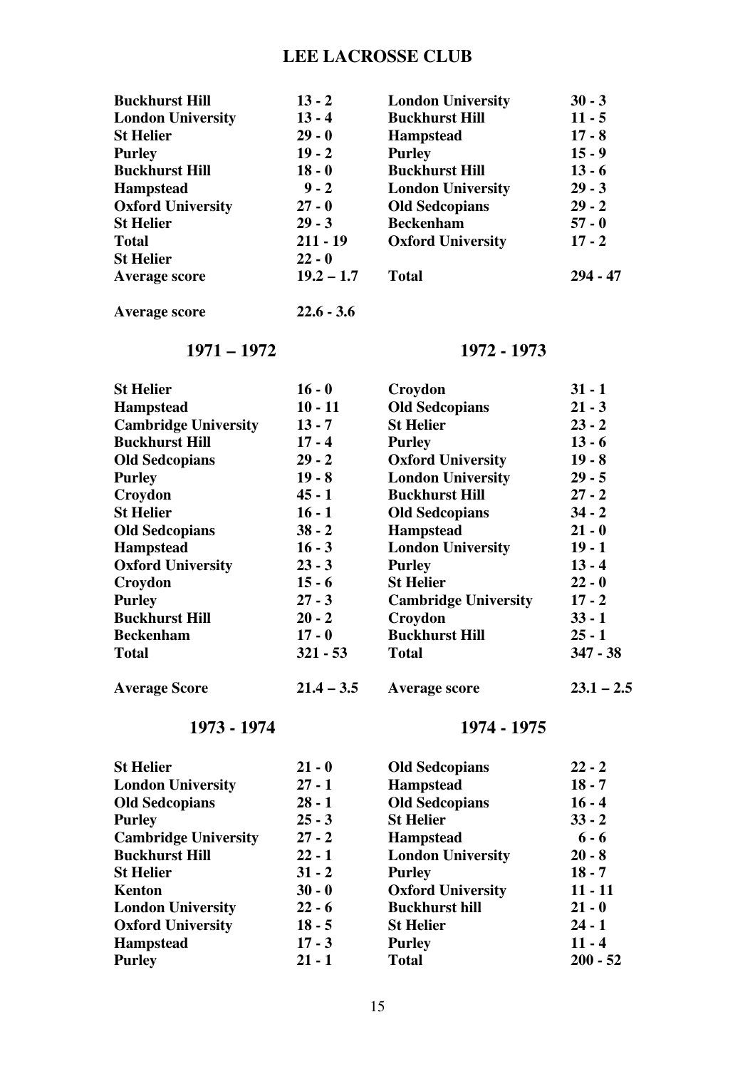# LEE LACROSSE CLUB

| | | | |
|---|---|---|---|
| **Buckhurst Hill** | **13 - 2** | **London University** | **30 - 3** |
| **London University** | **13 - 4** | **Buckhurst Hill** | **11 - 5** |
| **St Helier** | **29 - 0** | **Hampstead** | **17 - 8** |
| **Purley** | **19 - 2** | **Purley** | **15 - 9** |
| **Buckhurst Hill** | **18 - 0** | **Buckhurst Hill** | **13 - 6** |
| **Hampstead** | **9 - 2** | **London University** | **29 - 3** |
| **Oxford University** | **27 - 0** | **Old Sedcopians** | **29 - 2** |
| **St Helier** | **29 - 3** | **Beckenham** | **57 - 0** |
| **Total** | **211 - 19** | **Oxford University** | **17 - 2** |
| **St Helier** | **22 - 0** | | |
| **Average score** | **19.2 – 1.7** | **Total** | **294 - 47** |
| | | | |
| **Average score** | **22.6 - 3.6** | | |

| **1971 – 1972** | | **1972 - 1973** | |
|---|---|---|---|
| **St Helier** | **16 - 0** | **Croydon** | **31 - 1** |
| **Hampstead** | **10 - 11** | **Old Sedcopians** | **21 - 3** |
| **Cambridge University** | **13 - 7** | **St Helier** | **23 - 2** |
| **Buckhurst Hill** | **17 - 4** | **Purley** | **13 - 6** |
| **Old Sedcopians** | **29 - 2** | **Oxford University** | **19 - 8** |
| **Purley** | **19 - 8** | **London University** | **29 - 5** |
| **Croydon** | **45 - 1** | **Buckhurst Hill** | **27 - 2** |
| **St Helier** | **16 - 1** | **Old Sedcopians** | **34 - 2** |
| **Old Sedcopians** | **38 - 2** | **Hampstead** | **21 - 0** |
| **Hampstead** | **16 - 3** | **London University** | **19 - 1** |
| **Oxford University** | **23 - 3** | **Purley** | **13 - 4** |
| **Croydon** | **15 - 6** | **St Helier** | **22 - 0** |
| **Purley** | **27 - 3** | **Cambridge University** | **17 - 2** |
| **Buckhurst Hill** | **20 - 2** | **Croydon** | **33 - 1** |
| **Beckenham** | **17 - 0** | **Buckhurst Hill** | **25 - 1** |
| **Total** | **321 - 53** | **Total** | **347 - 38** |
| | | | |
| **Average Score** | **21.4 – 3.5** | **Average score** | **23.1 – 2.5** |

| **1973 - 1974** | | **1974 - 1975** | |
|---|---|---|---|
| **St Helier** | **21 - 0** | **Old Sedcopians** | **22 - 2** |
| **London University** | **27 - 1** | **Hampstead** | **18 - 7** |
| **Old Sedcopians** | **28 - 1** | **Old Sedcopians** | **16 - 4** |
| **Purley** | **25 - 3** | **St Helier** | **33 - 2** |
| **Cambridge University** | **27 - 2** | **Hampstead** | **6 - 6** |
| **Buckhurst Hill** | **22 - 1** | **London University** | **20 - 8** |
| **St Helier** | **31 - 2** | **Purley** | **18 - 7** |
| **Kenton** | **30 - 0** | **Oxford University** | **11 - 11** |
| **London University** | **22 - 6** | **Buckhurst hill** | **21 - 0** |
| **Oxford University** | **18 - 5** | **St Helier** | **24 - 1** |
| **Hampstead** | **17 - 3** | **Purley** | **11 - 4** |
| **Purley** | **21 - 1** | **Total** | **200 - 52** |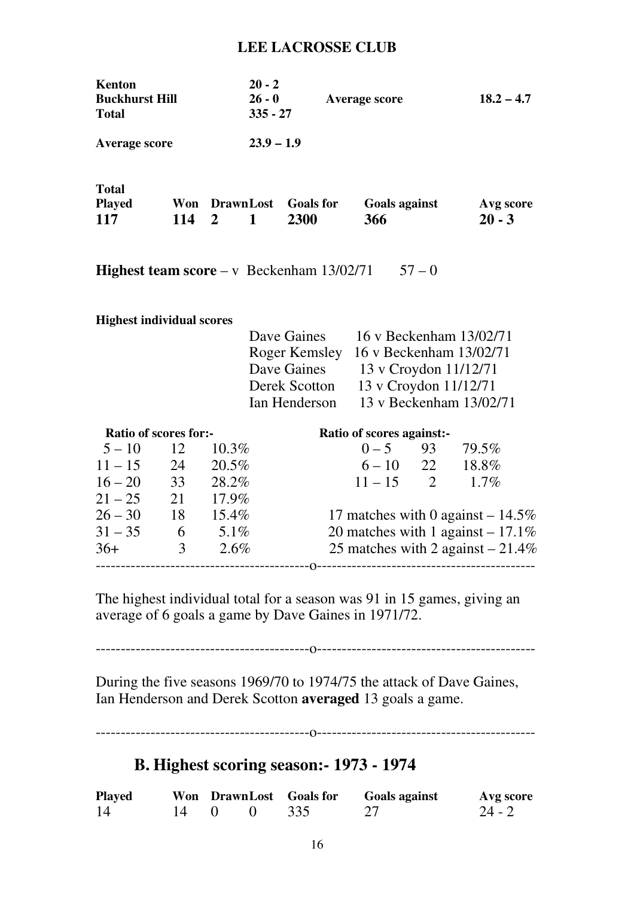## LEE LACROSSE CLUB

| | | | |
|---|---|---|---|
| **Kenton** | **20 - 2** | | |
| **Buckhurst Hill** | **26 - 0** | **Average score** | **18.2 – 4.7** |
| **Total** | **335 - 27** | | |
| **Average score** | **23.9 – 1.9** | | |

**Total**

| **Played** | **Won** | **Drawn** | **Lost** | **Goals for** | **Goals against** | **Avg score** |
|---|---|---|---|---|---|---|
| **117** | **114** | **2** | **1** | **2300** | **366** | **20 - 3** |

**Highest team score** – v Beckenham 13/02/71   57 – 0

**Highest individual scores**

| | |
|---|---|
| Dave Gaines | 16 v Beckenham 13/02/71 |
| Roger Kemsley | 16 v Beckenham 13/02/71 |
| Dave Gaines | 13 v Croydon 11/12/71 |
| Derek Scotton | 13 v Croydon 11/12/71 |
| Ian Henderson | 13 v Beckenham 13/02/71 |

**Ratio of scores for:-**

| | | |
|---|---|---|
| 5 – 10 | 12 | 10.3% |
| 11 – 15 | 24 | 20.5% |
| 16 – 20 | 33 | 28.2% |
| 21 – 25 | 21 | 17.9% |
| 26 – 30 | 18 | 15.4% |
| 31 – 35 | 6 | 5.1% |
| 36+ | 3 | 2.6% |

**Ratio of scores against:-**

| | | |
|---|---|---|
| 0 – 5 | 93 | 79.5% |
| 6 – 10 | 22 | 18.8% |
| 11 – 15 | 2 | 1.7% |

17 matches with 0 against – 14.5%
20 matches with 1 against – 17.1%
25 matches with 2 against – 21.4%

-------------------------------------------o-------------------------------------------

The highest individual total for a season was 91 in 15 games, giving an average of 6 goals a game by Dave Gaines in 1971/72.

-------------------------------------------o-------------------------------------------

During the five seasons 1969/70 to 1974/75 the attack of Dave Gaines, Ian Henderson and Derek Scotton **averaged** 13 goals a game.

-------------------------------------------o-------------------------------------------

## B. Highest scoring season:- 1973 - 1974

| **Played** | **Won** | **Drawn** | **Lost** | **Goals for** | **Goals against** | **Avg score** |
|---|---|---|---|---|---|---|
| 14 | 14 | 0 | 0 | 335 | 27 | 24 - 2 |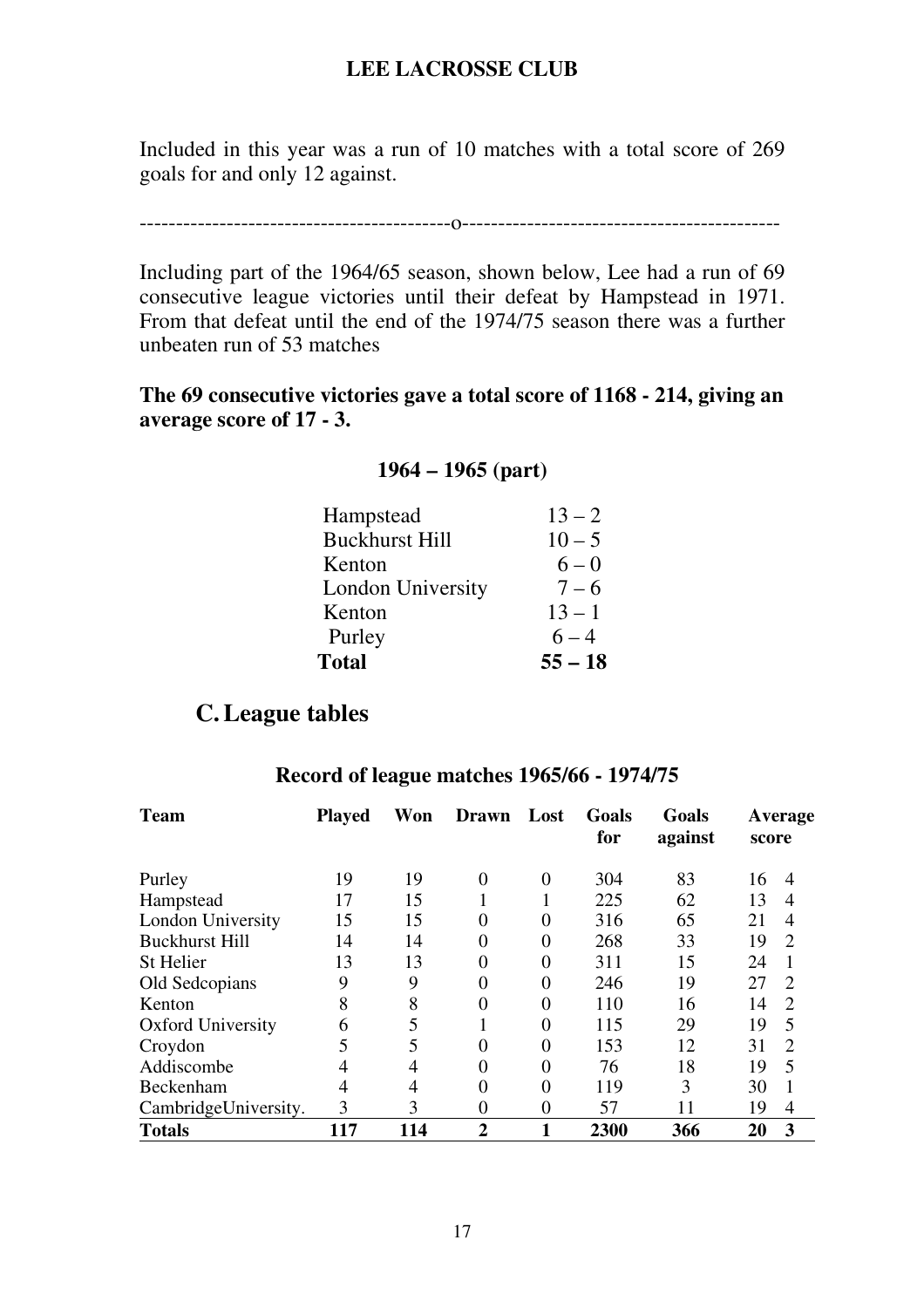Included in this year was a run of 10 matches with a total score of 269 goals for and only 12 against.

-------------------------------------------o-------------------------------------------

Including part of the 1964/65 season, shown below, Lee had a run of 69 consecutive league victories until their defeat by Hampstead in 1971. From that defeat until the end of the 1974/75 season there was a further unbeaten run of 53 matches

**The 69 consecutive victories gave a total score of 1168 - 214, giving an average score of 17 - 3.**

**1964 – 1965 (part)**

| | |
|---|---|
| Hampstead | 13 – 2 |
| Buckhurst Hill | 10 – 5 |
| Kenton | 6 – 0 |
| London University | 7 – 6 |
| Kenton | 13 – 1 |
| Purley | 6 – 4 |
| **Total** | **55 – 18** |

## C. League tables

**Record of league matches 1965/66 - 1974/75**

| Team | Played | Won | Drawn | Lost | Goals for | Goals against | Average score | |
|---|---|---|---|---|---|---|---|---|
| Purley | 19 | 19 | 0 | 0 | 304 | 83 | 16 | 4 |
| Hampstead | 17 | 15 | 1 | 1 | 225 | 62 | 13 | 4 |
| London University | 15 | 15 | 0 | 0 | 316 | 65 | 21 | 4 |
| Buckhurst Hill | 14 | 14 | 0 | 0 | 268 | 33 | 19 | 2 |
| St Helier | 13 | 13 | 0 | 0 | 311 | 15 | 24 | 1 |
| Old Sedcopians | 9 | 9 | 0 | 0 | 246 | 19 | 27 | 2 |
| Kenton | 8 | 8 | 0 | 0 | 110 | 16 | 14 | 2 |
| Oxford University | 6 | 5 | 1 | 0 | 115 | 29 | 19 | 5 |
| Croydon | 5 | 5 | 0 | 0 | 153 | 12 | 31 | 2 |
| Addiscombe | 4 | 4 | 0 | 0 | 76 | 18 | 19 | 5 |
| Beckenham | 4 | 4 | 0 | 0 | 119 | 3 | 30 | 1 |
| CambridgeUniversity. | 3 | 3 | 0 | 0 | 57 | 11 | 19 | 4 |
| **Totals** | **117** | **114** | **2** | **1** | **2300** | **366** | **20** | **3** |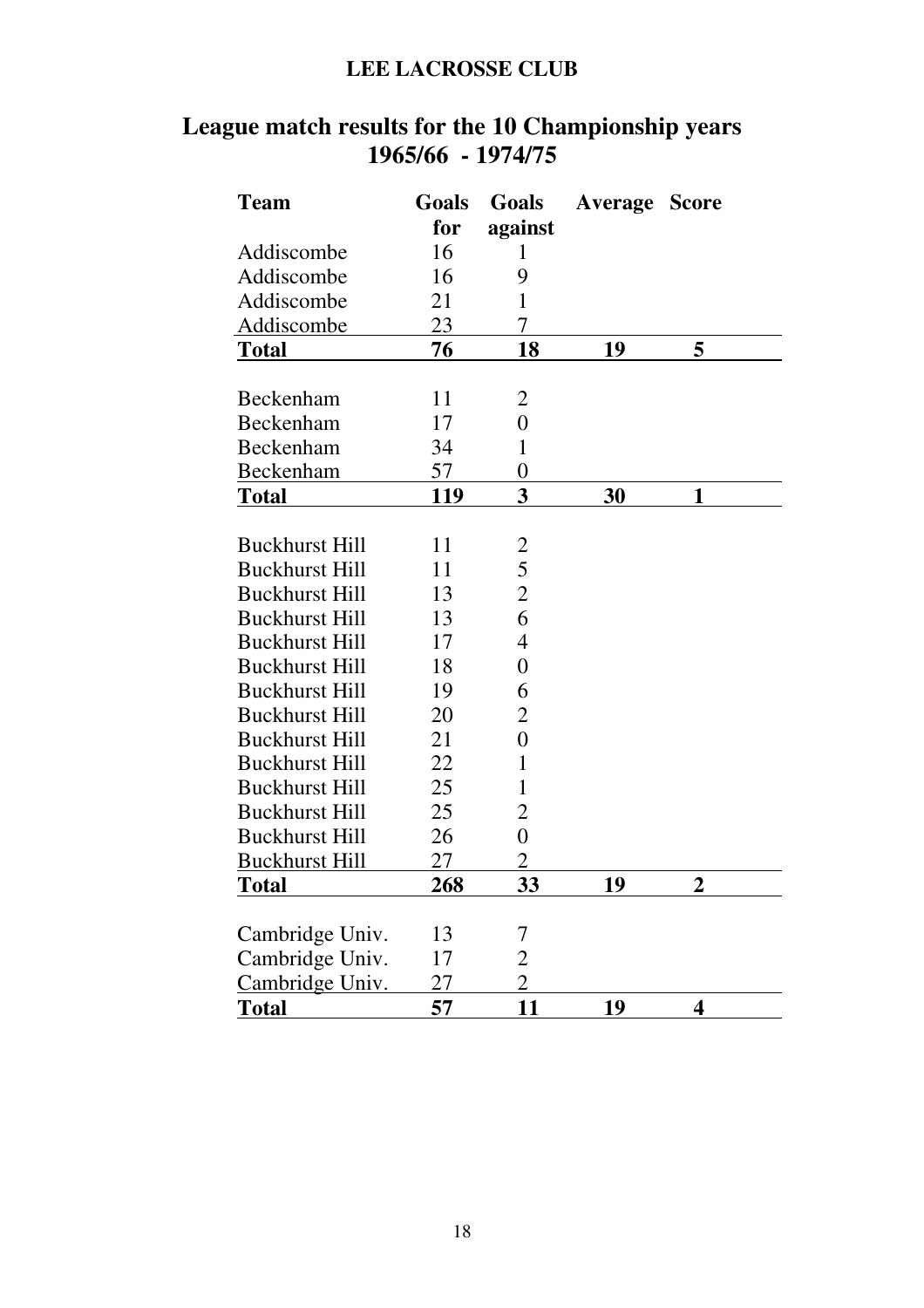**LEE LACROSSE CLUB**

## League match results for the 10 Championship years 1965/66 - 1974/75

| Team | Goals for | Goals against | Average | Score |
|---|---|---|---|---|
| Addiscombe | 16 | 1 | | |
| Addiscombe | 16 | 9 | | |
| Addiscombe | 21 | 1 | | |
| Addiscombe | 23 | 7 | | |
| **Total** | **76** | **18** | **19** | **5** |
| | | | | |
| Beckenham | 11 | 2 | | |
| Beckenham | 17 | 0 | | |
| Beckenham | 34 | 1 | | |
| Beckenham | 57 | 0 | | |
| **Total** | **119** | **3** | **30** | **1** |
| | | | | |
| Buckhurst Hill | 11 | 2 | | |
| Buckhurst Hill | 11 | 5 | | |
| Buckhurst Hill | 13 | 2 | | |
| Buckhurst Hill | 13 | 6 | | |
| Buckhurst Hill | 17 | 4 | | |
| Buckhurst Hill | 18 | 0 | | |
| Buckhurst Hill | 19 | 6 | | |
| Buckhurst Hill | 20 | 2 | | |
| Buckhurst Hill | 21 | 0 | | |
| Buckhurst Hill | 22 | 1 | | |
| Buckhurst Hill | 25 | 1 | | |
| Buckhurst Hill | 25 | 2 | | |
| Buckhurst Hill | 26 | 0 | | |
| Buckhurst Hill | 27 | 2 | | |
| **Total** | **268** | **33** | **19** | **2** |
| | | | | |
| Cambridge Univ. | 13 | 7 | | |
| Cambridge Univ. | 17 | 2 | | |
| Cambridge Univ. | 27 | 2 | | |
| **Total** | **57** | **11** | **19** | **4** |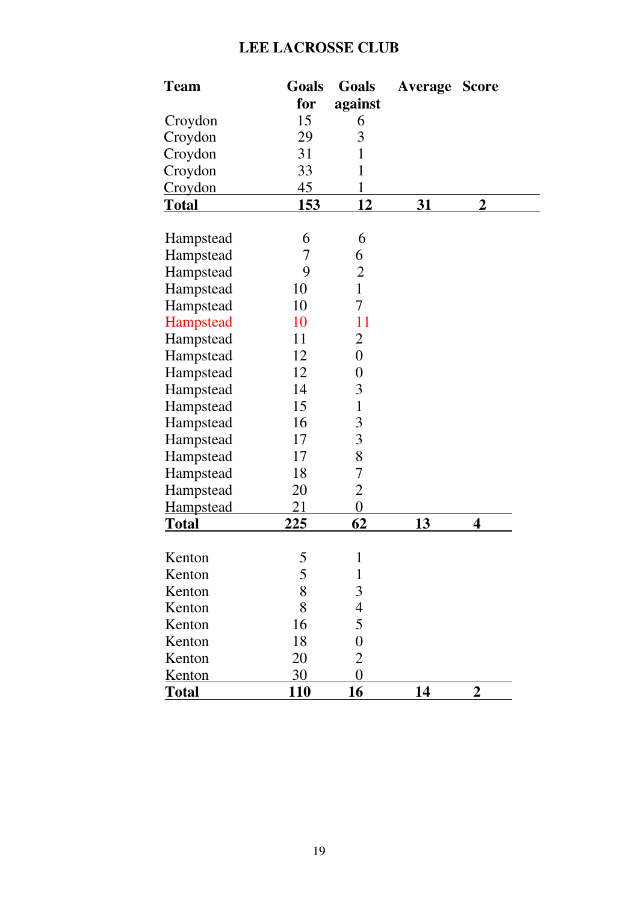# LEE LACROSSE CLUB

| Team | Goals for | Goals against | Average | Score |
|---|---|---|---|---|
| Croydon | 15 | 6 | | |
| Croydon | 29 | 3 | | |
| Croydon | 31 | 1 | | |
| Croydon | 33 | 1 | | |
| Croydon | 45 | 1 | | |
| **Total** | **153** | **12** | **31** | **2** |
| | | | | |
| Hampstead | 6 | 6 | | |
| Hampstead | 7 | 6 | | |
| Hampstead | 9 | 2 | | |
| Hampstead | 10 | 1 | | |
| Hampstead | 10 | 7 | | |
| Hampstead | 10 | 11 | | |
| Hampstead | 11 | 2 | | |
| Hampstead | 12 | 0 | | |
| Hampstead | 12 | 0 | | |
| Hampstead | 14 | 3 | | |
| Hampstead | 15 | 1 | | |
| Hampstead | 16 | 3 | | |
| Hampstead | 17 | 3 | | |
| Hampstead | 17 | 8 | | |
| Hampstead | 18 | 7 | | |
| Hampstead | 20 | 2 | | |
| Hampstead | 21 | 0 | | |
| **Total** | **225** | **62** | **13** | **4** |
| | | | | |
| Kenton | 5 | 1 | | |
| Kenton | 5 | 1 | | |
| Kenton | 8 | 3 | | |
| Kenton | 8 | 4 | | |
| Kenton | 16 | 5 | | |
| Kenton | 18 | 0 | | |
| Kenton | 20 | 2 | | |
| Kenton | 30 | 0 | | |
| **Total** | **110** | **16** | **14** | **2** |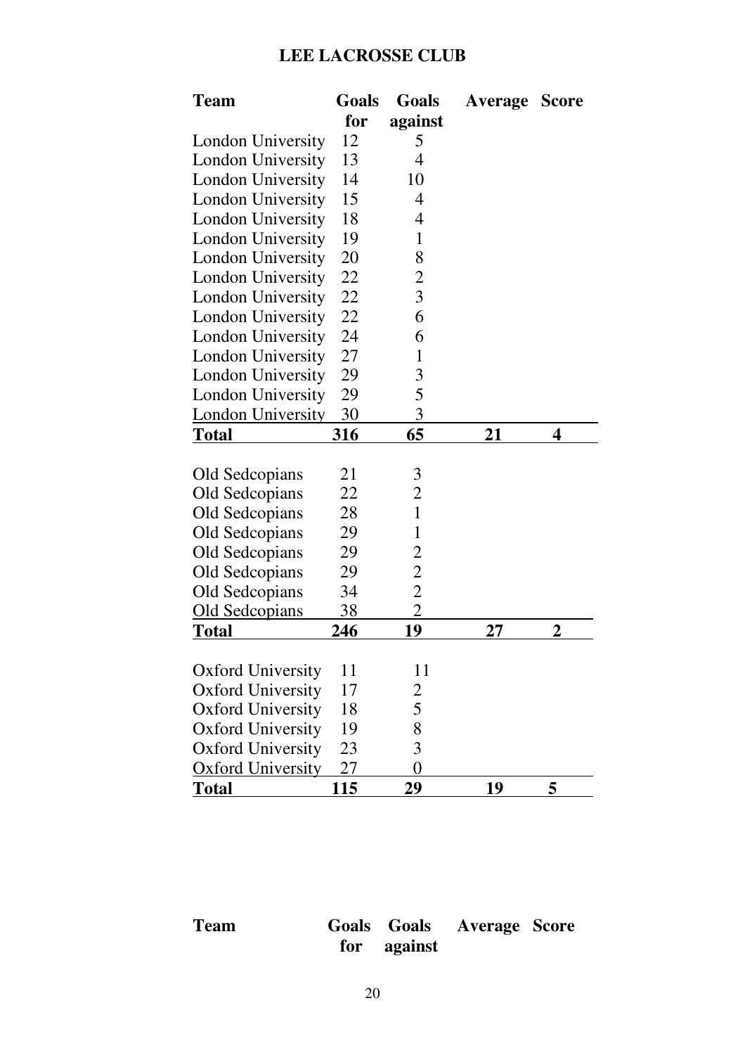# LEE LACROSSE CLUB

| Team | Goals for | Goals against | Average | Score |
|---|---|---|---|---|
| London University | 12 | 5 | | |
| London University | 13 | 4 | | |
| London University | 14 | 10 | | |
| London University | 15 | 4 | | |
| London University | 18 | 4 | | |
| London University | 19 | 1 | | |
| London University | 20 | 8 | | |
| London University | 22 | 2 | | |
| London University | 22 | 3 | | |
| London University | 22 | 6 | | |
| London University | 24 | 6 | | |
| London University | 27 | 1 | | |
| London University | 29 | 3 | | |
| London University | 29 | 5 | | |
| London University | 30 | 3 | | |
| **Total** | **316** | **65** | **21** | **4** |
| | | | | |
| Old Sedcopians | 21 | 3 | | |
| Old Sedcopians | 22 | 2 | | |
| Old Sedcopians | 28 | 1 | | |
| Old Sedcopians | 29 | 1 | | |
| Old Sedcopians | 29 | 2 | | |
| Old Sedcopians | 29 | 2 | | |
| Old Sedcopians | 34 | 2 | | |
| Old Sedcopians | 38 | 2 | | |
| **Total** | **246** | **19** | **27** | **2** |
| | | | | |
| Oxford University | 11 | 11 | | |
| Oxford University | 17 | 2 | | |
| Oxford University | 18 | 5 | | |
| Oxford University | 19 | 8 | | |
| Oxford University | 23 | 3 | | |
| Oxford University | 27 | 0 | | |
| **Total** | **115** | **29** | **19** | **5** |

| Team | Goals for | Goals against | Average | Score |
|---|---|---|---|---|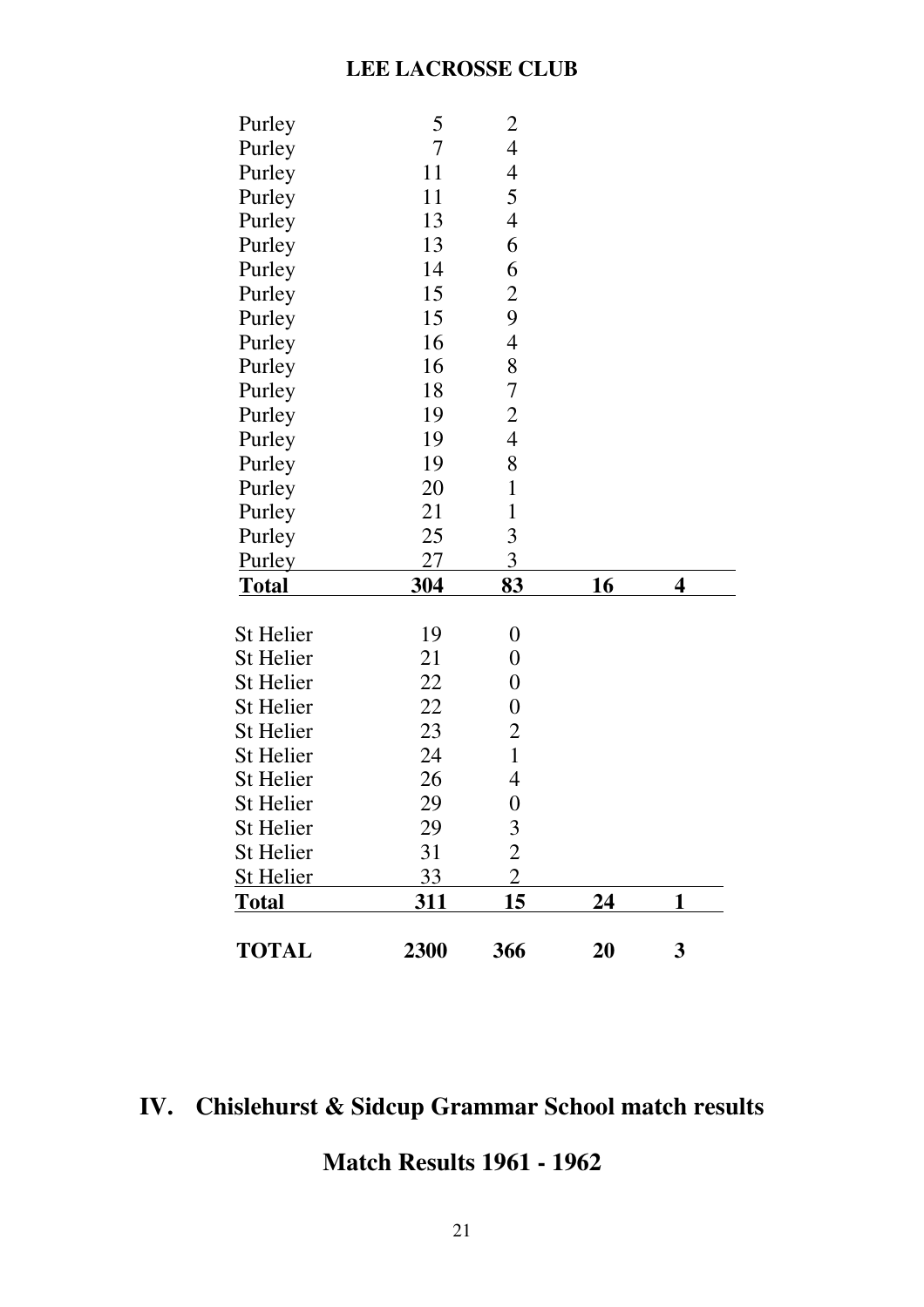| | | | | |
|---|---|---|---|---|
| Purley | 5 | 2 | | |
| Purley | 7 | 4 | | |
| Purley | 11 | 4 | | |
| Purley | 11 | 5 | | |
| Purley | 13 | 4 | | |
| Purley | 13 | 6 | | |
| Purley | 14 | 6 | | |
| Purley | 15 | 2 | | |
| Purley | 15 | 9 | | |
| Purley | 16 | 4 | | |
| Purley | 16 | 8 | | |
| Purley | 18 | 7 | | |
| Purley | 19 | 2 | | |
| Purley | 19 | 4 | | |
| Purley | 19 | 8 | | |
| Purley | 20 | 1 | | |
| Purley | 21 | 1 | | |
| Purley | 25 | 3 | | |
| Purley | 27 | 3 | | |
| **Total** | **304** | **83** | **16** | **4** |
| | | | | |
| St Helier | 19 | 0 | | |
| St Helier | 21 | 0 | | |
| St Helier | 22 | 0 | | |
| St Helier | 22 | 0 | | |
| St Helier | 23 | 2 | | |
| St Helier | 24 | 1 | | |
| St Helier | 26 | 4 | | |
| St Helier | 29 | 0 | | |
| St Helier | 29 | 3 | | |
| St Helier | 31 | 2 | | |
| St Helier | 33 | 2 | | |
| **Total** | **311** | **15** | **24** | **1** |
| | | | | |
| **TOTAL** | **2300** | **366** | **20** | **3** |

# IV. Chislehurst & Sidcup Grammar School match results

## Match Results 1961 - 1962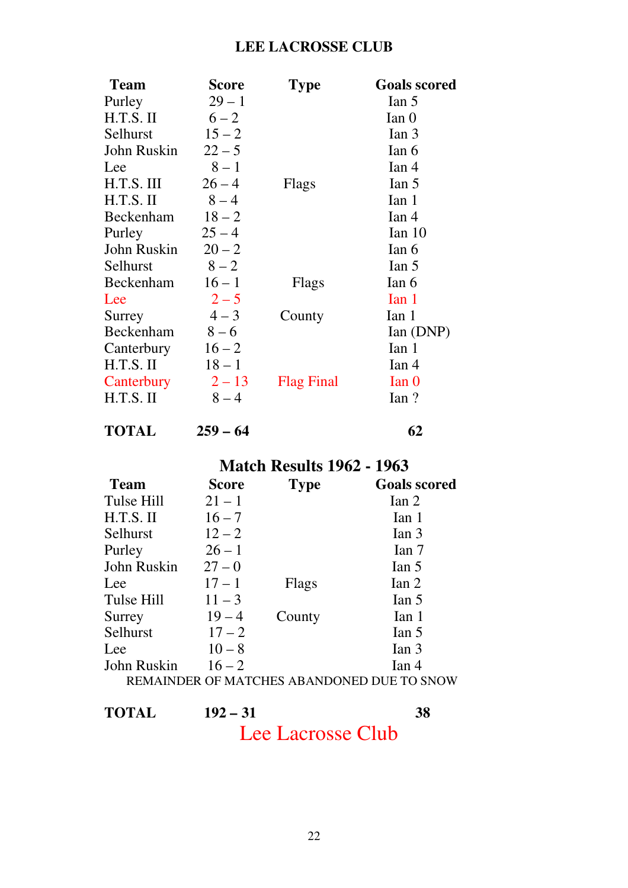## LEE LACROSSE CLUB

| Team | Score | Type | Goals scored |
|---|---|---|---|
| Purley | 29 – 1 | | Ian 5 |
| H.T.S. II | 6 – 2 | | Ian 0 |
| Selhurst | 15 – 2 | | Ian 3 |
| John Ruskin | 22 – 5 | | Ian 6 |
| Lee | 8 – 1 | | Ian 4 |
| H.T.S. III | 26 – 4 | Flags | Ian 5 |
| H.T.S. II | 8 – 4 | | Ian 1 |
| Beckenham | 18 – 2 | | Ian 4 |
| Purley | 25 – 4 | | Ian 10 |
| John Ruskin | 20 – 2 | | Ian 6 |
| Selhurst | 8 – 2 | | Ian 5 |
| Beckenham | 16 – 1 | Flags | Ian 6 |
| Lee | 2 – 5 | | Ian 1 |
| Surrey | 4 – 3 | County | Ian 1 |
| Beckenham | 8 – 6 | | Ian (DNP) |
| Canterbury | 16 – 2 | | Ian 1 |
| H.T.S. II | 18 – 1 | | Ian 4 |
| Canterbury | 2 – 13 | Flag Final | Ian 0 |
| H.T.S. II | 8 – 4 | | Ian ? |
| **TOTAL** | **259 – 64** | | **62** |

## Match Results 1962 - 1963

| Team | Score | Type | Goals scored |
|---|---|---|---|
| Tulse Hill | 21 – 1 | | Ian 2 |
| H.T.S. II | 16 – 7 | | Ian 1 |
| Selhurst | 12 – 2 | | Ian 3 |
| Purley | 26 – 1 | | Ian 7 |
| John Ruskin | 27 – 0 | | Ian 5 |
| Lee | 17 – 1 | Flags | Ian 2 |
| Tulse Hill | 11 – 3 | | Ian 5 |
| Surrey | 19 – 4 | County | Ian 1 |
| Selhurst | 17 – 2 | | Ian 5 |
| Lee | 10 – 8 | | Ian 3 |
| John Ruskin | 16 – 2 | | Ian 4 |

REMAINDER OF MATCHES ABANDONED DUE TO SNOW

| | | |
|---|---|---|
| **TOTAL** | **192 – 31** | **38** |

Lee Lacrosse Club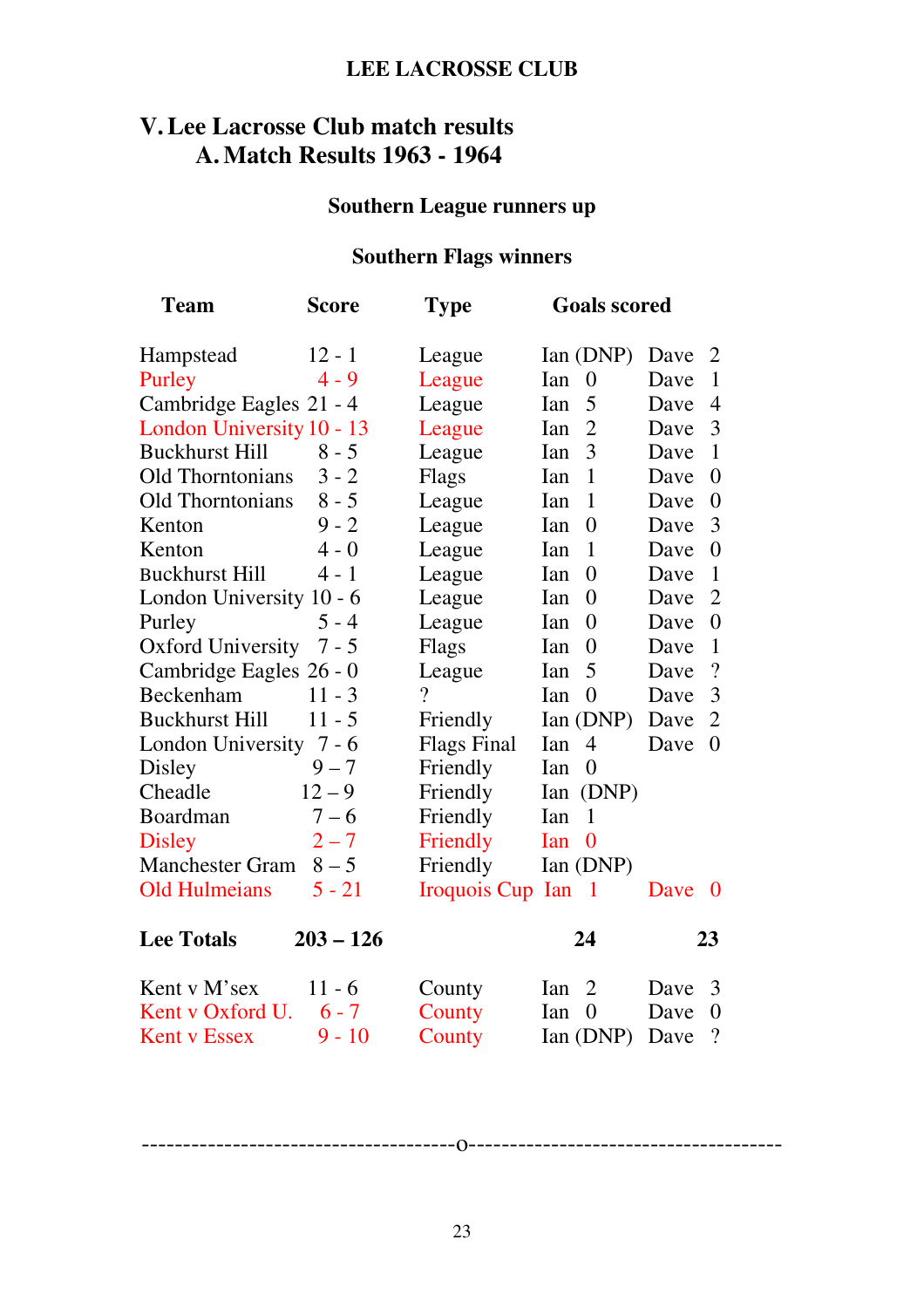LEE LACROSSE CLUB

# V. Lee Lacrosse Club match results

## A. Match Results 1963 - 1964

**Southern League runners up**

**Southern Flags winners**

| Team | Score | Type | Goals scored | |
|---|---|---|---|---|
| Hampstead | 12 - 1 | League | Ian (DNP) | Dave 2 |
| Purley | 4 - 9 | League | Ian 0 | Dave 1 |
| Cambridge Eagles | 21 - 4 | League | Ian 5 | Dave 4 |
| London University | 10 - 13 | League | Ian 2 | Dave 3 |
| Buckhurst Hill | 8 - 5 | League | Ian 3 | Dave 1 |
| Old Thorntonians | 3 - 2 | Flags | Ian 1 | Dave 0 |
| Old Thorntonians | 8 - 5 | League | Ian 1 | Dave 0 |
| Kenton | 9 - 2 | League | Ian 0 | Dave 3 |
| Kenton | 4 - 0 | League | Ian 1 | Dave 0 |
| Buckhurst Hill | 4 - 1 | League | Ian 0 | Dave 1 |
| London University | 10 - 6 | League | Ian 0 | Dave 2 |
| Purley | 5 - 4 | League | Ian 0 | Dave 0 |
| Oxford University | 7 - 5 | Flags | Ian 0 | Dave 1 |
| Cambridge Eagles | 26 - 0 | League | Ian 5 | Dave ? |
| Beckenham | 11 - 3 | ? | Ian 0 | Dave 3 |
| Buckhurst Hill | 11 - 5 | Friendly | Ian (DNP) | Dave 2 |
| London University | 7 - 6 | Flags Final | Ian 4 | Dave 0 |
| Disley | 9 – 7 | Friendly | Ian 0 | |
| Cheadle | 12 – 9 | Friendly | Ian (DNP) | |
| Boardman | 7 – 6 | Friendly | Ian 1 | |
| Disley | 2 – 7 | Friendly | Ian 0 | |
| Manchester Gram | 8 – 5 | Friendly | Ian (DNP) | |
| Old Hulmeians | 5 - 21 | Iroquois Cup | Ian 1 | Dave 0 |
| **Lee Totals** | **203 – 126** | | **24** | **23** |
| Kent v M'sex | 11 - 6 | County | Ian 2 | Dave 3 |
| Kent v Oxford U. | 6 - 7 | County | Ian 0 | Dave 0 |
| Kent v Essex | 9 - 10 | County | Ian (DNP) | Dave ? |

-------------------------------------o-------------------------------------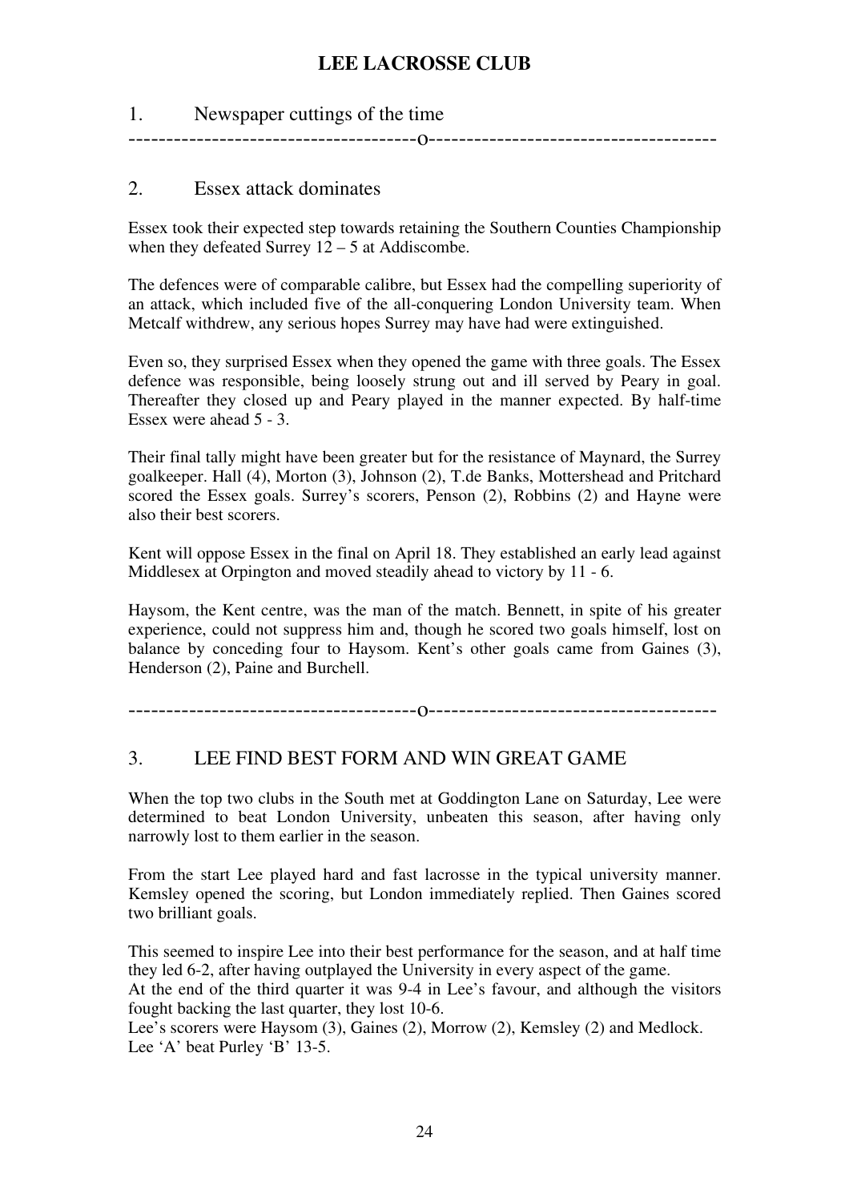# LEE LACROSSE CLUB

## 1. Newspaper cuttings of the time

--------------------------------------o--------------------------------------

## 2. Essex attack dominates

Essex took their expected step towards retaining the Southern Counties Championship when they defeated Surrey 12 – 5 at Addiscombe.

The defences were of comparable calibre, but Essex had the compelling superiority of an attack, which included five of the all-conquering London University team. When Metcalf withdrew, any serious hopes Surrey may have had were extinguished.

Even so, they surprised Essex when they opened the game with three goals. The Essex defence was responsible, being loosely strung out and ill served by Peary in goal. Thereafter they closed up and Peary played in the manner expected. By half-time Essex were ahead 5 - 3.

Their final tally might have been greater but for the resistance of Maynard, the Surrey goalkeeper. Hall (4), Morton (3), Johnson (2), T.de Banks, Mottershead and Pritchard scored the Essex goals. Surrey's scorers, Penson (2), Robbins (2) and Hayne were also their best scorers.

Kent will oppose Essex in the final on April 18. They established an early lead against Middlesex at Orpington and moved steadily ahead to victory by 11 - 6.

Haysom, the Kent centre, was the man of the match. Bennett, in spite of his greater experience, could not suppress him and, though he scored two goals himself, lost on balance by conceding four to Haysom. Kent's other goals came from Gaines (3), Henderson (2), Paine and Burchell.

--------------------------------------o--------------------------------------

## 3. LEE FIND BEST FORM AND WIN GREAT GAME

When the top two clubs in the South met at Goddington Lane on Saturday, Lee were determined to beat London University, unbeaten this season, after having only narrowly lost to them earlier in the season.

From the start Lee played hard and fast lacrosse in the typical university manner. Kemsley opened the scoring, but London immediately replied. Then Gaines scored two brilliant goals.

This seemed to inspire Lee into their best performance for the season, and at half time they led 6-2, after having outplayed the University in every aspect of the game.
At the end of the third quarter it was 9-4 in Lee's favour, and although the visitors fought backing the last quarter, they lost 10-6.
Lee's scorers were Haysom (3), Gaines (2), Morrow (2), Kemsley (2) and Medlock.
Lee 'A' beat Purley 'B' 13-5.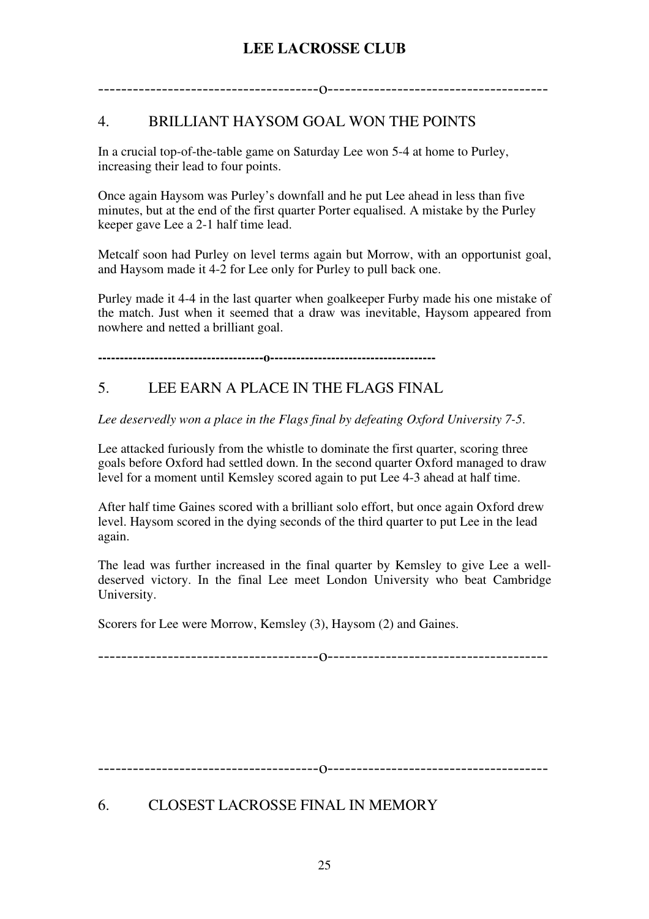# LEE LACROSSE CLUB

--------------------------------------o--------------------------------------

## 4. BRILLIANT HAYSOM GOAL WON THE POINTS

In a crucial top-of-the-table game on Saturday Lee won 5-4 at home to Purley, increasing their lead to four points.

Once again Haysom was Purley's downfall and he put Lee ahead in less than five minutes, but at the end of the first quarter Porter equalised. A mistake by the Purley keeper gave Lee a 2-1 half time lead.

Metcalf soon had Purley on level terms again but Morrow, with an opportunist goal, and Haysom made it 4-2 for Lee only for Purley to pull back one.

Purley made it 4-4 in the last quarter when goalkeeper Furby made his one mistake of the match. Just when it seemed that a draw was inevitable, Haysom appeared from nowhere and netted a brilliant goal.

**--------------------------------------o--------------------------------------**

## 5. LEE EARN A PLACE IN THE FLAGS FINAL

*Lee deservedly won a place in the Flags final by defeating Oxford University 7-5.*

Lee attacked furiously from the whistle to dominate the first quarter, scoring three goals before Oxford had settled down. In the second quarter Oxford managed to draw level for a moment until Kemsley scored again to put Lee 4-3 ahead at half time.

After half time Gaines scored with a brilliant solo effort, but once again Oxford drew level. Haysom scored in the dying seconds of the third quarter to put Lee in the lead again.

The lead was further increased in the final quarter by Kemsley to give Lee a well-deserved victory. In the final Lee meet London University who beat Cambridge University.

Scorers for Lee were Morrow, Kemsley (3), Haysom (2) and Gaines.

--------------------------------------o--------------------------------------

--------------------------------------o--------------------------------------

## 6. CLOSEST LACROSSE FINAL IN MEMORY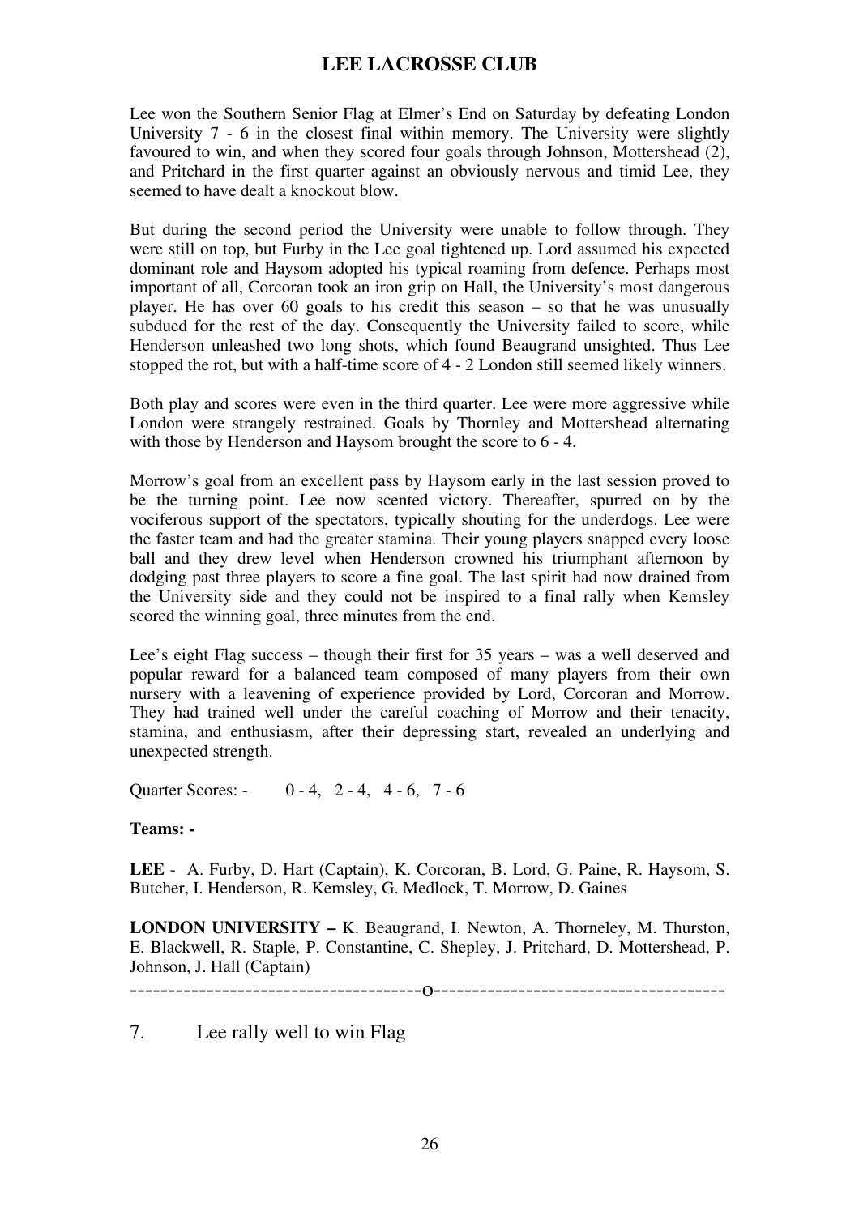## LEE LACROSSE CLUB

Lee won the Southern Senior Flag at Elmer's End on Saturday by defeating London University 7 - 6 in the closest final within memory. The University were slightly favoured to win, and when they scored four goals through Johnson, Mottershead (2), and Pritchard in the first quarter against an obviously nervous and timid Lee, they seemed to have dealt a knockout blow.

But during the second period the University were unable to follow through. They were still on top, but Furby in the Lee goal tightened up. Lord assumed his expected dominant role and Haysom adopted his typical roaming from defence. Perhaps most important of all, Corcoran took an iron grip on Hall, the University's most dangerous player. He has over 60 goals to his credit this season – so that he was unusually subdued for the rest of the day. Consequently the University failed to score, while Henderson unleashed two long shots, which found Beaugrand unsighted. Thus Lee stopped the rot, but with a half-time score of 4 - 2 London still seemed likely winners.

Both play and scores were even in the third quarter. Lee were more aggressive while London were strangely restrained. Goals by Thornley and Mottershead alternating with those by Henderson and Haysom brought the score to 6 - 4.

Morrow's goal from an excellent pass by Haysom early in the last session proved to be the turning point. Lee now scented victory. Thereafter, spurred on by the vociferous support of the spectators, typically shouting for the underdogs. Lee were the faster team and had the greater stamina. Their young players snapped every loose ball and they drew level when Henderson crowned his triumphant afternoon by dodging past three players to score a fine goal. The last spirit had now drained from the University side and they could not be inspired to a final rally when Kemsley scored the winning goal, three minutes from the end.

Lee's eight Flag success – though their first for 35 years – was a well deserved and popular reward for a balanced team composed of many players from their own nursery with a leavening of experience provided by Lord, Corcoran and Morrow. They had trained well under the careful coaching of Morrow and their tenacity, stamina, and enthusiasm, after their depressing start, revealed an underlying and unexpected strength.

Quarter Scores: - 0 - 4, 2 - 4, 4 - 6, 7 - 6

**Teams: -**

**LEE** - A. Furby, D. Hart (Captain), K. Corcoran, B. Lord, G. Paine, R. Haysom, S. Butcher, I. Henderson, R. Kemsley, G. Medlock, T. Morrow, D. Gaines

**LONDON UNIVERSITY –** K. Beaugrand, I. Newton, A. Thorneley, M. Thurston, E. Blackwell, R. Staple, P. Constantine, C. Shepley, J. Pritchard, D. Mottershead, P. Johnson, J. Hall (Captain)

--------------------------------------o--------------------------------------

7. Lee rally well to win Flag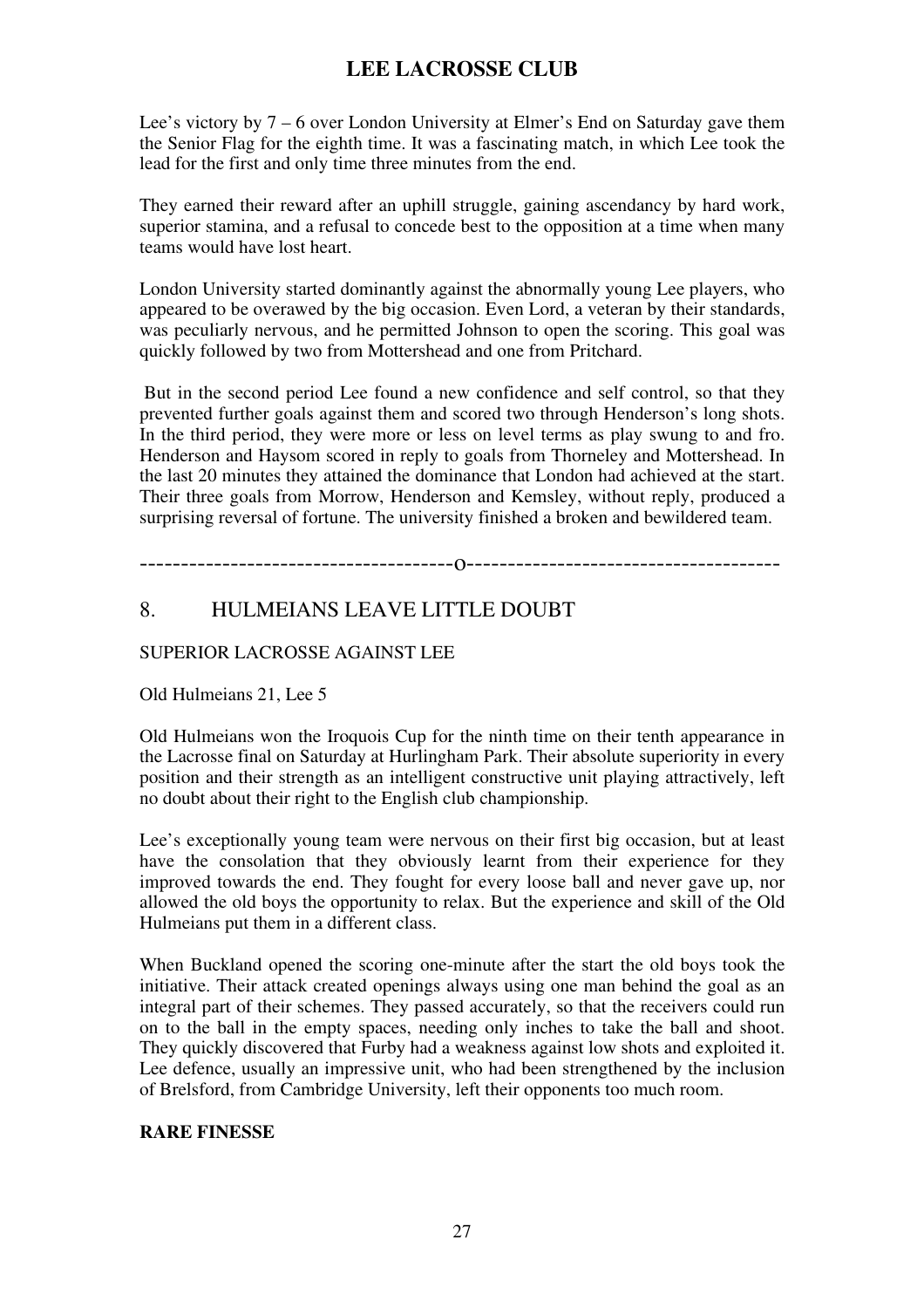Lee's victory by 7 – 6 over London University at Elmer's End on Saturday gave them the Senior Flag for the eighth time. It was a fascinating match, in which Lee took the lead for the first and only time three minutes from the end.

They earned their reward after an uphill struggle, gaining ascendancy by hard work, superior stamina, and a refusal to concede best to the opposition at a time when many teams would have lost heart.

London University started dominantly against the abnormally young Lee players, who appeared to be overawed by the big occasion. Even Lord, a veteran by their standards, was peculiarly nervous, and he permitted Johnson to open the scoring. This goal was quickly followed by two from Mottershead and one from Pritchard.

But in the second period Lee found a new confidence and self control, so that they prevented further goals against them and scored two through Henderson's long shots. In the third period, they were more or less on level terms as play swung to and fro. Henderson and Haysom scored in reply to goals from Thorneley and Mottershead. In the last 20 minutes they attained the dominance that London had achieved at the start. Their three goals from Morrow, Henderson and Kemsley, without reply, produced a surprising reversal of fortune. The university finished a broken and bewildered team.

-------------------------------------o-------------------------------------

## 8. HULMEIANS LEAVE LITTLE DOUBT

SUPERIOR LACROSSE AGAINST LEE

Old Hulmeians 21, Lee 5

Old Hulmeians won the Iroquois Cup for the ninth time on their tenth appearance in the Lacrosse final on Saturday at Hurlingham Park. Their absolute superiority in every position and their strength as an intelligent constructive unit playing attractively, left no doubt about their right to the English club championship.

Lee's exceptionally young team were nervous on their first big occasion, but at least have the consolation that they obviously learnt from their experience for they improved towards the end. They fought for every loose ball and never gave up, nor allowed the old boys the opportunity to relax. But the experience and skill of the Old Hulmeians put them in a different class.

When Buckland opened the scoring one-minute after the start the old boys took the initiative. Their attack created openings always using one man behind the goal as an integral part of their schemes. They passed accurately, so that the receivers could run on to the ball in the empty spaces, needing only inches to take the ball and shoot. They quickly discovered that Furby had a weakness against low shots and exploited it. Lee defence, usually an impressive unit, who had been strengthened by the inclusion of Brelsford, from Cambridge University, left their opponents too much room.

**RARE FINESSE**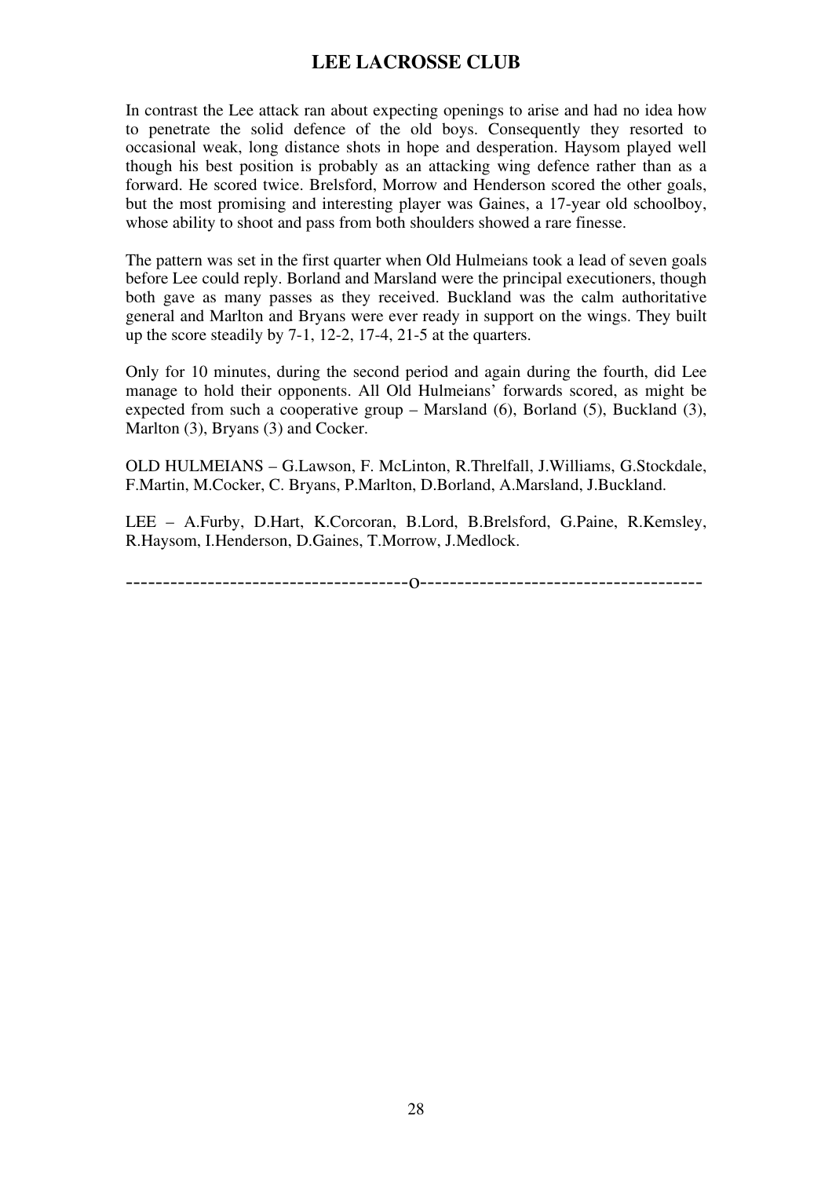In contrast the Lee attack ran about expecting openings to arise and had no idea how to penetrate the solid defence of the old boys. Consequently they resorted to occasional weak, long distance shots in hope and desperation. Haysom played well though his best position is probably as an attacking wing defence rather than as a forward. He scored twice. Brelsford, Morrow and Henderson scored the other goals, but the most promising and interesting player was Gaines, a 17-year old schoolboy, whose ability to shoot and pass from both shoulders showed a rare finesse.

The pattern was set in the first quarter when Old Hulmeians took a lead of seven goals before Lee could reply. Borland and Marsland were the principal executioners, though both gave as many passes as they received. Buckland was the calm authoritative general and Marlton and Bryans were ever ready in support on the wings. They built up the score steadily by 7-1, 12-2, 17-4, 21-5 at the quarters.

Only for 10 minutes, during the second period and again during the fourth, did Lee manage to hold their opponents. All Old Hulmeians' forwards scored, as might be expected from such a cooperative group – Marsland (6), Borland (5), Buckland (3), Marlton (3), Bryans (3) and Cocker.

OLD HULMEIANS – G.Lawson, F. McLinton, R.Threlfall, J.Williams, G.Stockdale, F.Martin, M.Cocker, C. Bryans, P.Marlton, D.Borland, A.Marsland, J.Buckland.

LEE – A.Furby, D.Hart, K.Corcoran, B.Lord, B.Brelsford, G.Paine, R.Kemsley, R.Haysom, I.Henderson, D.Gaines, T.Morrow, J.Medlock.

-------------------------------------o-------------------------------------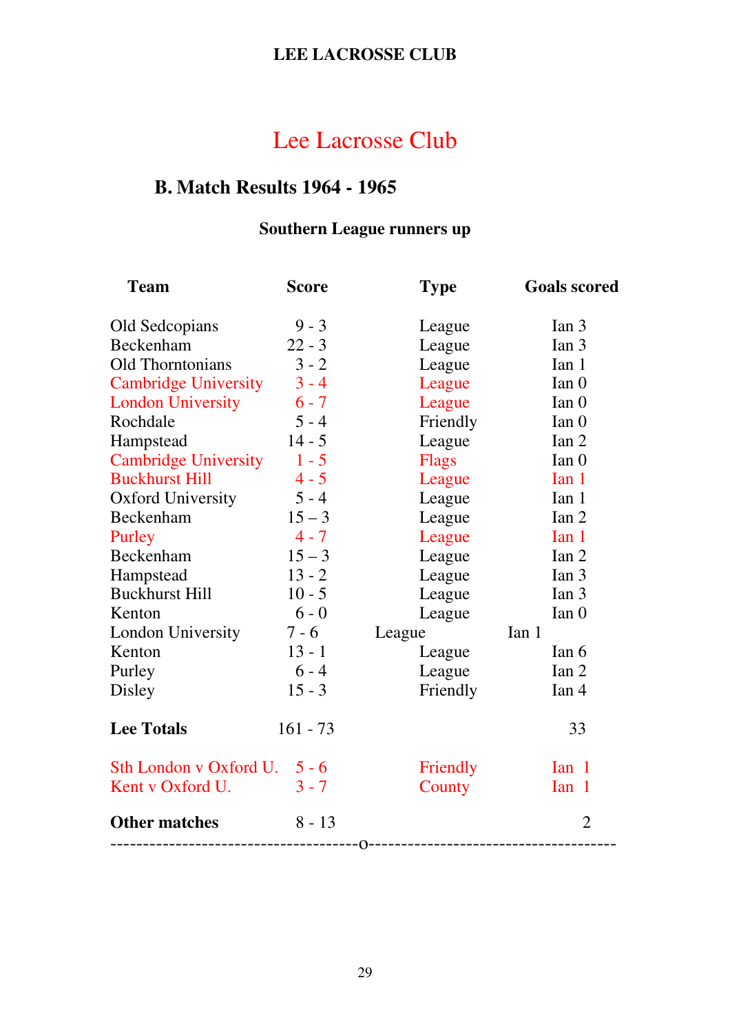# Lee Lacrosse Club

## B. Match Results 1964 - 1965

### Southern League runners up

| Team | Score | Type | Goals scored |
|---|---|---|---|
| Old Sedcopians | 9 - 3 | League | Ian 3 |
| Beckenham | 22 - 3 | League | Ian 3 |
| Old Thorntonians | 3 - 2 | League | Ian 1 |
| Cambridge University | 3 - 4 | League | Ian 0 |
| London University | 6 - 7 | League | Ian 0 |
| Rochdale | 5 - 4 | Friendly | Ian 0 |
| Hampstead | 14 - 5 | League | Ian 2 |
| Cambridge University | 1 - 5 | Flags | Ian 0 |
| Buckhurst Hill | 4 - 5 | League | Ian 1 |
| Oxford University | 5 - 4 | League | Ian 1 |
| Beckenham | 15 – 3 | League | Ian 2 |
| Purley | 4 - 7 | League | Ian 1 |
| Beckenham | 15 – 3 | League | Ian 2 |
| Hampstead | 13 - 2 | League | Ian 3 |
| Buckhurst Hill | 10 - 5 | League | Ian 3 |
| Kenton | 6 - 0 | League | Ian 0 |
| London University | 7 - 6 | League | Ian 1 |
| Kenton | 13 - 1 | League | Ian 6 |
| Purley | 6 - 4 | League | Ian 2 |
| Disley | 15 - 3 | Friendly | Ian 4 |
| **Lee Totals** | 161 - 73 | | 33 |
| Sth London v Oxford U. | 5 - 6 | Friendly | Ian 1 |
| Kent v Oxford U. | 3 - 7 | County | Ian 1 |
| **Other matches** | 8 - 13 | | 2 |

-------------------------------------o-------------------------------------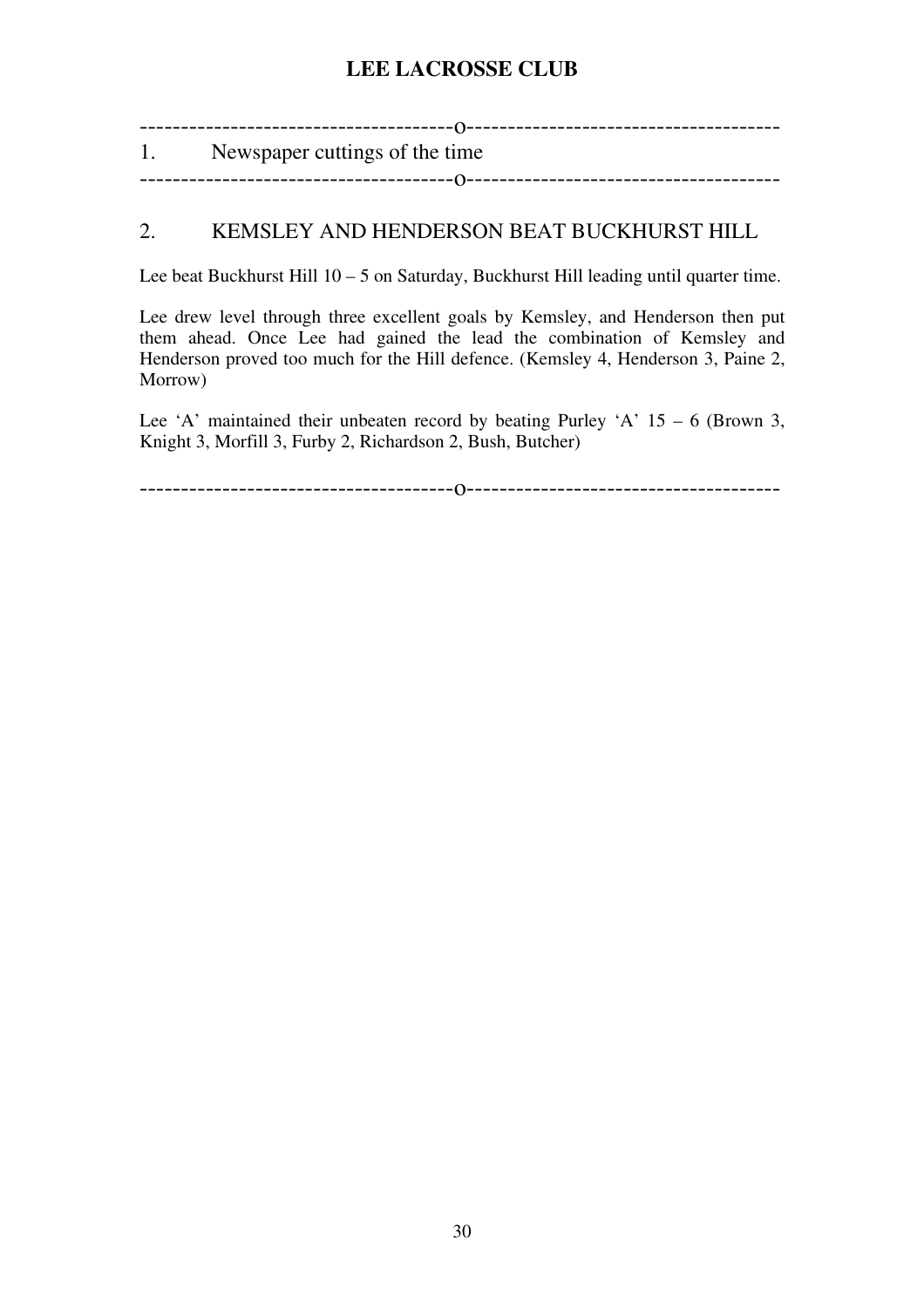-------------------------------------o-------------------------------------

1. Newspaper cuttings of the time

-------------------------------------o-------------------------------------

## 2. KEMSLEY AND HENDERSON BEAT BUCKHURST HILL

Lee beat Buckhurst Hill 10 – 5 on Saturday, Buckhurst Hill leading until quarter time.

Lee drew level through three excellent goals by Kemsley, and Henderson then put them ahead. Once Lee had gained the lead the combination of Kemsley and Henderson proved too much for the Hill defence. (Kemsley 4, Henderson 3, Paine 2, Morrow)

Lee 'A' maintained their unbeaten record by beating Purley 'A' 15 – 6 (Brown 3, Knight 3, Morfill 3, Furby 2, Richardson 2, Bush, Butcher)

-------------------------------------o-------------------------------------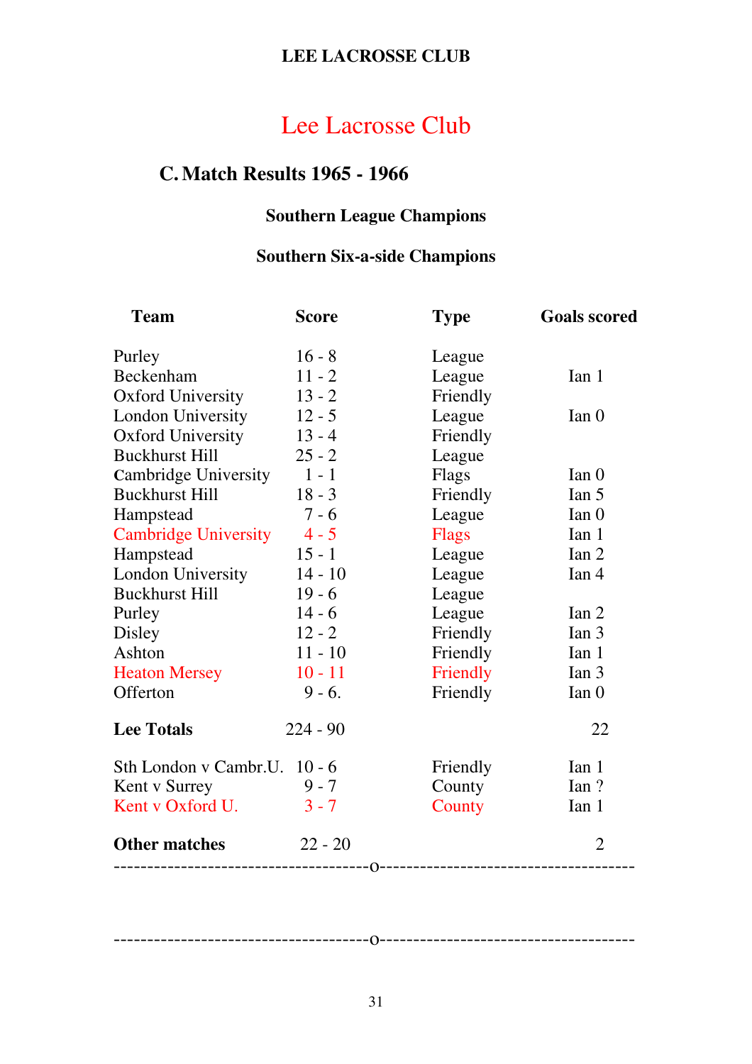# Lee Lacrosse Club

## C. Match Results 1965 - 1966

**Southern League Champions**

**Southern Six-a-side Champions**

| Team | Score | Type | Goals scored |
|---|---|---|---|
| Purley | 16 - 8 | League | |
| Beckenham | 11 - 2 | League | Ian 1 |
| Oxford University | 13 - 2 | Friendly | |
| London University | 12 - 5 | League | Ian 0 |
| Oxford University | 13 - 4 | Friendly | |
| Buckhurst Hill | 25 - 2 | League | |
| Cambridge University | 1 - 1 | Flags | Ian 0 |
| Buckhurst Hill | 18 - 3 | Friendly | Ian 5 |
| Hampstead | 7 - 6 | League | Ian 0 |
| Cambridge University | 4 - 5 | Flags | Ian 1 |
| Hampstead | 15 - 1 | League | Ian 2 |
| London University | 14 - 10 | League | Ian 4 |
| Buckhurst Hill | 19 - 6 | League | |
| Purley | 14 - 6 | League | Ian 2 |
| Disley | 12 - 2 | Friendly | Ian 3 |
| Ashton | 11 - 10 | Friendly | Ian 1 |
| Heaton Mersey | 10 - 11 | Friendly | Ian 3 |
| Offerton | 9 - 6. | Friendly | Ian 0 |
| **Lee Totals** | 224 - 90 | | 22 |
| Sth London v Cambr.U. | 10 - 6 | Friendly | Ian 1 |
| Kent v Surrey | 9 - 7 | County | Ian ? |
| Kent v Oxford U. | 3 - 7 | County | Ian 1 |
| **Other matches** | 22 - 20 | | 2 |

-------------------------------------o-------------------------------------

-------------------------------------o-------------------------------------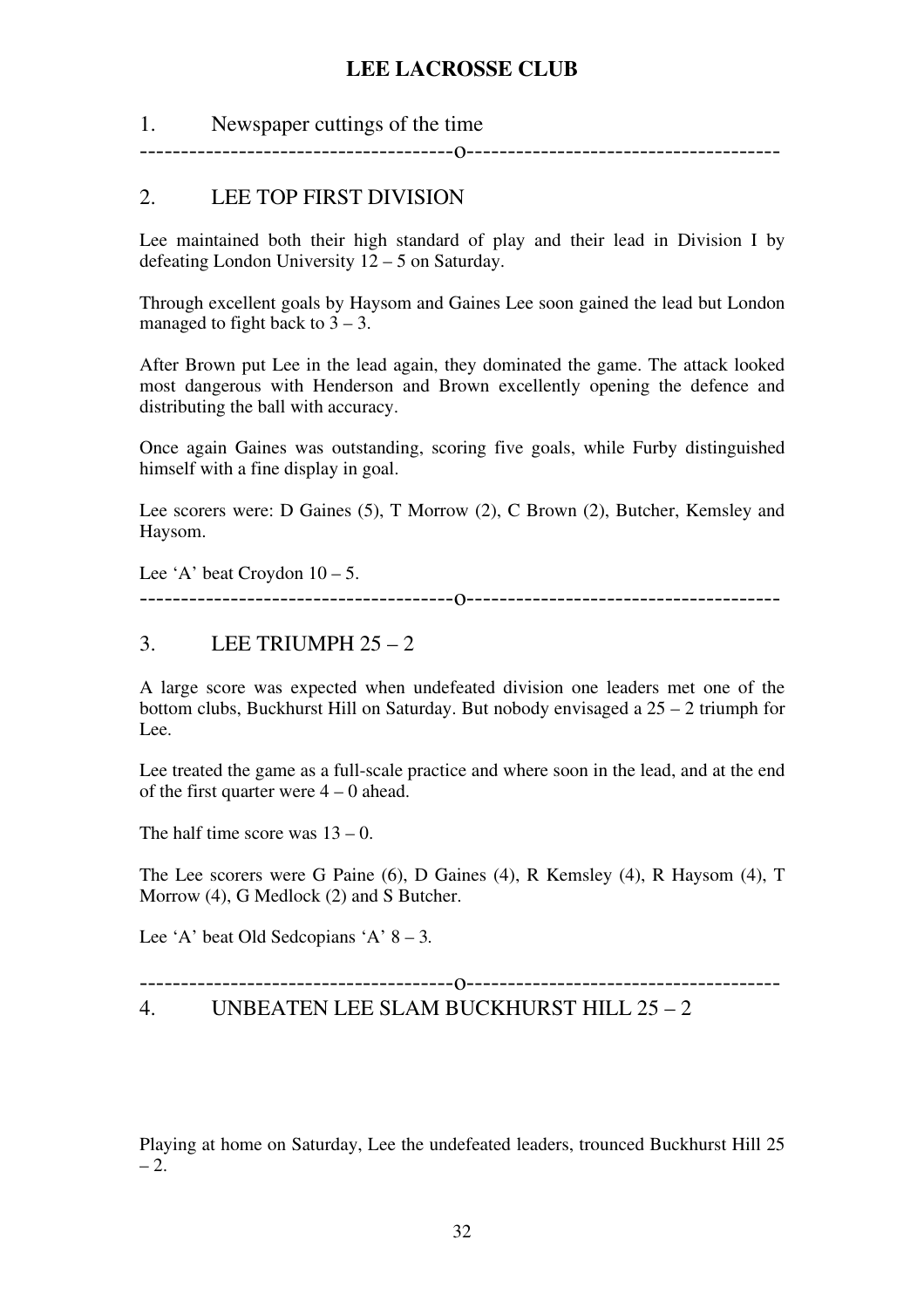# LEE LACROSSE CLUB

1. Newspaper cuttings of the time

-------------------------------------o-------------------------------------

## 2. LEE TOP FIRST DIVISION

Lee maintained both their high standard of play and their lead in Division I by defeating London University 12 – 5 on Saturday.

Through excellent goals by Haysom and Gaines Lee soon gained the lead but London managed to fight back to 3 – 3.

After Brown put Lee in the lead again, they dominated the game. The attack looked most dangerous with Henderson and Brown excellently opening the defence and distributing the ball with accuracy.

Once again Gaines was outstanding, scoring five goals, while Furby distinguished himself with a fine display in goal.

Lee scorers were: D Gaines (5), T Morrow (2), C Brown (2), Butcher, Kemsley and Haysom.

Lee 'A' beat Croydon 10 – 5.

-------------------------------------o-------------------------------------

## 3. LEE TRIUMPH 25 – 2

A large score was expected when undefeated division one leaders met one of the bottom clubs, Buckhurst Hill on Saturday. But nobody envisaged a 25 – 2 triumph for Lee.

Lee treated the game as a full-scale practice and where soon in the lead, and at the end of the first quarter were 4 – 0 ahead.

The half time score was 13 – 0.

The Lee scorers were G Paine (6), D Gaines (4), R Kemsley (4), R Haysom (4), T Morrow (4), G Medlock (2) and S Butcher.

Lee 'A' beat Old Sedcopians 'A' 8 – 3.

-------------------------------------o-------------------------------------

## 4. UNBEATEN LEE SLAM BUCKHURST HILL 25 – 2

Playing at home on Saturday, Lee the undefeated leaders, trounced Buckhurst Hill 25 – 2.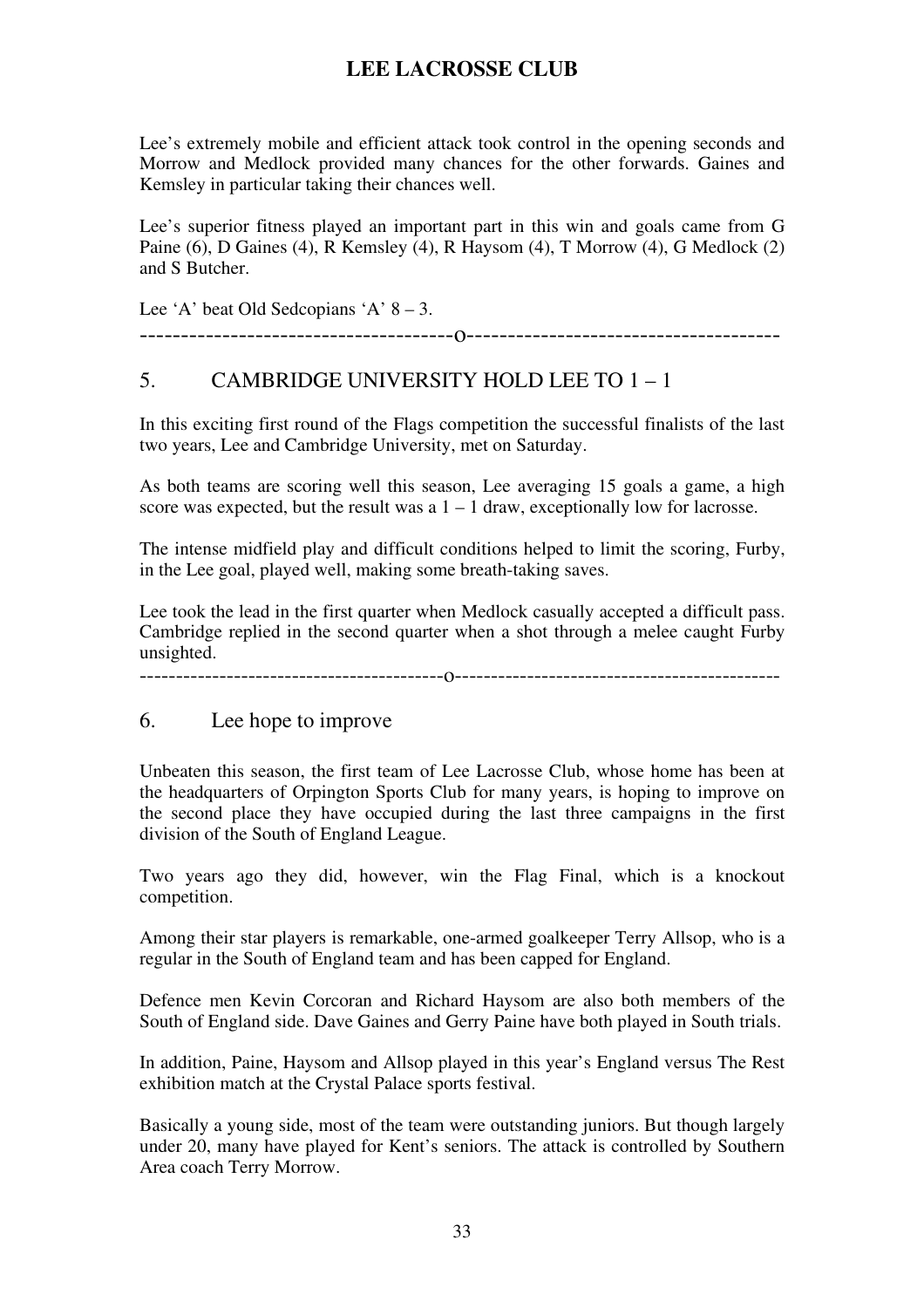Lee's extremely mobile and efficient attack took control in the opening seconds and Morrow and Medlock provided many chances for the other forwards. Gaines and Kemsley in particular taking their chances well.

Lee's superior fitness played an important part in this win and goals came from G Paine (6), D Gaines (4), R Kemsley (4), R Haysom (4), T Morrow (4), G Medlock (2) and S Butcher.

Lee 'A' beat Old Sedcopians 'A' 8 – 3.

--------------------------------------o--------------------------------------

## 5. CAMBRIDGE UNIVERSITY HOLD LEE TO 1 – 1

In this exciting first round of the Flags competition the successful finalists of the last two years, Lee and Cambridge University, met on Saturday.

As both teams are scoring well this season, Lee averaging 15 goals a game, a high score was expected, but the result was a 1 – 1 draw, exceptionally low for lacrosse.

The intense midfield play and difficult conditions helped to limit the scoring, Furby, in the Lee goal, played well, making some breath-taking saves.

Lee took the lead in the first quarter when Medlock casually accepted a difficult pass. Cambridge replied in the second quarter when a shot through a melee caught Furby unsighted.

------------------------------------------o--------------------------------------------

## 6. Lee hope to improve

Unbeaten this season, the first team of Lee Lacrosse Club, whose home has been at the headquarters of Orpington Sports Club for many years, is hoping to improve on the second place they have occupied during the last three campaigns in the first division of the South of England League.

Two years ago they did, however, win the Flag Final, which is a knockout competition.

Among their star players is remarkable, one-armed goalkeeper Terry Allsop, who is a regular in the South of England team and has been capped for England.

Defence men Kevin Corcoran and Richard Haysom are also both members of the South of England side. Dave Gaines and Gerry Paine have both played in South trials.

In addition, Paine, Haysom and Allsop played in this year's England versus The Rest exhibition match at the Crystal Palace sports festival.

Basically a young side, most of the team were outstanding juniors. But though largely under 20, many have played for Kent's seniors. The attack is controlled by Southern Area coach Terry Morrow.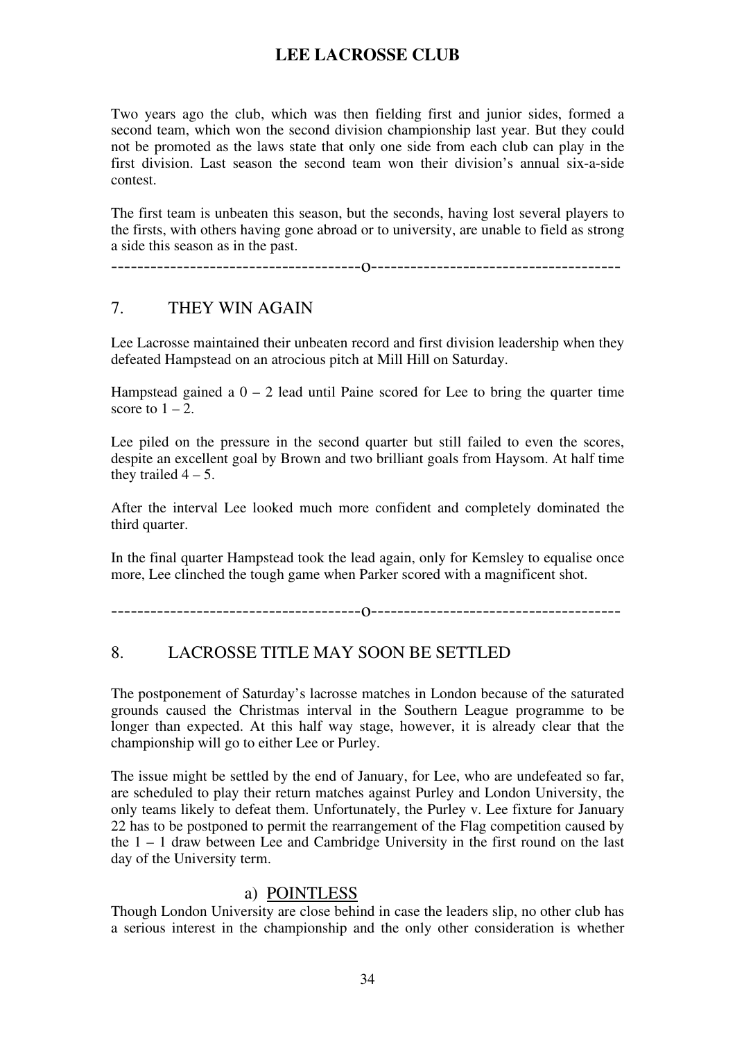Two years ago the club, which was then fielding first and junior sides, formed a second team, which won the second division championship last year. But they could not be promoted as the laws state that only one side from each club can play in the first division. Last season the second team won their division's annual six-a-side contest.

The first team is unbeaten this season, but the seconds, having lost several players to the firsts, with others having gone abroad or to university, are unable to field as strong a side this season as in the past.

-------------------------------------o-------------------------------------

## 7. THEY WIN AGAIN

Lee Lacrosse maintained their unbeaten record and first division leadership when they defeated Hampstead on an atrocious pitch at Mill Hill on Saturday.

Hampstead gained a 0 – 2 lead until Paine scored for Lee to bring the quarter time score to 1 – 2.

Lee piled on the pressure in the second quarter but still failed to even the scores, despite an excellent goal by Brown and two brilliant goals from Haysom. At half time they trailed 4 – 5.

After the interval Lee looked much more confident and completely dominated the third quarter.

In the final quarter Hampstead took the lead again, only for Kemsley to equalise once more, Lee clinched the tough game when Parker scored with a magnificent shot.

-------------------------------------o-------------------------------------

## 8. LACROSSE TITLE MAY SOON BE SETTLED

The postponement of Saturday's lacrosse matches in London because of the saturated grounds caused the Christmas interval in the Southern League programme to be longer than expected. At this half way stage, however, it is already clear that the championship will go to either Lee or Purley.

The issue might be settled by the end of January, for Lee, who are undefeated so far, are scheduled to play their return matches against Purley and London University, the only teams likely to defeat them. Unfortunately, the Purley v. Lee fixture for January 22 has to be postponed to permit the rearrangement of the Flag competition caused by the 1 – 1 draw between Lee and Cambridge University in the first round on the last day of the University term.

### a) POINTLESS

Though London University are close behind in case the leaders slip, no other club has a serious interest in the championship and the only other consideration is whether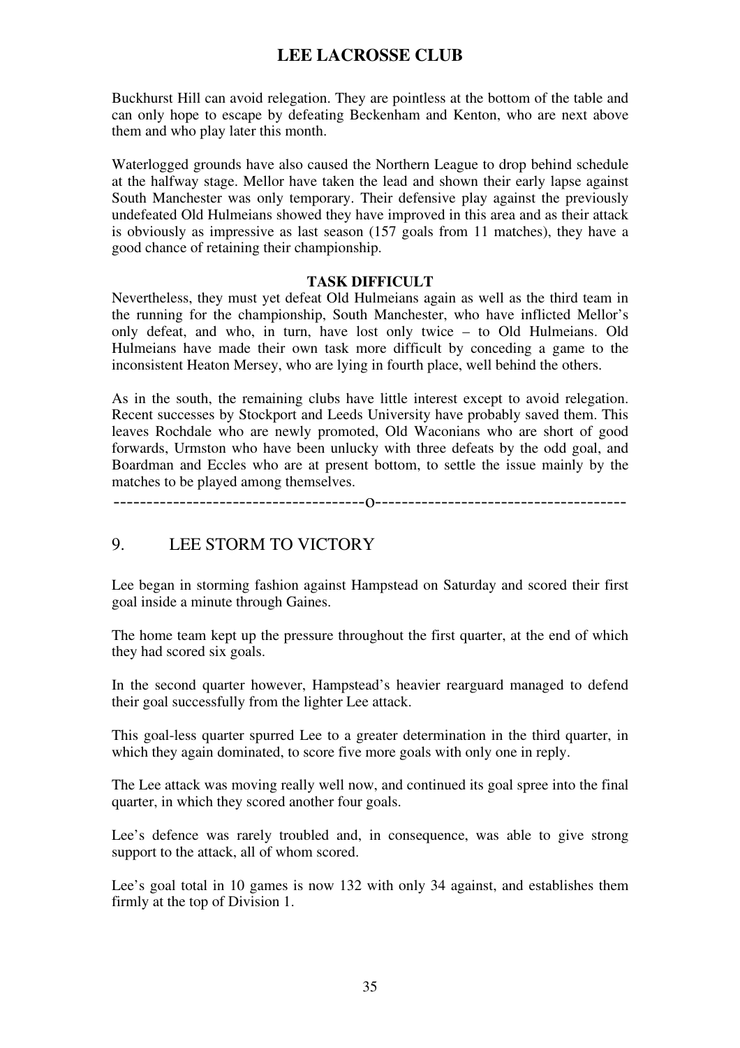Buckhurst Hill can avoid relegation. They are pointless at the bottom of the table and can only hope to escape by defeating Beckenham and Kenton, who are next above them and who play later this month.

Waterlogged grounds have also caused the Northern League to drop behind schedule at the halfway stage. Mellor have taken the lead and shown their early lapse against South Manchester was only temporary. Their defensive play against the previously undefeated Old Hulmeians showed they have improved in this area and as their attack is obviously as impressive as last season (157 goals from 11 matches), they have a good chance of retaining their championship.

**TASK DIFFICULT**

Nevertheless, they must yet defeat Old Hulmeians again as well as the third team in the running for the championship, South Manchester, who have inflicted Mellor's only defeat, and who, in turn, have lost only twice – to Old Hulmeians. Old Hulmeians have made their own task more difficult by conceding a game to the inconsistent Heaton Mersey, who are lying in fourth place, well behind the others.

As in the south, the remaining clubs have little interest except to avoid relegation. Recent successes by Stockport and Leeds University have probably saved them. This leaves Rochdale who are newly promoted, Old Waconians who are short of good forwards, Urmston who have been unlucky with three defeats by the odd goal, and Boardman and Eccles who are at present bottom, to settle the issue mainly by the matches to be played among themselves.

-------------------------------------o-------------------------------------

## 9. LEE STORM TO VICTORY

Lee began in storming fashion against Hampstead on Saturday and scored their first goal inside a minute through Gaines.

The home team kept up the pressure throughout the first quarter, at the end of which they had scored six goals.

In the second quarter however, Hampstead's heavier rearguard managed to defend their goal successfully from the lighter Lee attack.

This goal-less quarter spurred Lee to a greater determination in the third quarter, in which they again dominated, to score five more goals with only one in reply.

The Lee attack was moving really well now, and continued its goal spree into the final quarter, in which they scored another four goals.

Lee's defence was rarely troubled and, in consequence, was able to give strong support to the attack, all of whom scored.

Lee's goal total in 10 games is now 132 with only 34 against, and establishes them firmly at the top of Division 1.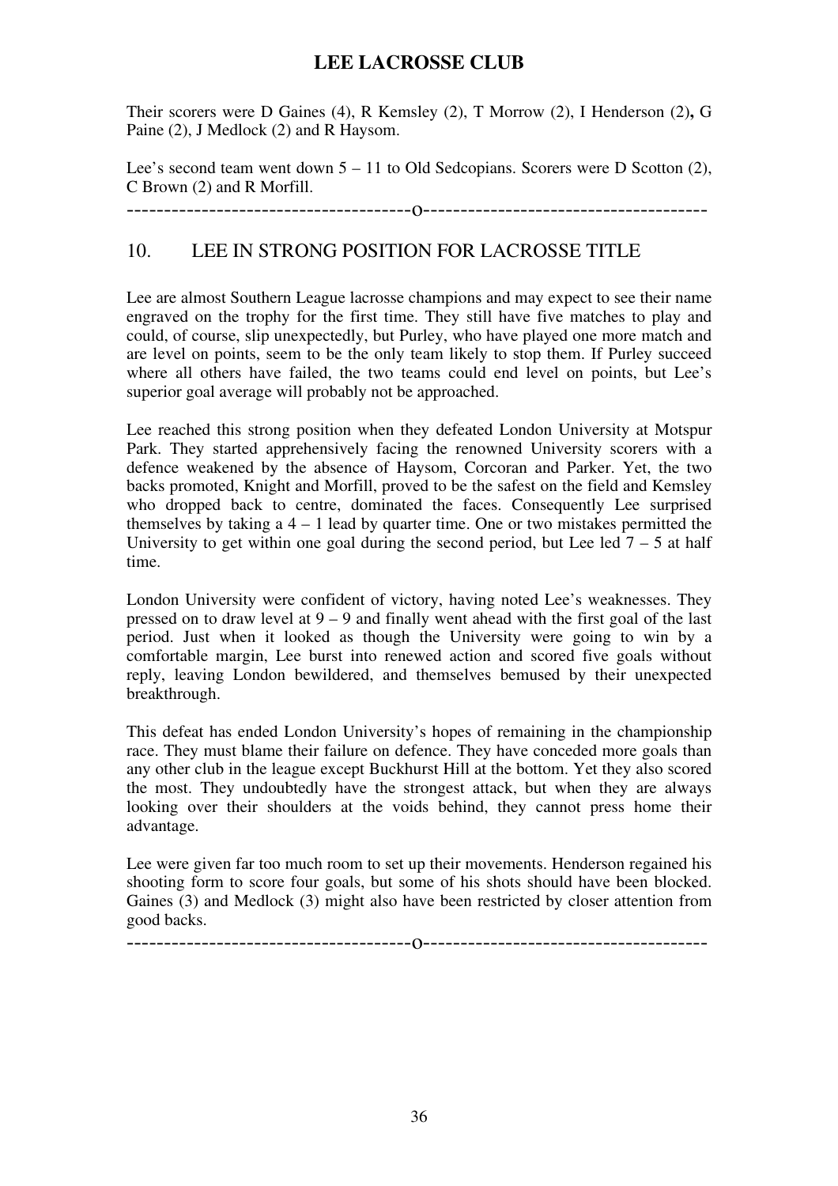Their scorers were D Gaines (4), R Kemsley (2), T Morrow (2), I Henderson (2), G Paine (2), J Medlock (2) and R Haysom.

Lee's second team went down 5 – 11 to Old Sedcopians. Scorers were D Scotton (2), C Brown (2) and R Morfill.

--------------------------------------o--------------------------------------

## 10. LEE IN STRONG POSITION FOR LACROSSE TITLE

Lee are almost Southern League lacrosse champions and may expect to see their name engraved on the trophy for the first time. They still have five matches to play and could, of course, slip unexpectedly, but Purley, who have played one more match and are level on points, seem to be the only team likely to stop them. If Purley succeed where all others have failed, the two teams could end level on points, but Lee's superior goal average will probably not be approached.

Lee reached this strong position when they defeated London University at Motspur Park. They started apprehensively facing the renowned University scorers with a defence weakened by the absence of Haysom, Corcoran and Parker. Yet, the two backs promoted, Knight and Morfill, proved to be the safest on the field and Kemsley who dropped back to centre, dominated the faces. Consequently Lee surprised themselves by taking a 4 – 1 lead by quarter time. One or two mistakes permitted the University to get within one goal during the second period, but Lee led 7 – 5 at half time.

London University were confident of victory, having noted Lee's weaknesses. They pressed on to draw level at 9 – 9 and finally went ahead with the first goal of the last period. Just when it looked as though the University were going to win by a comfortable margin, Lee burst into renewed action and scored five goals without reply, leaving London bewildered, and themselves bemused by their unexpected breakthrough.

This defeat has ended London University's hopes of remaining in the championship race. They must blame their failure on defence. They have conceded more goals than any other club in the league except Buckhurst Hill at the bottom. Yet they also scored the most. They undoubtedly have the strongest attack, but when they are always looking over their shoulders at the voids behind, they cannot press home their advantage.

Lee were given far too much room to set up their movements. Henderson regained his shooting form to score four goals, but some of his shots should have been blocked. Gaines (3) and Medlock (3) might also have been restricted by closer attention from good backs.

--------------------------------------o--------------------------------------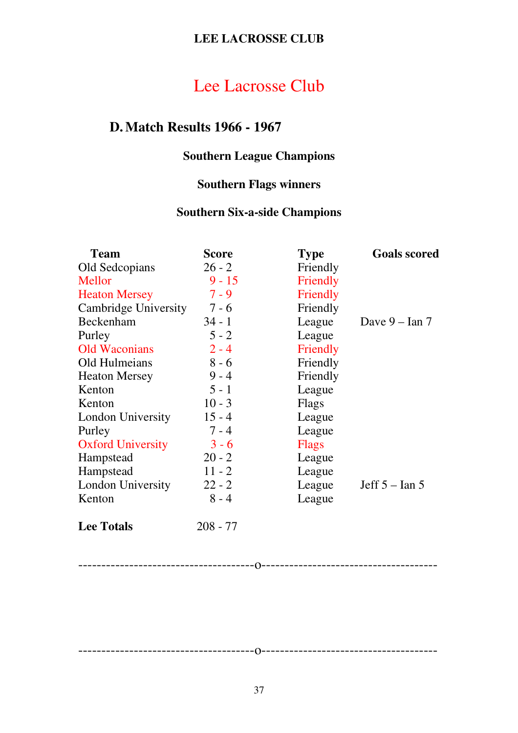**LEE LACROSSE CLUB**

# Lee Lacrosse Club

## D. Match Results 1966 - 1967

**Southern League Champions**

**Southern Flags winners**

**Southern Six-a-side Champions**

| Team | Score | Type | Goals scored |
|---|---|---|---|
| Old Sedcopians | 26 - 2 | Friendly | |
| Mellor | 9 - 15 | Friendly | |
| Heaton Mersey | 7 - 9 | Friendly | |
| Cambridge University | 7 - 6 | Friendly | |
| Beckenham | 34 - 1 | League | Dave 9 – Ian 7 |
| Purley | 5 - 2 | League | |
| Old Waconians | 2 - 4 | Friendly | |
| Old Hulmeians | 8 - 6 | Friendly | |
| Heaton Mersey | 9 - 4 | Friendly | |
| Kenton | 5 - 1 | League | |
| Kenton | 10 - 3 | Flags | |
| London University | 15 - 4 | League | |
| Purley | 7 - 4 | League | |
| Oxford University | 3 - 6 | Flags | |
| Hampstead | 20 - 2 | League | |
| Hampstead | 11 - 2 | League | |
| London University | 22 - 2 | League | Jeff 5 – Ian 5 |
| Kenton | 8 - 4 | League | |
| **Lee Totals** | 208 - 77 | | |

-------------------------------------o-------------------------------------

-------------------------------------o-------------------------------------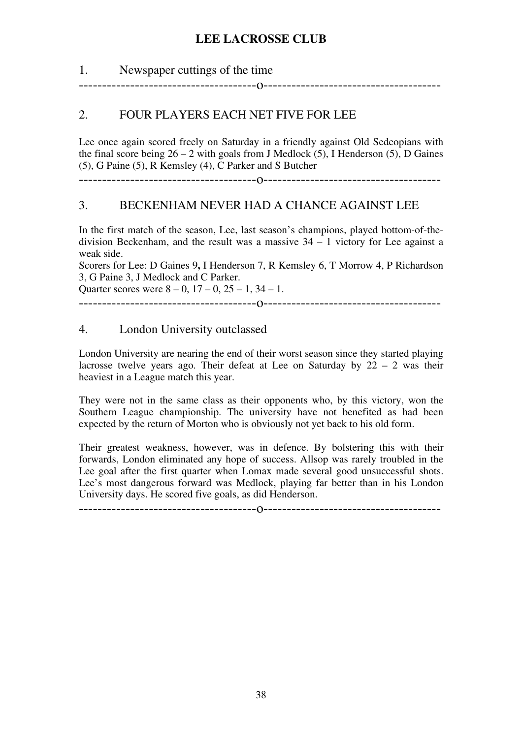# LEE LACROSSE CLUB

## 1. Newspaper cuttings of the time

--------------------------------------o--------------------------------------

## 2. FOUR PLAYERS EACH NET FIVE FOR LEE

Lee once again scored freely on Saturday in a friendly against Old Sedcopians with the final score being 26 – 2 with goals from J Medlock (5), I Henderson (5), D Gaines (5), G Paine (5), R Kemsley (4), C Parker and S Butcher

--------------------------------------o--------------------------------------

## 3. BECKENHAM NEVER HAD A CHANCE AGAINST LEE

In the first match of the season, Lee, last season's champions, played bottom-of-the-division Beckenham, and the result was a massive 34 – 1 victory for Lee against a weak side.

Scorers for Lee: D Gaines 9**,** I Henderson 7, R Kemsley 6, T Morrow 4, P Richardson 3, G Paine 3, J Medlock and C Parker.

Quarter scores were 8 – 0, 17 – 0, 25 – 1, 34 – 1.

--------------------------------------o--------------------------------------

## 4. London University outclassed

London University are nearing the end of their worst season since they started playing lacrosse twelve years ago. Their defeat at Lee on Saturday by 22 – 2 was their heaviest in a League match this year.

They were not in the same class as their opponents who, by this victory, won the Southern League championship. The university have not benefited as had been expected by the return of Morton who is obviously not yet back to his old form.

Their greatest weakness, however, was in defence. By bolstering this with their forwards, London eliminated any hope of success. Allsop was rarely troubled in the Lee goal after the first quarter when Lomax made several good unsuccessful shots. Lee's most dangerous forward was Medlock, playing far better than in his London University days. He scored five goals, as did Henderson.

--------------------------------------o--------------------------------------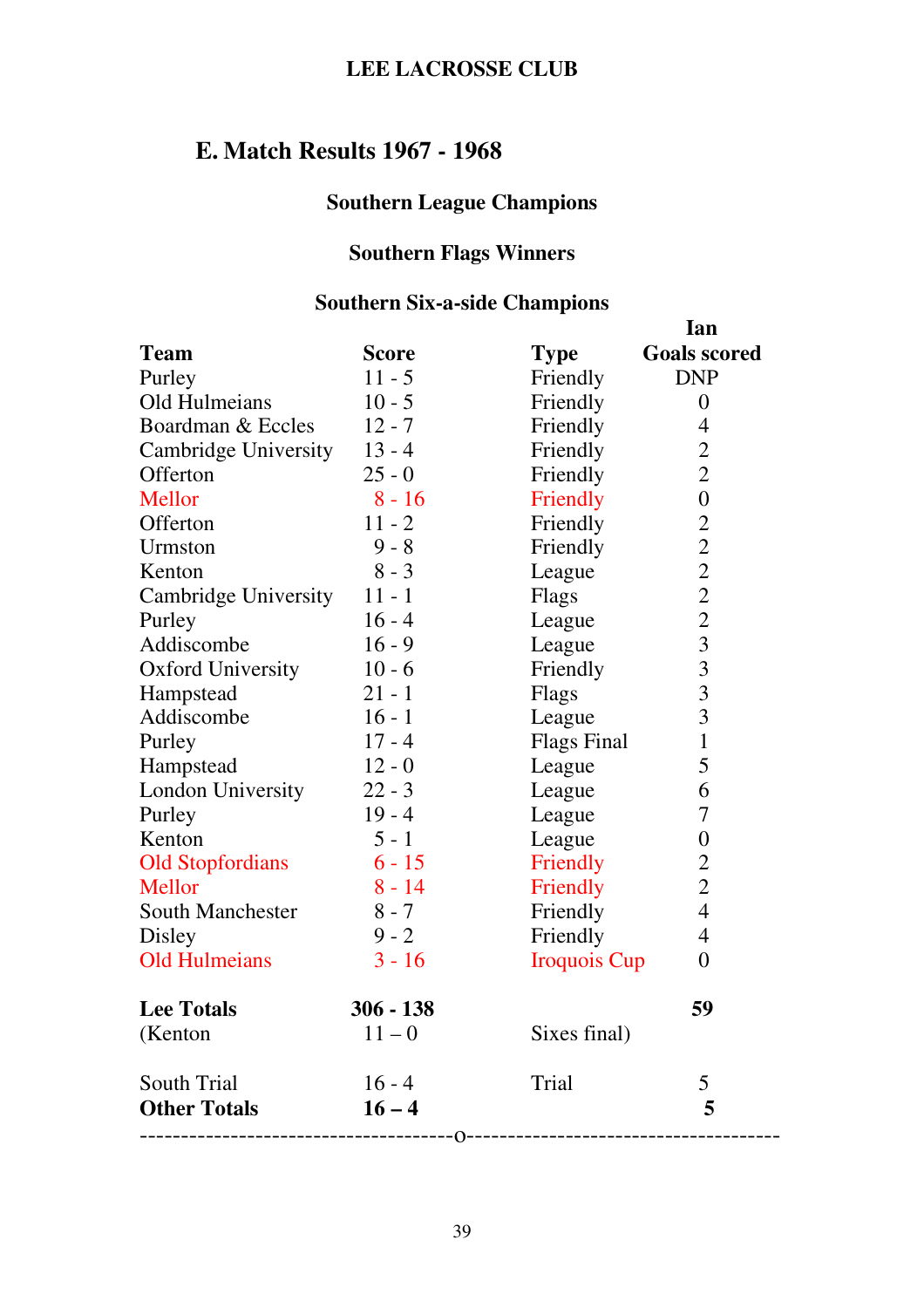**LEE LACROSSE CLUB**

## E. Match Results 1967 - 1968

**Southern League Champions**

**Southern Flags Winners**

**Southern Six-a-side Champions**

| **Team** | **Score** | **Type** | **Ian Goals scored** |
|---|---|---|---|
| Purley | 11 - 5 | Friendly | DNP |
| Old Hulmeians | 10 - 5 | Friendly | 0 |
| Boardman & Eccles | 12 - 7 | Friendly | 4 |
| Cambridge University | 13 - 4 | Friendly | 2 |
| Offerton | 25 - 0 | Friendly | 2 |
| Mellor | 8 - 16 | Friendly | 0 |
| Offerton | 11 - 2 | Friendly | 2 |
| Urmston | 9 - 8 | Friendly | 2 |
| Kenton | 8 - 3 | League | 2 |
| Cambridge University | 11 - 1 | Flags | 2 |
| Purley | 16 - 4 | League | 2 |
| Addiscombe | 16 - 9 | League | 3 |
| Oxford University | 10 - 6 | Friendly | 3 |
| Hampstead | 21 - 1 | Flags | 3 |
| Addiscombe | 16 - 1 | League | 3 |
| Purley | 17 - 4 | Flags Final | 1 |
| Hampstead | 12 - 0 | League | 5 |
| London University | 22 - 3 | League | 6 |
| Purley | 19 - 4 | League | 7 |
| Kenton | 5 - 1 | League | 0 |
| Old Stopfordians | 6 - 15 | Friendly | 2 |
| Mellor | 8 - 14 | Friendly | 2 |
| South Manchester | 8 - 7 | Friendly | 4 |
| Disley | 9 - 2 | Friendly | 4 |
| Old Hulmeians | 3 - 16 | Iroquois Cup | 0 |
| | | | |
| **Lee Totals** | **306 - 138** | | **59** |
| (Kenton | 11 – 0 | Sixes final) | |
| | | | |
| South Trial | 16 - 4 | Trial | 5 |
| **Other Totals** | **16 – 4** | | **5** |

-------------------------------------o-------------------------------------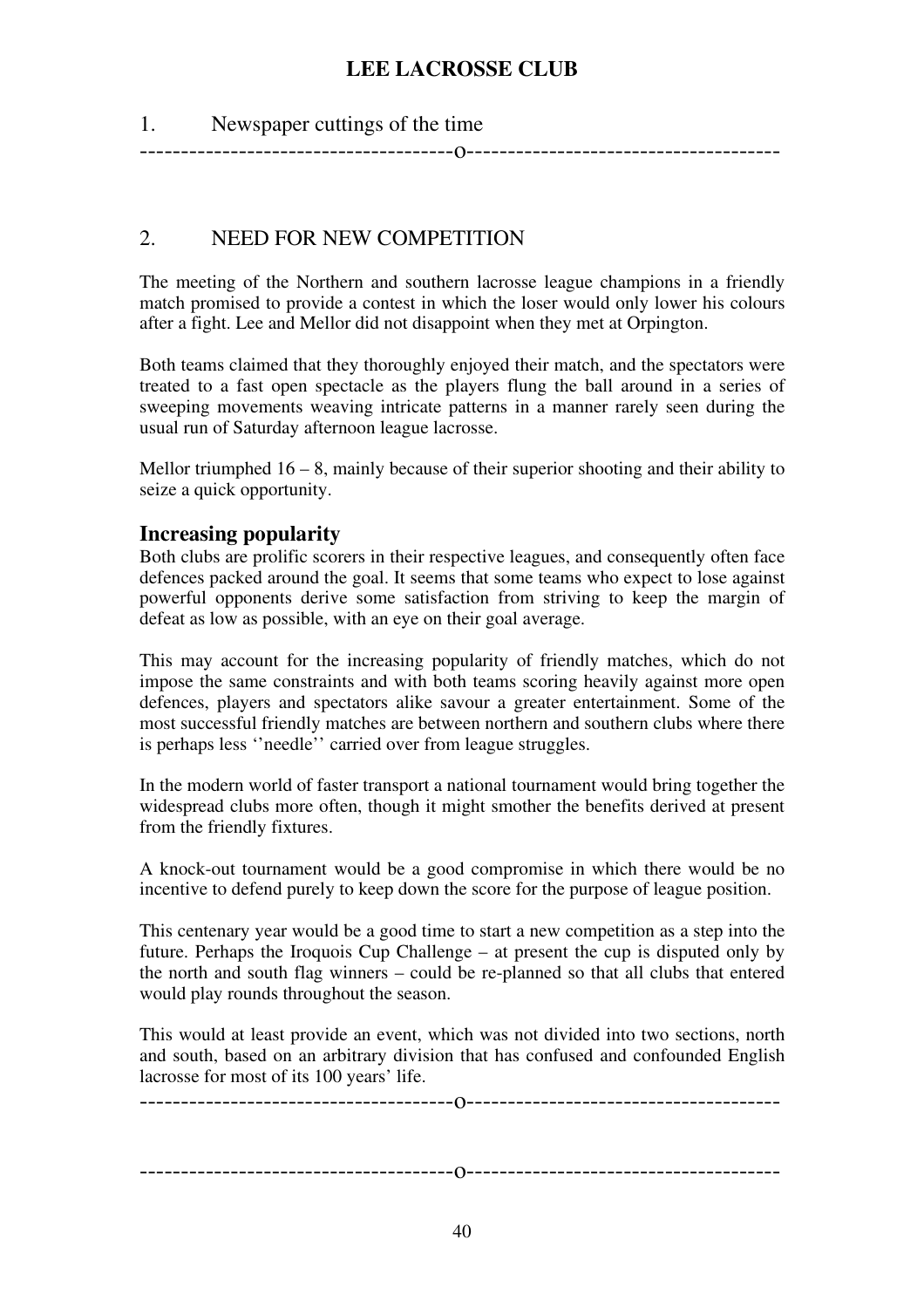# LEE LACROSSE CLUB

1. Newspaper cuttings of the time

-------------------------------------o-------------------------------------

## 2. NEED FOR NEW COMPETITION

The meeting of the Northern and southern lacrosse league champions in a friendly match promised to provide a contest in which the loser would only lower his colours after a fight. Lee and Mellor did not disappoint when they met at Orpington.

Both teams claimed that they thoroughly enjoyed their match, and the spectators were treated to a fast open spectacle as the players flung the ball around in a series of sweeping movements weaving intricate patterns in a manner rarely seen during the usual run of Saturday afternoon league lacrosse.

Mellor triumphed 16 – 8, mainly because of their superior shooting and their ability to seize a quick opportunity.

### Increasing popularity

Both clubs are prolific scorers in their respective leagues, and consequently often face defences packed around the goal. It seems that some teams who expect to lose against powerful opponents derive some satisfaction from striving to keep the margin of defeat as low as possible, with an eye on their goal average.

This may account for the increasing popularity of friendly matches, which do not impose the same constraints and with both teams scoring heavily against more open defences, players and spectators alike savour a greater entertainment. Some of the most successful friendly matches are between northern and southern clubs where there is perhaps less ''needle'' carried over from league struggles.

In the modern world of faster transport a national tournament would bring together the widespread clubs more often, though it might smother the benefits derived at present from the friendly fixtures.

A knock-out tournament would be a good compromise in which there would be no incentive to defend purely to keep down the score for the purpose of league position.

This centenary year would be a good time to start a new competition as a step into the future. Perhaps the Iroquois Cup Challenge – at present the cup is disputed only by the north and south flag winners – could be re-planned so that all clubs that entered would play rounds throughout the season.

This would at least provide an event, which was not divided into two sections, north and south, based on an arbitrary division that has confused and confounded English lacrosse for most of its 100 years' life.

-------------------------------------o-------------------------------------

-------------------------------------o-------------------------------------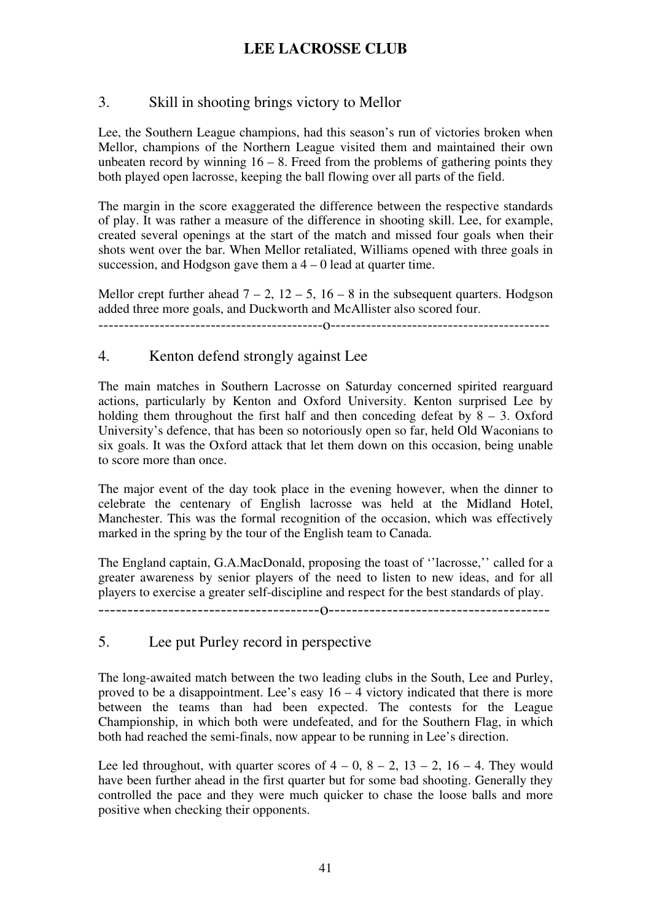## 3. Skill in shooting brings victory to Mellor

Lee, the Southern League champions, had this season's run of victories broken when Mellor, champions of the Northern League visited them and maintained their own unbeaten record by winning 16 – 8. Freed from the problems of gathering points they both played open lacrosse, keeping the ball flowing over all parts of the field.

The margin in the score exaggerated the difference between the respective standards of play. It was rather a measure of the difference in shooting skill. Lee, for example, created several openings at the start of the match and missed four goals when their shots went over the bar. When Mellor retaliated, Williams opened with three goals in succession, and Hodgson gave them a 4 – 0 lead at quarter time.

Mellor crept further ahead 7 – 2, 12 – 5, 16 – 8 in the subsequent quarters. Hodgson added three more goals, and Duckworth and McAllister also scored four.

-------------------------------------------o-------------------------------------------

## 4. Kenton defend strongly against Lee

The main matches in Southern Lacrosse on Saturday concerned spirited rearguard actions, particularly by Kenton and Oxford University. Kenton surprised Lee by holding them throughout the first half and then conceding defeat by 8 – 3. Oxford University's defence, that has been so notoriously open so far, held Old Waconians to six goals. It was the Oxford attack that let them down on this occasion, being unable to score more than once.

The major event of the day took place in the evening however, when the dinner to celebrate the centenary of English lacrosse was held at the Midland Hotel, Manchester. This was the formal recognition of the occasion, which was effectively marked in the spring by the tour of the English team to Canada.

The England captain, G.A.MacDonald, proposing the toast of ''lacrosse,'' called for a greater awareness by senior players of the need to listen to new ideas, and for all players to exercise a greater self-discipline and respect for the best standards of play.

--------------------------------------o--------------------------------------

## 5. Lee put Purley record in perspective

The long-awaited match between the two leading clubs in the South, Lee and Purley, proved to be a disappointment. Lee's easy 16 – 4 victory indicated that there is more between the teams than had been expected. The contests for the League Championship, in which both were undefeated, and for the Southern Flag, in which both had reached the semi-finals, now appear to be running in Lee's direction.

Lee led throughout, with quarter scores of 4 – 0, 8 – 2, 13 – 2, 16 – 4. They would have been further ahead in the first quarter but for some bad shooting. Generally they controlled the pace and they were much quicker to chase the loose balls and more positive when checking their opponents.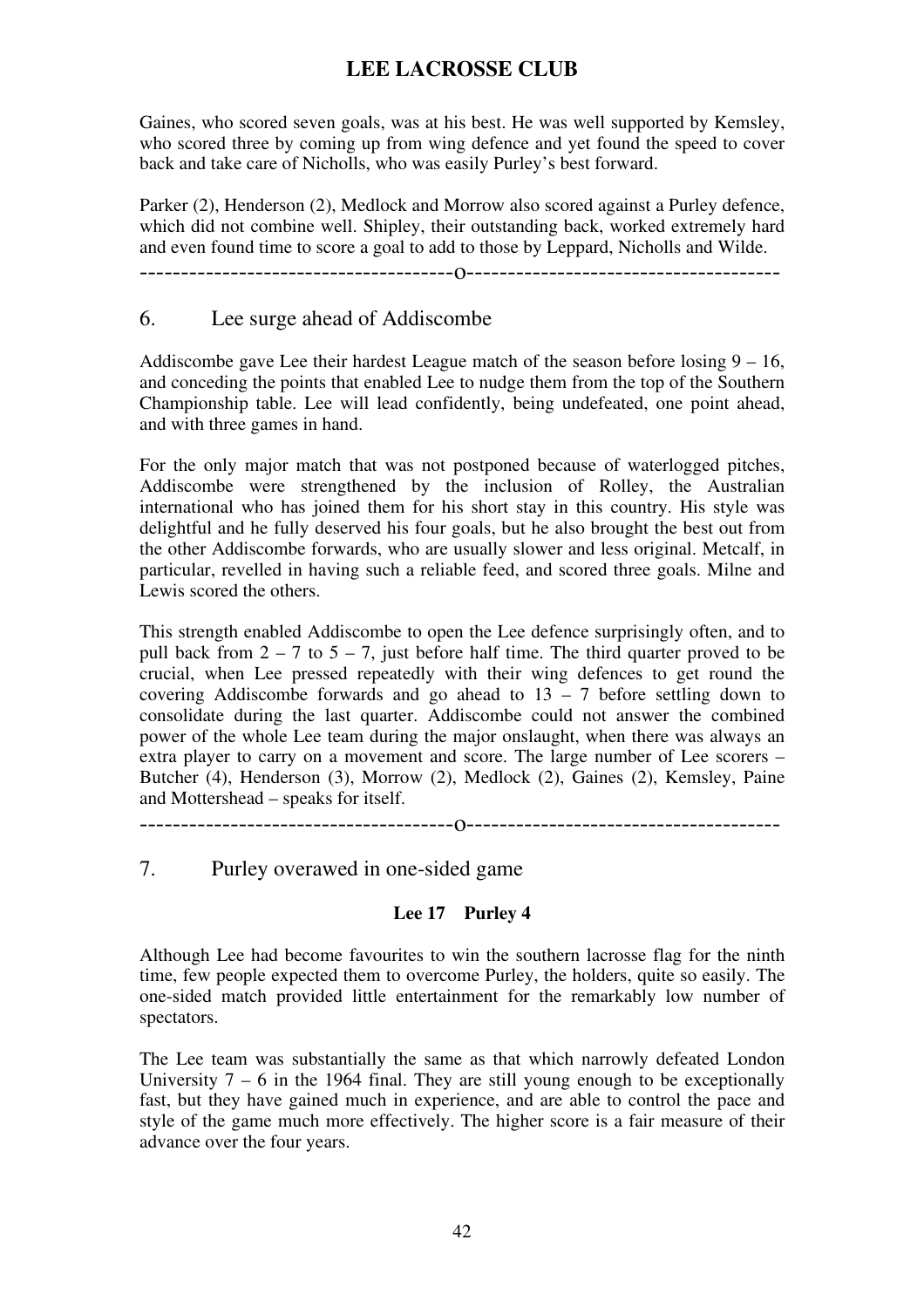Gaines, who scored seven goals, was at his best. He was well supported by Kemsley, who scored three by coming up from wing defence and yet found the speed to cover back and take care of Nicholls, who was easily Purley's best forward.

Parker (2), Henderson (2), Medlock and Morrow also scored against a Purley defence, which did not combine well. Shipley, their outstanding back, worked extremely hard and even found time to score a goal to add to those by Leppard, Nicholls and Wilde.

--------------------------------------o--------------------------------------

## 6. Lee surge ahead of Addiscombe

Addiscombe gave Lee their hardest League match of the season before losing 9 – 16, and conceding the points that enabled Lee to nudge them from the top of the Southern Championship table. Lee will lead confidently, being undefeated, one point ahead, and with three games in hand.

For the only major match that was not postponed because of waterlogged pitches, Addiscombe were strengthened by the inclusion of Rolley, the Australian international who has joined them for his short stay in this country. His style was delightful and he fully deserved his four goals, but he also brought the best out from the other Addiscombe forwards, who are usually slower and less original. Metcalf, in particular, revelled in having such a reliable feed, and scored three goals. Milne and Lewis scored the others.

This strength enabled Addiscombe to open the Lee defence surprisingly often, and to pull back from 2 – 7 to 5 – 7, just before half time. The third quarter proved to be crucial, when Lee pressed repeatedly with their wing defences to get round the covering Addiscombe forwards and go ahead to 13 – 7 before settling down to consolidate during the last quarter. Addiscombe could not answer the combined power of the whole Lee team during the major onslaught, when there was always an extra player to carry on a movement and score. The large number of Lee scorers – Butcher (4), Henderson (3), Morrow (2), Medlock (2), Gaines (2), Kemsley, Paine and Mottershead – speaks for itself.

--------------------------------------o--------------------------------------

## 7. Purley overawed in one-sided game

**Lee 17 Purley 4**

Although Lee had become favourites to win the southern lacrosse flag for the ninth time, few people expected them to overcome Purley, the holders, quite so easily. The one-sided match provided little entertainment for the remarkably low number of spectators.

The Lee team was substantially the same as that which narrowly defeated London University 7 – 6 in the 1964 final. They are still young enough to be exceptionally fast, but they have gained much in experience, and are able to control the pace and style of the game much more effectively. The higher score is a fair measure of their advance over the four years.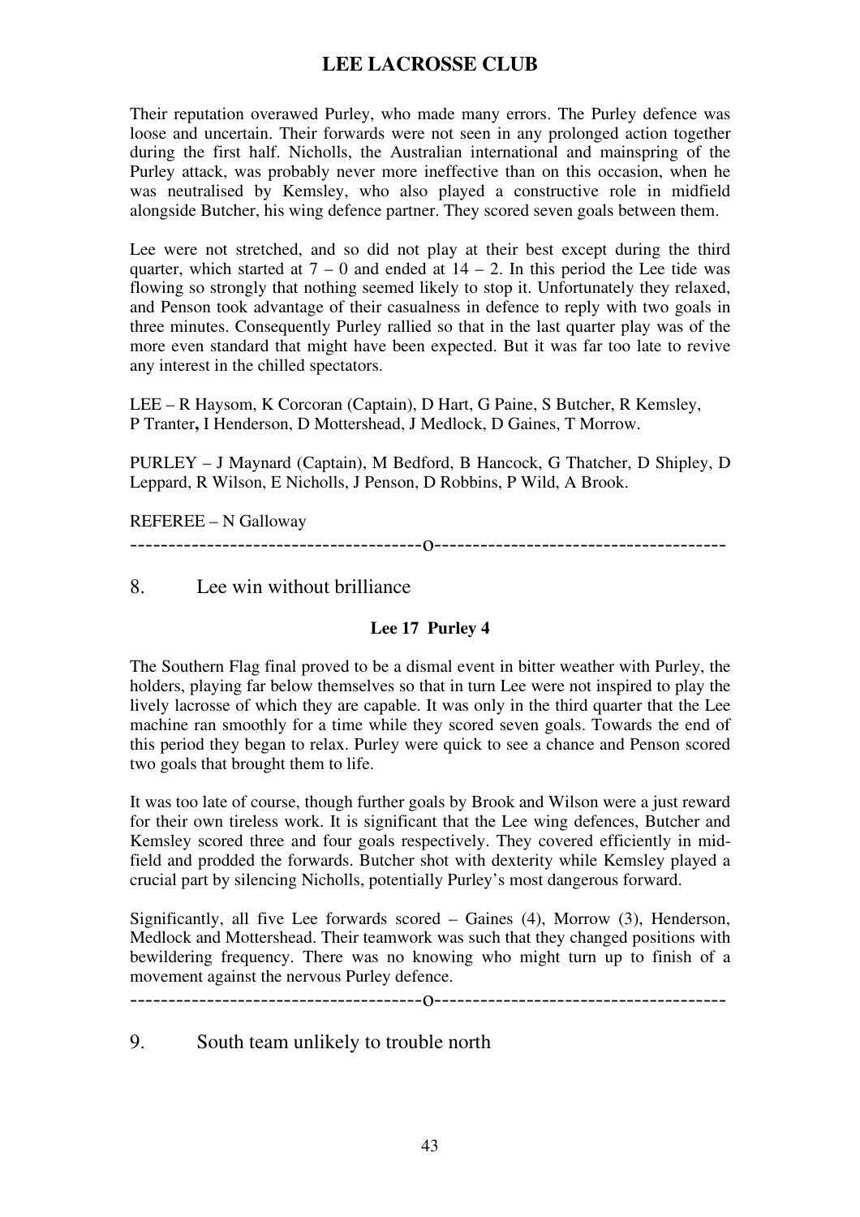Their reputation overawed Purley, who made many errors. The Purley defence was loose and uncertain. Their forwards were not seen in any prolonged action together during the first half. Nicholls, the Australian international and mainspring of the Purley attack, was probably never more ineffective than on this occasion, when he was neutralised by Kemsley, who also played a constructive role in midfield alongside Butcher, his wing defence partner. They scored seven goals between them.

Lee were not stretched, and so did not play at their best except during the third quarter, which started at 7 – 0 and ended at 14 – 2. In this period the Lee tide was flowing so strongly that nothing seemed likely to stop it. Unfortunately they relaxed, and Penson took advantage of their casualness in defence to reply with two goals in three minutes. Consequently Purley rallied so that in the last quarter play was of the more even standard that might have been expected. But it was far too late to revive any interest in the chilled spectators.

LEE – R Haysom, K Corcoran (Captain), D Hart, G Paine, S Butcher, R Kemsley, P Tranter**,** I Henderson, D Mottershead, J Medlock, D Gaines, T Morrow.

PURLEY – J Maynard (Captain), M Bedford, B Hancock, G Thatcher, D Shipley, D Leppard, R Wilson, E Nicholls, J Penson, D Robbins, P Wild, A Brook.

REFEREE – N Galloway

-------------------------------------o-------------------------------------

## 8. Lee win without brilliance

**Lee 17 Purley 4**

The Southern Flag final proved to be a dismal event in bitter weather with Purley, the holders, playing far below themselves so that in turn Lee were not inspired to play the lively lacrosse of which they are capable. It was only in the third quarter that the Lee machine ran smoothly for a time while they scored seven goals. Towards the end of this period they began to relax. Purley were quick to see a chance and Penson scored two goals that brought them to life.

It was too late of course, though further goals by Brook and Wilson were a just reward for their own tireless work. It is significant that the Lee wing defences, Butcher and Kemsley scored three and four goals respectively. They covered efficiently in mid-field and prodded the forwards. Butcher shot with dexterity while Kemsley played a crucial part by silencing Nicholls, potentially Purley's most dangerous forward.

Significantly, all five Lee forwards scored – Gaines (4), Morrow (3), Henderson, Medlock and Mottershead. Their teamwork was such that they changed positions with bewildering frequency. There was no knowing who might turn up to finish of a movement against the nervous Purley defence.

-------------------------------------o-------------------------------------

## 9. South team unlikely to trouble north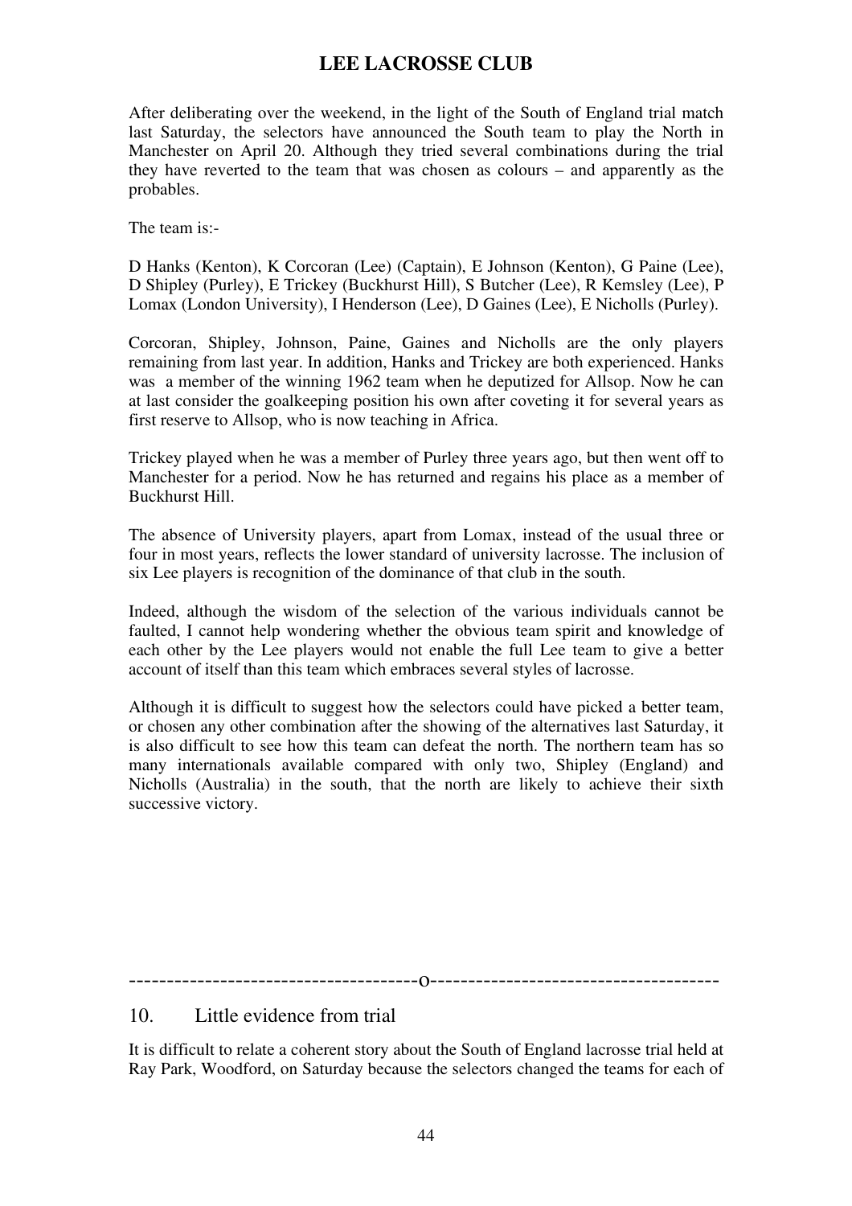# LEE LACROSSE CLUB

After deliberating over the weekend, in the light of the South of England trial match last Saturday, the selectors have announced the South team to play the North in Manchester on April 20. Although they tried several combinations during the trial they have reverted to the team that was chosen as colours – and apparently as the probables.

The team is:-

D Hanks (Kenton), K Corcoran (Lee) (Captain), E Johnson (Kenton), G Paine (Lee), D Shipley (Purley), E Trickey (Buckhurst Hill), S Butcher (Lee), R Kemsley (Lee), P Lomax (London University), I Henderson (Lee), D Gaines (Lee), E Nicholls (Purley).

Corcoran, Shipley, Johnson, Paine, Gaines and Nicholls are the only players remaining from last year. In addition, Hanks and Trickey are both experienced. Hanks was a member of the winning 1962 team when he deputized for Allsop. Now he can at last consider the goalkeeping position his own after coveting it for several years as first reserve to Allsop, who is now teaching in Africa.

Trickey played when he was a member of Purley three years ago, but then went off to Manchester for a period. Now he has returned and regains his place as a member of Buckhurst Hill.

The absence of University players, apart from Lomax, instead of the usual three or four in most years, reflects the lower standard of university lacrosse. The inclusion of six Lee players is recognition of the dominance of that club in the south.

Indeed, although the wisdom of the selection of the various individuals cannot be faulted, I cannot help wondering whether the obvious team spirit and knowledge of each other by the Lee players would not enable the full Lee team to give a better account of itself than this team which embraces several styles of lacrosse.

Although it is difficult to suggest how the selectors could have picked a better team, or chosen any other combination after the showing of the alternatives last Saturday, it is also difficult to see how this team can defeat the north. The northern team has so many internationals available compared with only two, Shipley (England) and Nicholls (Australia) in the south, that the north are likely to achieve their sixth successive victory.

-------------------------------------o-------------------------------------

## 10. Little evidence from trial

It is difficult to relate a coherent story about the South of England lacrosse trial held at Ray Park, Woodford, on Saturday because the selectors changed the teams for each of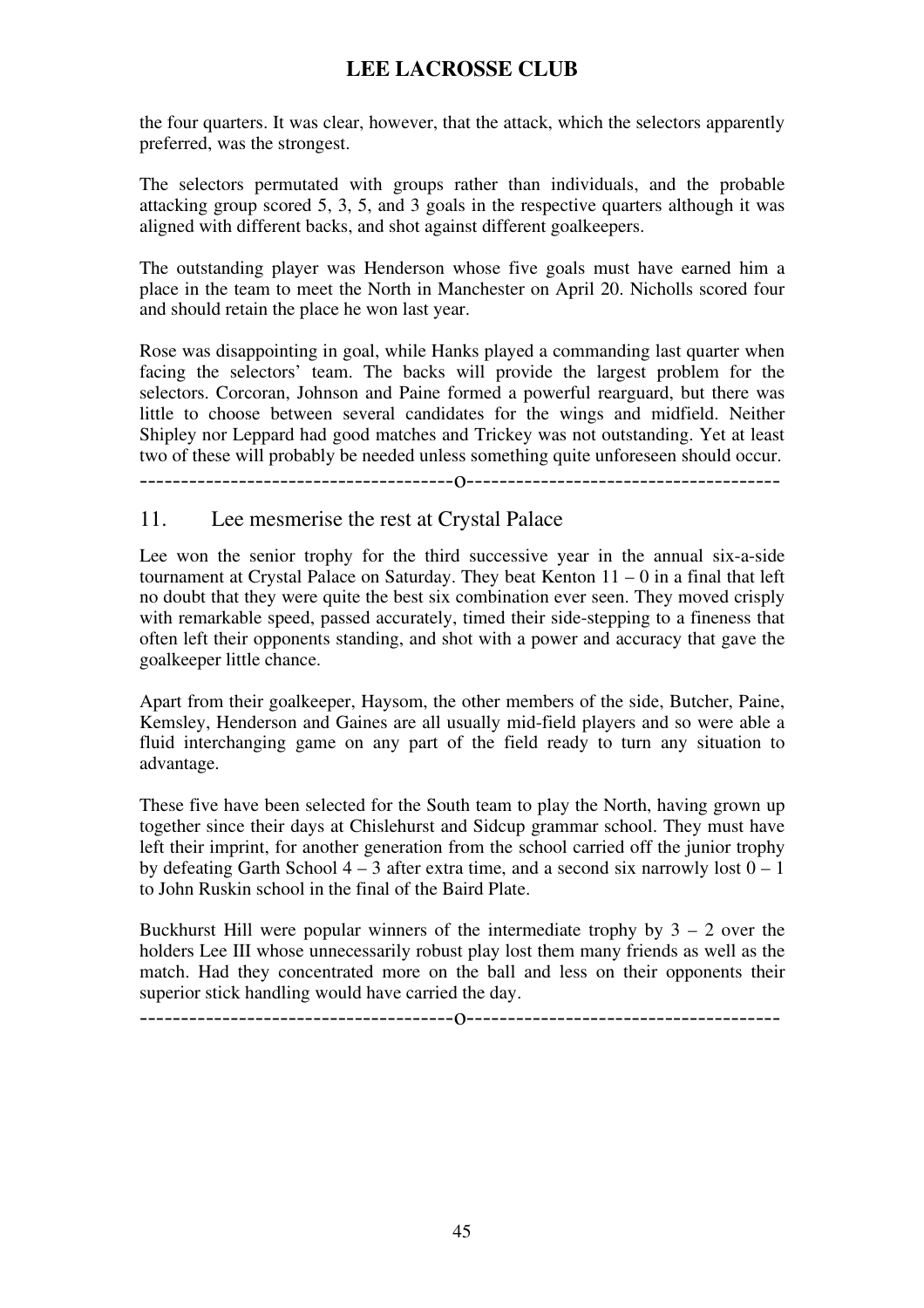the four quarters. It was clear, however, that the attack, which the selectors apparently preferred, was the strongest.

The selectors permutated with groups rather than individuals, and the probable attacking group scored 5, 3, 5, and 3 goals in the respective quarters although it was aligned with different backs, and shot against different goalkeepers.

The outstanding player was Henderson whose five goals must have earned him a place in the team to meet the North in Manchester on April 20. Nicholls scored four and should retain the place he won last year.

Rose was disappointing in goal, while Hanks played a commanding last quarter when facing the selectors' team. The backs will provide the largest problem for the selectors. Corcoran, Johnson and Paine formed a powerful rearguard, but there was little to choose between several candidates for the wings and midfield. Neither Shipley nor Leppard had good matches and Trickey was not outstanding. Yet at least two of these will probably be needed unless something quite unforeseen should occur.

-------------------------------------o-------------------------------------

## 11. Lee mesmerise the rest at Crystal Palace

Lee won the senior trophy for the third successive year in the annual six-a-side tournament at Crystal Palace on Saturday. They beat Kenton 11 – 0 in a final that left no doubt that they were quite the best six combination ever seen. They moved crisply with remarkable speed, passed accurately, timed their side-stepping to a fineness that often left their opponents standing, and shot with a power and accuracy that gave the goalkeeper little chance.

Apart from their goalkeeper, Haysom, the other members of the side, Butcher, Paine, Kemsley, Henderson and Gaines are all usually mid-field players and so were able a fluid interchanging game on any part of the field ready to turn any situation to advantage.

These five have been selected for the South team to play the North, having grown up together since their days at Chislehurst and Sidcup grammar school. They must have left their imprint, for another generation from the school carried off the junior trophy by defeating Garth School 4 – 3 after extra time, and a second six narrowly lost 0 – 1 to John Ruskin school in the final of the Baird Plate.

Buckhurst Hill were popular winners of the intermediate trophy by 3 – 2 over the holders Lee III whose unnecessarily robust play lost them many friends as well as the match. Had they concentrated more on the ball and less on their opponents their superior stick handling would have carried the day.

-------------------------------------o-------------------------------------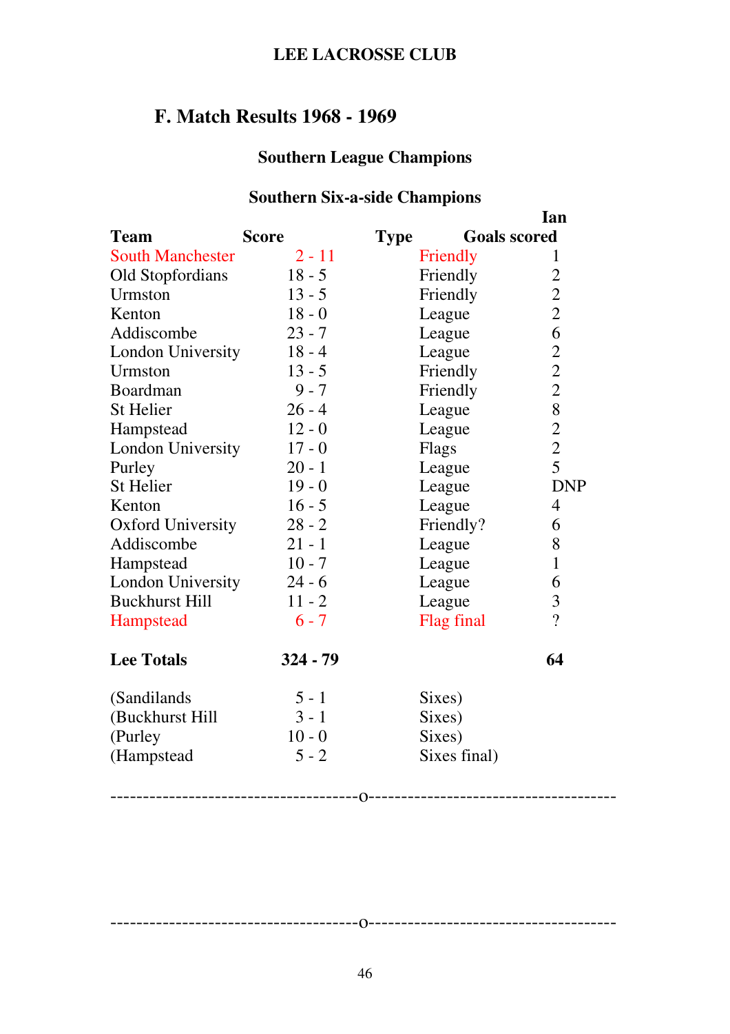## F. Match Results 1968 - 1969

**Southern League Champions**

**Southern Six-a-side Champions**

| Team | Score | Type | Ian Goals scored |
|---|---|---|---|
| South Manchester | 2 - 11 | Friendly | 1 |
| Old Stopfordians | 18 - 5 | Friendly | 2 |
| Urmston | 13 - 5 | Friendly | 2 |
| Kenton | 18 - 0 | League | 2 |
| Addiscombe | 23 - 7 | League | 6 |
| London University | 18 - 4 | League | 2 |
| Urmston | 13 - 5 | Friendly | 2 |
| Boardman | 9 - 7 | Friendly | 2 |
| St Helier | 26 - 4 | League | 8 |
| Hampstead | 12 - 0 | League | 2 |
| London University | 17 - 0 | Flags | 2 |
| Purley | 20 - 1 | League | 5 |
| St Helier | 19 - 0 | League | DNP |
| Kenton | 16 - 5 | League | 4 |
| Oxford University | 28 - 2 | Friendly? | 6 |
| Addiscombe | 21 - 1 | League | 8 |
| Hampstead | 10 - 7 | League | 1 |
| London University | 24 - 6 | League | 6 |
| Buckhurst Hill | 11 - 2 | League | 3 |
| Hampstead | 6 - 7 | Flag final | ? |
| **Lee Totals** | **324 - 79** | | **64** |

| | | |
|---|---|---|
| (Sandilands | 5 - 1 | Sixes) |
| (Buckhurst Hill | 3 - 1 | Sixes) |
| (Purley | 10 - 0 | Sixes) |
| (Hampstead | 5 - 2 | Sixes final) |

-------------------------------------o-------------------------------------

-------------------------------------o-------------------------------------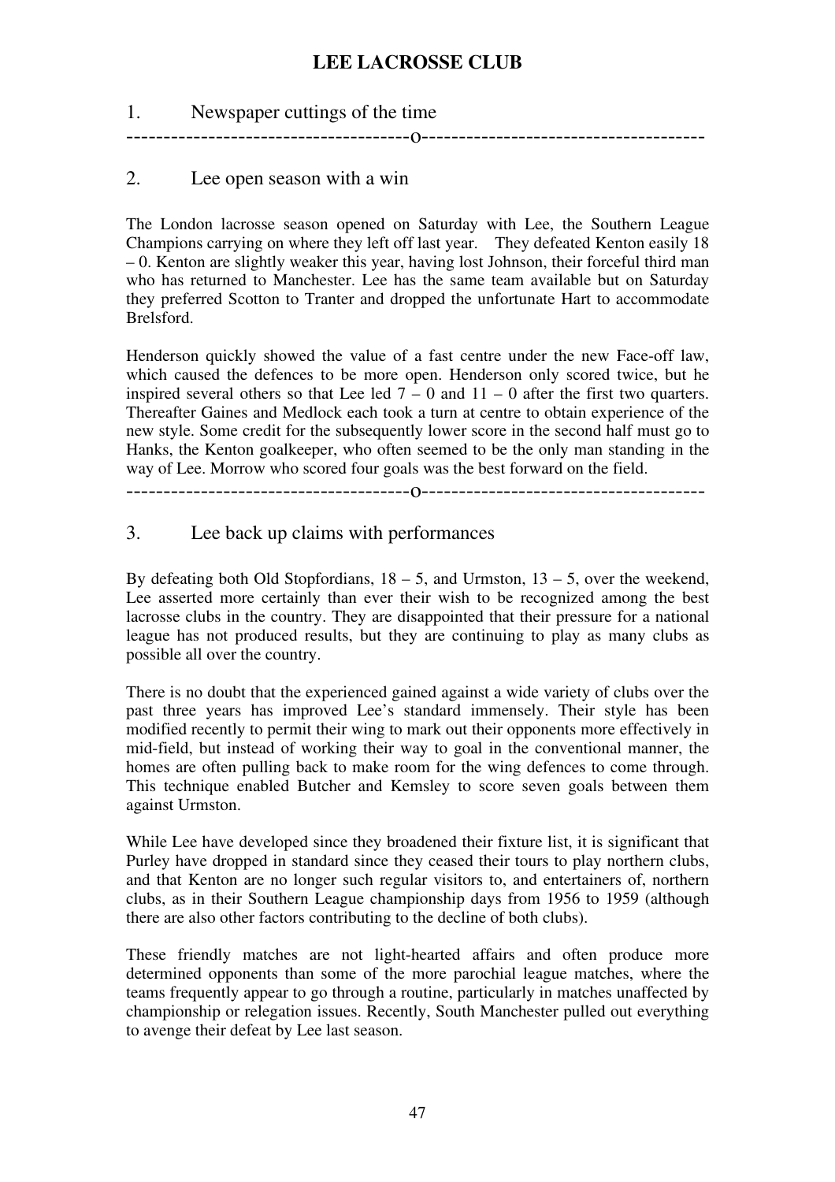# LEE LACROSSE CLUB

## 1. Newspaper cuttings of the time

--------------------------------------o--------------------------------------

## 2. Lee open season with a win

The London lacrosse season opened on Saturday with Lee, the Southern League Champions carrying on where they left off last year. They defeated Kenton easily 18 – 0. Kenton are slightly weaker this year, having lost Johnson, their forceful third man who has returned to Manchester. Lee has the same team available but on Saturday they preferred Scotton to Tranter and dropped the unfortunate Hart to accommodate Brelsford.

Henderson quickly showed the value of a fast centre under the new Face-off law, which caused the defences to be more open. Henderson only scored twice, but he inspired several others so that Lee led 7 – 0 and 11 – 0 after the first two quarters. Thereafter Gaines and Medlock each took a turn at centre to obtain experience of the new style. Some credit for the subsequently lower score in the second half must go to Hanks, the Kenton goalkeeper, who often seemed to be the only man standing in the way of Lee. Morrow who scored four goals was the best forward on the field.

--------------------------------------o--------------------------------------

## 3. Lee back up claims with performances

By defeating both Old Stopfordians, 18 – 5, and Urmston, 13 – 5, over the weekend, Lee asserted more certainly than ever their wish to be recognized among the best lacrosse clubs in the country. They are disappointed that their pressure for a national league has not produced results, but they are continuing to play as many clubs as possible all over the country.

There is no doubt that the experienced gained against a wide variety of clubs over the past three years has improved Lee's standard immensely. Their style has been modified recently to permit their wing to mark out their opponents more effectively in mid-field, but instead of working their way to goal in the conventional manner, the homes are often pulling back to make room for the wing defences to come through. This technique enabled Butcher and Kemsley to score seven goals between them against Urmston.

While Lee have developed since they broadened their fixture list, it is significant that Purley have dropped in standard since they ceased their tours to play northern clubs, and that Kenton are no longer such regular visitors to, and entertainers of, northern clubs, as in their Southern League championship days from 1956 to 1959 (although there are also other factors contributing to the decline of both clubs).

These friendly matches are not light-hearted affairs and often produce more determined opponents than some of the more parochial league matches, where the teams frequently appear to go through a routine, particularly in matches unaffected by championship or relegation issues. Recently, South Manchester pulled out everything to avenge their defeat by Lee last season.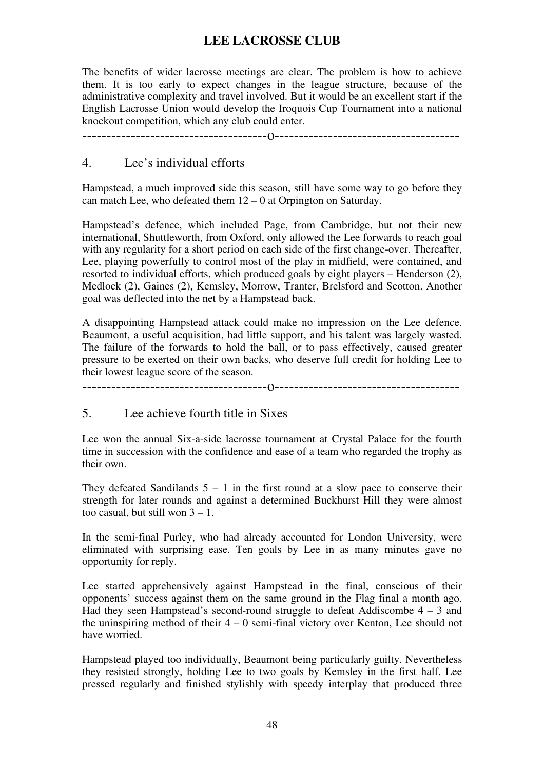The benefits of wider lacrosse meetings are clear. The problem is how to achieve them. It is too early to expect changes in the league structure, because of the administrative complexity and travel involved. But it would be an excellent start if the English Lacrosse Union would develop the Iroquois Cup Tournament into a national knockout competition, which any club could enter.

-------------------------------------o-------------------------------------

## 4. Lee's individual efforts

Hampstead, a much improved side this season, still have some way to go before they can match Lee, who defeated them 12 – 0 at Orpington on Saturday.

Hampstead's defence, which included Page, from Cambridge, but not their new international, Shuttleworth, from Oxford, only allowed the Lee forwards to reach goal with any regularity for a short period on each side of the first change-over. Thereafter, Lee, playing powerfully to control most of the play in midfield, were contained, and resorted to individual efforts, which produced goals by eight players – Henderson (2), Medlock (2), Gaines (2), Kemsley, Morrow, Tranter, Brelsford and Scotton. Another goal was deflected into the net by a Hampstead back.

A disappointing Hampstead attack could make no impression on the Lee defence. Beaumont, a useful acquisition, had little support, and his talent was largely wasted. The failure of the forwards to hold the ball, or to pass effectively, caused greater pressure to be exerted on their own backs, who deserve full credit for holding Lee to their lowest league score of the season.

-------------------------------------o-------------------------------------

## 5. Lee achieve fourth title in Sixes

Lee won the annual Six-a-side lacrosse tournament at Crystal Palace for the fourth time in succession with the confidence and ease of a team who regarded the trophy as their own.

They defeated Sandilands 5 – 1 in the first round at a slow pace to conserve their strength for later rounds and against a determined Buckhurst Hill they were almost too casual, but still won 3 – 1.

In the semi-final Purley, who had already accounted for London University, were eliminated with surprising ease. Ten goals by Lee in as many minutes gave no opportunity for reply.

Lee started apprehensively against Hampstead in the final, conscious of their opponents' success against them on the same ground in the Flag final a month ago. Had they seen Hampstead's second-round struggle to defeat Addiscombe 4 – 3 and the uninspiring method of their 4 – 0 semi-final victory over Kenton, Lee should not have worried.

Hampstead played too individually, Beaumont being particularly guilty. Nevertheless they resisted strongly, holding Lee to two goals by Kemsley in the first half. Lee pressed regularly and finished stylishly with speedy interplay that produced three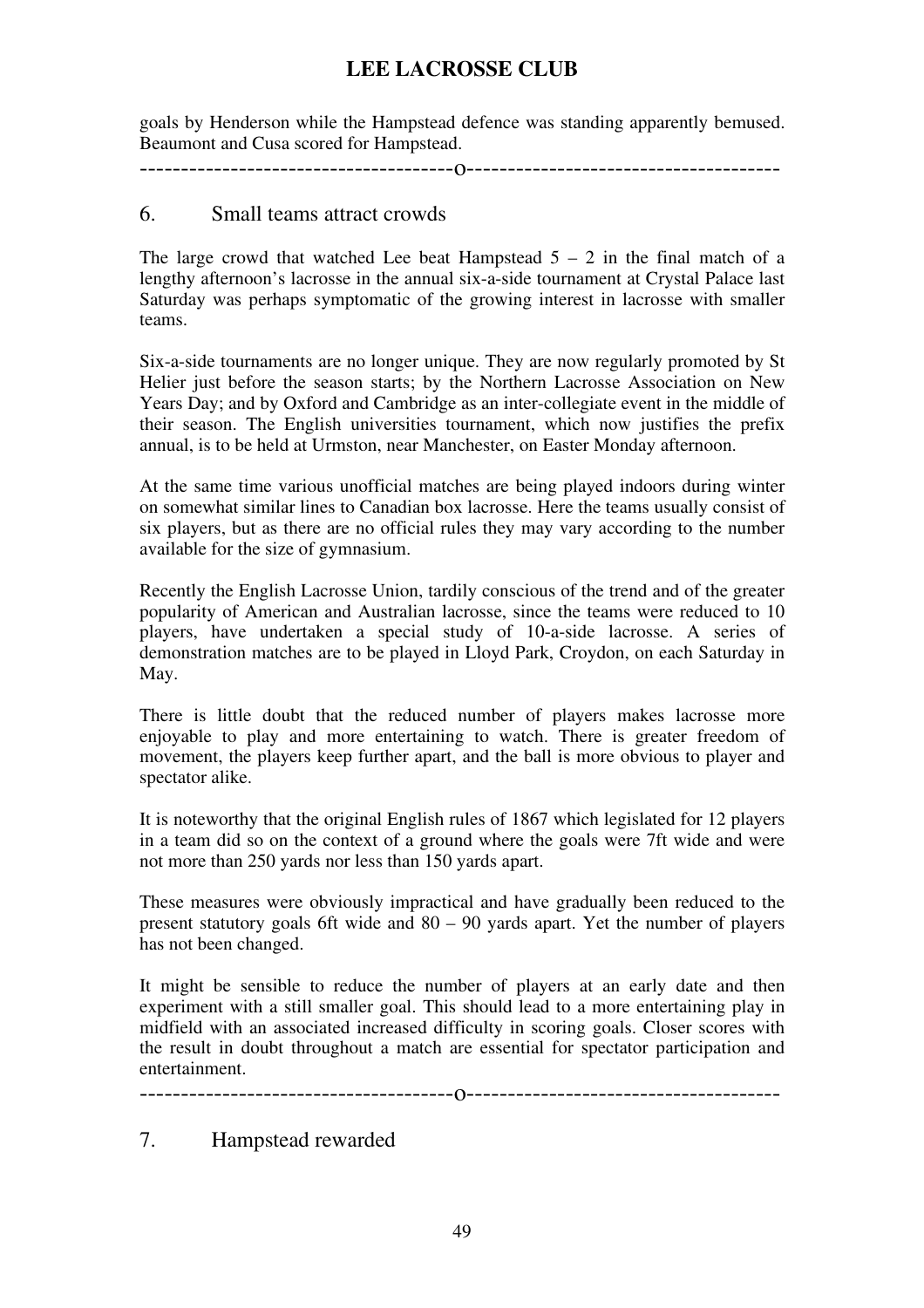goals by Henderson while the Hampstead defence was standing apparently bemused. Beaumont and Cusa scored for Hampstead.

-------------------------------------o-------------------------------------

## 6. Small teams attract crowds

The large crowd that watched Lee beat Hampstead 5 – 2 in the final match of a lengthy afternoon's lacrosse in the annual six-a-side tournament at Crystal Palace last Saturday was perhaps symptomatic of the growing interest in lacrosse with smaller teams.

Six-a-side tournaments are no longer unique. They are now regularly promoted by St Helier just before the season starts; by the Northern Lacrosse Association on New Years Day; and by Oxford and Cambridge as an inter-collegiate event in the middle of their season. The English universities tournament, which now justifies the prefix annual, is to be held at Urmston, near Manchester, on Easter Monday afternoon.

At the same time various unofficial matches are being played indoors during winter on somewhat similar lines to Canadian box lacrosse. Here the teams usually consist of six players, but as there are no official rules they may vary according to the number available for the size of gymnasium.

Recently the English Lacrosse Union, tardily conscious of the trend and of the greater popularity of American and Australian lacrosse, since the teams were reduced to 10 players, have undertaken a special study of 10-a-side lacrosse. A series of demonstration matches are to be played in Lloyd Park, Croydon, on each Saturday in May.

There is little doubt that the reduced number of players makes lacrosse more enjoyable to play and more entertaining to watch. There is greater freedom of movement, the players keep further apart, and the ball is more obvious to player and spectator alike.

It is noteworthy that the original English rules of 1867 which legislated for 12 players in a team did so on the context of a ground where the goals were 7ft wide and were not more than 250 yards nor less than 150 yards apart.

These measures were obviously impractical and have gradually been reduced to the present statutory goals 6ft wide and 80 – 90 yards apart. Yet the number of players has not been changed.

It might be sensible to reduce the number of players at an early date and then experiment with a still smaller goal. This should lead to a more entertaining play in midfield with an associated increased difficulty in scoring goals. Closer scores with the result in doubt throughout a match are essential for spectator participation and entertainment.

-------------------------------------o-------------------------------------

## 7. Hampstead rewarded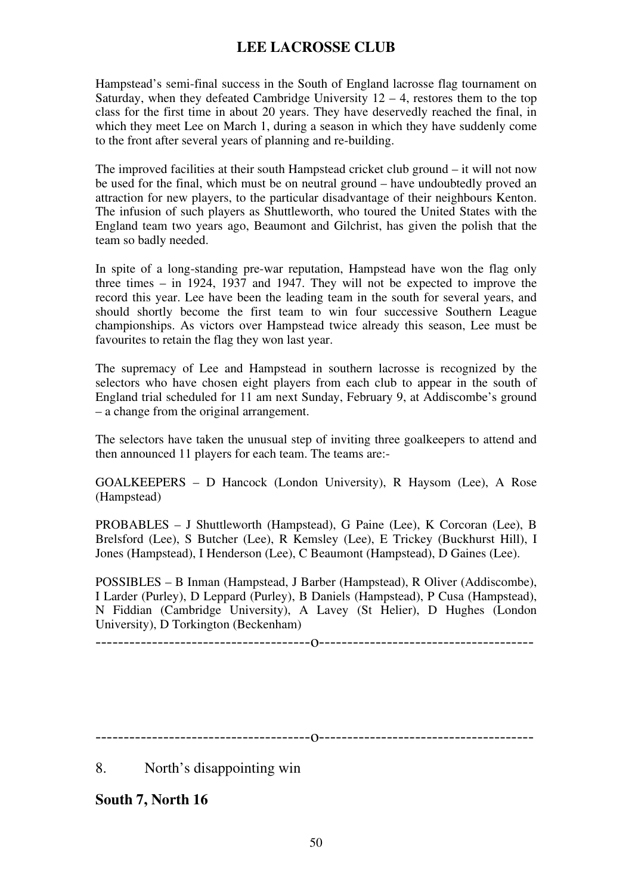# LEE LACROSSE CLUB

Hampstead's semi-final success in the South of England lacrosse flag tournament on Saturday, when they defeated Cambridge University 12 – 4, restores them to the top class for the first time in about 20 years. They have deservedly reached the final, in which they meet Lee on March 1, during a season in which they have suddenly come to the front after several years of planning and re-building.

The improved facilities at their south Hampstead cricket club ground – it will not now be used for the final, which must be on neutral ground – have undoubtedly proved an attraction for new players, to the particular disadvantage of their neighbours Kenton. The infusion of such players as Shuttleworth, who toured the United States with the England team two years ago, Beaumont and Gilchrist, has given the polish that the team so badly needed.

In spite of a long-standing pre-war reputation, Hampstead have won the flag only three times – in 1924, 1937 and 1947. They will not be expected to improve the record this year. Lee have been the leading team in the south for several years, and should shortly become the first team to win four successive Southern League championships. As victors over Hampstead twice already this season, Lee must be favourites to retain the flag they won last year.

The supremacy of Lee and Hampstead in southern lacrosse is recognized by the selectors who have chosen eight players from each club to appear in the south of England trial scheduled for 11 am next Sunday, February 9, at Addiscombe's ground – a change from the original arrangement.

The selectors have taken the unusual step of inviting three goalkeepers to attend and then announced 11 players for each team. The teams are:-

GOALKEEPERS – D Hancock (London University), R Haysom (Lee), A Rose (Hampstead)

PROBABLES – J Shuttleworth (Hampstead), G Paine (Lee), K Corcoran (Lee), B Brelsford (Lee), S Butcher (Lee), R Kemsley (Lee), E Trickey (Buckhurst Hill), I Jones (Hampstead), I Henderson (Lee), C Beaumont (Hampstead), D Gaines (Lee).

POSSIBLES – B Inman (Hampstead, J Barber (Hampstead), R Oliver (Addiscombe), I Larder (Purley), D Leppard (Purley), B Daniels (Hampstead), P Cusa (Hampstead), N Fiddian (Cambridge University), A Lavey (St Helier), D Hughes (London University), D Torkington (Beckenham)

-------------------------------------o-------------------------------------

-------------------------------------o-------------------------------------

8. North's disappointing win

**South 7, North 16**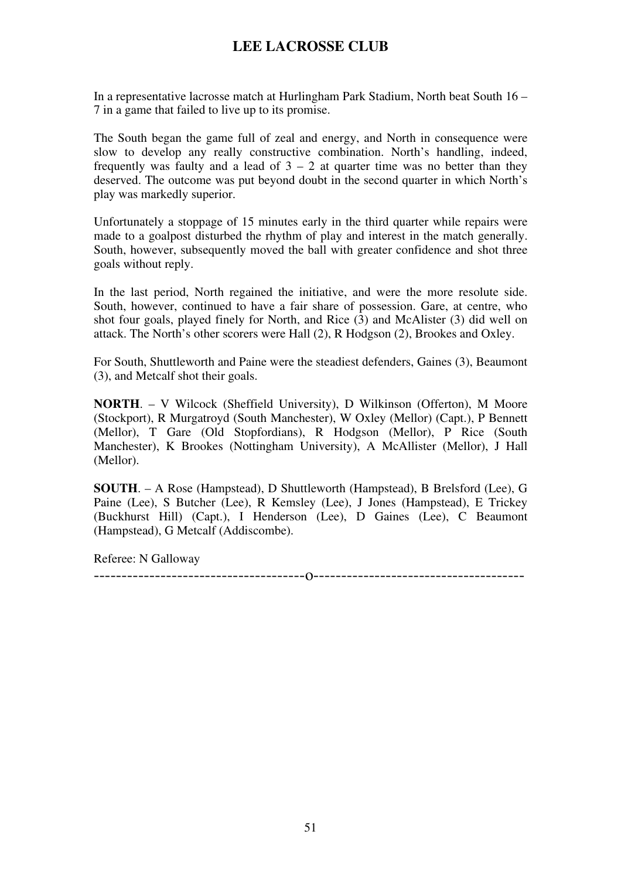In a representative lacrosse match at Hurlingham Park Stadium, North beat South 16 – 7 in a game that failed to live up to its promise.

The South began the game full of zeal and energy, and North in consequence were slow to develop any really constructive combination. North's handling, indeed, frequently was faulty and a lead of 3 – 2 at quarter time was no better than they deserved. The outcome was put beyond doubt in the second quarter in which North's play was markedly superior.

Unfortunately a stoppage of 15 minutes early in the third quarter while repairs were made to a goalpost disturbed the rhythm of play and interest in the match generally. South, however, subsequently moved the ball with greater confidence and shot three goals without reply.

In the last period, North regained the initiative, and were the more resolute side. South, however, continued to have a fair share of possession. Gare, at centre, who shot four goals, played finely for North, and Rice (3) and McAlister (3) did well on attack. The North's other scorers were Hall (2), R Hodgson (2), Brookes and Oxley.

For South, Shuttleworth and Paine were the steadiest defenders, Gaines (3), Beaumont (3), and Metcalf shot their goals.

**NORTH**. – V Wilcock (Sheffield University), D Wilkinson (Offerton), M Moore (Stockport), R Murgatroyd (South Manchester), W Oxley (Mellor) (Capt.), P Bennett (Mellor), T Gare (Old Stopfordians), R Hodgson (Mellor), P Rice (South Manchester), K Brookes (Nottingham University), A McAllister (Mellor), J Hall (Mellor).

**SOUTH**. – A Rose (Hampstead), D Shuttleworth (Hampstead), B Brelsford (Lee), G Paine (Lee), S Butcher (Lee), R Kemsley (Lee), J Jones (Hampstead), E Trickey (Buckhurst Hill) (Capt.), I Henderson (Lee), D Gaines (Lee), C Beaumont (Hampstead), G Metcalf (Addiscombe).

Referee: N Galloway

-------------------------------------o-------------------------------------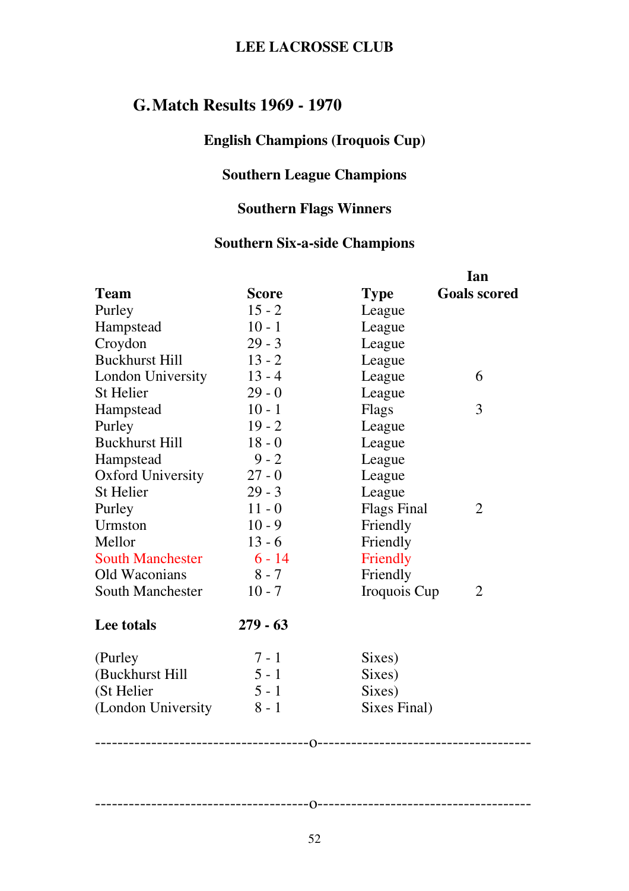**LEE LACROSSE CLUB**

## G. Match Results 1969 - 1970

**English Champions (Iroquois Cup)**

**Southern League Champions**

**Southern Flags Winners**

**Southern Six-a-side Champions**

| Team | Score | Type | Ian Goals scored |
|---|---|---|---|
| Purley | 15 - 2 | League | |
| Hampstead | 10 - 1 | League | |
| Croydon | 29 - 3 | League | |
| Buckhurst Hill | 13 - 2 | League | |
| London University | 13 - 4 | League | 6 |
| St Helier | 29 - 0 | League | |
| Hampstead | 10 - 1 | Flags | 3 |
| Purley | 19 - 2 | League | |
| Buckhurst Hill | 18 - 0 | League | |
| Hampstead | 9 - 2 | League | |
| Oxford University | 27 - 0 | League | |
| St Helier | 29 - 3 | League | |
| Purley | 11 - 0 | Flags Final | 2 |
| Urmston | 10 - 9 | Friendly | |
| Mellor | 13 - 6 | Friendly | |
| South Manchester | 6 - 14 | Friendly | |
| Old Waconians | 8 - 7 | Friendly | |
| South Manchester | 10 - 7 | Iroquois Cup | 2 |
| **Lee totals** | **279 - 63** | | |

| | | |
|---|---|---|
| (Purley | 7 - 1 | Sixes) |
| (Buckhurst Hill | 5 - 1 | Sixes) |
| (St Helier | 5 - 1 | Sixes) |
| (London University | 8 - 1 | Sixes Final) |

--------------------------------------o--------------------------------------

--------------------------------------o--------------------------------------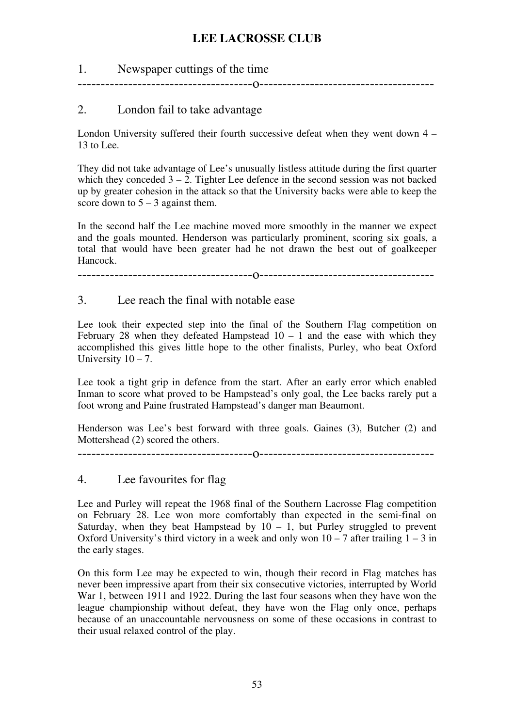# LEE LACROSSE CLUB

## 1. Newspaper cuttings of the time

--------------------------------------o--------------------------------------

## 2. London fail to take advantage

London University suffered their fourth successive defeat when they went down 4 – 13 to Lee.

They did not take advantage of Lee's unusually listless attitude during the first quarter which they conceded 3 – 2. Tighter Lee defence in the second session was not backed up by greater cohesion in the attack so that the University backs were able to keep the score down to 5 – 3 against them.

In the second half the Lee machine moved more smoothly in the manner we expect and the goals mounted. Henderson was particularly prominent, scoring six goals, a total that would have been greater had he not drawn the best out of goalkeeper Hancock.

--------------------------------------o--------------------------------------

## 3. Lee reach the final with notable ease

Lee took their expected step into the final of the Southern Flag competition on February 28 when they defeated Hampstead 10 – 1 and the ease with which they accomplished this gives little hope to the other finalists, Purley, who beat Oxford University 10 – 7.

Lee took a tight grip in defence from the start. After an early error which enabled Inman to score what proved to be Hampstead's only goal, the Lee backs rarely put a foot wrong and Paine frustrated Hampstead's danger man Beaumont.

Henderson was Lee's best forward with three goals. Gaines (3), Butcher (2) and Mottershead (2) scored the others.

--------------------------------------o--------------------------------------

## 4. Lee favourites for flag

Lee and Purley will repeat the 1968 final of the Southern Lacrosse Flag competition on February 28. Lee won more comfortably than expected in the semi-final on Saturday, when they beat Hampstead by 10 – 1, but Purley struggled to prevent Oxford University's third victory in a week and only won 10 – 7 after trailing 1 – 3 in the early stages.

On this form Lee may be expected to win, though their record in Flag matches has never been impressive apart from their six consecutive victories, interrupted by World War 1, between 1911 and 1922. During the last four seasons when they have won the league championship without defeat, they have won the Flag only once, perhaps because of an unaccountable nervousness on some of these occasions in contrast to their usual relaxed control of the play.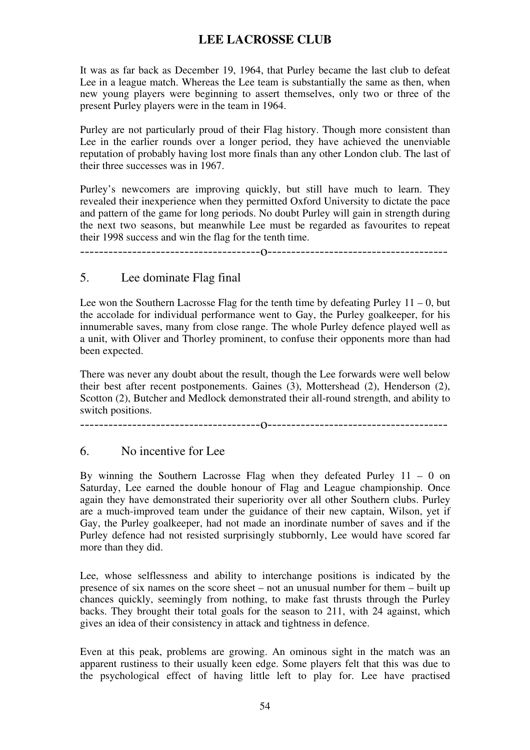It was as far back as December 19, 1964, that Purley became the last club to defeat Lee in a league match. Whereas the Lee team is substantially the same as then, when new young players were beginning to assert themselves, only two or three of the present Purley players were in the team in 1964.

Purley are not particularly proud of their Flag history. Though more consistent than Lee in the earlier rounds over a longer period, they have achieved the unenviable reputation of probably having lost more finals than any other London club. The last of their three successes was in 1967.

Purley's newcomers are improving quickly, but still have much to learn. They revealed their inexperience when they permitted Oxford University to dictate the pace and pattern of the game for long periods. No doubt Purley will gain in strength during the next two seasons, but meanwhile Lee must be regarded as favourites to repeat their 1998 success and win the flag for the tenth time.

-------------------------------------o-------------------------------------

## 5. Lee dominate Flag final

Lee won the Southern Lacrosse Flag for the tenth time by defeating Purley 11 – 0, but the accolade for individual performance went to Gay, the Purley goalkeeper, for his innumerable saves, many from close range. The whole Purley defence played well as a unit, with Oliver and Thorley prominent, to confuse their opponents more than had been expected.

There was never any doubt about the result, though the Lee forwards were well below their best after recent postponements. Gaines (3), Mottershead (2), Henderson (2), Scotton (2), Butcher and Medlock demonstrated their all-round strength, and ability to switch positions.

-------------------------------------o-------------------------------------

## 6. No incentive for Lee

By winning the Southern Lacrosse Flag when they defeated Purley 11 – 0 on Saturday, Lee earned the double honour of Flag and League championship. Once again they have demonstrated their superiority over all other Southern clubs. Purley are a much-improved team under the guidance of their new captain, Wilson, yet if Gay, the Purley goalkeeper, had not made an inordinate number of saves and if the Purley defence had not resisted surprisingly stubbornly, Lee would have scored far more than they did.

Lee, whose selflessness and ability to interchange positions is indicated by the presence of six names on the score sheet – not an unusual number for them – built up chances quickly, seemingly from nothing, to make fast thrusts through the Purley backs. They brought their total goals for the season to 211, with 24 against, which gives an idea of their consistency in attack and tightness in defence.

Even at this peak, problems are growing. An ominous sight in the match was an apparent rustiness to their usually keen edge. Some players felt that this was due to the psychological effect of having little left to play for. Lee have practised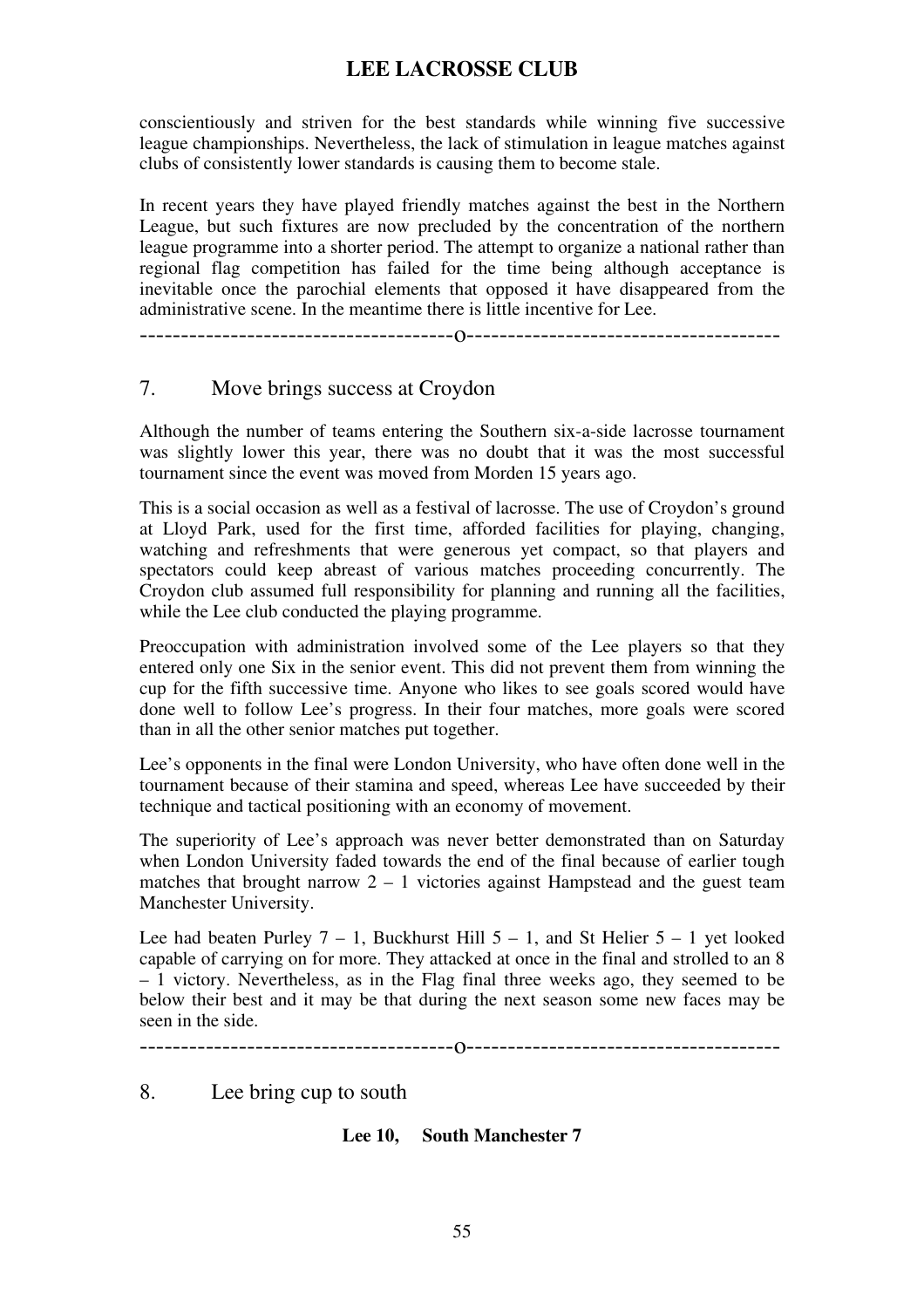conscientiously and striven for the best standards while winning five successive league championships. Nevertheless, the lack of stimulation in league matches against clubs of consistently lower standards is causing them to become stale.

In recent years they have played friendly matches against the best in the Northern League, but such fixtures are now precluded by the concentration of the northern league programme into a shorter period. The attempt to organize a national rather than regional flag competition has failed for the time being although acceptance is inevitable once the parochial elements that opposed it have disappeared from the administrative scene. In the meantime there is little incentive for Lee.

-------------------------------------o-------------------------------------

## 7. Move brings success at Croydon

Although the number of teams entering the Southern six-a-side lacrosse tournament was slightly lower this year, there was no doubt that it was the most successful tournament since the event was moved from Morden 15 years ago.

This is a social occasion as well as a festival of lacrosse. The use of Croydon's ground at Lloyd Park, used for the first time, afforded facilities for playing, changing, watching and refreshments that were generous yet compact, so that players and spectators could keep abreast of various matches proceeding concurrently. The Croydon club assumed full responsibility for planning and running all the facilities, while the Lee club conducted the playing programme.

Preoccupation with administration involved some of the Lee players so that they entered only one Six in the senior event. This did not prevent them from winning the cup for the fifth successive time. Anyone who likes to see goals scored would have done well to follow Lee's progress. In their four matches, more goals were scored than in all the other senior matches put together.

Lee's opponents in the final were London University, who have often done well in the tournament because of their stamina and speed, whereas Lee have succeeded by their technique and tactical positioning with an economy of movement.

The superiority of Lee's approach was never better demonstrated than on Saturday when London University faded towards the end of the final because of earlier tough matches that brought narrow 2 – 1 victories against Hampstead and the guest team Manchester University.

Lee had beaten Purley 7 – 1, Buckhurst Hill 5 – 1, and St Helier 5 – 1 yet looked capable of carrying on for more. They attacked at once in the final and strolled to an 8 – 1 victory. Nevertheless, as in the Flag final three weeks ago, they seemed to be below their best and it may be that during the next season some new faces may be seen in the side.

-------------------------------------o-------------------------------------

## 8. Lee bring cup to south

**Lee 10, South Manchester 7**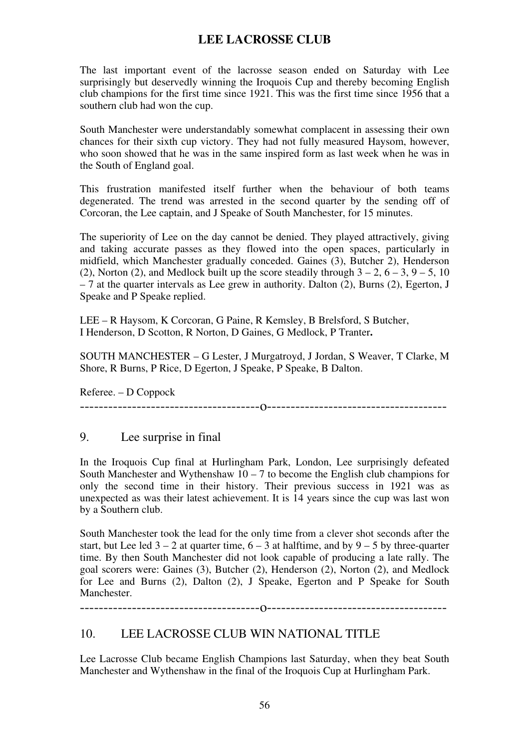# LEE LACROSSE CLUB

The last important event of the lacrosse season ended on Saturday with Lee surprisingly but deservedly winning the Iroquois Cup and thereby becoming English club champions for the first time since 1921. This was the first time since 1956 that a southern club had won the cup.

South Manchester were understandably somewhat complacent in assessing their own chances for their sixth cup victory. They had not fully measured Haysom, however, who soon showed that he was in the same inspired form as last week when he was in the South of England goal.

This frustration manifested itself further when the behaviour of both teams degenerated. The trend was arrested in the second quarter by the sending off of Corcoran, the Lee captain, and J Speake of South Manchester, for 15 minutes.

The superiority of Lee on the day cannot be denied. They played attractively, giving and taking accurate passes as they flowed into the open spaces, particularly in midfield, which Manchester gradually conceded. Gaines (3), Butcher 2), Henderson (2), Norton (2), and Medlock built up the score steadily through 3 – 2, 6 – 3, 9 – 5, 10 – 7 at the quarter intervals as Lee grew in authority. Dalton (2), Burns (2), Egerton, J Speake and P Speake replied.

LEE – R Haysom, K Corcoran, G Paine, R Kemsley, B Brelsford, S Butcher, I Henderson, D Scotton, R Norton, D Gaines, G Medlock, P Tranter**.**

SOUTH MANCHESTER – G Lester, J Murgatroyd, J Jordan, S Weaver, T Clarke, M Shore, R Burns, P Rice, D Egerton, J Speake, P Speake, B Dalton.

Referee. – D Coppock

--------------------------------------o--------------------------------------

## 9. Lee surprise in final

In the Iroquois Cup final at Hurlingham Park, London, Lee surprisingly defeated South Manchester and Wythenshaw 10 – 7 to become the English club champions for only the second time in their history. Their previous success in 1921 was as unexpected as was their latest achievement. It is 14 years since the cup was last won by a Southern club.

South Manchester took the lead for the only time from a clever shot seconds after the start, but Lee led 3 – 2 at quarter time, 6 – 3 at halftime, and by 9 – 5 by three-quarter time. By then South Manchester did not look capable of producing a late rally. The goal scorers were: Gaines (3), Butcher (2), Henderson (2), Norton (2), and Medlock for Lee and Burns (2), Dalton (2), J Speake, Egerton and P Speake for South Manchester.

--------------------------------------o--------------------------------------

## 10. LEE LACROSSE CLUB WIN NATIONAL TITLE

Lee Lacrosse Club became English Champions last Saturday, when they beat South Manchester and Wythenshaw in the final of the Iroquois Cup at Hurlingham Park.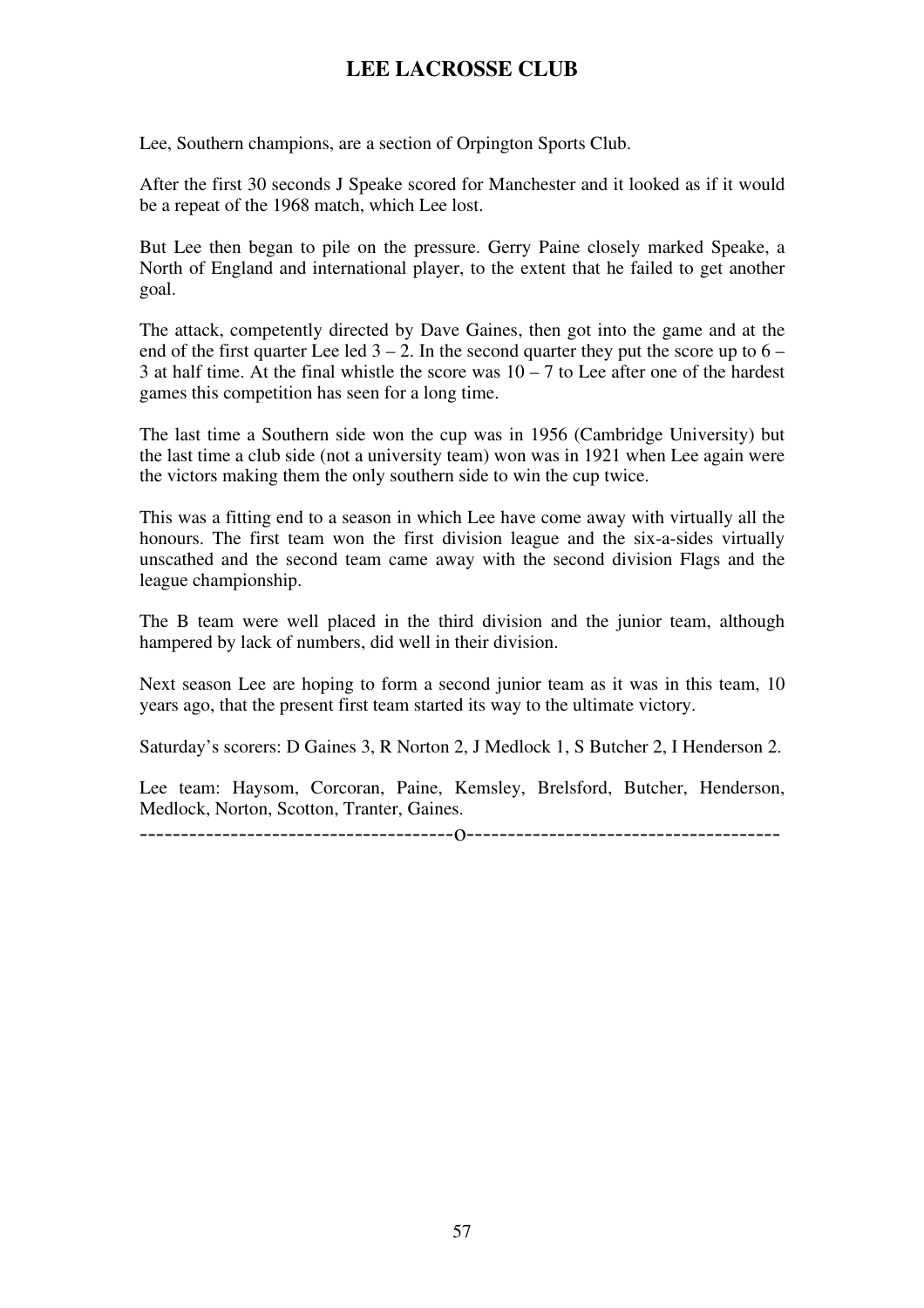# LEE LACROSSE CLUB

Lee, Southern champions, are a section of Orpington Sports Club.

After the first 30 seconds J Speake scored for Manchester and it looked as if it would be a repeat of the 1968 match, which Lee lost.

But Lee then began to pile on the pressure. Gerry Paine closely marked Speake, a North of England and international player, to the extent that he failed to get another goal.

The attack, competently directed by Dave Gaines, then got into the game and at the end of the first quarter Lee led 3 – 2. In the second quarter they put the score up to 6 – 3 at half time. At the final whistle the score was 10 – 7 to Lee after one of the hardest games this competition has seen for a long time.

The last time a Southern side won the cup was in 1956 (Cambridge University) but the last time a club side (not a university team) won was in 1921 when Lee again were the victors making them the only southern side to win the cup twice.

This was a fitting end to a season in which Lee have come away with virtually all the honours. The first team won the first division league and the six-a-sides virtually unscathed and the second team came away with the second division Flags and the league championship.

The B team were well placed in the third division and the junior team, although hampered by lack of numbers, did well in their division.

Next season Lee are hoping to form a second junior team as it was in this team, 10 years ago, that the present first team started its way to the ultimate victory.

Saturday's scorers: D Gaines 3, R Norton 2, J Medlock 1, S Butcher 2, I Henderson 2.

Lee team: Haysom, Corcoran, Paine, Kemsley, Brelsford, Butcher, Henderson, Medlock, Norton, Scotton, Tranter, Gaines.

--------------------------------------o--------------------------------------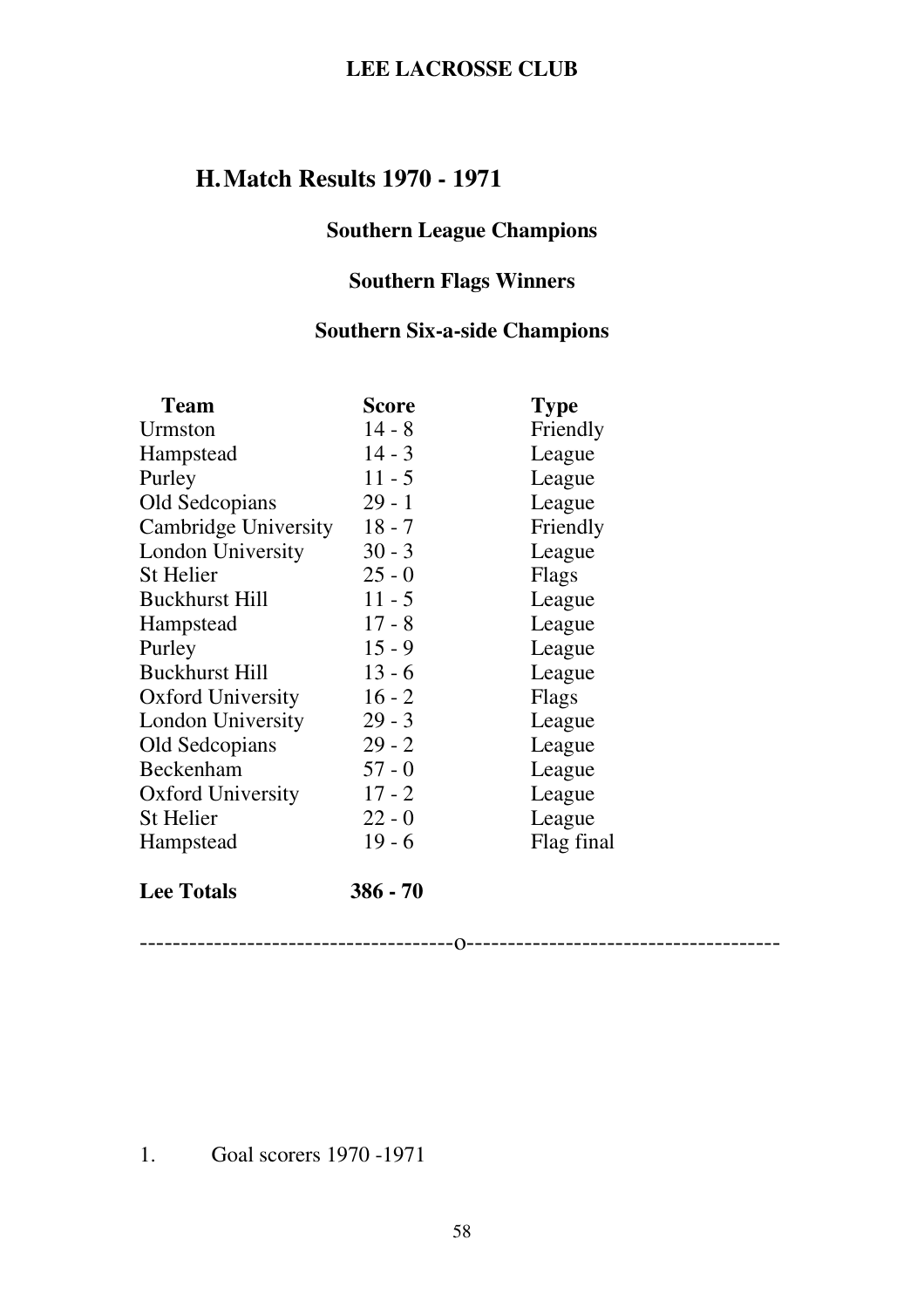## H. Match Results 1970 - 1971

**Southern League Champions**

**Southern Flags Winners**

**Southern Six-a-side Champions**

| Team | Score | Type |
|---|---|---|
| Urmston | 14 - 8 | Friendly |
| Hampstead | 14 - 3 | League |
| Purley | 11 - 5 | League |
| Old Sedcopians | 29 - 1 | League |
| Cambridge University | 18 - 7 | Friendly |
| London University | 30 - 3 | League |
| St Helier | 25 - 0 | Flags |
| Buckhurst Hill | 11 - 5 | League |
| Hampstead | 17 - 8 | League |
| Purley | 15 - 9 | League |
| Buckhurst Hill | 13 - 6 | League |
| Oxford University | 16 - 2 | Flags |
| London University | 29 - 3 | League |
| Old Sedcopians | 29 - 2 | League |
| Beckenham | 57 - 0 | League |
| Oxford University | 17 - 2 | League |
| St Helier | 22 - 0 | League |
| Hampstead | 19 - 6 | Flag final |
| **Lee Totals** | **386 - 70** | |

------------------------------------o------------------------------------

1. Goal scorers 1970 -1971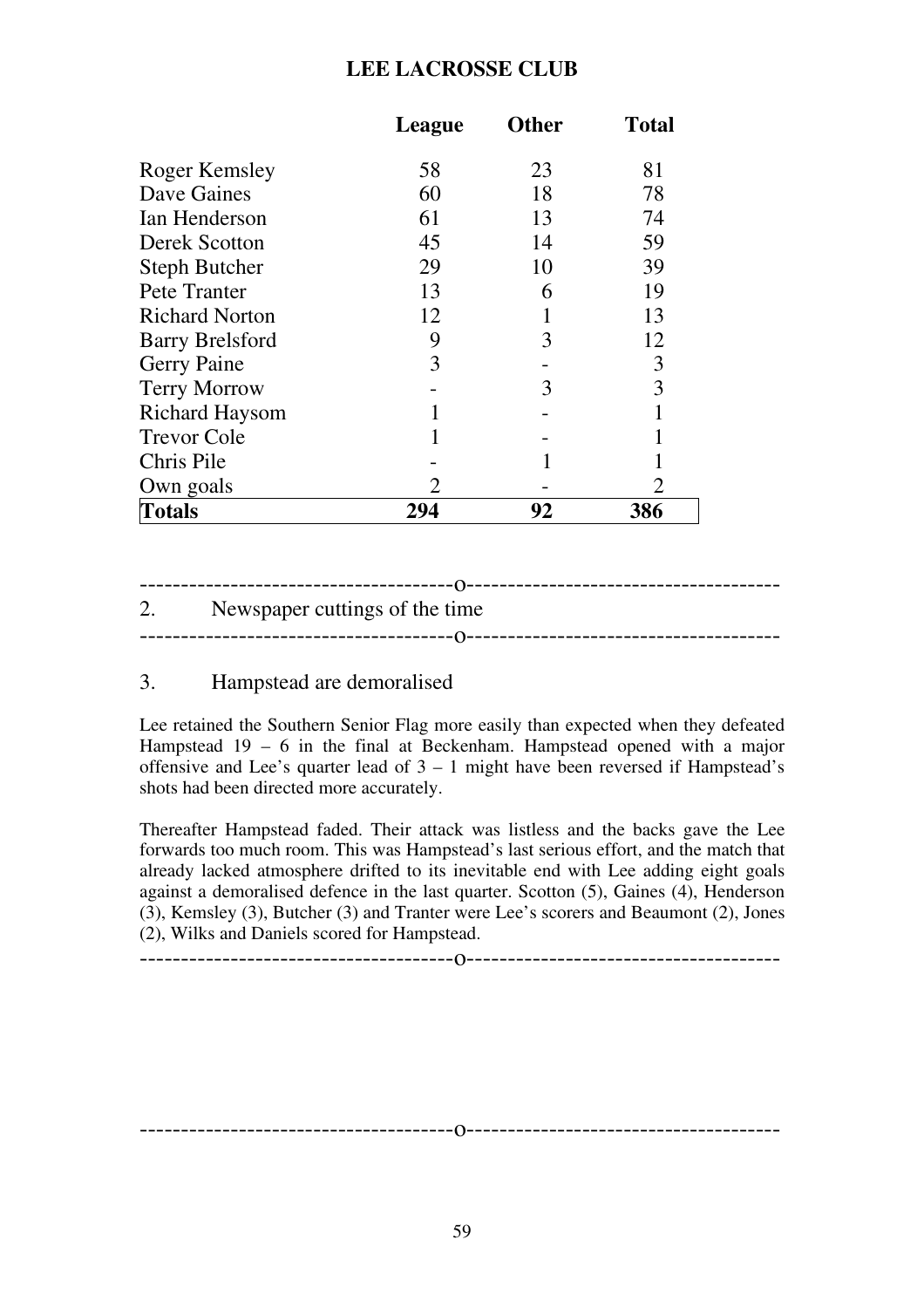# LEE LACROSSE CLUB

| | League | Other | Total |
|---|---|---|---|
| Roger Kemsley | 58 | 23 | 81 |
| Dave Gaines | 60 | 18 | 78 |
| Ian Henderson | 61 | 13 | 74 |
| Derek Scotton | 45 | 14 | 59 |
| Steph Butcher | 29 | 10 | 39 |
| Pete Tranter | 13 | 6 | 19 |
| Richard Norton | 12 | 1 | 13 |
| Barry Brelsford | 9 | 3 | 12 |
| Gerry Paine | 3 | - | 3 |
| Terry Morrow | - | 3 | 3 |
| Richard Haysom | 1 | - | 1 |
| Trevor Cole | 1 | - | 1 |
| Chris Pile | - | 1 | 1 |
| Own goals | 2 | - | 2 |
| **Totals** | **294** | **92** | **386** |

--------------------------------------o--------------------------------------

2. Newspaper cuttings of the time

--------------------------------------o--------------------------------------

3. Hampstead are demoralised

Lee retained the Southern Senior Flag more easily than expected when they defeated Hampstead 19 – 6 in the final at Beckenham. Hampstead opened with a major offensive and Lee's quarter lead of 3 – 1 might have been reversed if Hampstead's shots had been directed more accurately.

Thereafter Hampstead faded. Their attack was listless and the backs gave the Lee forwards too much room. This was Hampstead's last serious effort, and the match that already lacked atmosphere drifted to its inevitable end with Lee adding eight goals against a demoralised defence in the last quarter. Scotton (5), Gaines (4), Henderson (3), Kemsley (3), Butcher (3) and Tranter were Lee's scorers and Beaumont (2), Jones (2), Wilks and Daniels scored for Hampstead.

--------------------------------------o--------------------------------------

--------------------------------------o--------------------------------------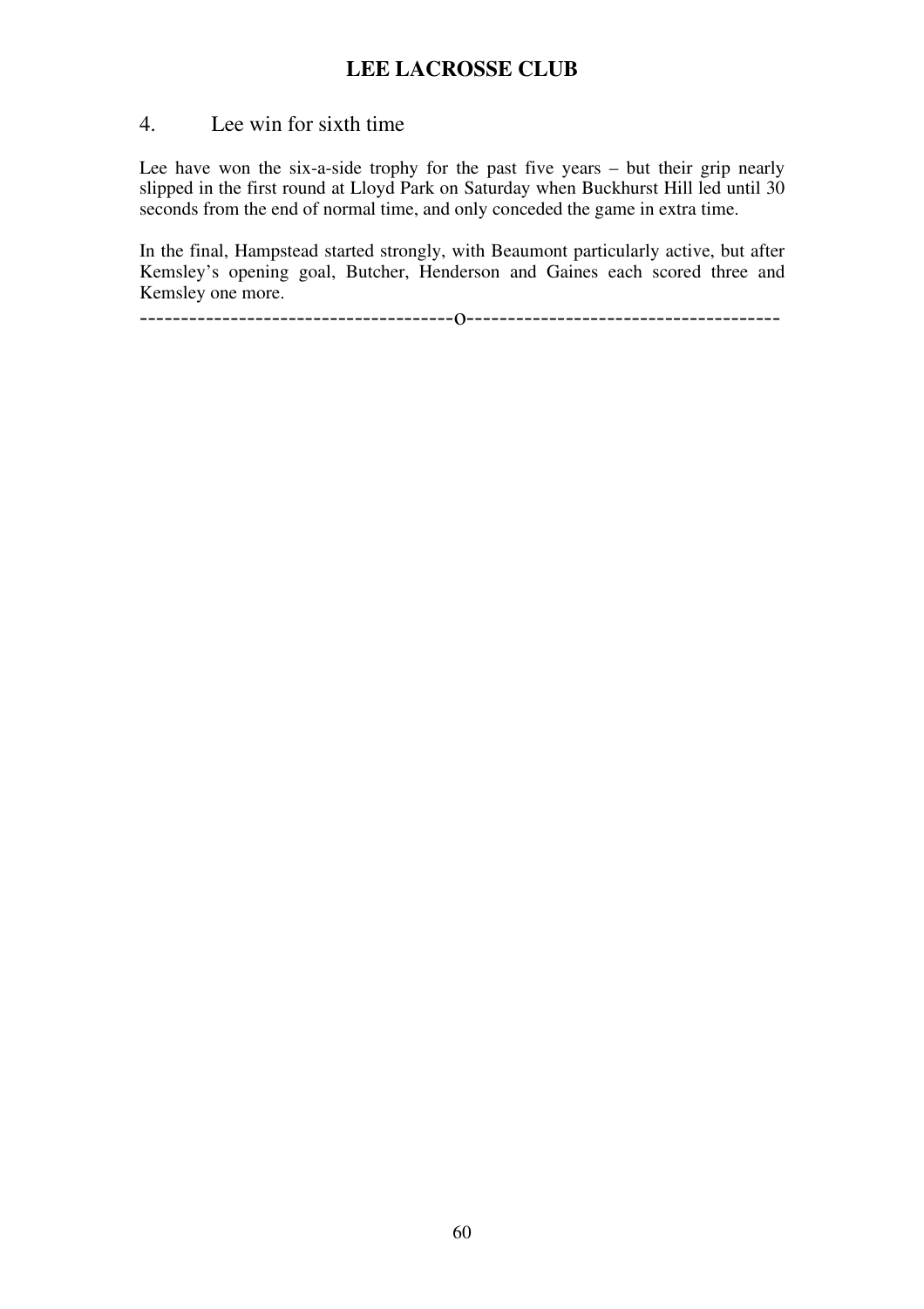## 4. Lee win for sixth time

Lee have won the six-a-side trophy for the past five years – but their grip nearly slipped in the first round at Lloyd Park on Saturday when Buckhurst Hill led until 30 seconds from the end of normal time, and only conceded the game in extra time.

In the final, Hampstead started strongly, with Beaumont particularly active, but after Kemsley's opening goal, Butcher, Henderson and Gaines each scored three and Kemsley one more.

-------------------------------------o-------------------------------------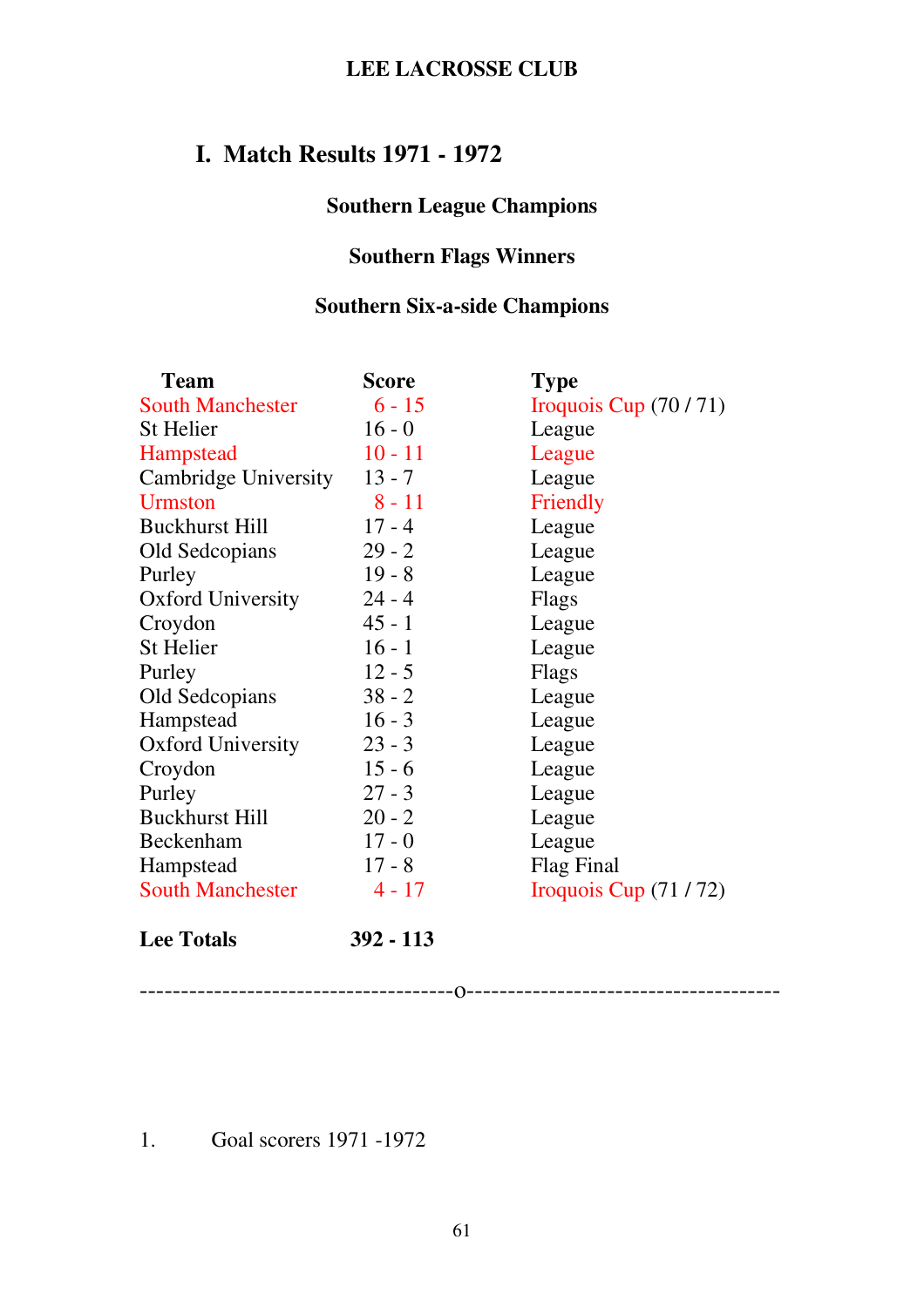**LEE LACROSSE CLUB**

## I. Match Results 1971 - 1972

**Southern League Champions**

**Southern Flags Winners**

**Southern Six-a-side Champions**

| Team | Score | Type |
|---|---|---|
| South Manchester | 6 - 15 | Iroquois Cup (70 / 71) |
| St Helier | 16 - 0 | League |
| Hampstead | 10 - 11 | League |
| Cambridge University | 13 - 7 | League |
| Urmston | 8 - 11 | Friendly |
| Buckhurst Hill | 17 - 4 | League |
| Old Sedcopians | 29 - 2 | League |
| Purley | 19 - 8 | League |
| Oxford University | 24 - 4 | Flags |
| Croydon | 45 - 1 | League |
| St Helier | 16 - 1 | League |
| Purley | 12 - 5 | Flags |
| Old Sedcopians | 38 - 2 | League |
| Hampstead | 16 - 3 | League |
| Oxford University | 23 - 3 | League |
| Croydon | 15 - 6 | League |
| Purley | 27 - 3 | League |
| Buckhurst Hill | 20 - 2 | League |
| Beckenham | 17 - 0 | League |
| Hampstead | 17 - 8 | Flag Final |
| South Manchester | 4 - 17 | Iroquois Cup (71 / 72) |
| **Lee Totals** | **392 - 113** | |

-------------------------------------o-------------------------------------

1. Goal scorers 1971 -1972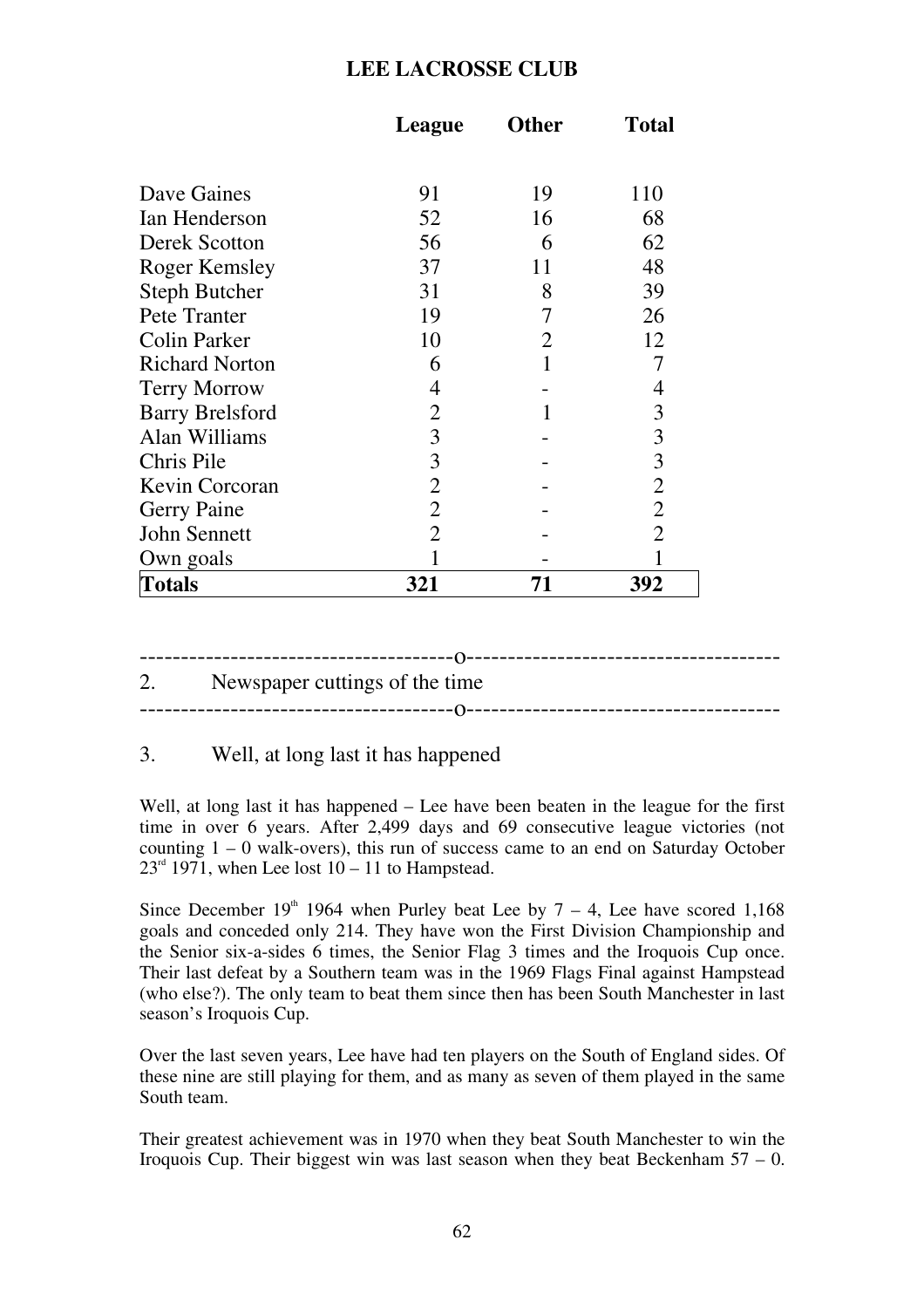## LEE LACROSSE CLUB

| | League | Other | Total |
|---|---|---|---|
| Dave Gaines | 91 | 19 | 110 |
| Ian Henderson | 52 | 16 | 68 |
| Derek Scotton | 56 | 6 | 62 |
| Roger Kemsley | 37 | 11 | 48 |
| Steph Butcher | 31 | 8 | 39 |
| Pete Tranter | 19 | 7 | 26 |
| Colin Parker | 10 | 2 | 12 |
| Richard Norton | 6 | 1 | 7 |
| Terry Morrow | 4 | - | 4 |
| Barry Brelsford | 2 | 1 | 3 |
| Alan Williams | 3 | - | 3 |
| Chris Pile | 3 | - | 3 |
| Kevin Corcoran | 2 | - | 2 |
| Gerry Paine | 2 | - | 2 |
| John Sennett | 2 | - | 2 |
| Own goals | 1 | - | 1 |
| **Totals** | **321** | **71** | **392** |

-------------------------------------o-------------------------------------

2. Newspaper cuttings of the time

-------------------------------------o-------------------------------------

3. Well, at long last it has happened

Well, at long last it has happened – Lee have been beaten in the league for the first time in over 6 years. After 2,499 days and 69 consecutive league victories (not counting 1 – 0 walk-overs), this run of success came to an end on Saturday October 23rd 1971, when Lee lost 10 – 11 to Hampstead.

Since December 19th 1964 when Purley beat Lee by 7 – 4, Lee have scored 1,168 goals and conceded only 214. They have won the First Division Championship and the Senior six-a-sides 6 times, the Senior Flag 3 times and the Iroquois Cup once. Their last defeat by a Southern team was in the 1969 Flags Final against Hampstead (who else?). The only team to beat them since then has been South Manchester in last season's Iroquois Cup.

Over the last seven years, Lee have had ten players on the South of England sides. Of these nine are still playing for them, and as many as seven of them played in the same South team.

Their greatest achievement was in 1970 when they beat South Manchester to win the Iroquois Cup. Their biggest win was last season when they beat Beckenham 57 – 0.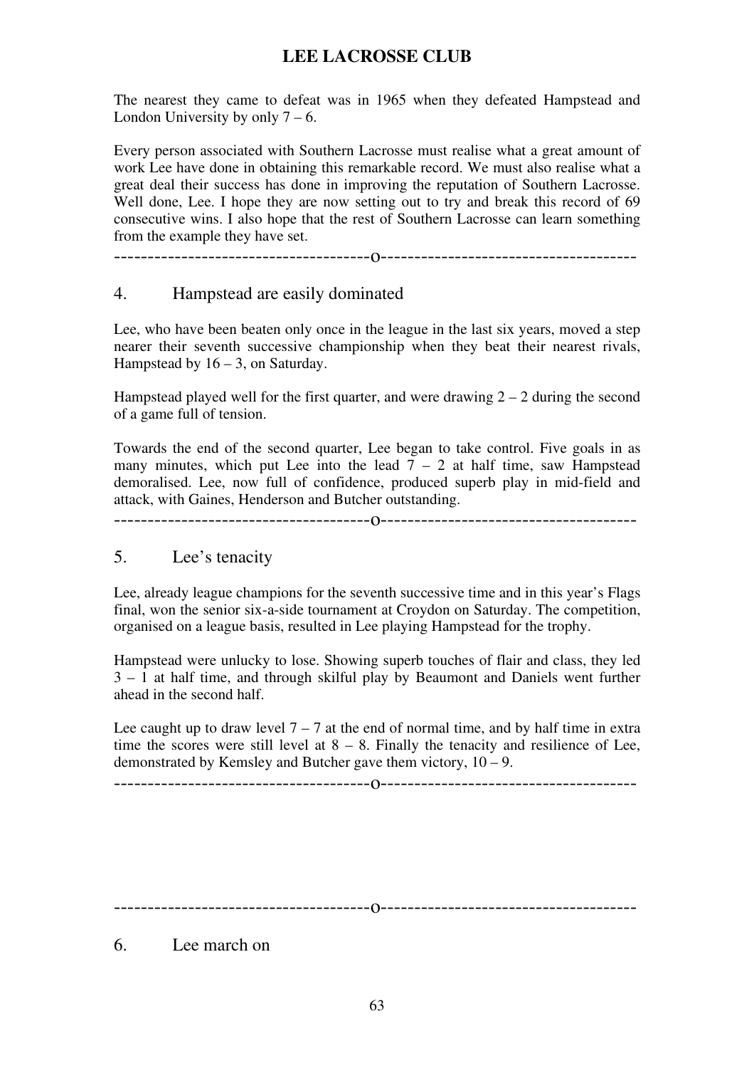The nearest they came to defeat was in 1965 when they defeated Hampstead and London University by only 7 – 6.

Every person associated with Southern Lacrosse must realise what a great amount of work Lee have done in obtaining this remarkable record. We must also realise what a great deal their success has done in improving the reputation of Southern Lacrosse. Well done, Lee. I hope they are now setting out to try and break this record of 69 consecutive wins. I also hope that the rest of Southern Lacrosse can learn something from the example they have set.

-------------------------------------o-------------------------------------

## 4. Hampstead are easily dominated

Lee, who have been beaten only once in the league in the last six years, moved a step nearer their seventh successive championship when they beat their nearest rivals, Hampstead by 16 – 3, on Saturday.

Hampstead played well for the first quarter, and were drawing 2 – 2 during the second of a game full of tension.

Towards the end of the second quarter, Lee began to take control. Five goals in as many minutes, which put Lee into the lead 7 – 2 at half time, saw Hampstead demoralised. Lee, now full of confidence, produced superb play in mid-field and attack, with Gaines, Henderson and Butcher outstanding.

-------------------------------------o-------------------------------------

## 5. Lee's tenacity

Lee, already league champions for the seventh successive time and in this year's Flags final, won the senior six-a-side tournament at Croydon on Saturday. The competition, organised on a league basis, resulted in Lee playing Hampstead for the trophy.

Hampstead were unlucky to lose. Showing superb touches of flair and class, they led 3 – 1 at half time, and through skilful play by Beaumont and Daniels went further ahead in the second half.

Lee caught up to draw level 7 – 7 at the end of normal time, and by half time in extra time the scores were still level at 8 – 8. Finally the tenacity and resilience of Lee, demonstrated by Kemsley and Butcher gave them victory, 10 – 9.

-------------------------------------o-------------------------------------

-------------------------------------o-------------------------------------

## 6. Lee march on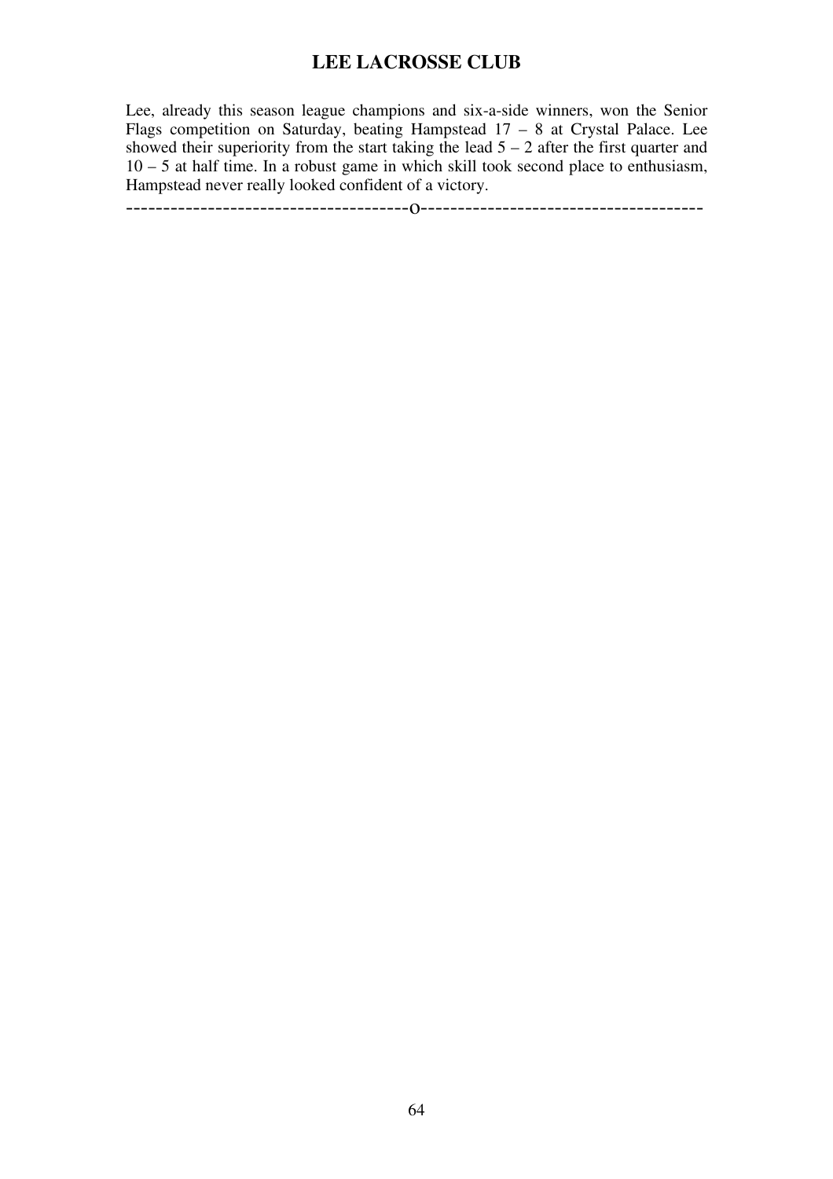## LEE LACROSSE CLUB

Lee, already this season league champions and six-a-side winners, won the Senior Flags competition on Saturday, beating Hampstead 17 – 8 at Crystal Palace. Lee showed their superiority from the start taking the lead 5 – 2 after the first quarter and 10 – 5 at half time. In a robust game in which skill took second place to enthusiasm, Hampstead never really looked confident of a victory.

-------------------------------------o-------------------------------------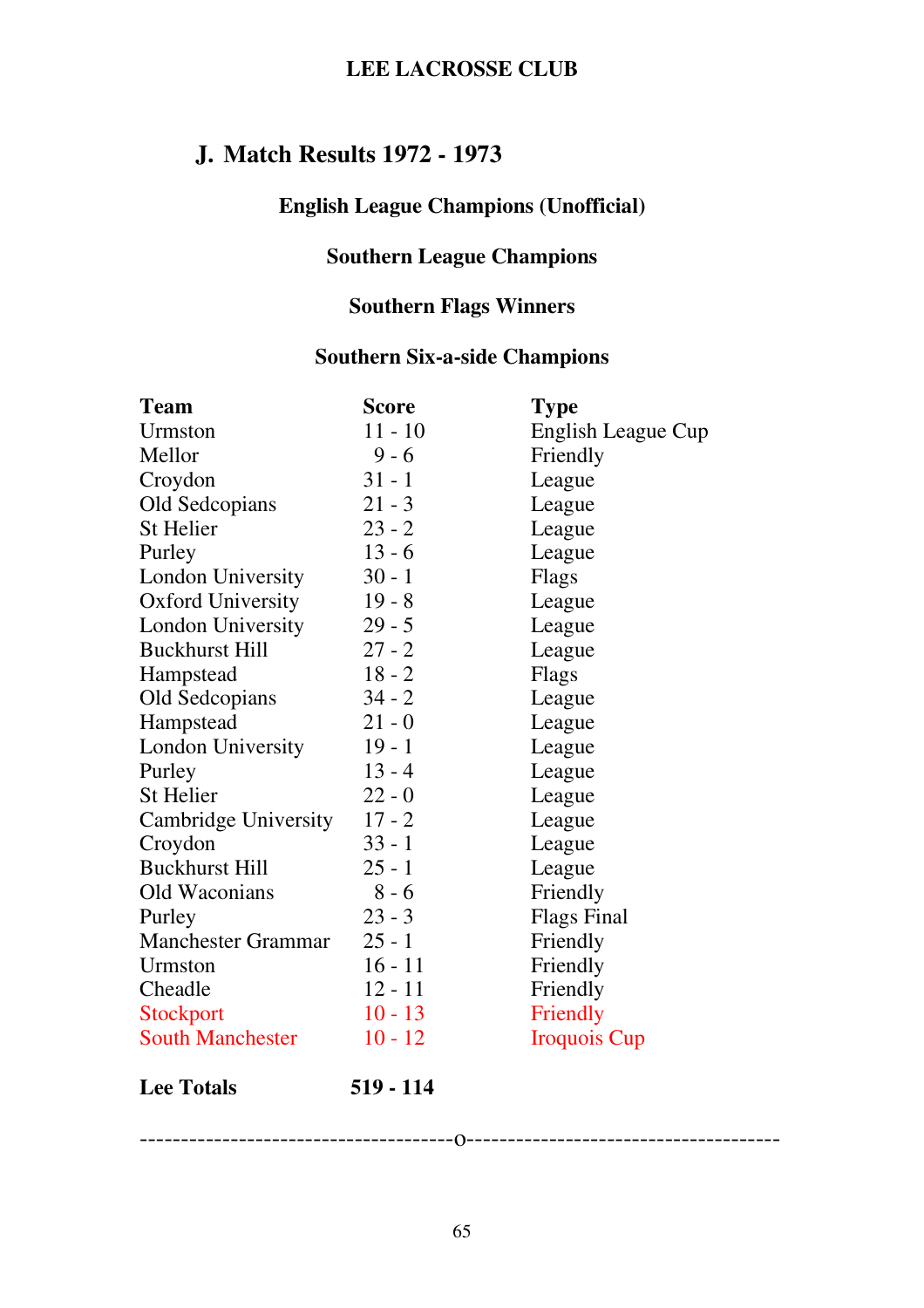## J. Match Results 1972 - 1973

**English League Champions (Unofficial)**

**Southern League Champions**

**Southern Flags Winners**

**Southern Six-a-side Champions**

| Team | Score | Type |
|---|---|---|
| Urmston | 11 - 10 | English League Cup |
| Mellor | 9 - 6 | Friendly |
| Croydon | 31 - 1 | League |
| Old Sedcopians | 21 - 3 | League |
| St Helier | 23 - 2 | League |
| Purley | 13 - 6 | League |
| London University | 30 - 1 | Flags |
| Oxford University | 19 - 8 | League |
| London University | 29 - 5 | League |
| Buckhurst Hill | 27 - 2 | League |
| Hampstead | 18 - 2 | Flags |
| Old Sedcopians | 34 - 2 | League |
| Hampstead | 21 - 0 | League |
| London University | 19 - 1 | League |
| Purley | 13 - 4 | League |
| St Helier | 22 - 0 | League |
| Cambridge University | 17 - 2 | League |
| Croydon | 33 - 1 | League |
| Buckhurst Hill | 25 - 1 | League |
| Old Waconians | 8 - 6 | Friendly |
| Purley | 23 - 3 | Flags Final |
| Manchester Grammar | 25 - 1 | Friendly |
| Urmston | 16 - 11 | Friendly |
| Cheadle | 12 - 11 | Friendly |
| Stockport | 10 - 13 | Friendly |
| South Manchester | 10 - 12 | Iroquois Cup |
| **Lee Totals** | **519 - 114** | |

--------------------------------------o--------------------------------------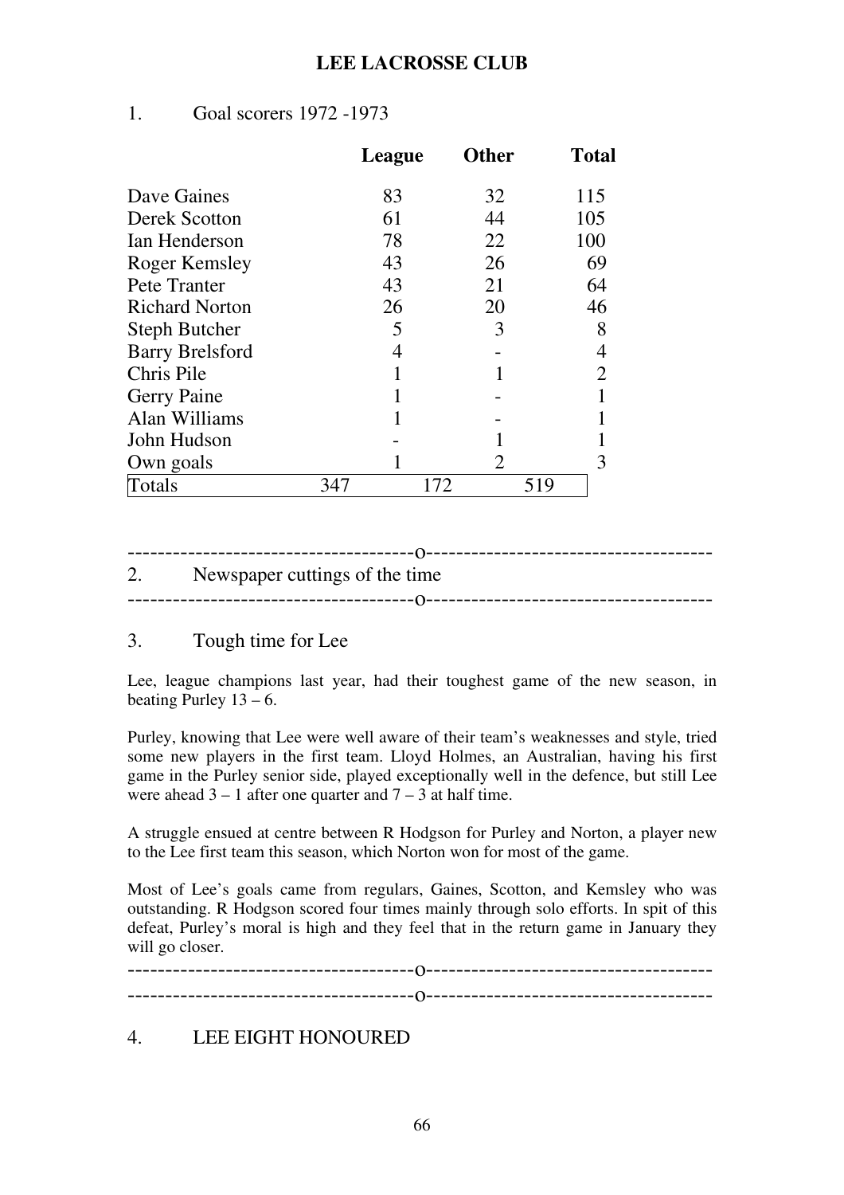## LEE LACROSSE CLUB

1. Goal scorers 1972 -1973

| | League | Other | Total |
|---|---|---|---|
| Dave Gaines | 83 | 32 | 115 |
| Derek Scotton | 61 | 44 | 105 |
| Ian Henderson | 78 | 22 | 100 |
| Roger Kemsley | 43 | 26 | 69 |
| Pete Tranter | 43 | 21 | 64 |
| Richard Norton | 26 | 20 | 46 |
| Steph Butcher | 5 | 3 | 8 |
| Barry Brelsford | 4 | - | 4 |
| Chris Pile | 1 | 1 | 2 |
| Gerry Paine | 1 | - | 1 |
| Alan Williams | 1 | - | 1 |
| John Hudson | - | 1 | 1 |
| Own goals | 1 | 2 | 3 |
| Totals | 347 | 172 | 519 |

-------------------------------------o-------------------------------------

2. Newspaper cuttings of the time

-------------------------------------o-------------------------------------

3. Tough time for Lee

Lee, league champions last year, had their toughest game of the new season, in beating Purley 13 – 6.

Purley, knowing that Lee were well aware of their team's weaknesses and style, tried some new players in the first team. Lloyd Holmes, an Australian, having his first game in the Purley senior side, played exceptionally well in the defence, but still Lee were ahead 3 – 1 after one quarter and 7 – 3 at half time.

A struggle ensued at centre between R Hodgson for Purley and Norton, a player new to the Lee first team this season, which Norton won for most of the game.

Most of Lee's goals came from regulars, Gaines, Scotton, and Kemsley who was outstanding. R Hodgson scored four times mainly through solo efforts. In spit of this defeat, Purley's moral is high and they feel that in the return game in January they will go closer.

-------------------------------------o-------------------------------------

-------------------------------------o-------------------------------------

4. LEE EIGHT HONOURED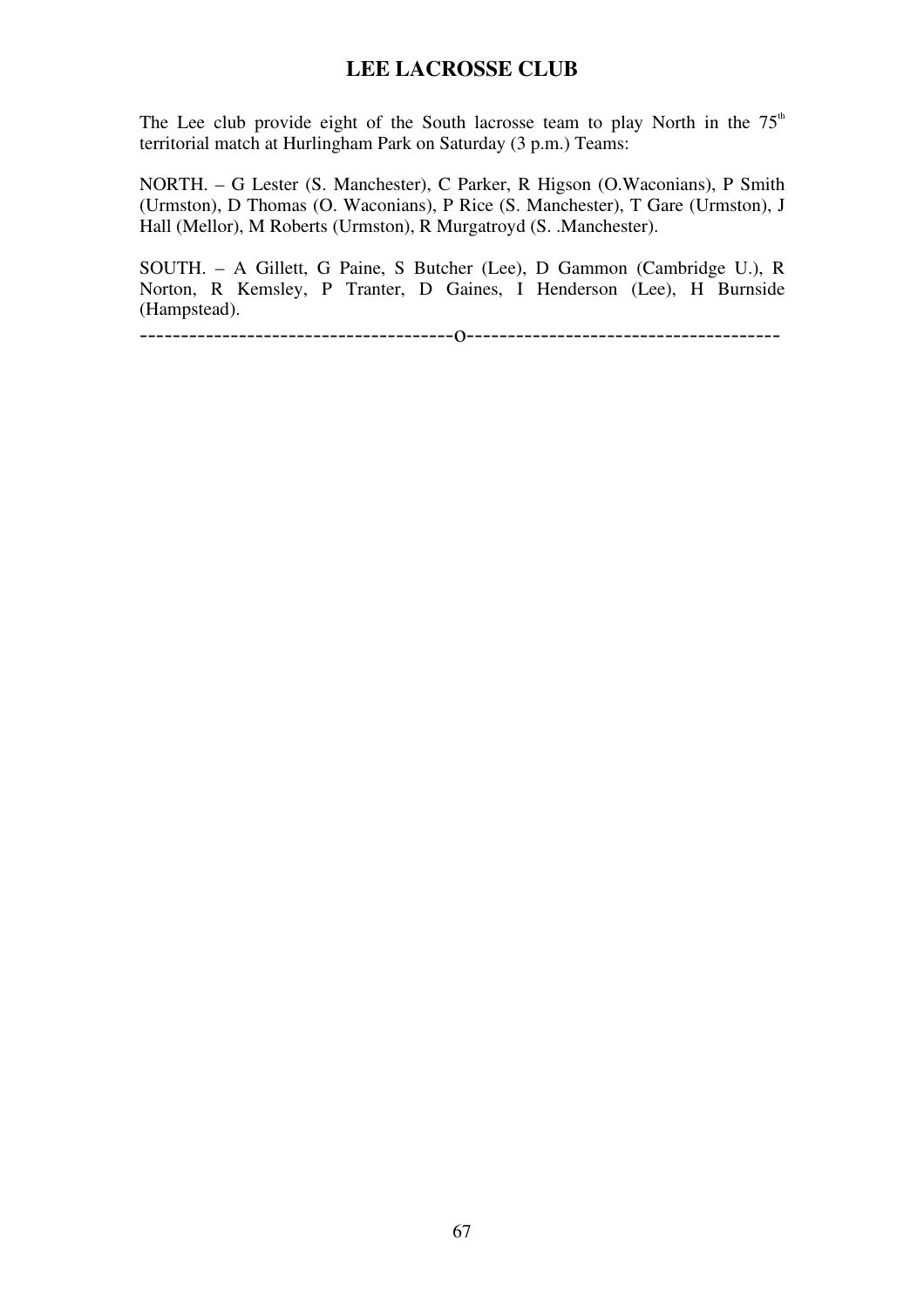# LEE LACROSSE CLUB

The Lee club provide eight of the South lacrosse team to play North in the 75th territorial match at Hurlingham Park on Saturday (3 p.m.) Teams:

NORTH. – G Lester (S. Manchester), C Parker, R Higson (O.Waconians), P Smith (Urmston), D Thomas (O. Waconians), P Rice (S. Manchester), T Gare (Urmston), J Hall (Mellor), M Roberts (Urmston), R Murgatroyd (S. .Manchester).

SOUTH. – A Gillett, G Paine, S Butcher (Lee), D Gammon (Cambridge U.), R Norton, R Kemsley, P Tranter, D Gaines, I Henderson (Lee), H Burnside (Hampstead).

-------------------------------------o-------------------------------------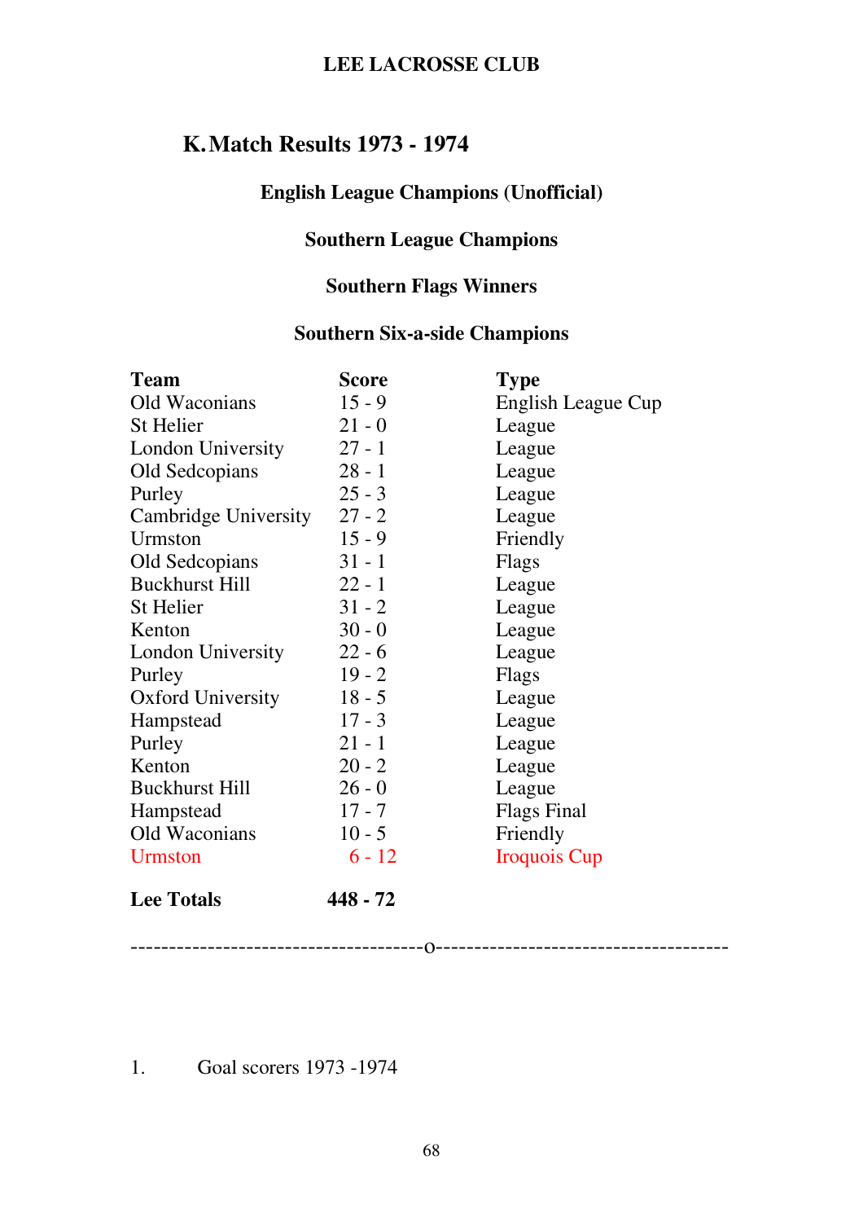**LEE LACROSSE CLUB**

## K. Match Results 1973 - 1974

**English League Champions (Unofficial)**

**Southern League Champions**

**Southern Flags Winners**

**Southern Six-a-side Champions**

| Team | Score | Type |
|---|---|---|
| Old Waconians | 15 - 9 | English League Cup |
| St Helier | 21 - 0 | League |
| London University | 27 - 1 | League |
| Old Sedcopians | 28 - 1 | League |
| Purley | 25 - 3 | League |
| Cambridge University | 27 - 2 | League |
| Urmston | 15 - 9 | Friendly |
| Old Sedcopians | 31 - 1 | Flags |
| Buckhurst Hill | 22 - 1 | League |
| St Helier | 31 - 2 | League |
| Kenton | 30 - 0 | League |
| London University | 22 - 6 | League |
| Purley | 19 - 2 | Flags |
| Oxford University | 18 - 5 | League |
| Hampstead | 17 - 3 | League |
| Purley | 21 - 1 | League |
| Kenton | 20 - 2 | League |
| Buckhurst Hill | 26 - 0 | League |
| Hampstead | 17 - 7 | Flags Final |
| Old Waconians | 10 - 5 | Friendly |
| Urmston | 6 - 12 | Iroquois Cup |
| **Lee Totals** | **448 - 72** | |

--------------------------------------o--------------------------------------

1. Goal scorers 1973 -1974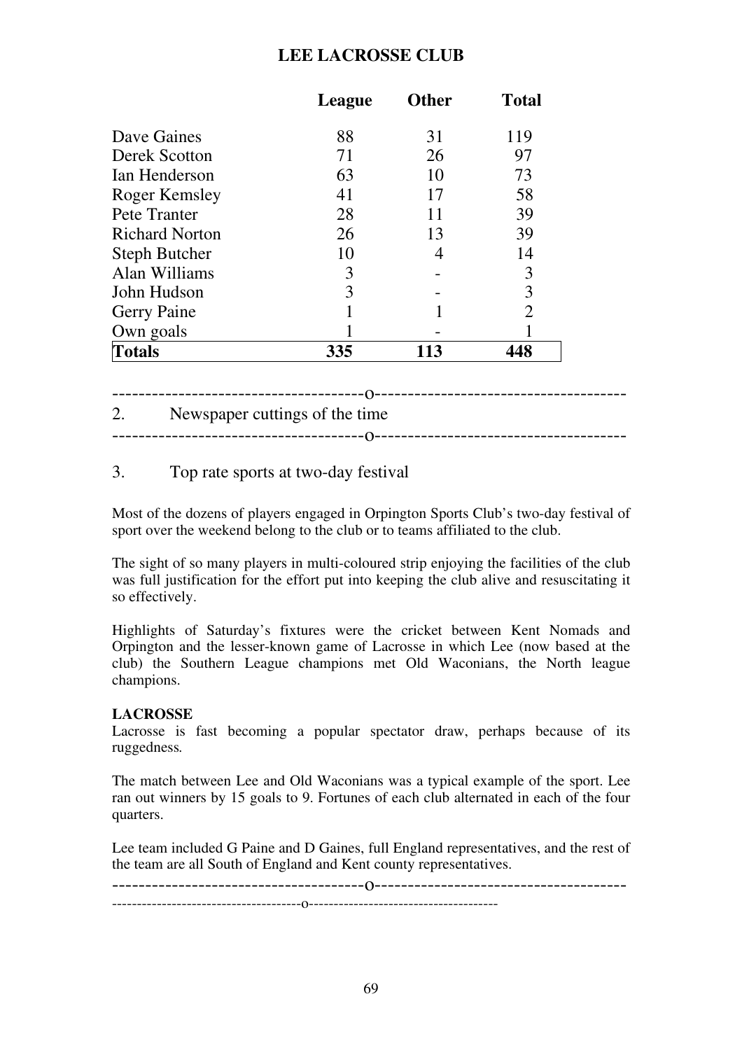## LEE LACROSSE CLUB

| | League | Other | Total |
|---|---|---|---|
| Dave Gaines | 88 | 31 | 119 |
| Derek Scotton | 71 | 26 | 97 |
| Ian Henderson | 63 | 10 | 73 |
| Roger Kemsley | 41 | 17 | 58 |
| Pete Tranter | 28 | 11 | 39 |
| Richard Norton | 26 | 13 | 39 |
| Steph Butcher | 10 | 4 | 14 |
| Alan Williams | 3 | - | 3 |
| John Hudson | 3 | - | 3 |
| Gerry Paine | 1 | 1 | 2 |
| Own goals | 1 | - | 1 |
| **Totals** | **335** | **113** | **448** |

-------------------------------------o-------------------------------------

2. Newspaper cuttings of the time

-------------------------------------o-------------------------------------

3. Top rate sports at two-day festival

Most of the dozens of players engaged in Orpington Sports Club's two-day festival of sport over the weekend belong to the club or to teams affiliated to the club.

The sight of so many players in multi-coloured strip enjoying the facilities of the club was full justification for the effort put into keeping the club alive and resuscitating it so effectively.

Highlights of Saturday's fixtures were the cricket between Kent Nomads and Orpington and the lesser-known game of Lacrosse in which Lee (now based at the club) the Southern League champions met Old Waconians, the North league champions.

**LACROSSE**

Lacrosse is fast becoming a popular spectator draw, perhaps because of its ruggedness.

The match between Lee and Old Waconians was a typical example of the sport. Lee ran out winners by 15 goals to 9. Fortunes of each club alternated in each of the four quarters.

Lee team included G Paine and D Gaines, full England representatives, and the rest of the team are all South of England and Kent county representatives.

-------------------------------------o-------------------------------------

-------------------------------------o-------------------------------------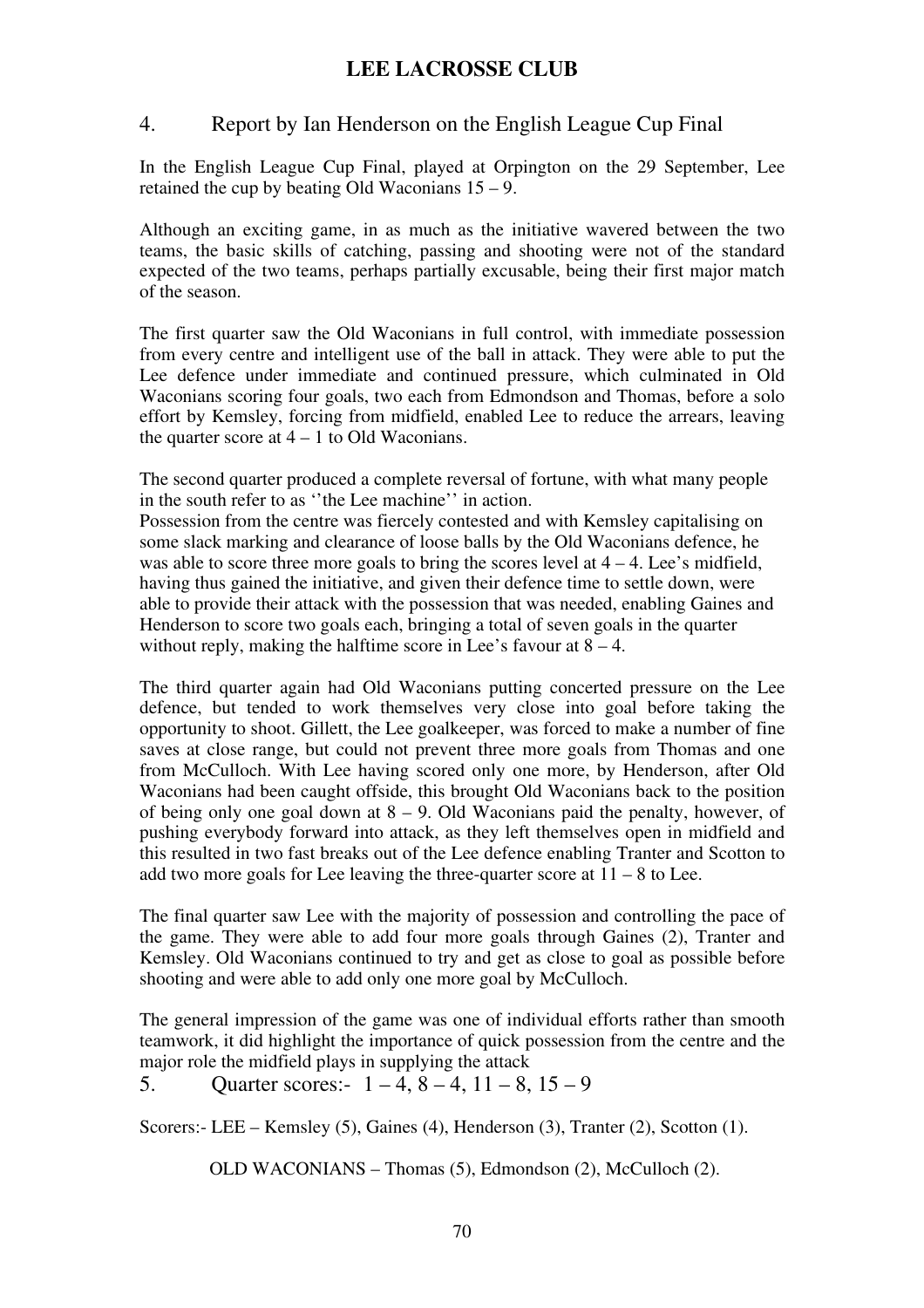# LEE LACROSSE CLUB

## 4. Report by Ian Henderson on the English League Cup Final

In the English League Cup Final, played at Orpington on the 29 September, Lee retained the cup by beating Old Waconians 15 – 9.

Although an exciting game, in as much as the initiative wavered between the two teams, the basic skills of catching, passing and shooting were not of the standard expected of the two teams, perhaps partially excusable, being their first major match of the season.

The first quarter saw the Old Waconians in full control, with immediate possession from every centre and intelligent use of the ball in attack. They were able to put the Lee defence under immediate and continued pressure, which culminated in Old Waconians scoring four goals, two each from Edmondson and Thomas, before a solo effort by Kemsley, forcing from midfield, enabled Lee to reduce the arrears, leaving the quarter score at 4 – 1 to Old Waconians.

The second quarter produced a complete reversal of fortune, with what many people in the south refer to as ''the Lee machine'' in action.
Possession from the centre was fiercely contested and with Kemsley capitalising on some slack marking and clearance of loose balls by the Old Waconians defence, he was able to score three more goals to bring the scores level at 4 – 4. Lee's midfield, having thus gained the initiative, and given their defence time to settle down, were able to provide their attack with the possession that was needed, enabling Gaines and Henderson to score two goals each, bringing a total of seven goals in the quarter without reply, making the halftime score in Lee's favour at 8 – 4.

The third quarter again had Old Waconians putting concerted pressure on the Lee defence, but tended to work themselves very close into goal before taking the opportunity to shoot. Gillett, the Lee goalkeeper, was forced to make a number of fine saves at close range, but could not prevent three more goals from Thomas and one from McCulloch. With Lee having scored only one more, by Henderson, after Old Waconians had been caught offside, this brought Old Waconians back to the position of being only one goal down at 8 – 9. Old Waconians paid the penalty, however, of pushing everybody forward into attack, as they left themselves open in midfield and this resulted in two fast breaks out of the Lee defence enabling Tranter and Scotton to add two more goals for Lee leaving the three-quarter score at 11 – 8 to Lee.

The final quarter saw Lee with the majority of possession and controlling the pace of the game. They were able to add four more goals through Gaines (2), Tranter and Kemsley. Old Waconians continued to try and get as close to goal as possible before shooting and were able to add only one more goal by McCulloch.

The general impression of the game was one of individual efforts rather than smooth teamwork, it did highlight the importance of quick possession from the centre and the major role the midfield plays in supplying the attack

5. Quarter scores:- 1 – 4, 8 – 4, 11 – 8, 15 – 9

Scorers:- LEE – Kemsley (5), Gaines (4), Henderson (3), Tranter (2), Scotton (1).

OLD WACONIANS – Thomas (5), Edmondson (2), McCulloch (2).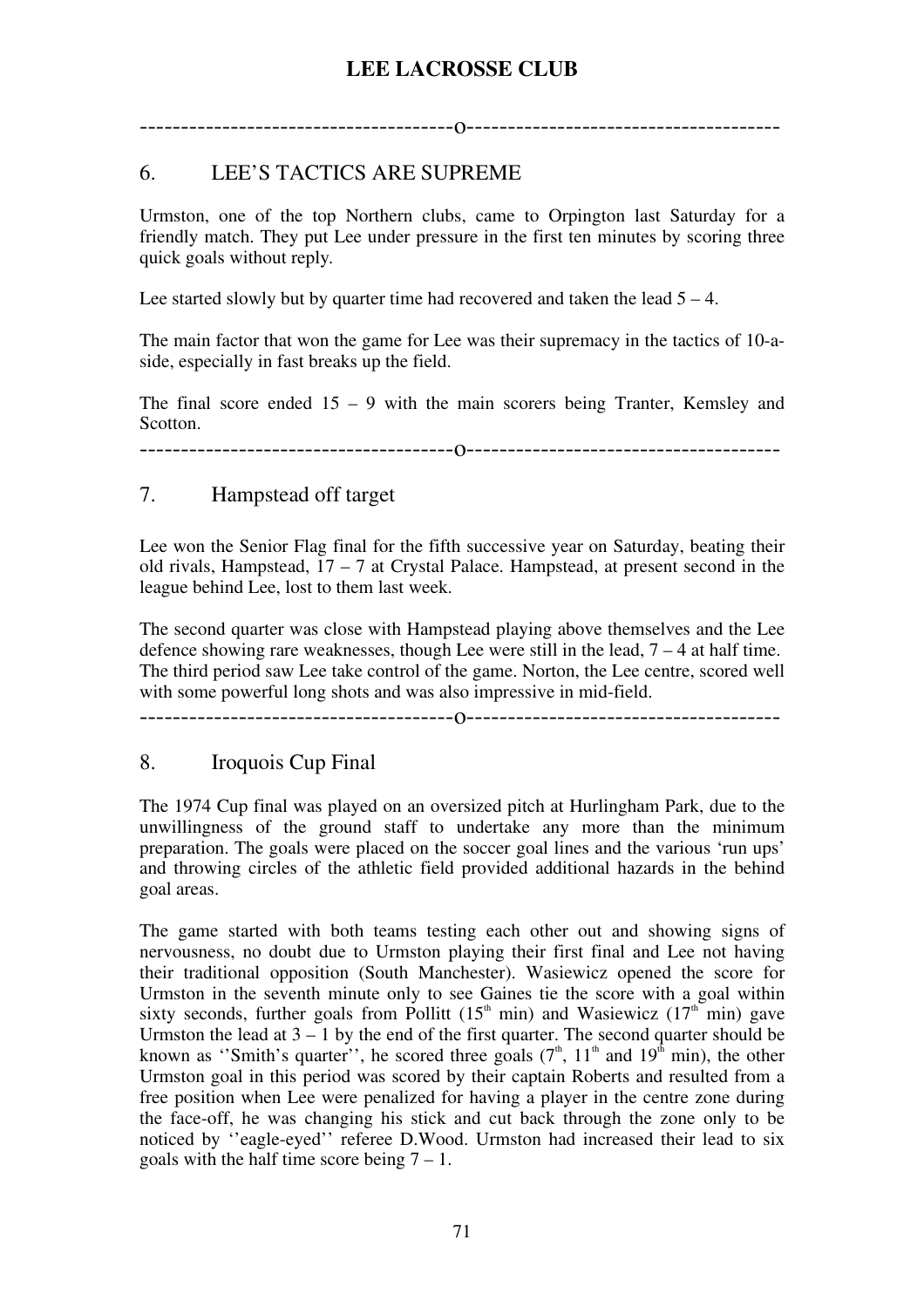-------------------------------------o-------------------------------------

## 6. LEE'S TACTICS ARE SUPREME

Urmston, one of the top Northern clubs, came to Orpington last Saturday for a friendly match. They put Lee under pressure in the first ten minutes by scoring three quick goals without reply.

Lee started slowly but by quarter time had recovered and taken the lead 5 – 4.

The main factor that won the game for Lee was their supremacy in the tactics of 10-a-side, especially in fast breaks up the field.

The final score ended 15 – 9 with the main scorers being Tranter, Kemsley and Scotton.

-------------------------------------o-------------------------------------

## 7. Hampstead off target

Lee won the Senior Flag final for the fifth successive year on Saturday, beating their old rivals, Hampstead, 17 – 7 at Crystal Palace. Hampstead, at present second in the league behind Lee, lost to them last week.

The second quarter was close with Hampstead playing above themselves and the Lee defence showing rare weaknesses, though Lee were still in the lead, 7 – 4 at half time. The third period saw Lee take control of the game. Norton, the Lee centre, scored well with some powerful long shots and was also impressive in mid-field.

-------------------------------------o-------------------------------------

## 8. Iroquois Cup Final

The 1974 Cup final was played on an oversized pitch at Hurlingham Park, due to the unwillingness of the ground staff to undertake any more than the minimum preparation. The goals were placed on the soccer goal lines and the various 'run ups' and throwing circles of the athletic field provided additional hazards in the behind goal areas.

The game started with both teams testing each other out and showing signs of nervousness, no doubt due to Urmston playing their first final and Lee not having their traditional opposition (South Manchester). Wasiewicz opened the score for Urmston in the seventh minute only to see Gaines tie the score with a goal within sixty seconds, further goals from Pollitt (15th min) and Wasiewicz (17th min) gave Urmston the lead at 3 – 1 by the end of the first quarter. The second quarter should be known as ''Smith's quarter'', he scored three goals (7th, 11th and 19th min), the other Urmston goal in this period was scored by their captain Roberts and resulted from a free position when Lee were penalized for having a player in the centre zone during the face-off, he was changing his stick and cut back through the zone only to be noticed by ''eagle-eyed'' referee D.Wood. Urmston had increased their lead to six goals with the half time score being 7 – 1.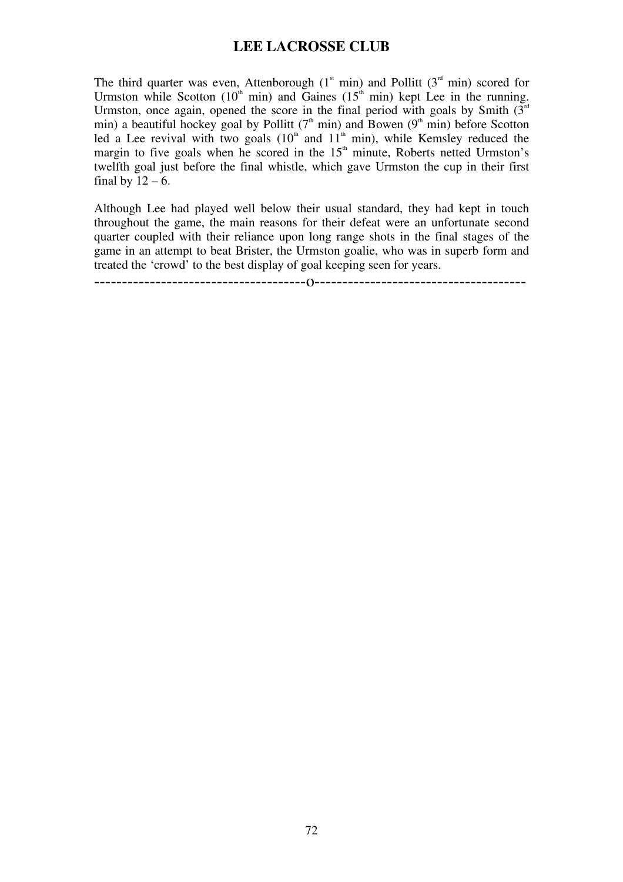The third quarter was even, Attenborough (1st min) and Pollitt (3rd min) scored for Urmston while Scotton (10th min) and Gaines (15th min) kept Lee in the running. Urmston, once again, opened the score in the final period with goals by Smith (3rd min) a beautiful hockey goal by Pollitt (7th min) and Bowen (9th min) before Scotton led a Lee revival with two goals (10th and 11th min), while Kemsley reduced the margin to five goals when he scored in the 15th minute, Roberts netted Urmston's twelfth goal just before the final whistle, which gave Urmston the cup in their first final by 12 – 6.

Although Lee had played well below their usual standard, they had kept in touch throughout the game, the main reasons for their defeat were an unfortunate second quarter coupled with their reliance upon long range shots in the final stages of the game in an attempt to beat Brister, the Urmston goalie, who was in superb form and treated the 'crowd' to the best display of goal keeping seen for years.

-------------------------------------o-------------------------------------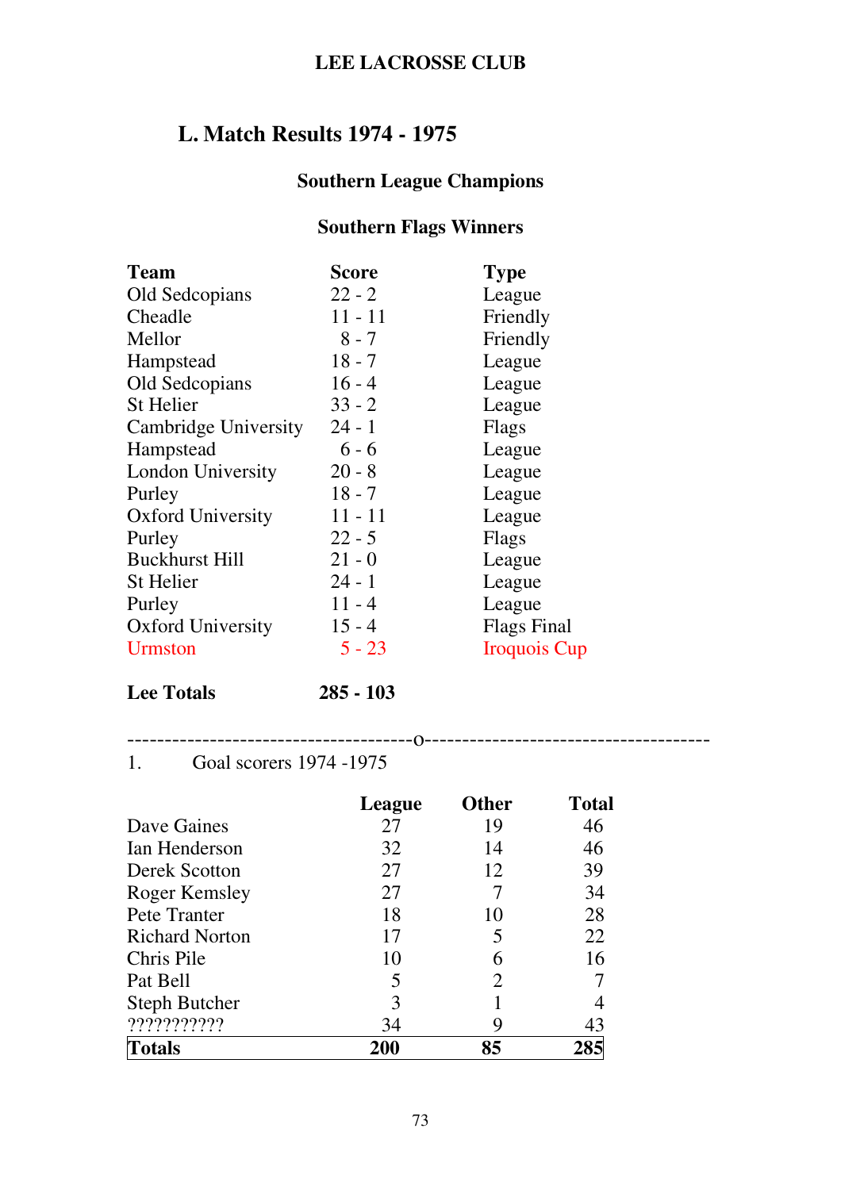**LEE LACROSSE CLUB**

## L. Match Results 1974 - 1975

**Southern League Champions**

**Southern Flags Winners**

| Team | Score | Type |
|---|---|---|
| Old Sedcopians | 22 - 2 | League |
| Cheadle | 11 - 11 | Friendly |
| Mellor | 8 - 7 | Friendly |
| Hampstead | 18 - 7 | League |
| Old Sedcopians | 16 - 4 | League |
| St Helier | 33 - 2 | League |
| Cambridge University | 24 - 1 | Flags |
| Hampstead | 6 - 6 | League |
| London University | 20 - 8 | League |
| Purley | 18 - 7 | League |
| Oxford University | 11 - 11 | League |
| Purley | 22 - 5 | Flags |
| Buckhurst Hill | 21 - 0 | League |
| St Helier | 24 - 1 | League |
| Purley | 11 - 4 | League |
| Oxford University | 15 - 4 | Flags Final |
| Urmston | 5 - 23 | Iroquois Cup |
| **Lee Totals** | **285 - 103** | |

-------------------------------------o-------------------------------------

1. Goal scorers 1974 -1975

| | League | Other | Total |
|---|---|---|---|
| Dave Gaines | 27 | 19 | 46 |
| Ian Henderson | 32 | 14 | 46 |
| Derek Scotton | 27 | 12 | 39 |
| Roger Kemsley | 27 | 7 | 34 |
| Pete Tranter | 18 | 10 | 28 |
| Richard Norton | 17 | 5 | 22 |
| Chris Pile | 10 | 6 | 16 |
| Pat Bell | 5 | 2 | 7 |
| Steph Butcher | 3 | 1 | 4 |
| ??????????? | 34 | 9 | 43 |
| **Totals** | **200** | **85** | **285** |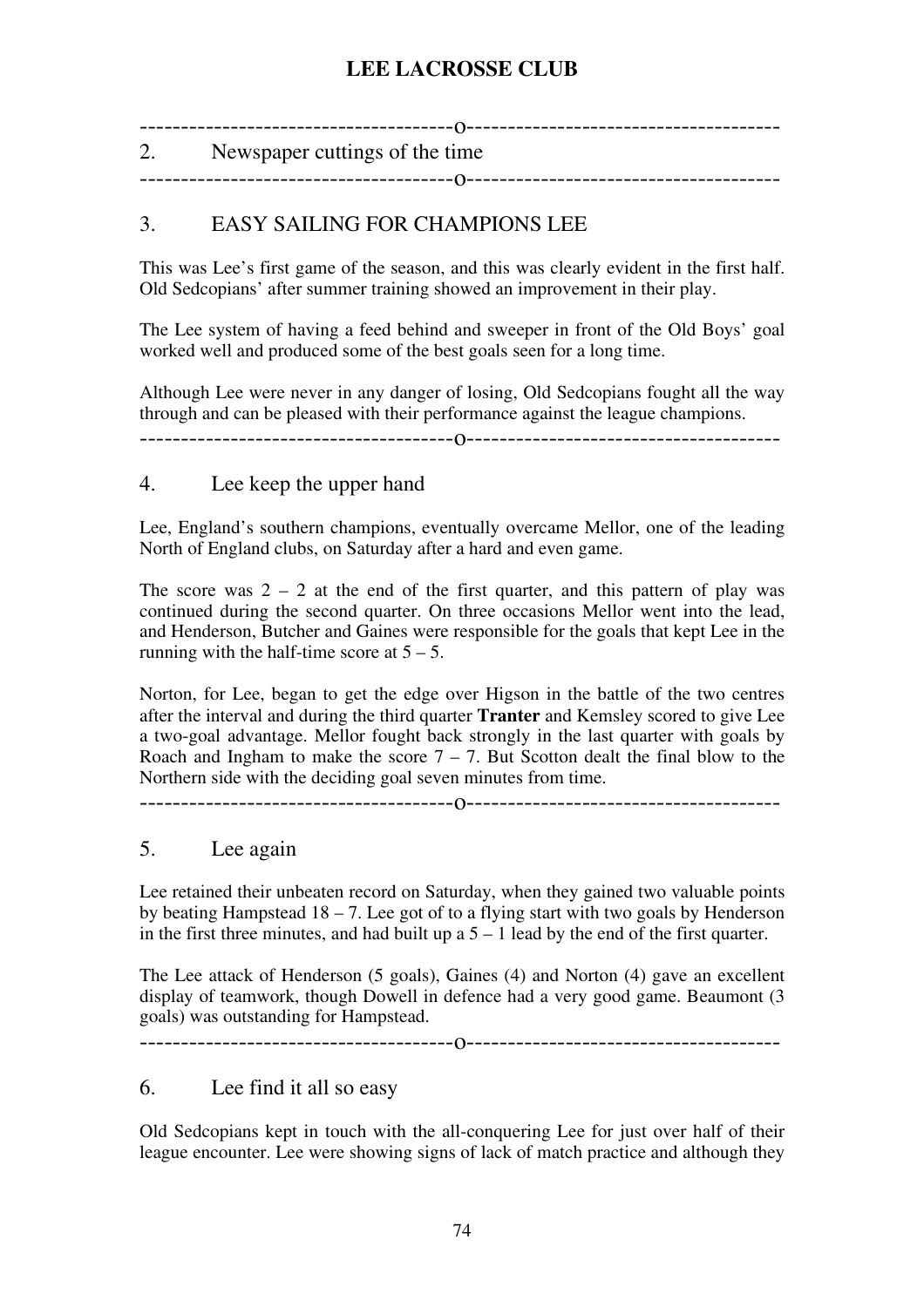--------------------------------------o--------------------------------------

2. Newspaper cuttings of the time

--------------------------------------o--------------------------------------

## 3. EASY SAILING FOR CHAMPIONS LEE

This was Lee's first game of the season, and this was clearly evident in the first half. Old Sedcopians' after summer training showed an improvement in their play.

The Lee system of having a feed behind and sweeper in front of the Old Boys' goal worked well and produced some of the best goals seen for a long time.

Although Lee were never in any danger of losing, Old Sedcopians fought all the way through and can be pleased with their performance against the league champions.

--------------------------------------o--------------------------------------

## 4. Lee keep the upper hand

Lee, England's southern champions, eventually overcame Mellor, one of the leading North of England clubs, on Saturday after a hard and even game.

The score was 2 – 2 at the end of the first quarter, and this pattern of play was continued during the second quarter. On three occasions Mellor went into the lead, and Henderson, Butcher and Gaines were responsible for the goals that kept Lee in the running with the half-time score at 5 – 5.

Norton, for Lee, began to get the edge over Higson in the battle of the two centres after the interval and during the third quarter **Tranter** and Kemsley scored to give Lee a two-goal advantage. Mellor fought back strongly in the last quarter with goals by Roach and Ingham to make the score 7 – 7. But Scotton dealt the final blow to the Northern side with the deciding goal seven minutes from time.

--------------------------------------o--------------------------------------

## 5. Lee again

Lee retained their unbeaten record on Saturday, when they gained two valuable points by beating Hampstead 18 – 7. Lee got of to a flying start with two goals by Henderson in the first three minutes, and had built up a 5 – 1 lead by the end of the first quarter.

The Lee attack of Henderson (5 goals), Gaines (4) and Norton (4) gave an excellent display of teamwork, though Dowell in defence had a very good game. Beaumont (3 goals) was outstanding for Hampstead.

--------------------------------------o--------------------------------------

## 6. Lee find it all so easy

Old Sedcopians kept in touch with the all-conquering Lee for just over half of their league encounter. Lee were showing signs of lack of match practice and although they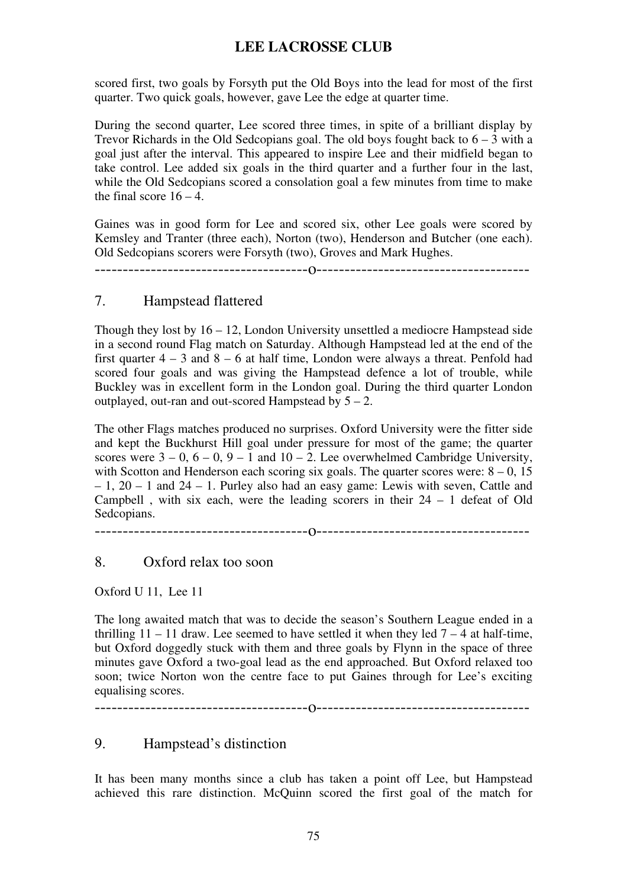scored first, two goals by Forsyth put the Old Boys into the lead for most of the first quarter. Two quick goals, however, gave Lee the edge at quarter time.

During the second quarter, Lee scored three times, in spite of a brilliant display by Trevor Richards in the Old Sedcopians goal. The old boys fought back to 6 – 3 with a goal just after the interval. This appeared to inspire Lee and their midfield began to take control. Lee added six goals in the third quarter and a further four in the last, while the Old Sedcopians scored a consolation goal a few minutes from time to make the final score 16 – 4.

Gaines was in good form for Lee and scored six, other Lee goals were scored by Kemsley and Tranter (three each), Norton (two), Henderson and Butcher (one each). Old Sedcopians scorers were Forsyth (two), Groves and Mark Hughes.

-------------------------------------o-------------------------------------

## 7. Hampstead flattered

Though they lost by 16 – 12, London University unsettled a mediocre Hampstead side in a second round Flag match on Saturday. Although Hampstead led at the end of the first quarter 4 – 3 and 8 – 6 at half time, London were always a threat. Penfold had scored four goals and was giving the Hampstead defence a lot of trouble, while Buckley was in excellent form in the London goal. During the third quarter London outplayed, out-ran and out-scored Hampstead by 5 – 2.

The other Flags matches produced no surprises. Oxford University were the fitter side and kept the Buckhurst Hill goal under pressure for most of the game; the quarter scores were 3 – 0, 6 – 0, 9 – 1 and 10 – 2. Lee overwhelmed Cambridge University, with Scotton and Henderson each scoring six goals. The quarter scores were: 8 – 0, 15 – 1, 20 – 1 and 24 – 1. Purley also had an easy game: Lewis with seven, Cattle and Campbell , with six each, were the leading scorers in their 24 – 1 defeat of Old Sedcopians.

-------------------------------------o-------------------------------------

## 8. Oxford relax too soon

Oxford U 11, Lee 11

The long awaited match that was to decide the season's Southern League ended in a thrilling 11 – 11 draw. Lee seemed to have settled it when they led 7 – 4 at half-time, but Oxford doggedly stuck with them and three goals by Flynn in the space of three minutes gave Oxford a two-goal lead as the end approached. But Oxford relaxed too soon; twice Norton won the centre face to put Gaines through for Lee's exciting equalising scores.

-------------------------------------o-------------------------------------

## 9. Hampstead's distinction

It has been many months since a club has taken a point off Lee, but Hampstead achieved this rare distinction. McQuinn scored the first goal of the match for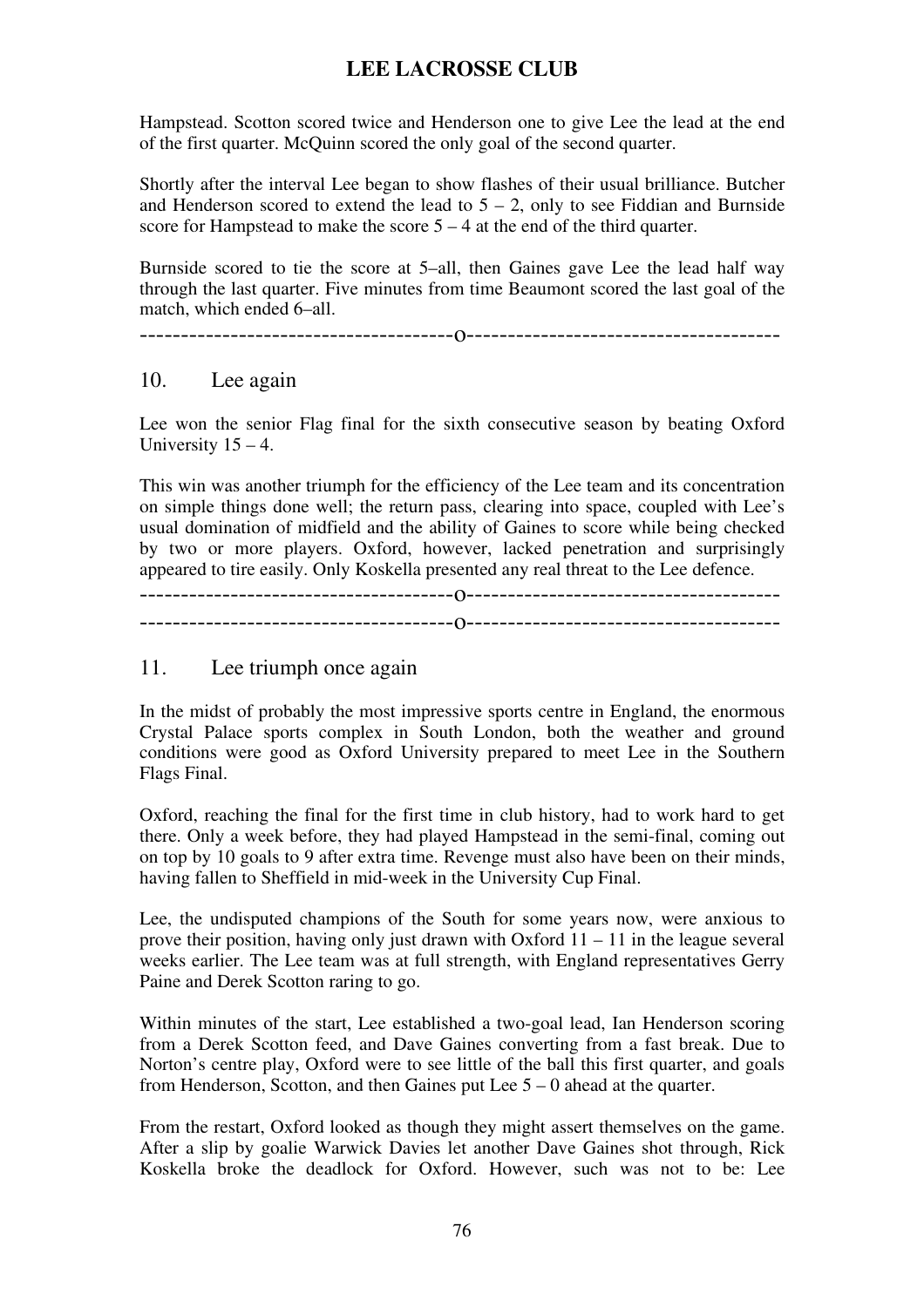Hampstead. Scotton scored twice and Henderson one to give Lee the lead at the end of the first quarter. McQuinn scored the only goal of the second quarter.

Shortly after the interval Lee began to show flashes of their usual brilliance. Butcher and Henderson scored to extend the lead to 5 – 2, only to see Fiddian and Burnside score for Hampstead to make the score 5 – 4 at the end of the third quarter.

Burnside scored to tie the score at 5–all, then Gaines gave Lee the lead half way through the last quarter. Five minutes from time Beaumont scored the last goal of the match, which ended 6–all.

-------------------------------------o-------------------------------------

## 10. Lee again

Lee won the senior Flag final for the sixth consecutive season by beating Oxford University 15 – 4.

This win was another triumph for the efficiency of the Lee team and its concentration on simple things done well; the return pass, clearing into space, coupled with Lee's usual domination of midfield and the ability of Gaines to score while being checked by two or more players. Oxford, however, lacked penetration and surprisingly appeared to tire easily. Only Koskella presented any real threat to the Lee defence.

-------------------------------------o-------------------------------------

-------------------------------------o-------------------------------------

## 11. Lee triumph once again

In the midst of probably the most impressive sports centre in England, the enormous Crystal Palace sports complex in South London, both the weather and ground conditions were good as Oxford University prepared to meet Lee in the Southern Flags Final.

Oxford, reaching the final for the first time in club history, had to work hard to get there. Only a week before, they had played Hampstead in the semi-final, coming out on top by 10 goals to 9 after extra time. Revenge must also have been on their minds, having fallen to Sheffield in mid-week in the University Cup Final.

Lee, the undisputed champions of the South for some years now, were anxious to prove their position, having only just drawn with Oxford 11 – 11 in the league several weeks earlier. The Lee team was at full strength, with England representatives Gerry Paine and Derek Scotton raring to go.

Within minutes of the start, Lee established a two-goal lead, Ian Henderson scoring from a Derek Scotton feed, and Dave Gaines converting from a fast break. Due to Norton's centre play, Oxford were to see little of the ball this first quarter, and goals from Henderson, Scotton, and then Gaines put Lee 5 – 0 ahead at the quarter.

From the restart, Oxford looked as though they might assert themselves on the game. After a slip by goalie Warwick Davies let another Dave Gaines shot through, Rick Koskella broke the deadlock for Oxford. However, such was not to be: Lee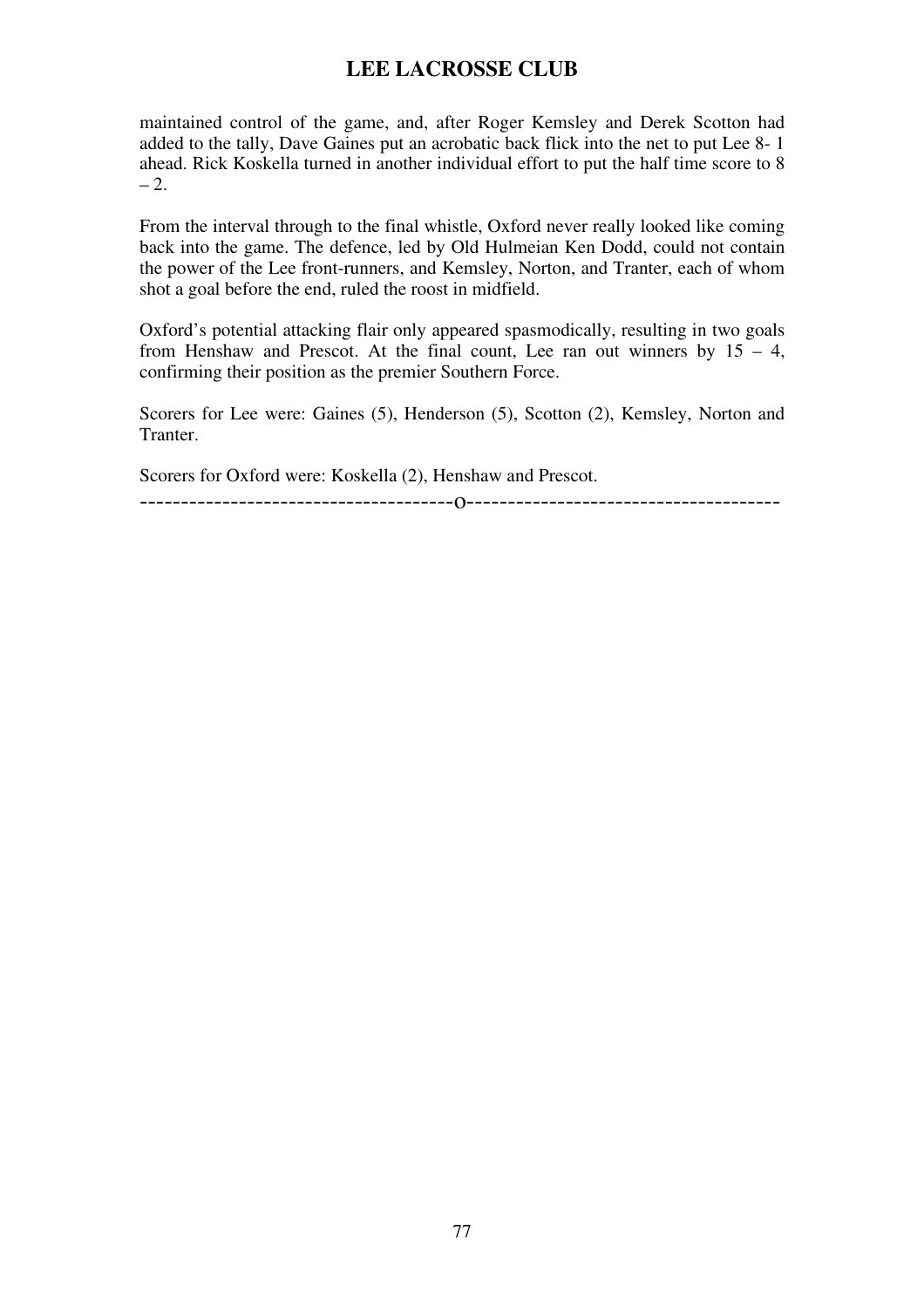maintained control of the game, and, after Roger Kemsley and Derek Scotton had added to the tally, Dave Gaines put an acrobatic back flick into the net to put Lee 8- 1 ahead. Rick Koskella turned in another individual effort to put the half time score to 8 – 2.

From the interval through to the final whistle, Oxford never really looked like coming back into the game. The defence, led by Old Hulmeian Ken Dodd, could not contain the power of the Lee front-runners, and Kemsley, Norton, and Tranter, each of whom shot a goal before the end, ruled the roost in midfield.

Oxford's potential attacking flair only appeared spasmodically, resulting in two goals from Henshaw and Prescot. At the final count, Lee ran out winners by 15 – 4, confirming their position as the premier Southern Force.

Scorers for Lee were: Gaines (5), Henderson (5), Scotton (2), Kemsley, Norton and Tranter.

Scorers for Oxford were: Koskella (2), Henshaw and Prescot.

-------------------------------------o-------------------------------------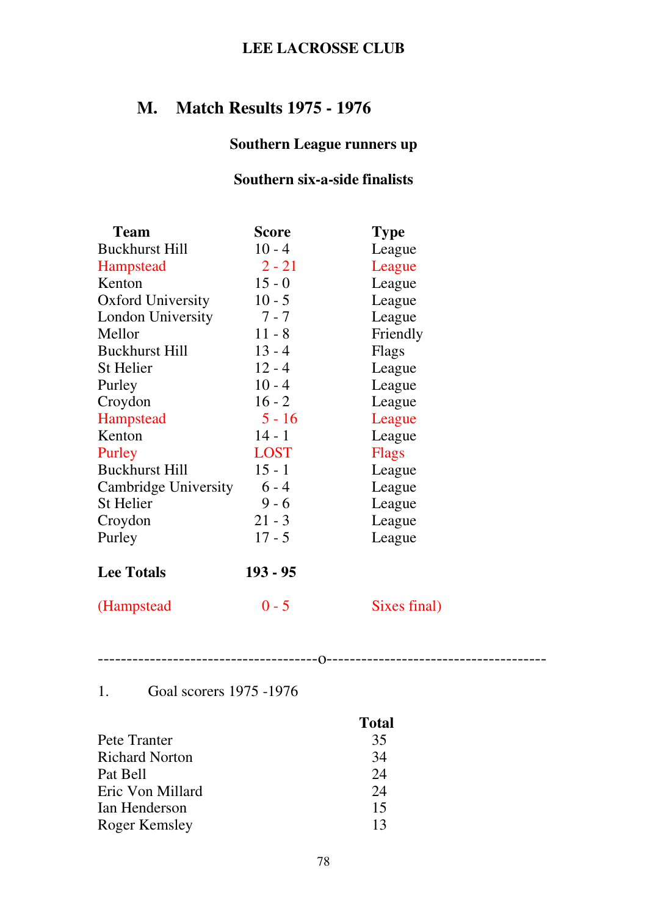**LEE LACROSSE CLUB**

## M. Match Results 1975 - 1976

**Southern League runners up**

**Southern six-a-side finalists**

| Team | Score | Type |
|---|---|---|
| Buckhurst Hill | 10 - 4 | League |
| Hampstead | 2 - 21 | League |
| Kenton | 15 - 0 | League |
| Oxford University | 10 - 5 | League |
| London University | 7 - 7 | League |
| Mellor | 11 - 8 | Friendly |
| Buckhurst Hill | 13 - 4 | Flags |
| St Helier | 12 - 4 | League |
| Purley | 10 - 4 | League |
| Croydon | 16 - 2 | League |
| Hampstead | 5 - 16 | League |
| Kenton | 14 - 1 | League |
| Purley | LOST | Flags |
| Buckhurst Hill | 15 - 1 | League |
| Cambridge University | 6 - 4 | League |
| St Helier | 9 - 6 | League |
| Croydon | 21 - 3 | League |
| Purley | 17 - 5 | League |
| **Lee Totals** | **193 - 95** | |
| (Hampstead | 0 - 5 | Sixes final) |

-------------------------------------o-------------------------------------

1. Goal scorers 1975 -1976

| | **Total** |
|---|---|
| Pete Tranter | 35 |
| Richard Norton | 34 |
| Pat Bell | 24 |
| Eric Von Millard | 24 |
| Ian Henderson | 15 |
| Roger Kemsley | 13 |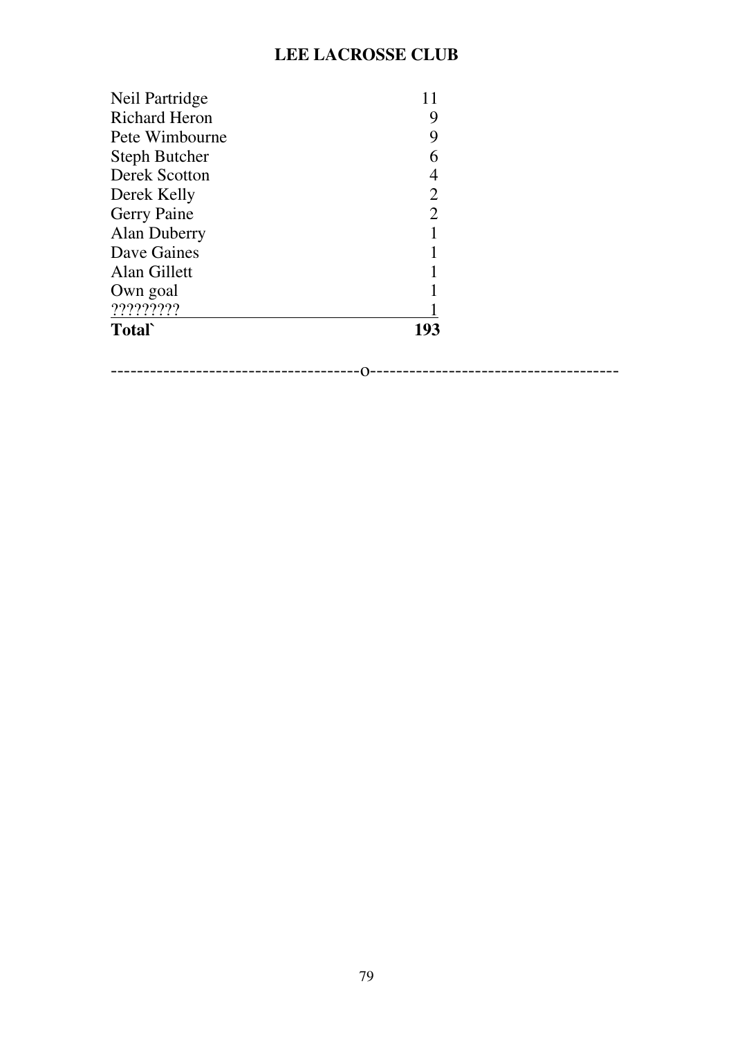## LEE LACROSSE CLUB

| | |
|---|---|
| Neil Partridge | 11 |
| Richard Heron | 9 |
| Pete Wimbourne | 9 |
| Steph Butcher | 6 |
| Derek Scotton | 4 |
| Derek Kelly | 2 |
| Gerry Paine | 2 |
| Alan Duberry | 1 |
| Dave Gaines | 1 |
| Alan Gillett | 1 |
| Own goal | 1 |
| ???????? | 1 |
| **Total`** | **193** |

-------------------------------------o-------------------------------------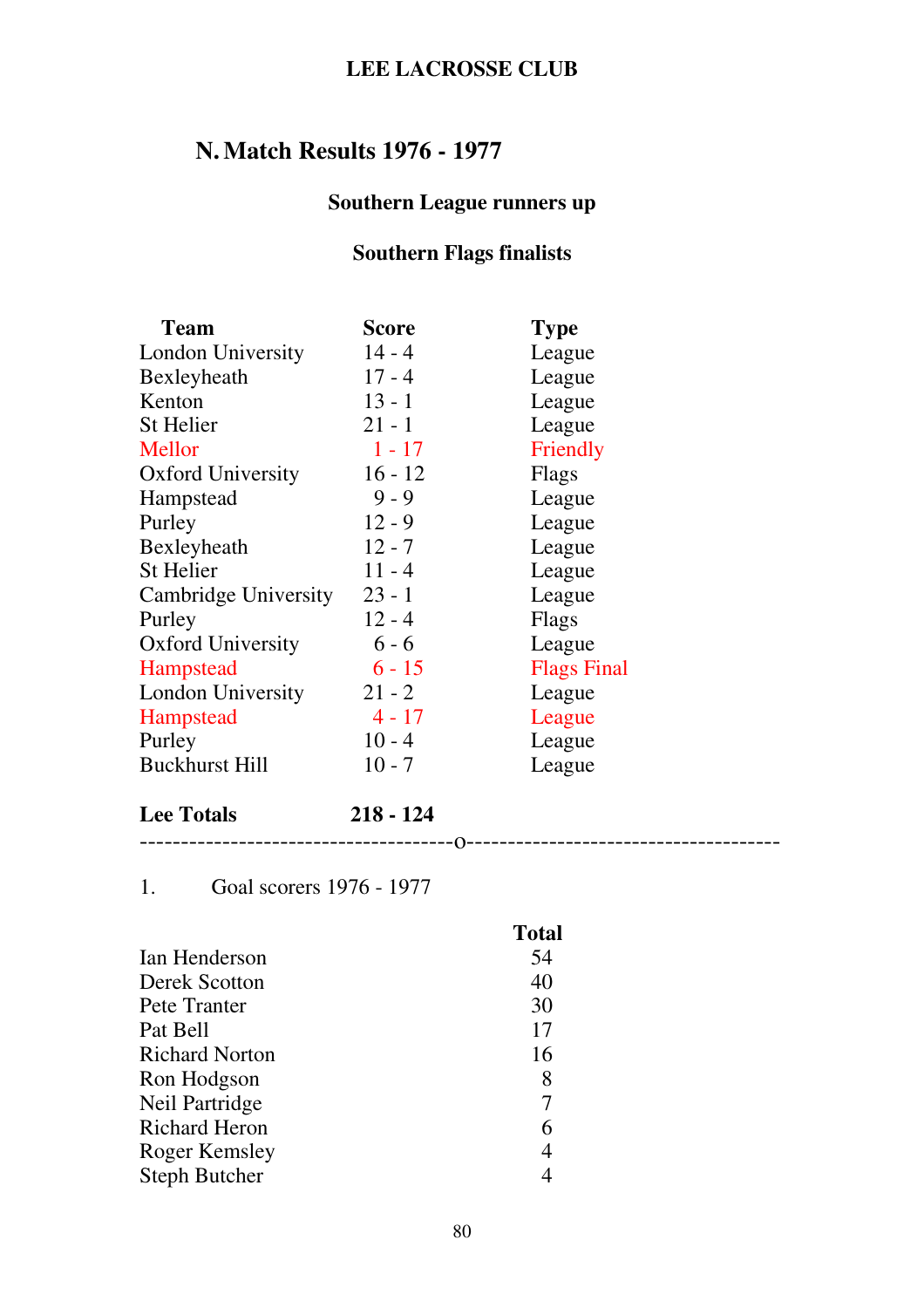**LEE LACROSSE CLUB**

## N. Match Results 1976 - 1977

**Southern League runners up**

**Southern Flags finalists**

| Team | Score | Type |
|---|---|---|
| London University | 14 - 4 | League |
| Bexleyheath | 17 - 4 | League |
| Kenton | 13 - 1 | League |
| St Helier | 21 - 1 | League |
| Mellor | 1 - 17 | Friendly |
| Oxford University | 16 - 12 | Flags |
| Hampstead | 9 - 9 | League |
| Purley | 12 - 9 | League |
| Bexleyheath | 12 - 7 | League |
| St Helier | 11 - 4 | League |
| Cambridge University | 23 - 1 | League |
| Purley | 12 - 4 | Flags |
| Oxford University | 6 - 6 | League |
| Hampstead | 6 - 15 | Flags Final |
| London University | 21 - 2 | League |
| Hampstead | 4 - 17 | League |
| Purley | 10 - 4 | League |
| Buckhurst Hill | 10 - 7 | League |
| **Lee Totals** | **218 - 124** | |

--------------------------------------o--------------------------------------

1. Goal scorers 1976 - 1977

| | **Total** |
|---|---|
| Ian Henderson | 54 |
| Derek Scotton | 40 |
| Pete Tranter | 30 |
| Pat Bell | 17 |
| Richard Norton | 16 |
| Ron Hodgson | 8 |
| Neil Partridge | 7 |
| Richard Heron | 6 |
| Roger Kemsley | 4 |
| Steph Butcher | 4 |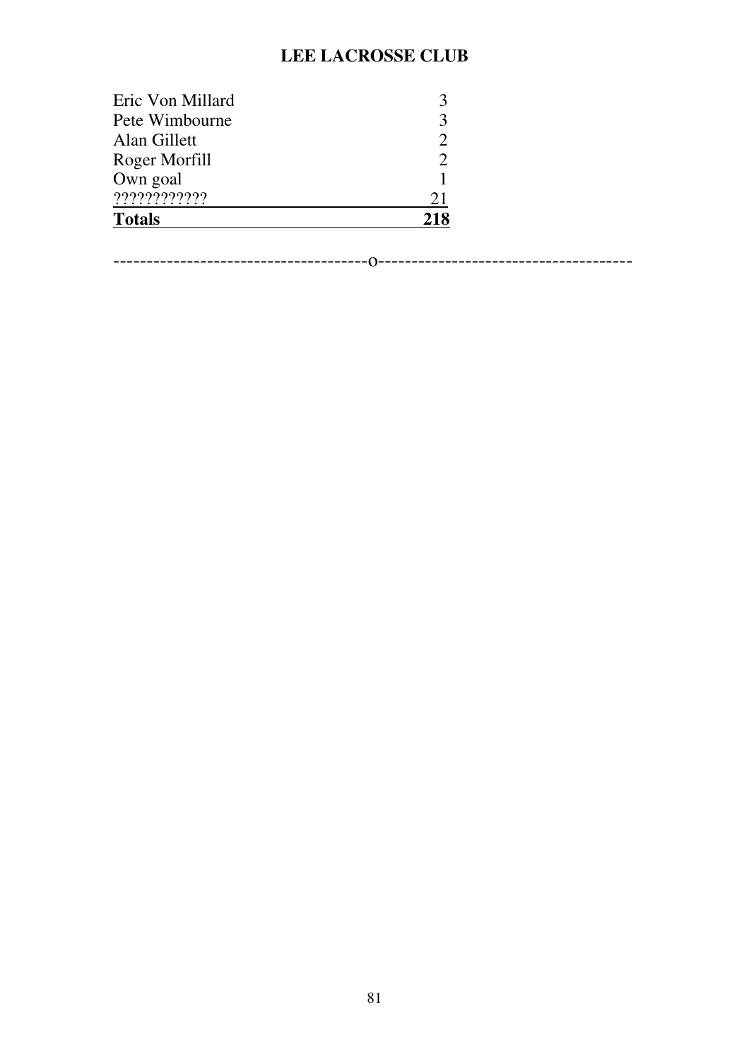# LEE LACROSSE CLUB

| | |
|---|---|
| Eric Von Millard | 3 |
| Pete Wimbourne | 3 |
| Alan Gillett | 2 |
| Roger Morfill | 2 |
| Own goal | 1 |
| ???????????? | 21 |
| **Totals** | **218** |

-------------------------------------o-------------------------------------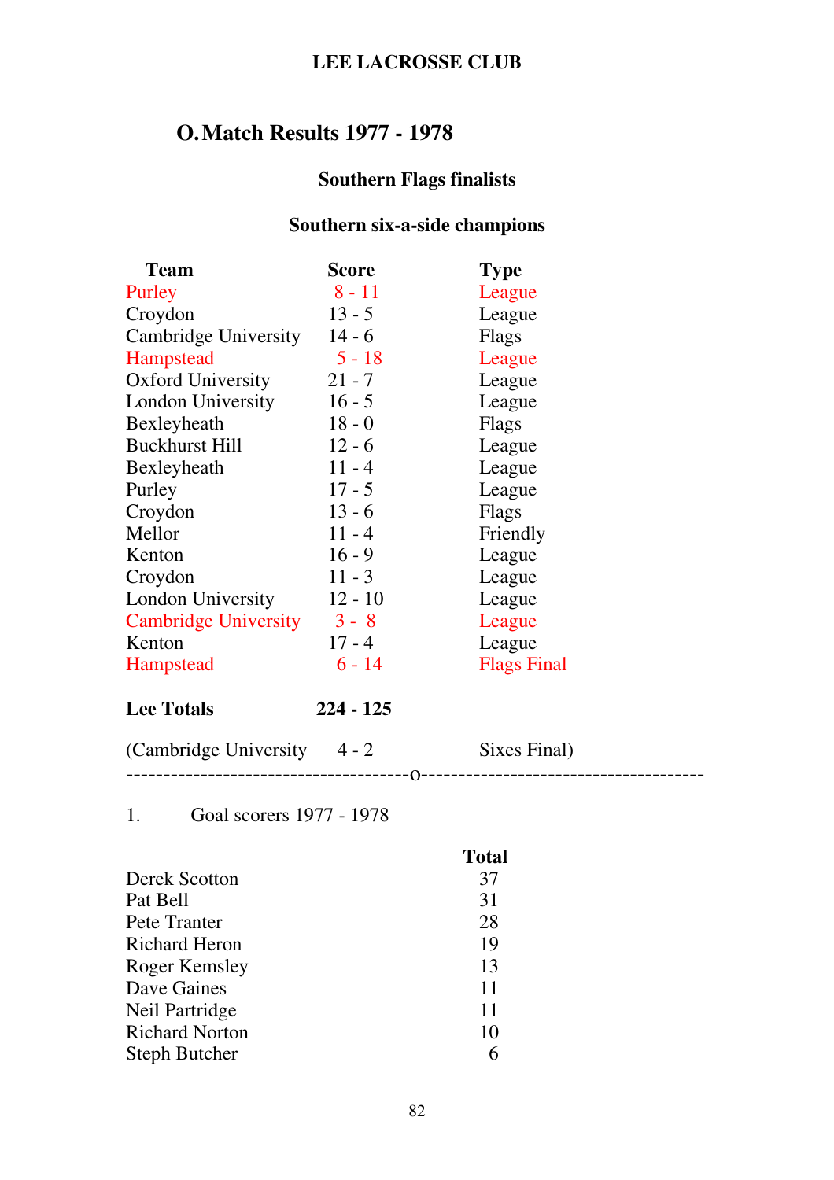**LEE LACROSSE CLUB**

## O. Match Results 1977 - 1978

**Southern Flags finalists**

**Southern six-a-side champions**

| Team | Score | Type |
|---|---|---|
| Purley | 8 - 11 | League |
| Croydon | 13 - 5 | League |
| Cambridge University | 14 - 6 | Flags |
| Hampstead | 5 - 18 | League |
| Oxford University | 21 - 7 | League |
| London University | 16 - 5 | League |
| Bexleyheath | 18 - 0 | Flags |
| Buckhurst Hill | 12 - 6 | League |
| Bexleyheath | 11 - 4 | League |
| Purley | 17 - 5 | League |
| Croydon | 13 - 6 | Flags |
| Mellor | 11 - 4 | Friendly |
| Kenton | 16 - 9 | League |
| Croydon | 11 - 3 | League |
| London University | 12 - 10 | League |
| Cambridge University | 3 - 8 | League |
| Kenton | 17 - 4 | League |
| Hampstead | 6 - 14 | Flags Final |
| **Lee Totals** | **224 - 125** | |
| (Cambridge University | 4 - 2 | Sixes Final) |

-------------------------------------o-------------------------------------

1. Goal scorers 1977 - 1978

| | **Total** |
|---|---|
| Derek Scotton | 37 |
| Pat Bell | 31 |
| Pete Tranter | 28 |
| Richard Heron | 19 |
| Roger Kemsley | 13 |
| Dave Gaines | 11 |
| Neil Partridge | 11 |
| Richard Norton | 10 |
| Steph Butcher | 6 |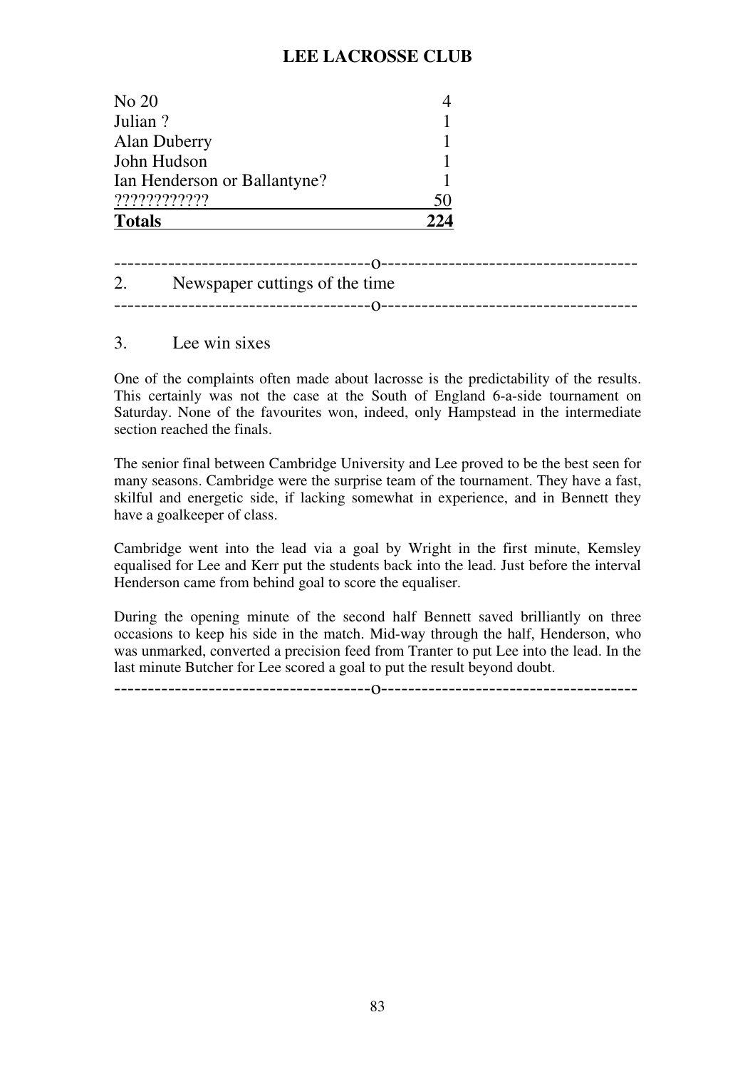| | |
|---|---|
| No 20 | 4 |
| Julian ? | 1 |
| Alan Duberry | 1 |
| John Hudson | 1 |
| Ian Henderson or Ballantyne? | 1 |
| ???????????? | 50 |
| **Totals** | **224** |

--------------------------------------o--------------------------------------

## 2. Newspaper cuttings of the time

--------------------------------------o--------------------------------------

## 3. Lee win sixes

One of the complaints often made about lacrosse is the predictability of the results. This certainly was not the case at the South of England 6-a-side tournament on Saturday. None of the favourites won, indeed, only Hampstead in the intermediate section reached the finals.

The senior final between Cambridge University and Lee proved to be the best seen for many seasons. Cambridge were the surprise team of the tournament. They have a fast, skilful and energetic side, if lacking somewhat in experience, and in Bennett they have a goalkeeper of class.

Cambridge went into the lead via a goal by Wright in the first minute, Kemsley equalised for Lee and Kerr put the students back into the lead. Just before the interval Henderson came from behind goal to score the equaliser.

During the opening minute of the second half Bennett saved brilliantly on three occasions to keep his side in the match. Mid-way through the half, Henderson, who was unmarked, converted a precision feed from Tranter to put Lee into the lead. In the last minute Butcher for Lee scored a goal to put the result beyond doubt.

--------------------------------------o--------------------------------------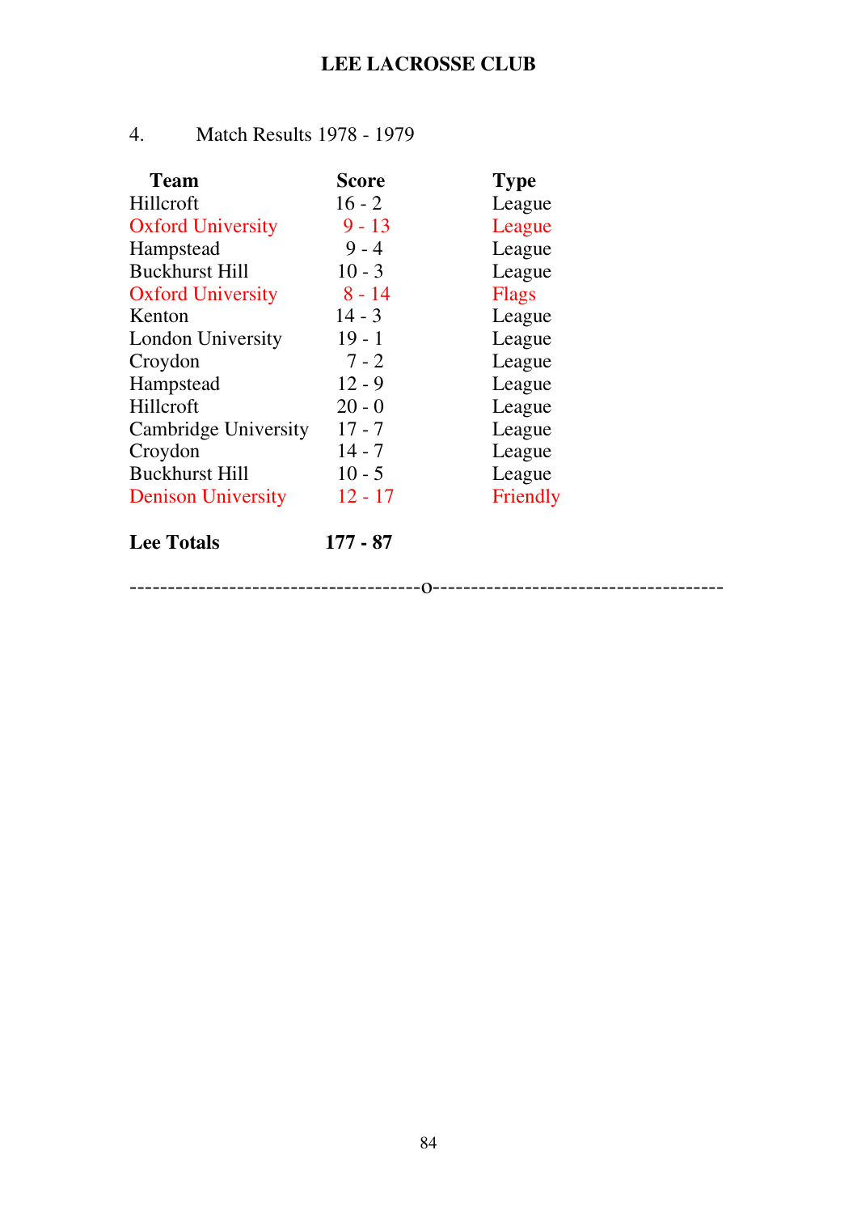# LEE LACROSSE CLUB

4. Match Results 1978 - 1979

| Team | Score | Type |
|---|---|---|
| Hillcroft | 16 - 2 | League |
| Oxford University | 9 - 13 | League |
| Hampstead | 9 - 4 | League |
| Buckhurst Hill | 10 - 3 | League |
| Oxford University | 8 - 14 | Flags |
| Kenton | 14 - 3 | League |
| London University | 19 - 1 | League |
| Croydon | 7 - 2 | League |
| Hampstead | 12 - 9 | League |
| Hillcroft | 20 - 0 | League |
| Cambridge University | 17 - 7 | League |
| Croydon | 14 - 7 | League |
| Buckhurst Hill | 10 - 5 | League |
| Denison University | 12 - 17 | Friendly |
| **Lee Totals** | **177 - 87** | |

-------------------------------------o-------------------------------------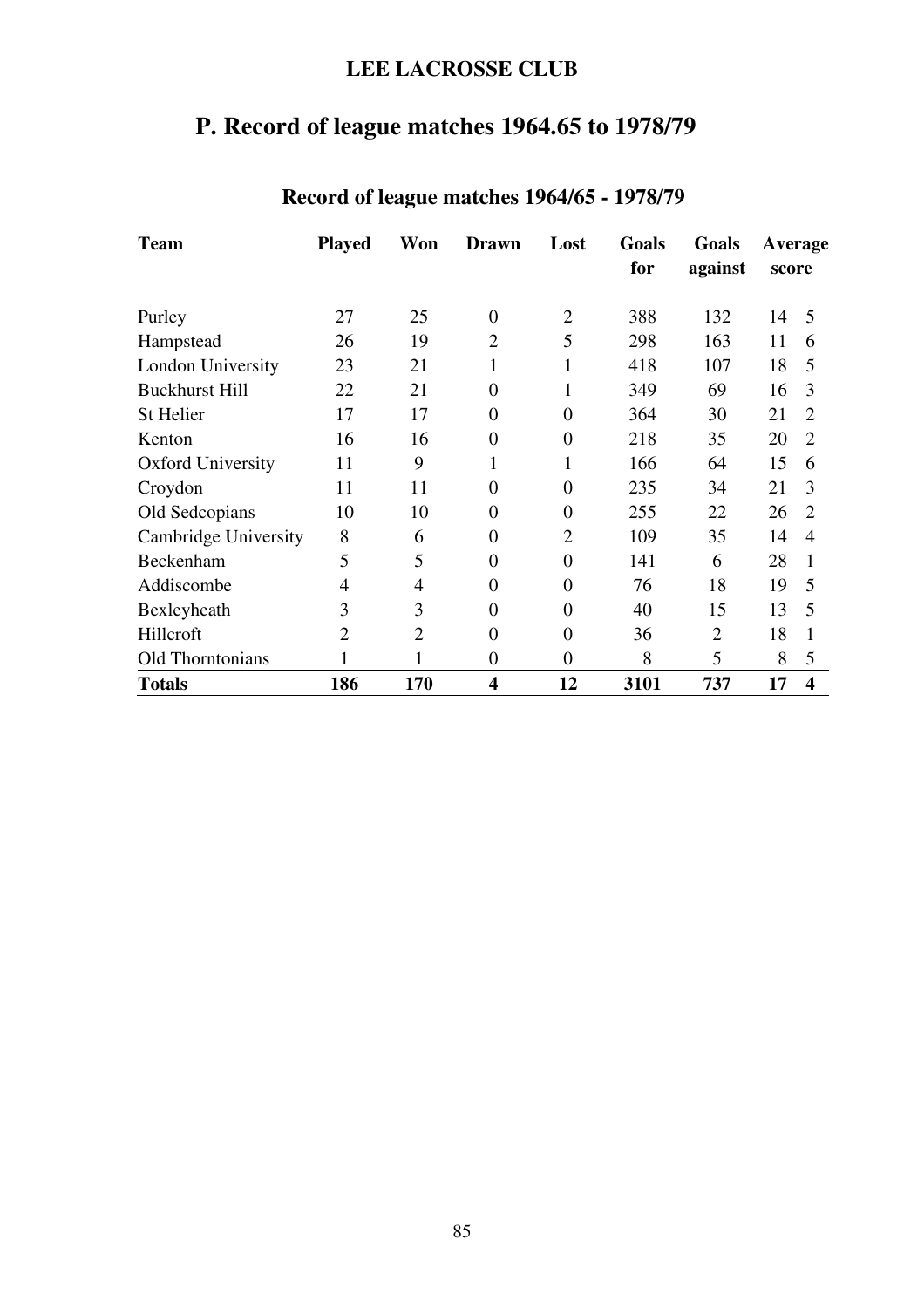LEE LACROSSE CLUB

# P. Record of league matches 1964.65 to 1978/79

## Record of league matches 1964/65 - 1978/79

| Team | Played | Won | Drawn | Lost | Goals for | Goals against | Average score | |
|---|---|---|---|---|---|---|---|---|
| Purley | 27 | 25 | 0 | 2 | 388 | 132 | 14 | 5 |
| Hampstead | 26 | 19 | 2 | 5 | 298 | 163 | 11 | 6 |
| London University | 23 | 21 | 1 | 1 | 418 | 107 | 18 | 5 |
| Buckhurst Hill | 22 | 21 | 0 | 1 | 349 | 69 | 16 | 3 |
| St Helier | 17 | 17 | 0 | 0 | 364 | 30 | 21 | 2 |
| Kenton | 16 | 16 | 0 | 0 | 218 | 35 | 20 | 2 |
| Oxford University | 11 | 9 | 1 | 1 | 166 | 64 | 15 | 6 |
| Croydon | 11 | 11 | 0 | 0 | 235 | 34 | 21 | 3 |
| Old Sedcopians | 10 | 10 | 0 | 0 | 255 | 22 | 26 | 2 |
| Cambridge University | 8 | 6 | 0 | 2 | 109 | 35 | 14 | 4 |
| Beckenham | 5 | 5 | 0 | 0 | 141 | 6 | 28 | 1 |
| Addiscombe | 4 | 4 | 0 | 0 | 76 | 18 | 19 | 5 |
| Bexleyheath | 3 | 3 | 0 | 0 | 40 | 15 | 13 | 5 |
| Hillcroft | 2 | 2 | 0 | 0 | 36 | 2 | 18 | 1 |
| Old Thorntonians | 1 | 1 | 0 | 0 | 8 | 5 | 8 | 5 |
| **Totals** | **186** | **170** | **4** | **12** | **3101** | **737** | **17** | **4** |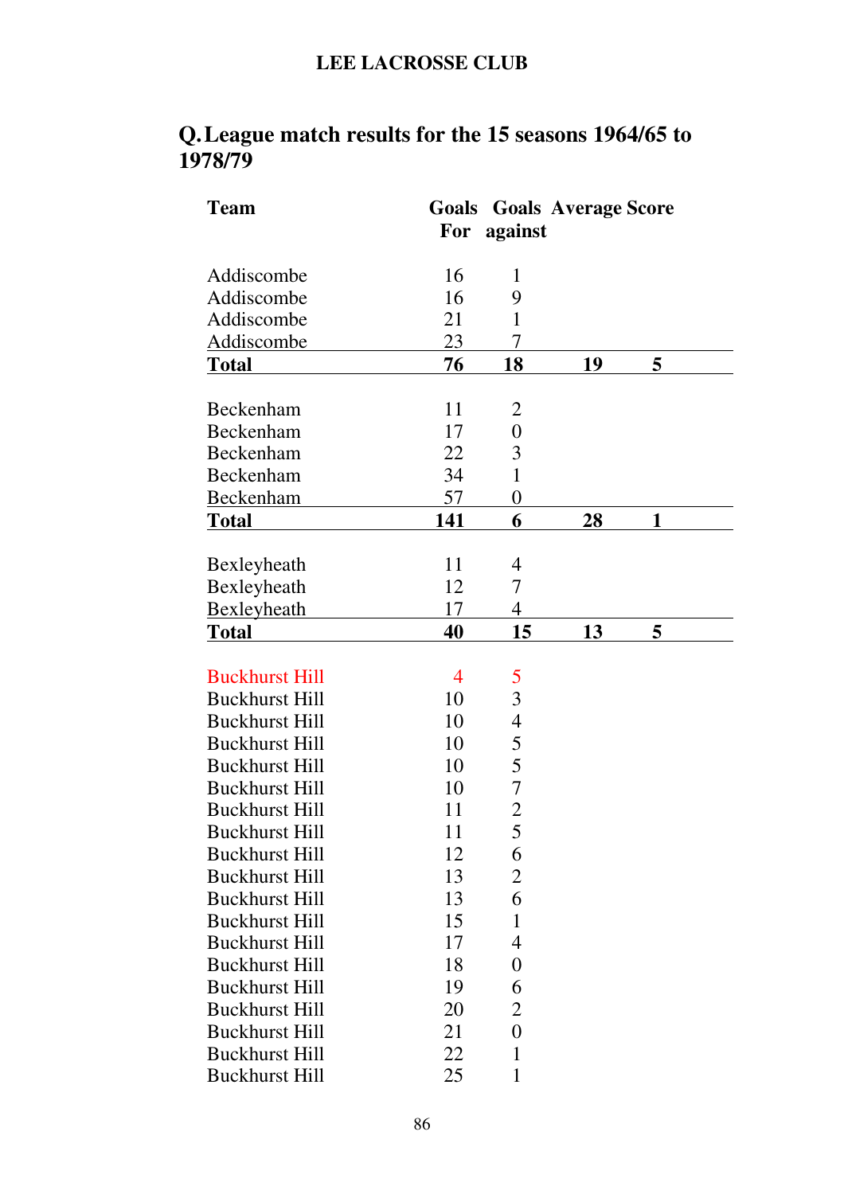## LEE LACROSSE CLUB

## Q. League match results for the 15 seasons 1964/65 to 1978/79

| Team | Goals For | Goals against | Average | Score |
|---|---|---|---|---|
| Addiscombe | 16 | 1 | | |
| Addiscombe | 16 | 9 | | |
| Addiscombe | 21 | 1 | | |
| Addiscombe | 23 | 7 | | |
| **Total** | **76** | **18** | **19** | **5** |
| | | | | |
| Beckenham | 11 | 2 | | |
| Beckenham | 17 | 0 | | |
| Beckenham | 22 | 3 | | |
| Beckenham | 34 | 1 | | |
| Beckenham | 57 | 0 | | |
| **Total** | **141** | **6** | **28** | **1** |
| | | | | |
| Bexleyheath | 11 | 4 | | |
| Bexleyheath | 12 | 7 | | |
| Bexleyheath | 17 | 4 | | |
| **Total** | **40** | **15** | **13** | **5** |
| | | | | |
| Buckhurst Hill | 4 | 5 | | |
| Buckhurst Hill | 10 | 3 | | |
| Buckhurst Hill | 10 | 4 | | |
| Buckhurst Hill | 10 | 5 | | |
| Buckhurst Hill | 10 | 5 | | |
| Buckhurst Hill | 10 | 7 | | |
| Buckhurst Hill | 11 | 2 | | |
| Buckhurst Hill | 11 | 5 | | |
| Buckhurst Hill | 12 | 6 | | |
| Buckhurst Hill | 13 | 2 | | |
| Buckhurst Hill | 13 | 6 | | |
| Buckhurst Hill | 15 | 1 | | |
| Buckhurst Hill | 17 | 4 | | |
| Buckhurst Hill | 18 | 0 | | |
| Buckhurst Hill | 19 | 6 | | |
| Buckhurst Hill | 20 | 2 | | |
| Buckhurst Hill | 21 | 0 | | |
| Buckhurst Hill | 22 | 1 | | |
| Buckhurst Hill | 25 | 1 | | |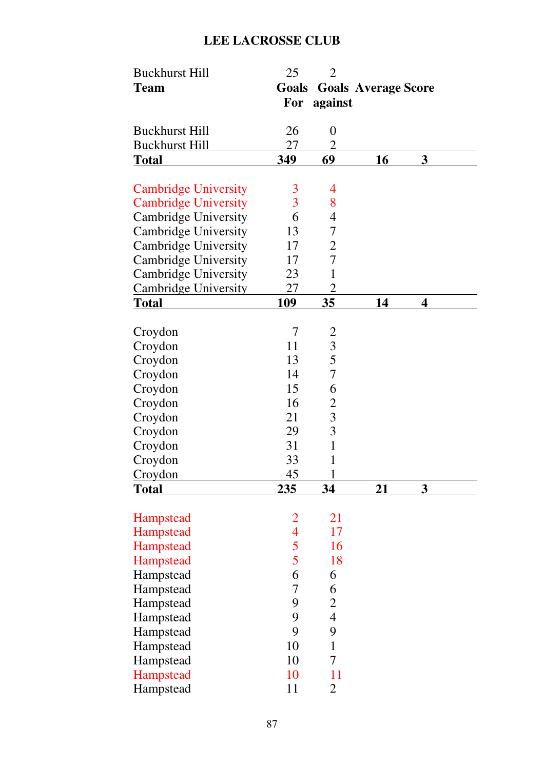# LEE LACROSSE CLUB

| | | | | |
|---|---|---|---|---|
| Buckhurst Hill | 25 | 2 | | |
| **Team** | **Goals For** | **Goals against** | **Average Score** | |
| Buckhurst Hill | 26 | 0 | | |
| Buckhurst Hill | 27 | 2 | | |
| **Total** | **349** | **69** | **16** | **3** |
| Cambridge University | 3 | 4 | | |
| Cambridge University | 3 | 8 | | |
| Cambridge University | 6 | 4 | | |
| Cambridge University | 13 | 7 | | |
| Cambridge University | 17 | 2 | | |
| Cambridge University | 17 | 7 | | |
| Cambridge University | 23 | 1 | | |
| Cambridge University | 27 | 2 | | |
| **Total** | **109** | **35** | **14** | **4** |
| Croydon | 7 | 2 | | |
| Croydon | 11 | 3 | | |
| Croydon | 13 | 5 | | |
| Croydon | 14 | 7 | | |
| Croydon | 15 | 6 | | |
| Croydon | 16 | 2 | | |
| Croydon | 21 | 3 | | |
| Croydon | 29 | 3 | | |
| Croydon | 31 | 1 | | |
| Croydon | 33 | 1 | | |
| Croydon | 45 | 1 | | |
| **Total** | **235** | **34** | **21** | **3** |
| Hampstead | 2 | 21 | | |
| Hampstead | 4 | 17 | | |
| Hampstead | 5 | 16 | | |
| Hampstead | 5 | 18 | | |
| Hampstead | 6 | 6 | | |
| Hampstead | 7 | 6 | | |
| Hampstead | 9 | 2 | | |
| Hampstead | 9 | 4 | | |
| Hampstead | 9 | 9 | | |
| Hampstead | 10 | 1 | | |
| Hampstead | 10 | 7 | | |
| Hampstead | 10 | 11 | | |
| Hampstead | 11 | 2 | | |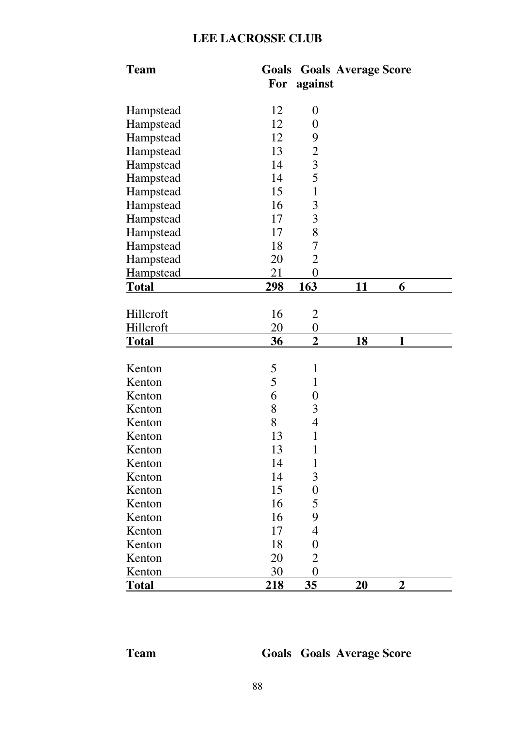# LEE LACROSSE CLUB

| Team | Goals For | Goals against | Average | Score |
|---|---|---|---|---|
| Hampstead | 12 | 0 | | |
| Hampstead | 12 | 0 | | |
| Hampstead | 12 | 9 | | |
| Hampstead | 13 | 2 | | |
| Hampstead | 14 | 3 | | |
| Hampstead | 14 | 5 | | |
| Hampstead | 15 | 1 | | |
| Hampstead | 16 | 3 | | |
| Hampstead | 17 | 3 | | |
| Hampstead | 17 | 8 | | |
| Hampstead | 18 | 7 | | |
| Hampstead | 20 | 2 | | |
| Hampstead | 21 | 0 | | |
| **Total** | **298** | **163** | **11** | **6** |
| | | | | |
| Hillcroft | 16 | 2 | | |
| Hillcroft | 20 | 0 | | |
| **Total** | **36** | **2** | **18** | **1** |
| | | | | |
| Kenton | 5 | 1 | | |
| Kenton | 5 | 1 | | |
| Kenton | 6 | 0 | | |
| Kenton | 8 | 3 | | |
| Kenton | 8 | 4 | | |
| Kenton | 13 | 1 | | |
| Kenton | 13 | 1 | | |
| Kenton | 14 | 1 | | |
| Kenton | 14 | 3 | | |
| Kenton | 15 | 0 | | |
| Kenton | 16 | 5 | | |
| Kenton | 16 | 9 | | |
| Kenton | 17 | 4 | | |
| Kenton | 18 | 0 | | |
| Kenton | 20 | 2 | | |
| Kenton | 30 | 0 | | |
| **Total** | **218** | **35** | **20** | **2** |

| Team | Goals | Goals | Average | Score |
|---|---|---|---|---|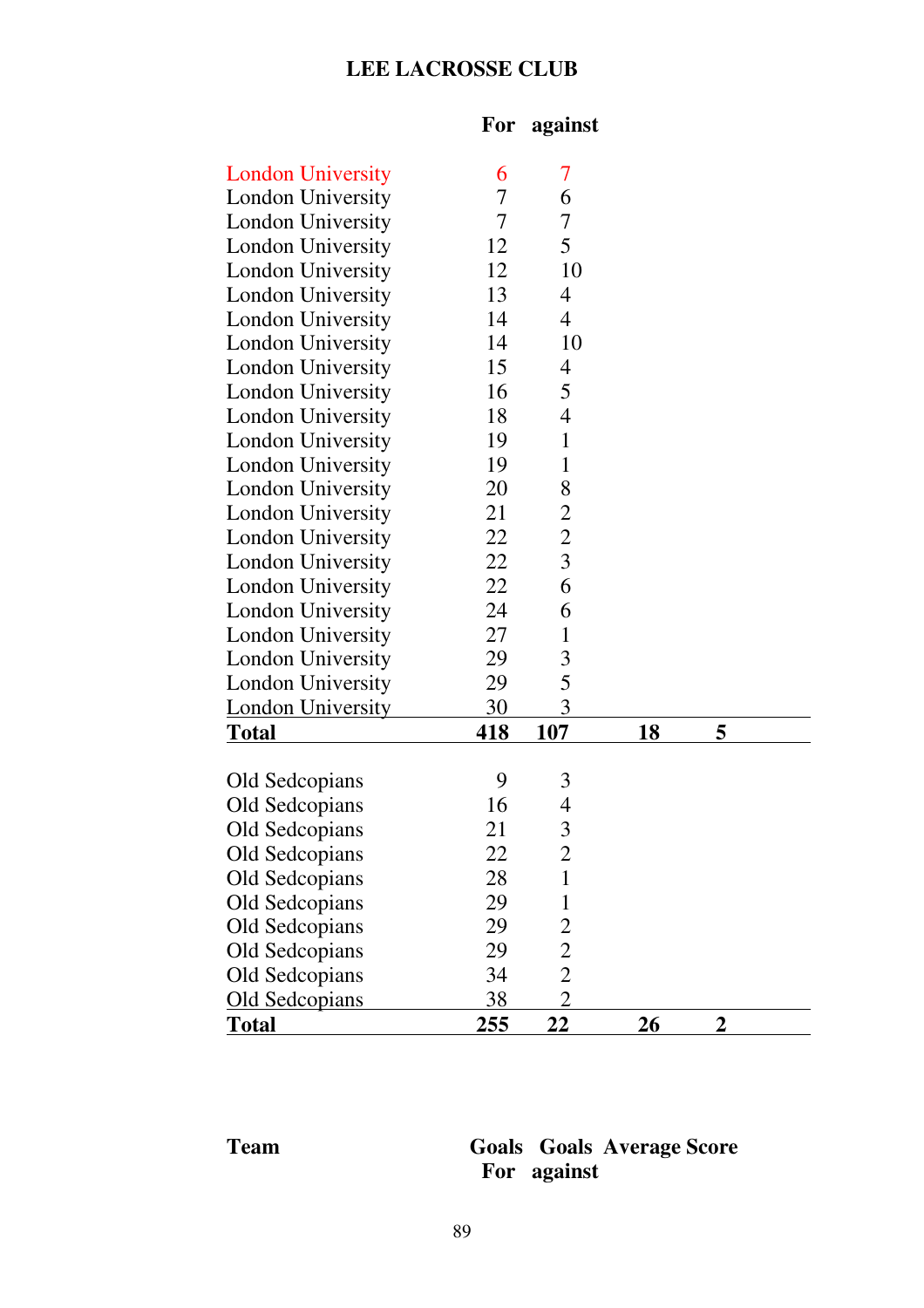## LEE LACROSSE CLUB

| | For | against | | |
|---|---|---|---|---|
| London University | 6 | 7 | | |
| London University | 7 | 6 | | |
| London University | 7 | 7 | | |
| London University | 12 | 5 | | |
| London University | 12 | 10 | | |
| London University | 13 | 4 | | |
| London University | 14 | 4 | | |
| London University | 14 | 10 | | |
| London University | 15 | 4 | | |
| London University | 16 | 5 | | |
| London University | 18 | 4 | | |
| London University | 19 | 1 | | |
| London University | 19 | 1 | | |
| London University | 20 | 8 | | |
| London University | 21 | 2 | | |
| London University | 22 | 2 | | |
| London University | 22 | 3 | | |
| London University | 22 | 6 | | |
| London University | 24 | 6 | | |
| London University | 27 | 1 | | |
| London University | 29 | 3 | | |
| London University | 29 | 5 | | |
| London University | 30 | 3 | | |
| **Total** | **418** | **107** | **18** | **5** |
| | | | | |
| Old Sedcopians | 9 | 3 | | |
| Old Sedcopians | 16 | 4 | | |
| Old Sedcopians | 21 | 3 | | |
| Old Sedcopians | 22 | 2 | | |
| Old Sedcopians | 28 | 1 | | |
| Old Sedcopians | 29 | 1 | | |
| Old Sedcopians | 29 | 2 | | |
| Old Sedcopians | 29 | 2 | | |
| Old Sedcopians | 34 | 2 | | |
| Old Sedcopians | 38 | 2 | | |
| **Total** | **255** | **22** | **26** | **2** |

| Team | Goals For | Goals against | Average Score |
|---|---|---|---|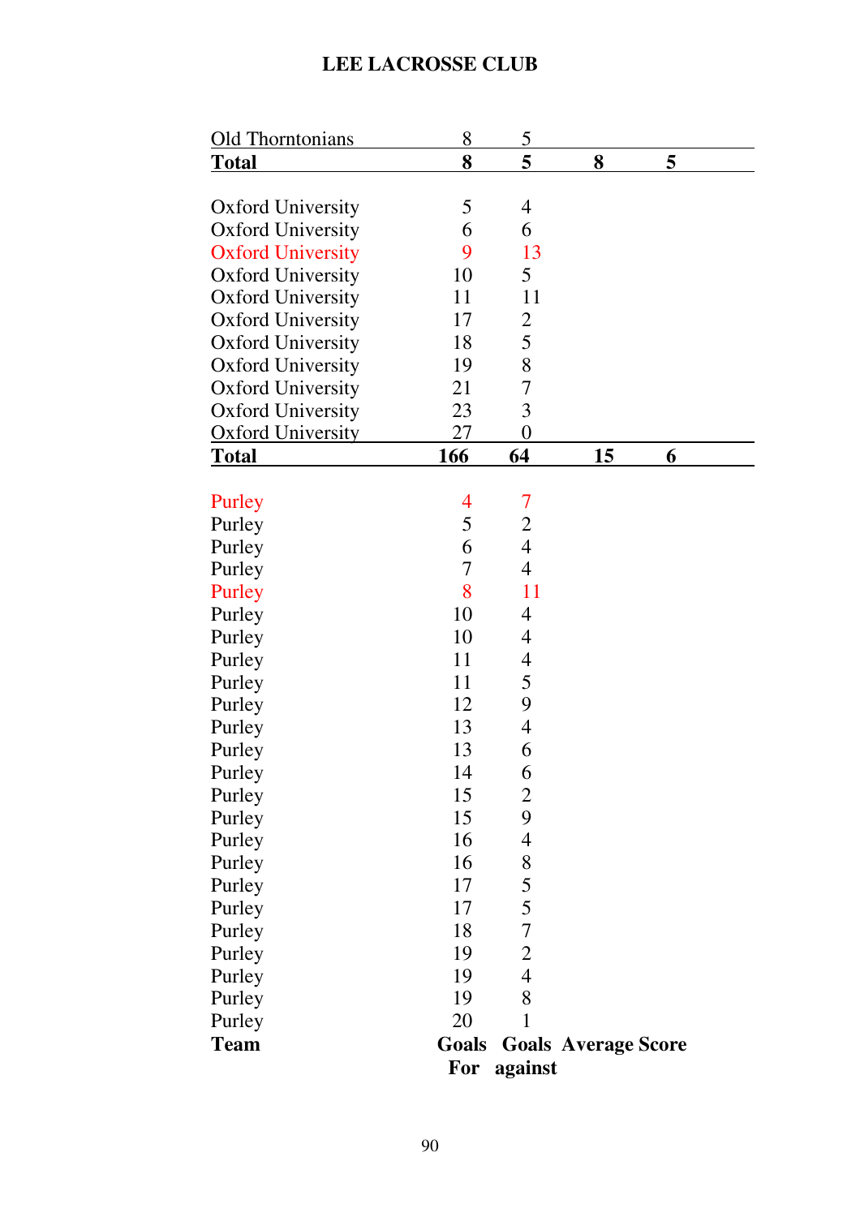# LEE LACROSSE CLUB

| | | | | |
|---|---|---|---|---|
| Old Thorntonians | 8 | 5 | | |
| **Total** | **8** | **5** | **8** | **5** |
| | | | | |
| Oxford University | 5 | 4 | | |
| Oxford University | 6 | 6 | | |
| Oxford University | 9 | 13 | | |
| Oxford University | 10 | 5 | | |
| Oxford University | 11 | 11 | | |
| Oxford University | 17 | 2 | | |
| Oxford University | 18 | 5 | | |
| Oxford University | 19 | 8 | | |
| Oxford University | 21 | 7 | | |
| Oxford University | 23 | 3 | | |
| Oxford University | 27 | 0 | | |
| **Total** | **166** | **64** | **15** | **6** |
| | | | | |
| Purley | 4 | 7 | | |
| Purley | 5 | 2 | | |
| Purley | 6 | 4 | | |
| Purley | 7 | 4 | | |
| Purley | 8 | 11 | | |
| Purley | 10 | 4 | | |
| Purley | 10 | 4 | | |
| Purley | 11 | 4 | | |
| Purley | 11 | 5 | | |
| Purley | 12 | 9 | | |
| Purley | 13 | 4 | | |
| Purley | 13 | 6 | | |
| Purley | 14 | 6 | | |
| Purley | 15 | 2 | | |
| Purley | 15 | 9 | | |
| Purley | 16 | 4 | | |
| Purley | 16 | 8 | | |
| Purley | 17 | 5 | | |
| Purley | 17 | 5 | | |
| Purley | 18 | 7 | | |
| Purley | 19 | 2 | | |
| Purley | 19 | 4 | | |
| Purley | 19 | 8 | | |
| Purley | 20 | 1 | | |
| **Team** | **Goals For** | **Goals against** | **Average Score** | |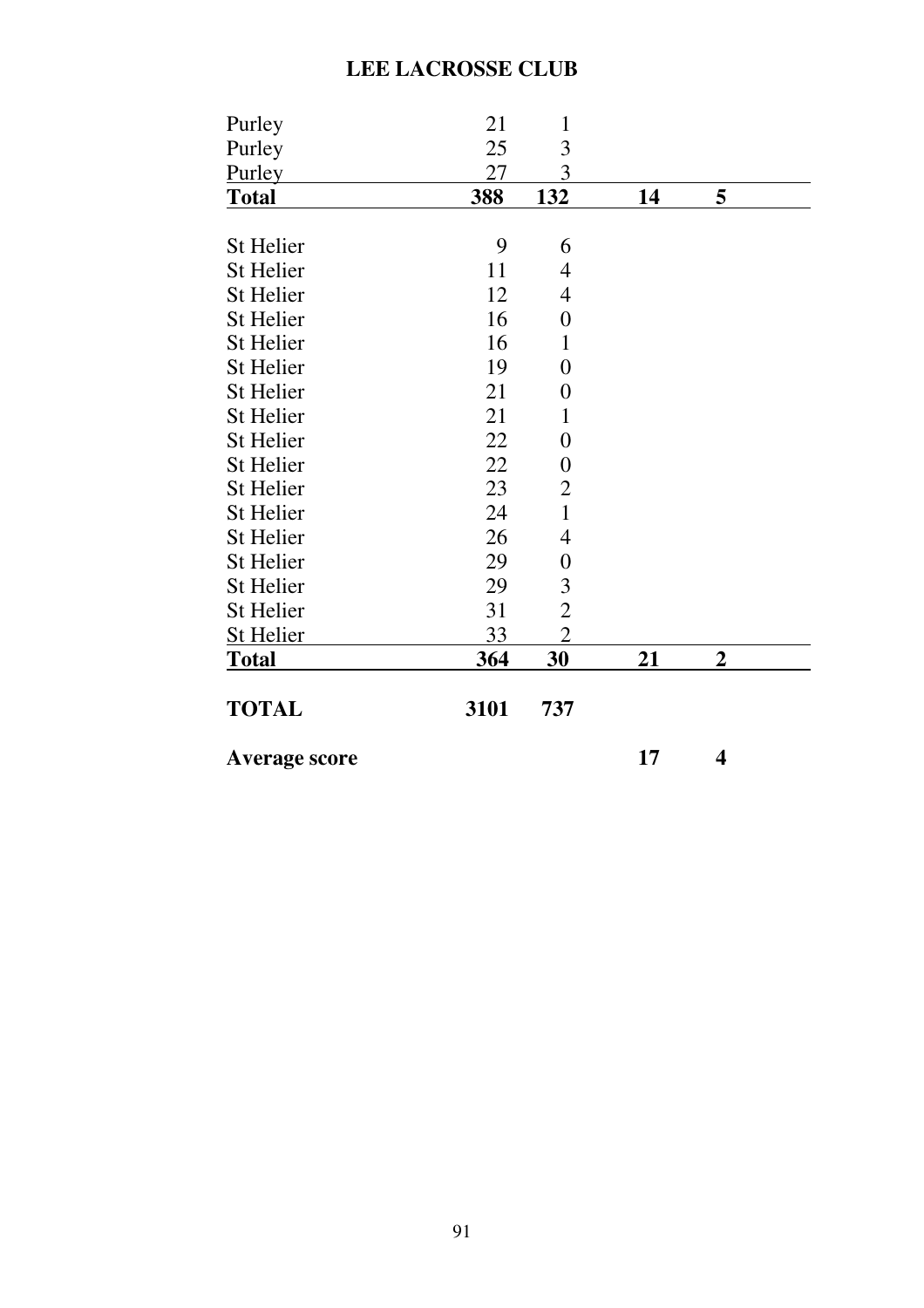# LEE LACROSSE CLUB

| | | | | |
|---|---|---|---|---|
| Purley | 21 | 1 | | |
| Purley | 25 | 3 | | |
| Purley | 27 | 3 | | |
| **Total** | **388** | **132** | **14** | **5** |
| | | | | |
| St Helier | 9 | 6 | | |
| St Helier | 11 | 4 | | |
| St Helier | 12 | 4 | | |
| St Helier | 16 | 0 | | |
| St Helier | 16 | 1 | | |
| St Helier | 19 | 0 | | |
| St Helier | 21 | 0 | | |
| St Helier | 21 | 1 | | |
| St Helier | 22 | 0 | | |
| St Helier | 22 | 0 | | |
| St Helier | 23 | 2 | | |
| St Helier | 24 | 1 | | |
| St Helier | 26 | 4 | | |
| St Helier | 29 | 0 | | |
| St Helier | 29 | 3 | | |
| St Helier | 31 | 2 | | |
| St Helier | 33 | 2 | | |
| **Total** | **364** | **30** | **21** | **2** |
| | | | | |
| **TOTAL** | **3101** | **737** | | |
| | | | | |
| **Average score** | | | **17** | **4** |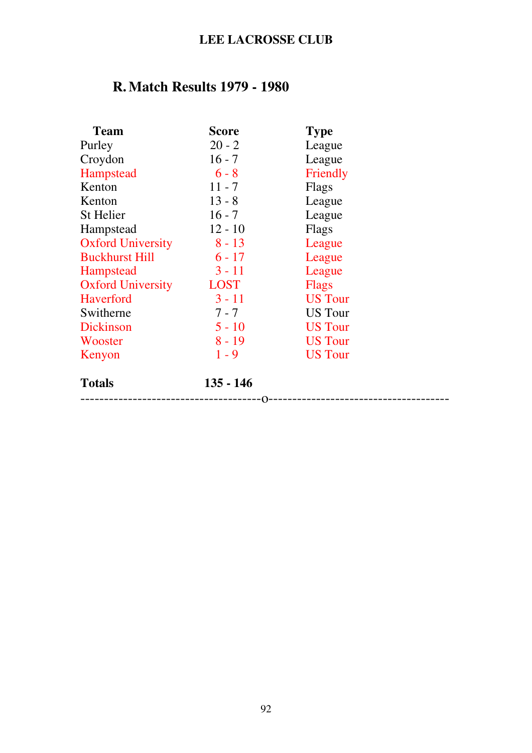# LEE LACROSSE CLUB

## R. Match Results 1979 - 1980

| Team | Score | Type |
|---|---|---|
| Purley | 20 - 2 | League |
| Croydon | 16 - 7 | League |
| Hampstead | 6 - 8 | Friendly |
| Kenton | 11 - 7 | Flags |
| Kenton | 13 - 8 | League |
| St Helier | 16 - 7 | League |
| Hampstead | 12 - 10 | Flags |
| Oxford University | 8 - 13 | League |
| Buckhurst Hill | 6 - 17 | League |
| Hampstead | 3 - 11 | League |
| Oxford University | LOST | Flags |
| Haverford | 3 - 11 | US Tour |
| Switherne | 7 - 7 | US Tour |
| Dickinson | 5 - 10 | US Tour |
| Wooster | 8 - 19 | US Tour |
| Kenyon | 1 - 9 | US Tour |
| **Totals** | **135 - 146** | |

--------------------------------------o--------------------------------------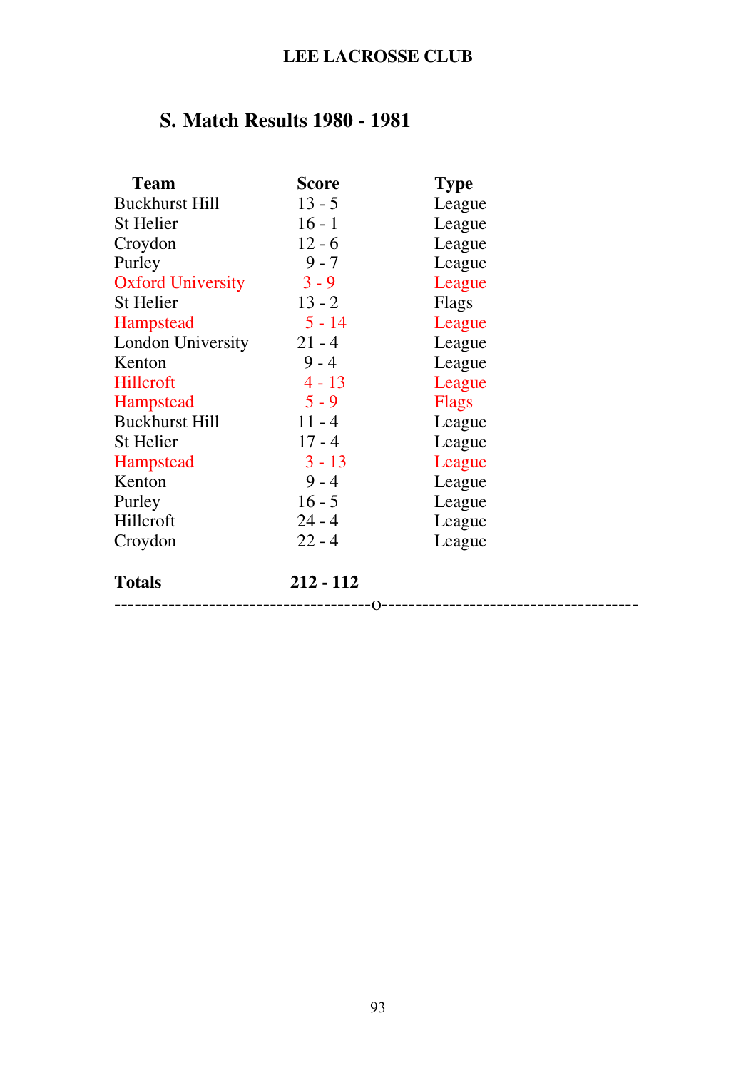LEE LACROSSE CLUB

## S. Match Results 1980 - 1981

| Team | Score | Type |
|---|---|---|
| Buckhurst Hill | 13 - 5 | League |
| St Helier | 16 - 1 | League |
| Croydon | 12 - 6 | League |
| Purley | 9 - 7 | League |
| Oxford University | 3 - 9 | League |
| St Helier | 13 - 2 | Flags |
| Hampstead | 5 - 14 | League |
| London University | 21 - 4 | League |
| Kenton | 9 - 4 | League |
| Hillcroft | 4 - 13 | League |
| Hampstead | 5 - 9 | Flags |
| Buckhurst Hill | 11 - 4 | League |
| St Helier | 17 - 4 | League |
| Hampstead | 3 - 13 | League |
| Kenton | 9 - 4 | League |
| Purley | 16 - 5 | League |
| Hillcroft | 24 - 4 | League |
| Croydon | 22 - 4 | League |
| **Totals** | **212 - 112** | |

-------------------------------------o-------------------------------------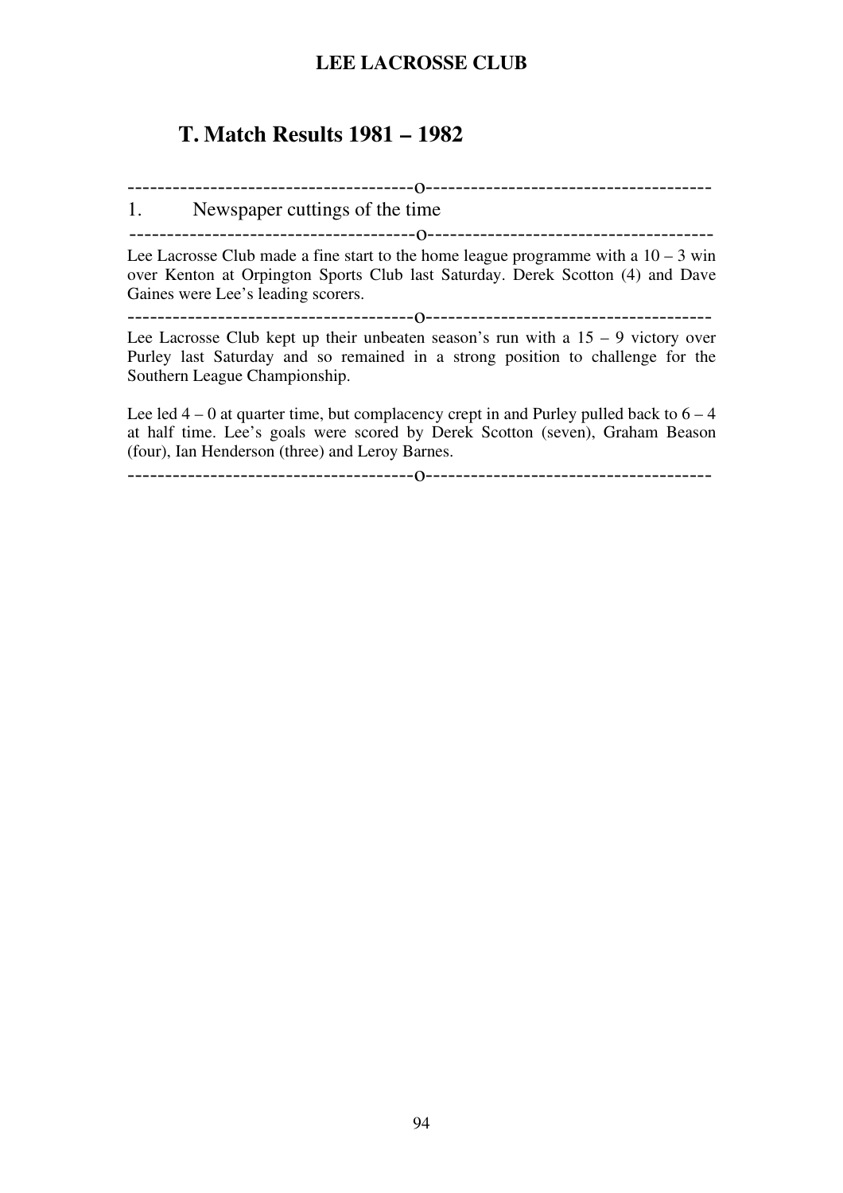## T. Match Results 1981 – 1982

--------------------------------------o--------------------------------------

1. Newspaper cuttings of the time

--------------------------------------o--------------------------------------

Lee Lacrosse Club made a fine start to the home league programme with a 10 – 3 win over Kenton at Orpington Sports Club last Saturday. Derek Scotton (4) and Dave Gaines were Lee's leading scorers.

--------------------------------------o--------------------------------------

Lee Lacrosse Club kept up their unbeaten season's run with a 15 – 9 victory over Purley last Saturday and so remained in a strong position to challenge for the Southern League Championship.

Lee led 4 – 0 at quarter time, but complacency crept in and Purley pulled back to 6 – 4 at half time. Lee's goals were scored by Derek Scotton (seven), Graham Beason (four), Ian Henderson (three) and Leroy Barnes.

--------------------------------------o--------------------------------------